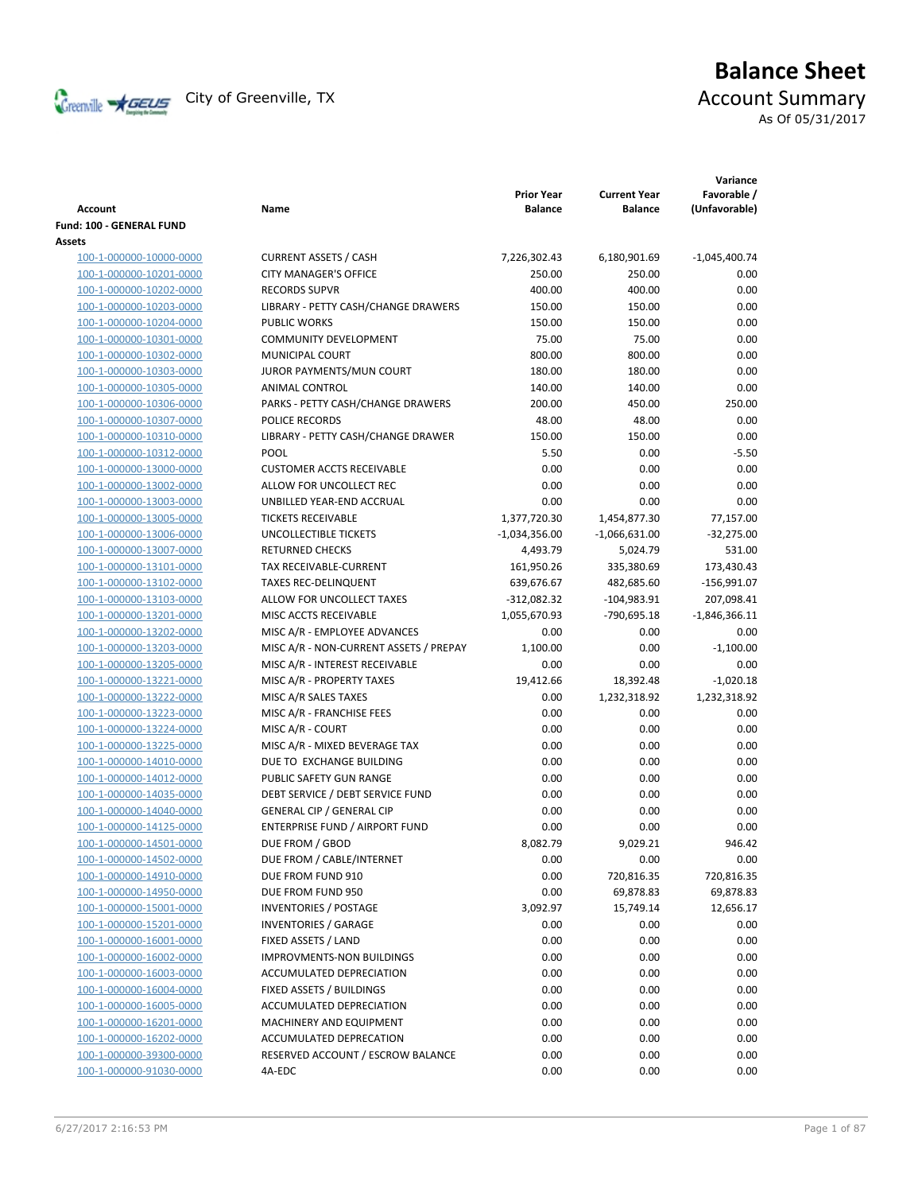# Balance Sheet

City of Greenville, TX

## Account Summary

As Of 05/31/2017

| Account | Name | Prior Year Balance | Current Year Balance | Variance Favorable / (Unfavorable) |
|---|---|---|---|---|
| **Fund: 100 - GENERAL FUND** | | | | |
| **Assets** | | | | |
| 100-1-000000-10000-0000 | CURRENT ASSETS / CASH | 7,226,302.43 | 6,180,901.69 | -1,045,400.74 |
| 100-1-000000-10201-0000 | CITY MANAGER'S OFFICE | 250.00 | 250.00 | 0.00 |
| 100-1-000000-10202-0000 | RECORDS SUPVR | 400.00 | 400.00 | 0.00 |
| 100-1-000000-10203-0000 | LIBRARY - PETTY CASH/CHANGE DRAWERS | 150.00 | 150.00 | 0.00 |
| 100-1-000000-10204-0000 | PUBLIC WORKS | 150.00 | 150.00 | 0.00 |
| 100-1-000000-10301-0000 | COMMUNITY DEVELOPMENT | 75.00 | 75.00 | 0.00 |
| 100-1-000000-10302-0000 | MUNICIPAL COURT | 800.00 | 800.00 | 0.00 |
| 100-1-000000-10303-0000 | JUROR PAYMENTS/MUN COURT | 180.00 | 180.00 | 0.00 |
| 100-1-000000-10305-0000 | ANIMAL CONTROL | 140.00 | 140.00 | 0.00 |
| 100-1-000000-10306-0000 | PARKS - PETTY CASH/CHANGE DRAWERS | 200.00 | 450.00 | 250.00 |
| 100-1-000000-10307-0000 | POLICE RECORDS | 48.00 | 48.00 | 0.00 |
| 100-1-000000-10310-0000 | LIBRARY - PETTY CASH/CHANGE DRAWER | 150.00 | 150.00 | 0.00 |
| 100-1-000000-10312-0000 | POOL | 5.50 | 0.00 | -5.50 |
| 100-1-000000-13000-0000 | CUSTOMER ACCTS RECEIVABLE | 0.00 | 0.00 | 0.00 |
| 100-1-000000-13002-0000 | ALLOW FOR UNCOLLECT REC | 0.00 | 0.00 | 0.00 |
| 100-1-000000-13003-0000 | UNBILLED YEAR-END ACCRUAL | 0.00 | 0.00 | 0.00 |
| 100-1-000000-13005-0000 | TICKETS RECEIVABLE | 1,377,720.30 | 1,454,877.30 | 77,157.00 |
| 100-1-000000-13006-0000 | UNCOLLECTIBLE TICKETS | -1,034,356.00 | -1,066,631.00 | -32,275.00 |
| 100-1-000000-13007-0000 | RETURNED CHECKS | 4,493.79 | 5,024.79 | 531.00 |
| 100-1-000000-13101-0000 | TAX RECEIVABLE-CURRENT | 161,950.26 | 335,380.69 | 173,430.43 |
| 100-1-000000-13102-0000 | TAXES REC-DELINQUENT | 639,676.67 | 482,685.60 | -156,991.07 |
| 100-1-000000-13103-0000 | ALLOW FOR UNCOLLECT TAXES | -312,082.32 | -104,983.91 | 207,098.41 |
| 100-1-000000-13201-0000 | MISC ACCTS RECEIVABLE | 1,055,670.93 | -790,695.18 | -1,846,366.11 |
| 100-1-000000-13202-0000 | MISC A/R - EMPLOYEE ADVANCES | 0.00 | 0.00 | 0.00 |
| 100-1-000000-13203-0000 | MISC A/R - NON-CURRENT ASSETS / PREPAY | 1,100.00 | 0.00 | -1,100.00 |
| 100-1-000000-13205-0000 | MISC A/R - INTEREST RECEIVABLE | 0.00 | 0.00 | 0.00 |
| 100-1-000000-13221-0000 | MISC A/R - PROPERTY TAXES | 19,412.66 | 18,392.48 | -1,020.18 |
| 100-1-000000-13222-0000 | MISC A/R SALES TAXES | 0.00 | 1,232,318.92 | 1,232,318.92 |
| 100-1-000000-13223-0000 | MISC A/R - FRANCHISE FEES | 0.00 | 0.00 | 0.00 |
| 100-1-000000-13224-0000 | MISC A/R - COURT | 0.00 | 0.00 | 0.00 |
| 100-1-000000-13225-0000 | MISC A/R - MIXED BEVERAGE TAX | 0.00 | 0.00 | 0.00 |
| 100-1-000000-14010-0000 | DUE TO EXCHANGE BUILDING | 0.00 | 0.00 | 0.00 |
| 100-1-000000-14012-0000 | PUBLIC SAFETY GUN RANGE | 0.00 | 0.00 | 0.00 |
| 100-1-000000-14035-0000 | DEBT SERVICE / DEBT SERVICE FUND | 0.00 | 0.00 | 0.00 |
| 100-1-000000-14040-0000 | GENERAL CIP / GENERAL CIP | 0.00 | 0.00 | 0.00 |
| 100-1-000000-14125-0000 | ENTERPRISE FUND / AIRPORT FUND | 0.00 | 0.00 | 0.00 |
| 100-1-000000-14501-0000 | DUE FROM / GBOD | 8,082.79 | 9,029.21 | 946.42 |
| 100-1-000000-14502-0000 | DUE FROM / CABLE/INTERNET | 0.00 | 0.00 | 0.00 |
| 100-1-000000-14910-0000 | DUE FROM FUND 910 | 0.00 | 720,816.35 | 720,816.35 |
| 100-1-000000-14950-0000 | DUE FROM FUND 950 | 0.00 | 69,878.83 | 69,878.83 |
| 100-1-000000-15001-0000 | INVENTORIES / POSTAGE | 3,092.97 | 15,749.14 | 12,656.17 |
| 100-1-000000-15201-0000 | INVENTORIES / GARAGE | 0.00 | 0.00 | 0.00 |
| 100-1-000000-16001-0000 | FIXED ASSETS / LAND | 0.00 | 0.00 | 0.00 |
| 100-1-000000-16002-0000 | IMPROVMENTS-NON BUILDINGS | 0.00 | 0.00 | 0.00 |
| 100-1-000000-16003-0000 | ACCUMULATED DEPRECIATION | 0.00 | 0.00 | 0.00 |
| 100-1-000000-16004-0000 | FIXED ASSETS / BUILDINGS | 0.00 | 0.00 | 0.00 |
| 100-1-000000-16005-0000 | ACCUMULATED DEPRECIATION | 0.00 | 0.00 | 0.00 |
| 100-1-000000-16201-0000 | MACHINERY AND EQUIPMENT | 0.00 | 0.00 | 0.00 |
| 100-1-000000-16202-0000 | ACCUMULATED DEPRECATION | 0.00 | 0.00 | 0.00 |
| 100-1-000000-39300-0000 | RESERVED ACCOUNT / ESCROW BALANCE | 0.00 | 0.00 | 0.00 |
| 100-1-000000-91030-0000 | 4A-EDC | 0.00 | 0.00 | 0.00 |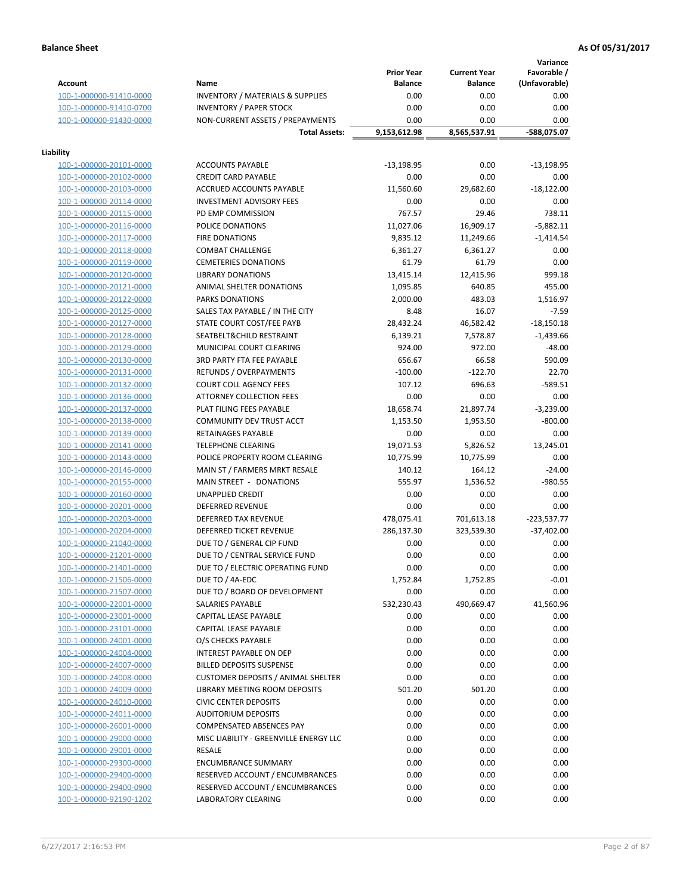**Balance Sheet** **As Of 05/31/2017**

| Account | Name | Prior Year Balance | Current Year Balance | Variance Favorable / (Unfavorable) |
|---|---|---|---|---|
| 100-1-000000-91410-0000 | INVENTORY / MATERIALS & SUPPLIES | 0.00 | 0.00 | 0.00 |
| 100-1-000000-91410-0700 | INVENTORY / PAPER STOCK | 0.00 | 0.00 | 0.00 |
| 100-1-000000-91430-0000 | NON-CURRENT ASSETS / PREPAYMENTS | 0.00 | 0.00 | 0.00 |
| | **Total Assets:** | **9,153,612.98** | **8,565,537.91** | **-588,075.07** |

**Liability**

| Account | Name | Prior Year Balance | Current Year Balance | Variance Favorable / (Unfavorable) |
|---|---|---|---|---|
| 100-1-000000-20101-0000 | ACCOUNTS PAYABLE | -13,198.95 | 0.00 | -13,198.95 |
| 100-1-000000-20102-0000 | CREDIT CARD PAYABLE | 0.00 | 0.00 | 0.00 |
| 100-1-000000-20103-0000 | ACCRUED ACCOUNTS PAYABLE | 11,560.60 | 29,682.60 | -18,122.00 |
| 100-1-000000-20114-0000 | INVESTMENT ADVISORY FEES | 0.00 | 0.00 | 0.00 |
| 100-1-000000-20115-0000 | PD EMP COMMISSION | 767.57 | 29.46 | 738.11 |
| 100-1-000000-20116-0000 | POLICE DONATIONS | 11,027.06 | 16,909.17 | -5,882.11 |
| 100-1-000000-20117-0000 | FIRE DONATIONS | 9,835.12 | 11,249.66 | -1,414.54 |
| 100-1-000000-20118-0000 | COMBAT CHALLENGE | 6,361.27 | 6,361.27 | 0.00 |
| 100-1-000000-20119-0000 | CEMETERIES DONATIONS | 61.79 | 61.79 | 0.00 |
| 100-1-000000-20120-0000 | LIBRARY DONATIONS | 13,415.14 | 12,415.96 | 999.18 |
| 100-1-000000-20121-0000 | ANIMAL SHELTER DONATIONS | 1,095.85 | 640.85 | 455.00 |
| 100-1-000000-20122-0000 | PARKS DONATIONS | 2,000.00 | 483.03 | 1,516.97 |
| 100-1-000000-20125-0000 | SALES TAX PAYABLE / IN THE CITY | 8.48 | 16.07 | -7.59 |
| 100-1-000000-20127-0000 | STATE COURT COST/FEE PAYB | 28,432.24 | 46,582.42 | -18,150.18 |
| 100-1-000000-20128-0000 | SEATBELT&CHILD RESTRAINT | 6,139.21 | 7,578.87 | -1,439.66 |
| 100-1-000000-20129-0000 | MUNICIPAL COURT CLEARING | 924.00 | 972.00 | -48.00 |
| 100-1-000000-20130-0000 | 3RD PARTY FTA FEE PAYABLE | 656.67 | 66.58 | 590.09 |
| 100-1-000000-20131-0000 | REFUNDS / OVERPAYMENTS | -100.00 | -122.70 | 22.70 |
| 100-1-000000-20132-0000 | COURT COLL AGENCY FEES | 107.12 | 696.63 | -589.51 |
| 100-1-000000-20136-0000 | ATTORNEY COLLECTION FEES | 0.00 | 0.00 | 0.00 |
| 100-1-000000-20137-0000 | PLAT FILING FEES PAYABLE | 18,658.74 | 21,897.74 | -3,239.00 |
| 100-1-000000-20138-0000 | COMMUNITY DEV TRUST ACCT | 1,153.50 | 1,953.50 | -800.00 |
| 100-1-000000-20139-0000 | RETAINAGES PAYABLE | 0.00 | 0.00 | 0.00 |
| 100-1-000000-20141-0000 | TELEPHONE CLEARING | 19,071.53 | 5,826.52 | 13,245.01 |
| 100-1-000000-20143-0000 | POLICE PROPERTY ROOM CLEARING | 10,775.99 | 10,775.99 | 0.00 |
| 100-1-000000-20146-0000 | MAIN ST / FARMERS MRKT RESALE | 140.12 | 164.12 | -24.00 |
| 100-1-000000-20155-0000 | MAIN STREET - DONATIONS | 555.97 | 1,536.52 | -980.55 |
| 100-1-000000-20160-0000 | UNAPPLIED CREDIT | 0.00 | 0.00 | 0.00 |
| 100-1-000000-20201-0000 | DEFERRED REVENUE | 0.00 | 0.00 | 0.00 |
| 100-1-000000-20203-0000 | DEFERRED TAX REVENUE | 478,075.41 | 701,613.18 | -223,537.77 |
| 100-1-000000-20204-0000 | DEFERRED TICKET REVENUE | 286,137.30 | 323,539.30 | -37,402.00 |
| 100-1-000000-21040-0000 | DUE TO / GENERAL CIP FUND | 0.00 | 0.00 | 0.00 |
| 100-1-000000-21201-0000 | DUE TO / CENTRAL SERVICE FUND | 0.00 | 0.00 | 0.00 |
| 100-1-000000-21401-0000 | DUE TO / ELECTRIC OPERATING FUND | 0.00 | 0.00 | 0.00 |
| 100-1-000000-21506-0000 | DUE TO / 4A-EDC | 1,752.84 | 1,752.85 | -0.01 |
| 100-1-000000-21507-0000 | DUE TO / BOARD OF DEVELOPMENT | 0.00 | 0.00 | 0.00 |
| 100-1-000000-22001-0000 | SALARIES PAYABLE | 532,230.43 | 490,669.47 | 41,560.96 |
| 100-1-000000-23001-0000 | CAPITAL LEASE PAYABLE | 0.00 | 0.00 | 0.00 |
| 100-1-000000-23101-0000 | CAPITAL LEASE PAYABLE | 0.00 | 0.00 | 0.00 |
| 100-1-000000-24001-0000 | O/S CHECKS PAYABLE | 0.00 | 0.00 | 0.00 |
| 100-1-000000-24004-0000 | INTEREST PAYABLE ON DEP | 0.00 | 0.00 | 0.00 |
| 100-1-000000-24007-0000 | BILLED DEPOSITS SUSPENSE | 0.00 | 0.00 | 0.00 |
| 100-1-000000-24008-0000 | CUSTOMER DEPOSITS / ANIMAL SHELTER | 0.00 | 0.00 | 0.00 |
| 100-1-000000-24009-0000 | LIBRARY MEETING ROOM DEPOSITS | 501.20 | 501.20 | 0.00 |
| 100-1-000000-24010-0000 | CIVIC CENTER DEPOSITS | 0.00 | 0.00 | 0.00 |
| 100-1-000000-24011-0000 | AUDITORIUM DEPOSITS | 0.00 | 0.00 | 0.00 |
| 100-1-000000-26001-0000 | COMPENSATED ABSENCES PAY | 0.00 | 0.00 | 0.00 |
| 100-1-000000-29000-0000 | MISC LIABILITY - GREENVILLE ENERGY LLC | 0.00 | 0.00 | 0.00 |
| 100-1-000000-29001-0000 | RESALE | 0.00 | 0.00 | 0.00 |
| 100-1-000000-29300-0000 | ENCUMBRANCE SUMMARY | 0.00 | 0.00 | 0.00 |
| 100-1-000000-29400-0000 | RESERVED ACCOUNT / ENCUMBRANCES | 0.00 | 0.00 | 0.00 |
| 100-1-000000-29400-0900 | RESERVED ACCOUNT / ENCUMBRANCES | 0.00 | 0.00 | 0.00 |
| 100-1-000000-92190-1202 | LABORATORY CLEARING | 0.00 | 0.00 | 0.00 |

6/27/2017 2:16:53 PM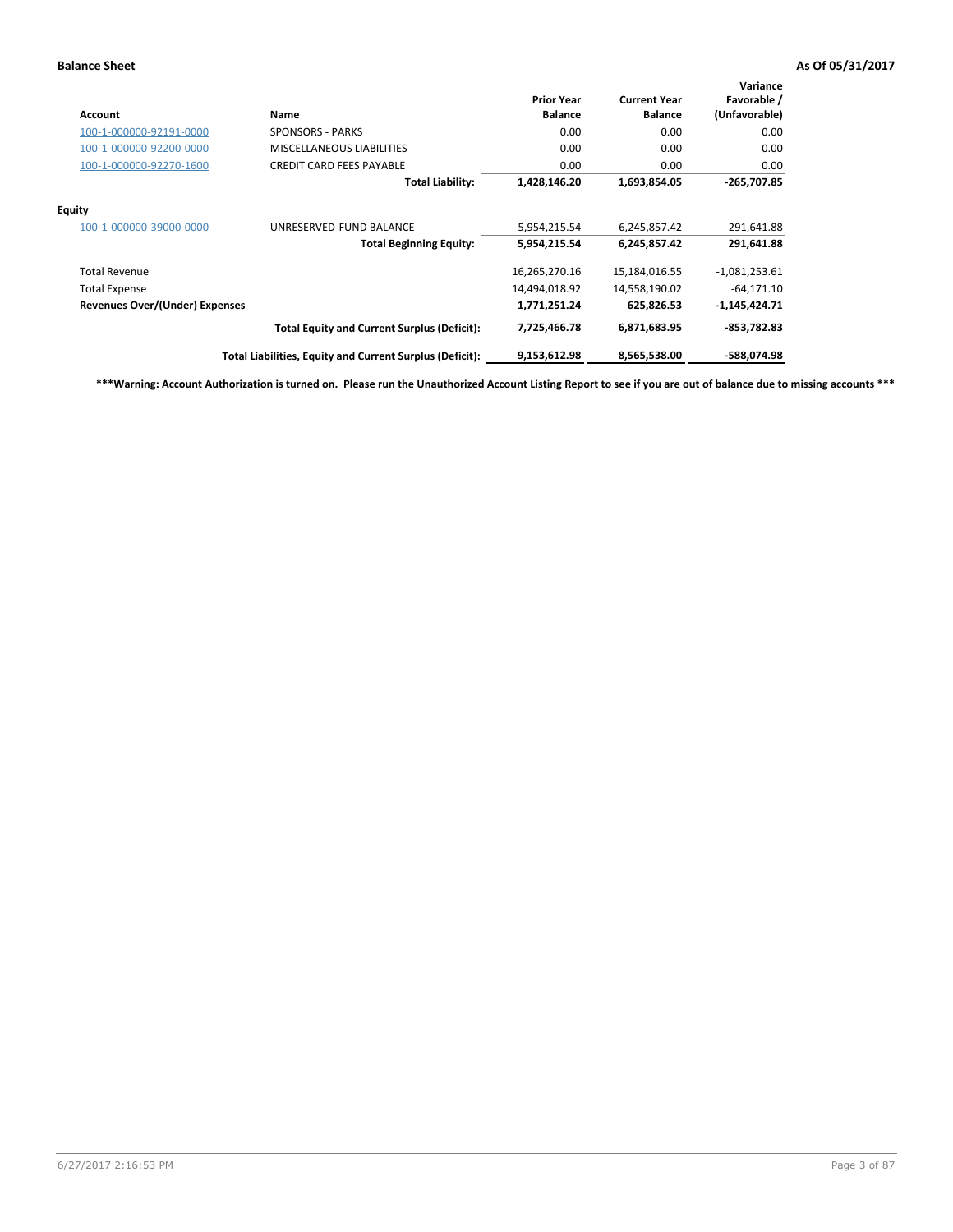**Balance Sheet** **As Of 05/31/2017**

| Account | Name | Prior Year Balance | Current Year Balance | Variance Favorable / (Unfavorable) |
|---|---|---|---|---|
| 100-1-000000-92191-0000 | SPONSORS - PARKS | 0.00 | 0.00 | 0.00 |
| 100-1-000000-92200-0000 | MISCELLANEOUS LIABILITIES | 0.00 | 0.00 | 0.00 |
| 100-1-000000-92270-1600 | CREDIT CARD FEES PAYABLE | 0.00 | 0.00 | 0.00 |
| | **Total Liability:** | **1,428,146.20** | **1,693,854.05** | **-265,707.85** |
| **Equity** | | | | |
| 100-1-000000-39000-0000 | UNRESERVED-FUND BALANCE | 5,954,215.54 | 6,245,857.42 | 291,641.88 |
| | **Total Beginning Equity:** | **5,954,215.54** | **6,245,857.42** | **291,641.88** |
| Total Revenue | | 16,265,270.16 | 15,184,016.55 | -1,081,253.61 |
| Total Expense | | 14,494,018.92 | 14,558,190.02 | -64,171.10 |
| **Revenues Over/(Under) Expenses** | | **1,771,251.24** | **625,826.53** | **-1,145,424.71** |
| | **Total Equity and Current Surplus (Deficit):** | **7,725,466.78** | **6,871,683.95** | **-853,782.83** |
| | **Total Liabilities, Equity and Current Surplus (Deficit):** | **9,153,612.98** | **8,565,538.00** | **-588,074.98** |

**\*\*\*Warning: Account Authorization is turned on. Please run the Unauthorized Account Listing Report to see if you are out of balance due to missing accounts \*\*\***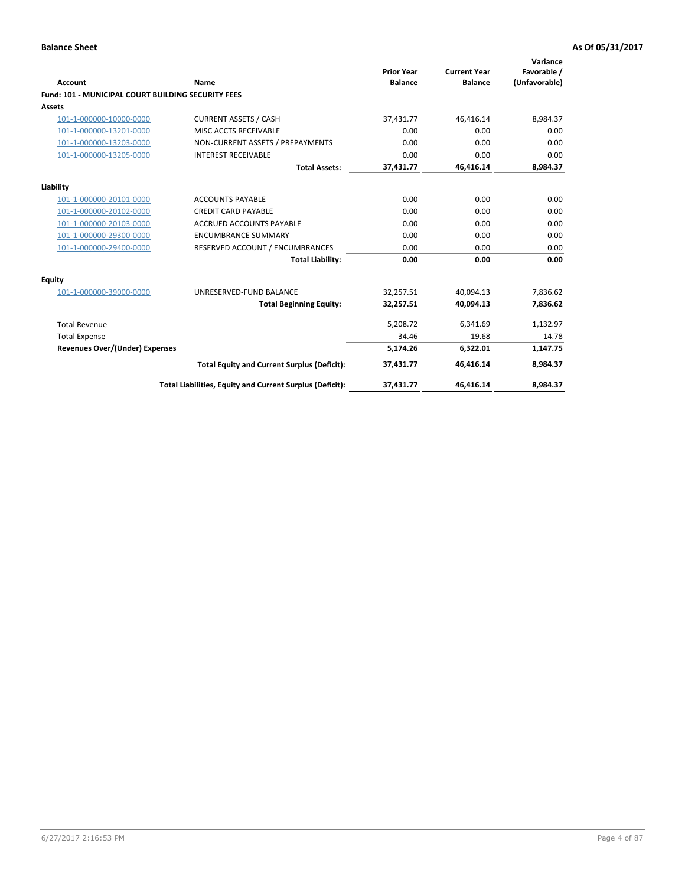**Balance Sheet** **As Of 05/31/2017**

| Account | Name | Prior Year Balance | Current Year Balance | Variance Favorable / (Unfavorable) |
|---|---|---|---|---|
| **Fund: 101 - MUNICIPAL COURT BUILDING SECURITY FEES** | | | | |
| **Assets** | | | | |
| 101-1-000000-10000-0000 | CURRENT ASSETS / CASH | 37,431.77 | 46,416.14 | 8,984.37 |
| 101-1-000000-13201-0000 | MISC ACCTS RECEIVABLE | 0.00 | 0.00 | 0.00 |
| 101-1-000000-13203-0000 | NON-CURRENT ASSETS / PREPAYMENTS | 0.00 | 0.00 | 0.00 |
| 101-1-000000-13205-0000 | INTEREST RECEIVABLE | 0.00 | 0.00 | 0.00 |
| | **Total Assets:** | **37,431.77** | **46,416.14** | **8,984.37** |
| **Liability** | | | | |
| 101-1-000000-20101-0000 | ACCOUNTS PAYABLE | 0.00 | 0.00 | 0.00 |
| 101-1-000000-20102-0000 | CREDIT CARD PAYABLE | 0.00 | 0.00 | 0.00 |
| 101-1-000000-20103-0000 | ACCRUED ACCOUNTS PAYABLE | 0.00 | 0.00 | 0.00 |
| 101-1-000000-29300-0000 | ENCUMBRANCE SUMMARY | 0.00 | 0.00 | 0.00 |
| 101-1-000000-29400-0000 | RESERVED ACCOUNT / ENCUMBRANCES | 0.00 | 0.00 | 0.00 |
| | **Total Liability:** | **0.00** | **0.00** | **0.00** |
| **Equity** | | | | |
| 101-1-000000-39000-0000 | UNRESERVED-FUND BALANCE | 32,257.51 | 40,094.13 | 7,836.62 |
| | **Total Beginning Equity:** | **32,257.51** | **40,094.13** | **7,836.62** |
| Total Revenue | | 5,208.72 | 6,341.69 | 1,132.97 |
| Total Expense | | 34.46 | 19.68 | 14.78 |
| **Revenues Over/(Under) Expenses** | | **5,174.26** | **6,322.01** | **1,147.75** |
| | **Total Equity and Current Surplus (Deficit):** | **37,431.77** | **46,416.14** | **8,984.37** |
| | **Total Liabilities, Equity and Current Surplus (Deficit):** | **37,431.77** | **46,416.14** | **8,984.37** |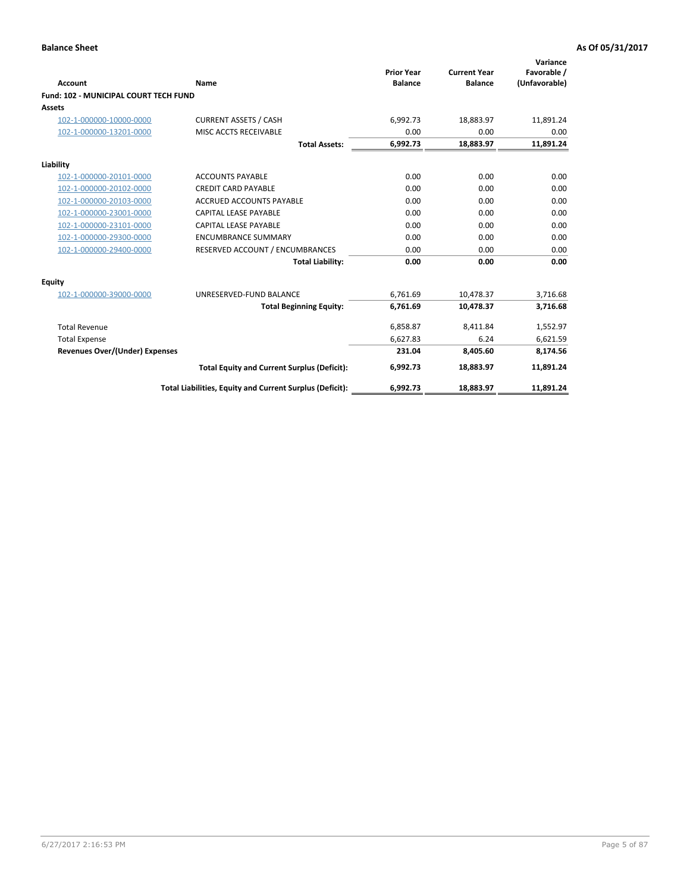**Balance Sheet** **As Of 05/31/2017**

| Account | Name | Prior Year Balance | Current Year Balance | Variance Favorable / (Unfavorable) |
|---|---|---|---|---|
| **Fund: 102 - MUNICIPAL COURT TECH FUND** | | | | |
| **Assets** | | | | |
| 102-1-000000-10000-0000 | CURRENT ASSETS / CASH | 6,992.73 | 18,883.97 | 11,891.24 |
| 102-1-000000-13201-0000 | MISC ACCTS RECEIVABLE | 0.00 | 0.00 | 0.00 |
| | **Total Assets:** | **6,992.73** | **18,883.97** | **11,891.24** |
| **Liability** | | | | |
| 102-1-000000-20101-0000 | ACCOUNTS PAYABLE | 0.00 | 0.00 | 0.00 |
| 102-1-000000-20102-0000 | CREDIT CARD PAYABLE | 0.00 | 0.00 | 0.00 |
| 102-1-000000-20103-0000 | ACCRUED ACCOUNTS PAYABLE | 0.00 | 0.00 | 0.00 |
| 102-1-000000-23001-0000 | CAPITAL LEASE PAYABLE | 0.00 | 0.00 | 0.00 |
| 102-1-000000-23101-0000 | CAPITAL LEASE PAYABLE | 0.00 | 0.00 | 0.00 |
| 102-1-000000-29300-0000 | ENCUMBRANCE SUMMARY | 0.00 | 0.00 | 0.00 |
| 102-1-000000-29400-0000 | RESERVED ACCOUNT / ENCUMBRANCES | 0.00 | 0.00 | 0.00 |
| | **Total Liability:** | **0.00** | **0.00** | **0.00** |
| **Equity** | | | | |
| 102-1-000000-39000-0000 | UNRESERVED-FUND BALANCE | 6,761.69 | 10,478.37 | 3,716.68 |
| | **Total Beginning Equity:** | **6,761.69** | **10,478.37** | **3,716.68** |
| Total Revenue | | 6,858.87 | 8,411.84 | 1,552.97 |
| Total Expense | | 6,627.83 | 6.24 | 6,621.59 |
| **Revenues Over/(Under) Expenses** | | **231.04** | **8,405.60** | **8,174.56** |
| | **Total Equity and Current Surplus (Deficit):** | **6,992.73** | **18,883.97** | **11,891.24** |
| | **Total Liabilities, Equity and Current Surplus (Deficit):** | **6,992.73** | **18,883.97** | **11,891.24** |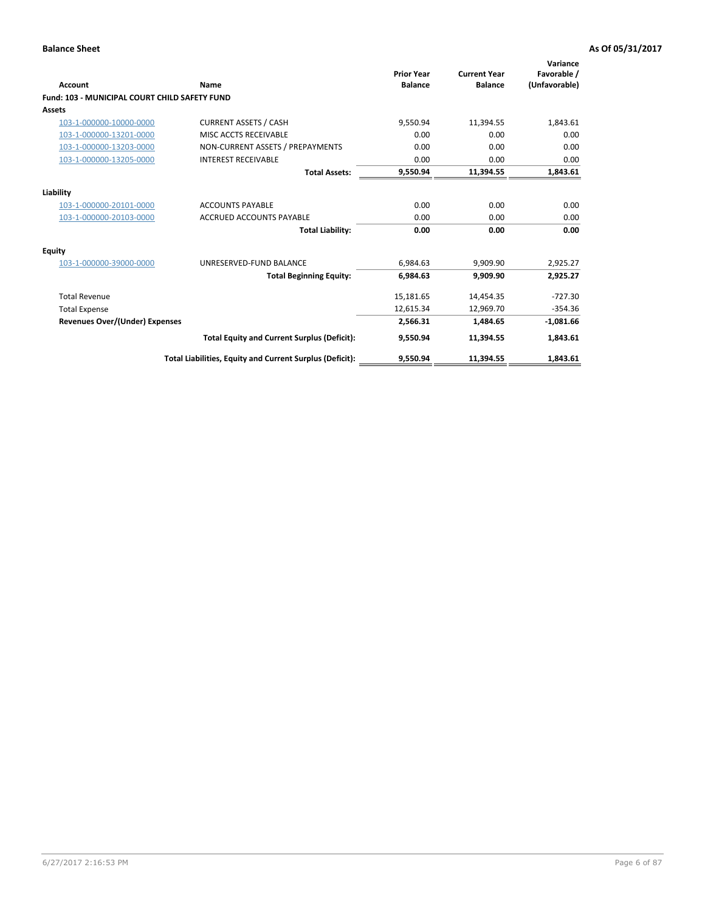**Balance Sheet** **As Of 05/31/2017**

| Account | Name | Prior Year Balance | Current Year Balance | Variance Favorable / (Unfavorable) |
|---|---|---|---|---|
| **Fund: 103 - MUNICIPAL COURT CHILD SAFETY FUND** | | | | |
| **Assets** | | | | |
| 103-1-000000-10000-0000 | CURRENT ASSETS / CASH | 9,550.94 | 11,394.55 | 1,843.61 |
| 103-1-000000-13201-0000 | MISC ACCTS RECEIVABLE | 0.00 | 0.00 | 0.00 |
| 103-1-000000-13203-0000 | NON-CURRENT ASSETS / PREPAYMENTS | 0.00 | 0.00 | 0.00 |
| 103-1-000000-13205-0000 | INTEREST RECEIVABLE | 0.00 | 0.00 | 0.00 |
| | **Total Assets:** | **9,550.94** | **11,394.55** | **1,843.61** |
| **Liability** | | | | |
| 103-1-000000-20101-0000 | ACCOUNTS PAYABLE | 0.00 | 0.00 | 0.00 |
| 103-1-000000-20103-0000 | ACCRUED ACCOUNTS PAYABLE | 0.00 | 0.00 | 0.00 |
| | **Total Liability:** | **0.00** | **0.00** | **0.00** |
| **Equity** | | | | |
| 103-1-000000-39000-0000 | UNRESERVED-FUND BALANCE | 6,984.63 | 9,909.90 | 2,925.27 |
| | **Total Beginning Equity:** | **6,984.63** | **9,909.90** | **2,925.27** |
| Total Revenue | | 15,181.65 | 14,454.35 | -727.30 |
| Total Expense | | 12,615.34 | 12,969.70 | -354.36 |
| **Revenues Over/(Under) Expenses** | | **2,566.31** | **1,484.65** | **-1,081.66** |
| | **Total Equity and Current Surplus (Deficit):** | **9,550.94** | **11,394.55** | **1,843.61** |
| | **Total Liabilities, Equity and Current Surplus (Deficit):** | **9,550.94** | **11,394.55** | **1,843.61** |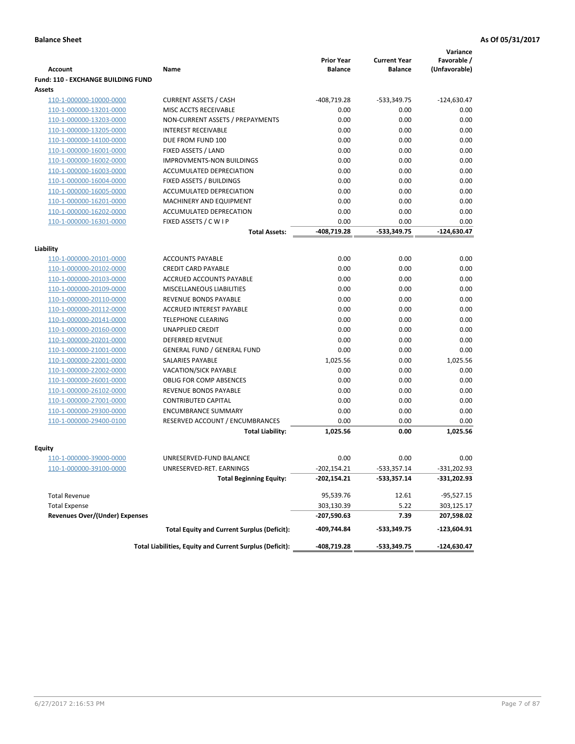**Balance Sheet** | **As Of 05/31/2017**

| Account | Name | Prior Year Balance | Current Year Balance | Variance Favorable / (Unfavorable) |
|---|---|---|---|---|
| **Fund: 110 - EXCHANGE BUILDING FUND** | | | | |
| **Assets** | | | | |
| 110-1-000000-10000-0000 | CURRENT ASSETS / CASH | -408,719.28 | -533,349.75 | -124,630.47 |
| 110-1-000000-13201-0000 | MISC ACCTS RECEIVABLE | 0.00 | 0.00 | 0.00 |
| 110-1-000000-13203-0000 | NON-CURRENT ASSETS / PREPAYMENTS | 0.00 | 0.00 | 0.00 |
| 110-1-000000-13205-0000 | INTEREST RECEIVABLE | 0.00 | 0.00 | 0.00 |
| 110-1-000000-14100-0000 | DUE FROM FUND 100 | 0.00 | 0.00 | 0.00 |
| 110-1-000000-16001-0000 | FIXED ASSETS / LAND | 0.00 | 0.00 | 0.00 |
| 110-1-000000-16002-0000 | IMPROVMENTS-NON BUILDINGS | 0.00 | 0.00 | 0.00 |
| 110-1-000000-16003-0000 | ACCUMULATED DEPRECIATION | 0.00 | 0.00 | 0.00 |
| 110-1-000000-16004-0000 | FIXED ASSETS / BUILDINGS | 0.00 | 0.00 | 0.00 |
| 110-1-000000-16005-0000 | ACCUMULATED DEPRECIATION | 0.00 | 0.00 | 0.00 |
| 110-1-000000-16201-0000 | MACHINERY AND EQUIPMENT | 0.00 | 0.00 | 0.00 |
| 110-1-000000-16202-0000 | ACCUMULATED DEPRECATION | 0.00 | 0.00 | 0.00 |
| 110-1-000000-16301-0000 | FIXED ASSETS / C W I P | 0.00 | 0.00 | 0.00 |
| | **Total Assets:** | **-408,719.28** | **-533,349.75** | **-124,630.47** |
| **Liability** | | | | |
| 110-1-000000-20101-0000 | ACCOUNTS PAYABLE | 0.00 | 0.00 | 0.00 |
| 110-1-000000-20102-0000 | CREDIT CARD PAYABLE | 0.00 | 0.00 | 0.00 |
| 110-1-000000-20103-0000 | ACCRUED ACCOUNTS PAYABLE | 0.00 | 0.00 | 0.00 |
| 110-1-000000-20109-0000 | MISCELLANEOUS LIABILITIES | 0.00 | 0.00 | 0.00 |
| 110-1-000000-20110-0000 | REVENUE BONDS PAYABLE | 0.00 | 0.00 | 0.00 |
| 110-1-000000-20112-0000 | ACCRUED INTEREST PAYABLE | 0.00 | 0.00 | 0.00 |
| 110-1-000000-20141-0000 | TELEPHONE CLEARING | 0.00 | 0.00 | 0.00 |
| 110-1-000000-20160-0000 | UNAPPLIED CREDIT | 0.00 | 0.00 | 0.00 |
| 110-1-000000-20201-0000 | DEFERRED REVENUE | 0.00 | 0.00 | 0.00 |
| 110-1-000000-21001-0000 | GENERAL FUND / GENERAL FUND | 0.00 | 0.00 | 0.00 |
| 110-1-000000-22001-0000 | SALARIES PAYABLE | 1,025.56 | 0.00 | 1,025.56 |
| 110-1-000000-22002-0000 | VACATION/SICK PAYABLE | 0.00 | 0.00 | 0.00 |
| 110-1-000000-26001-0000 | OBLIG FOR COMP ABSENCES | 0.00 | 0.00 | 0.00 |
| 110-1-000000-26102-0000 | REVENUE BONDS PAYABLE | 0.00 | 0.00 | 0.00 |
| 110-1-000000-27001-0000 | CONTRIBUTED CAPITAL | 0.00 | 0.00 | 0.00 |
| 110-1-000000-29300-0000 | ENCUMBRANCE SUMMARY | 0.00 | 0.00 | 0.00 |
| 110-1-000000-29400-0100 | RESERVED ACCOUNT / ENCUMBRANCES | 0.00 | 0.00 | 0.00 |
| | **Total Liability:** | **1,025.56** | **0.00** | **1,025.56** |
| **Equity** | | | | |
| 110-1-000000-39000-0000 | UNRESERVED-FUND BALANCE | 0.00 | 0.00 | 0.00 |
| 110-1-000000-39100-0000 | UNRESERVED-RET. EARNINGS | -202,154.21 | -533,357.14 | -331,202.93 |
| | **Total Beginning Equity:** | **-202,154.21** | **-533,357.14** | **-331,202.93** |
| Total Revenue | | 95,539.76 | 12.61 | -95,527.15 |
| Total Expense | | 303,130.39 | 5.22 | 303,125.17 |
| **Revenues Over/(Under) Expenses** | | **-207,590.63** | **7.39** | **207,598.02** |
| | **Total Equity and Current Surplus (Deficit):** | **-409,744.84** | **-533,349.75** | **-123,604.91** |
| | **Total Liabilities, Equity and Current Surplus (Deficit):** | **-408,719.28** | **-533,349.75** | **-124,630.47** |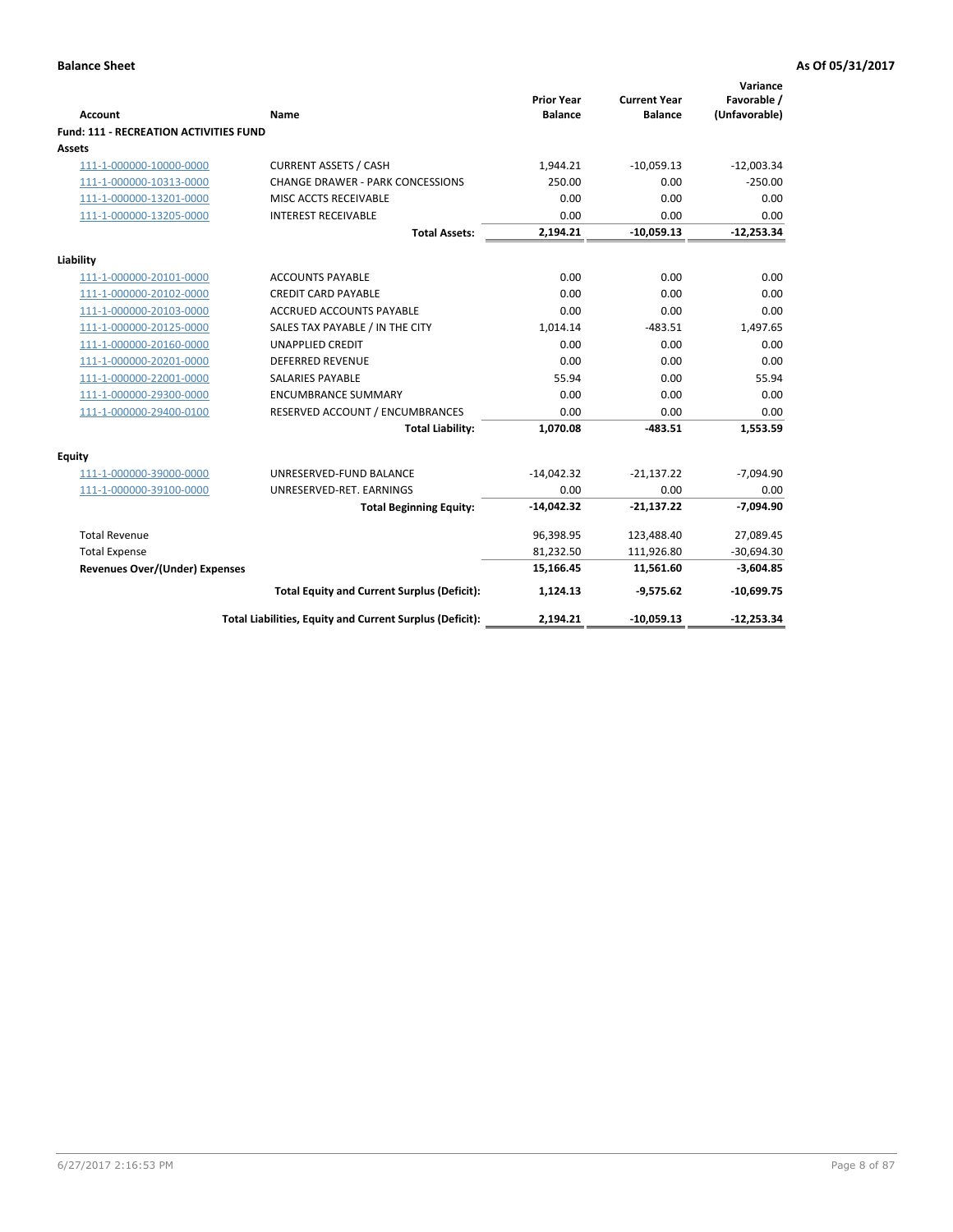**Balance Sheet** **As Of 05/31/2017**

| Account | Name | Prior Year Balance | Current Year Balance | Variance Favorable / (Unfavorable) |
|---|---|---|---|---|
| **Fund: 111 - RECREATION ACTIVITIES FUND** | | | | |
| **Assets** | | | | |
| 111-1-000000-10000-0000 | CURRENT ASSETS / CASH | 1,944.21 | -10,059.13 | -12,003.34 |
| 111-1-000000-10313-0000 | CHANGE DRAWER - PARK CONCESSIONS | 250.00 | 0.00 | -250.00 |
| 111-1-000000-13201-0000 | MISC ACCTS RECEIVABLE | 0.00 | 0.00 | 0.00 |
| 111-1-000000-13205-0000 | INTEREST RECEIVABLE | 0.00 | 0.00 | 0.00 |
| | **Total Assets:** | **2,194.21** | **-10,059.13** | **-12,253.34** |
| **Liability** | | | | |
| 111-1-000000-20101-0000 | ACCOUNTS PAYABLE | 0.00 | 0.00 | 0.00 |
| 111-1-000000-20102-0000 | CREDIT CARD PAYABLE | 0.00 | 0.00 | 0.00 |
| 111-1-000000-20103-0000 | ACCRUED ACCOUNTS PAYABLE | 0.00 | 0.00 | 0.00 |
| 111-1-000000-20125-0000 | SALES TAX PAYABLE / IN THE CITY | 1,014.14 | -483.51 | 1,497.65 |
| 111-1-000000-20160-0000 | UNAPPLIED CREDIT | 0.00 | 0.00 | 0.00 |
| 111-1-000000-20201-0000 | DEFERRED REVENUE | 0.00 | 0.00 | 0.00 |
| 111-1-000000-22001-0000 | SALARIES PAYABLE | 55.94 | 0.00 | 55.94 |
| 111-1-000000-29300-0000 | ENCUMBRANCE SUMMARY | 0.00 | 0.00 | 0.00 |
| 111-1-000000-29400-0100 | RESERVED ACCOUNT / ENCUMBRANCES | 0.00 | 0.00 | 0.00 |
| | **Total Liability:** | **1,070.08** | **-483.51** | **1,553.59** |
| **Equity** | | | | |
| 111-1-000000-39000-0000 | UNRESERVED-FUND BALANCE | -14,042.32 | -21,137.22 | -7,094.90 |
| 111-1-000000-39100-0000 | UNRESERVED-RET. EARNINGS | 0.00 | 0.00 | 0.00 |
| | **Total Beginning Equity:** | **-14,042.32** | **-21,137.22** | **-7,094.90** |
| Total Revenue | | 96,398.95 | 123,488.40 | 27,089.45 |
| Total Expense | | 81,232.50 | 111,926.80 | -30,694.30 |
| **Revenues Over/(Under) Expenses** | | **15,166.45** | **11,561.60** | **-3,604.85** |
| | **Total Equity and Current Surplus (Deficit):** | **1,124.13** | **-9,575.62** | **-10,699.75** |
| | **Total Liabilities, Equity and Current Surplus (Deficit):** | **2,194.21** | **-10,059.13** | **-12,253.34** |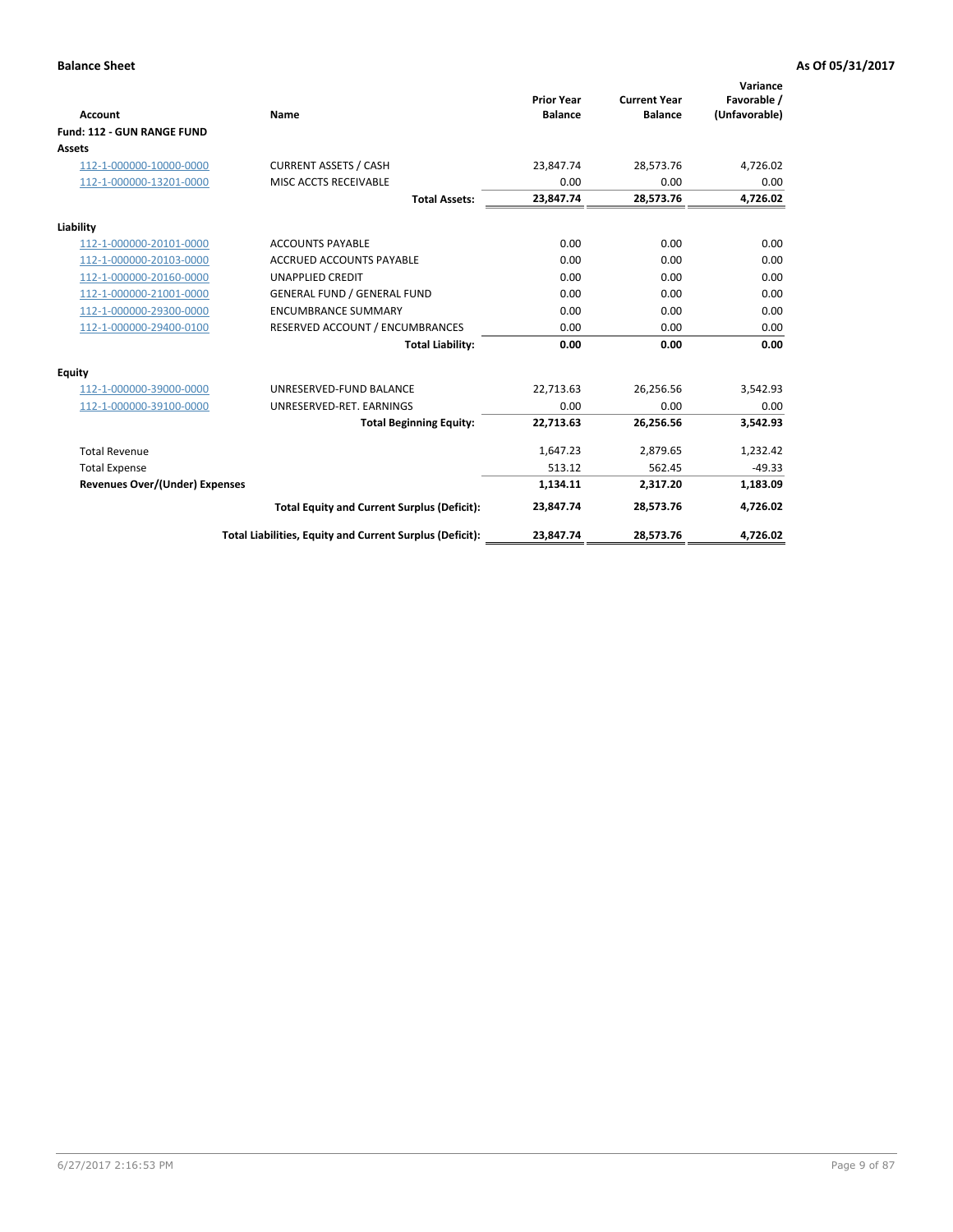**Balance Sheet** **As Of 05/31/2017**

| Account | Name | Prior Year Balance | Current Year Balance | Variance Favorable / (Unfavorable) |
|---|---|---|---|---|
| **Fund: 112 - GUN RANGE FUND** | | | | |
| **Assets** | | | | |
| 112-1-000000-10000-0000 | CURRENT ASSETS / CASH | 23,847.74 | 28,573.76 | 4,726.02 |
| 112-1-000000-13201-0000 | MISC ACCTS RECEIVABLE | 0.00 | 0.00 | 0.00 |
| | **Total Assets:** | **23,847.74** | **28,573.76** | **4,726.02** |
| **Liability** | | | | |
| 112-1-000000-20101-0000 | ACCOUNTS PAYABLE | 0.00 | 0.00 | 0.00 |
| 112-1-000000-20103-0000 | ACCRUED ACCOUNTS PAYABLE | 0.00 | 0.00 | 0.00 |
| 112-1-000000-20160-0000 | UNAPPLIED CREDIT | 0.00 | 0.00 | 0.00 |
| 112-1-000000-21001-0000 | GENERAL FUND / GENERAL FUND | 0.00 | 0.00 | 0.00 |
| 112-1-000000-29300-0000 | ENCUMBRANCE SUMMARY | 0.00 | 0.00 | 0.00 |
| 112-1-000000-29400-0100 | RESERVED ACCOUNT / ENCUMBRANCES | 0.00 | 0.00 | 0.00 |
| | **Total Liability:** | **0.00** | **0.00** | **0.00** |
| **Equity** | | | | |
| 112-1-000000-39000-0000 | UNRESERVED-FUND BALANCE | 22,713.63 | 26,256.56 | 3,542.93 |
| 112-1-000000-39100-0000 | UNRESERVED-RET. EARNINGS | 0.00 | 0.00 | 0.00 |
| | **Total Beginning Equity:** | **22,713.63** | **26,256.56** | **3,542.93** |
| Total Revenue | | 1,647.23 | 2,879.65 | 1,232.42 |
| Total Expense | | 513.12 | 562.45 | -49.33 |
| **Revenues Over/(Under) Expenses** | | **1,134.11** | **2,317.20** | **1,183.09** |
| | **Total Equity and Current Surplus (Deficit):** | **23,847.74** | **28,573.76** | **4,726.02** |
| | **Total Liabilities, Equity and Current Surplus (Deficit):** | **23,847.74** | **28,573.76** | **4,726.02** |

6/27/2017 2:16:53 PM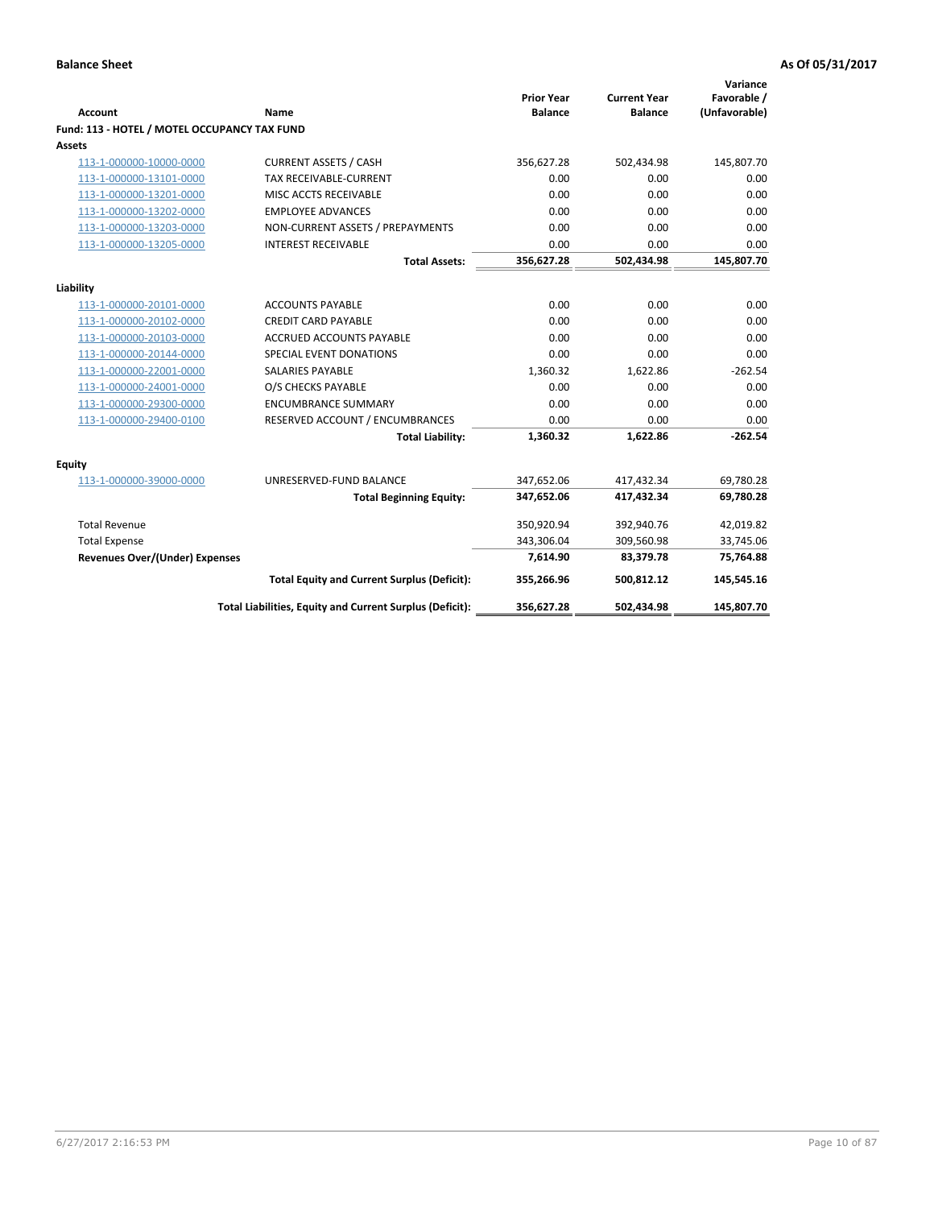**Balance Sheet** **As Of 05/31/2017**

| Account | Name | Prior Year Balance | Current Year Balance | Variance Favorable / (Unfavorable) |
|---|---|---|---|---|
| **Fund: 113 - HOTEL / MOTEL OCCUPANCY TAX FUND** | | | | |
| **Assets** | | | | |
| 113-1-000000-10000-0000 | CURRENT ASSETS / CASH | 356,627.28 | 502,434.98 | 145,807.70 |
| 113-1-000000-13101-0000 | TAX RECEIVABLE-CURRENT | 0.00 | 0.00 | 0.00 |
| 113-1-000000-13201-0000 | MISC ACCTS RECEIVABLE | 0.00 | 0.00 | 0.00 |
| 113-1-000000-13202-0000 | EMPLOYEE ADVANCES | 0.00 | 0.00 | 0.00 |
| 113-1-000000-13203-0000 | NON-CURRENT ASSETS / PREPAYMENTS | 0.00 | 0.00 | 0.00 |
| 113-1-000000-13205-0000 | INTEREST RECEIVABLE | 0.00 | 0.00 | 0.00 |
| | **Total Assets:** | **356,627.28** | **502,434.98** | **145,807.70** |
| **Liability** | | | | |
| 113-1-000000-20101-0000 | ACCOUNTS PAYABLE | 0.00 | 0.00 | 0.00 |
| 113-1-000000-20102-0000 | CREDIT CARD PAYABLE | 0.00 | 0.00 | 0.00 |
| 113-1-000000-20103-0000 | ACCRUED ACCOUNTS PAYABLE | 0.00 | 0.00 | 0.00 |
| 113-1-000000-20144-0000 | SPECIAL EVENT DONATIONS | 0.00 | 0.00 | 0.00 |
| 113-1-000000-22001-0000 | SALARIES PAYABLE | 1,360.32 | 1,622.86 | -262.54 |
| 113-1-000000-24001-0000 | O/S CHECKS PAYABLE | 0.00 | 0.00 | 0.00 |
| 113-1-000000-29300-0000 | ENCUMBRANCE SUMMARY | 0.00 | 0.00 | 0.00 |
| 113-1-000000-29400-0100 | RESERVED ACCOUNT / ENCUMBRANCES | 0.00 | 0.00 | 0.00 |
| | **Total Liability:** | **1,360.32** | **1,622.86** | **-262.54** |
| **Equity** | | | | |
| 113-1-000000-39000-0000 | UNRESERVED-FUND BALANCE | 347,652.06 | 417,432.34 | 69,780.28 |
| | **Total Beginning Equity:** | **347,652.06** | **417,432.34** | **69,780.28** |
| Total Revenue | | 350,920.94 | 392,940.76 | 42,019.82 |
| Total Expense | | 343,306.04 | 309,560.98 | 33,745.06 |
| **Revenues Over/(Under) Expenses** | | **7,614.90** | **83,379.78** | **75,764.88** |
| | **Total Equity and Current Surplus (Deficit):** | **355,266.96** | **500,812.12** | **145,545.16** |
| | **Total Liabilities, Equity and Current Surplus (Deficit):** | **356,627.28** | **502,434.98** | **145,807.70** |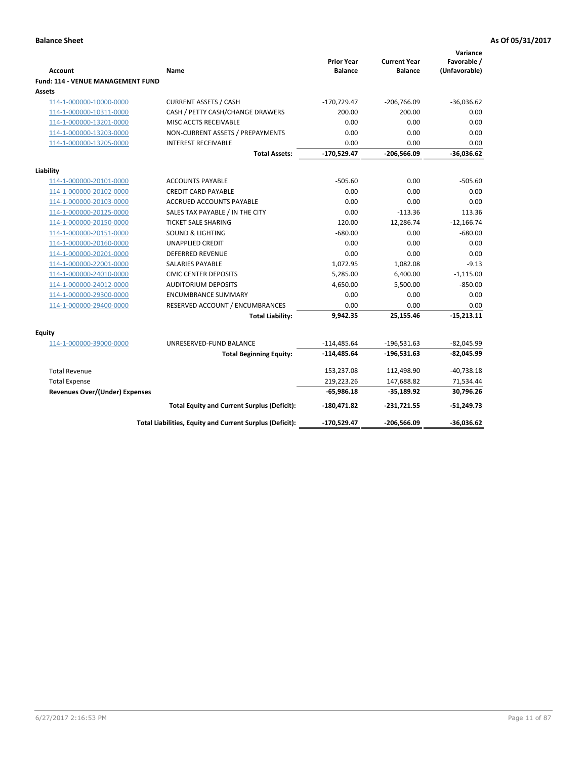**Balance Sheet** **As Of 05/31/2017**

| Account | Name | Prior Year Balance | Current Year Balance | Variance Favorable / (Unfavorable) |
|---|---|---|---|---|
| **Fund: 114 - VENUE MANAGEMENT FUND** | | | | |
| **Assets** | | | | |
| 114-1-000000-10000-0000 | CURRENT ASSETS / CASH | -170,729.47 | -206,766.09 | -36,036.62 |
| 114-1-000000-10311-0000 | CASH / PETTY CASH/CHANGE DRAWERS | 200.00 | 200.00 | 0.00 |
| 114-1-000000-13201-0000 | MISC ACCTS RECEIVABLE | 0.00 | 0.00 | 0.00 |
| 114-1-000000-13203-0000 | NON-CURRENT ASSETS / PREPAYMENTS | 0.00 | 0.00 | 0.00 |
| 114-1-000000-13205-0000 | INTEREST RECEIVABLE | 0.00 | 0.00 | 0.00 |
| | **Total Assets:** | **-170,529.47** | **-206,566.09** | **-36,036.62** |
| **Liability** | | | | |
| 114-1-000000-20101-0000 | ACCOUNTS PAYABLE | -505.60 | 0.00 | -505.60 |
| 114-1-000000-20102-0000 | CREDIT CARD PAYABLE | 0.00 | 0.00 | 0.00 |
| 114-1-000000-20103-0000 | ACCRUED ACCOUNTS PAYABLE | 0.00 | 0.00 | 0.00 |
| 114-1-000000-20125-0000 | SALES TAX PAYABLE / IN THE CITY | 0.00 | -113.36 | 113.36 |
| 114-1-000000-20150-0000 | TICKET SALE SHARING | 120.00 | 12,286.74 | -12,166.74 |
| 114-1-000000-20151-0000 | SOUND & LIGHTING | -680.00 | 0.00 | -680.00 |
| 114-1-000000-20160-0000 | UNAPPLIED CREDIT | 0.00 | 0.00 | 0.00 |
| 114-1-000000-20201-0000 | DEFERRED REVENUE | 0.00 | 0.00 | 0.00 |
| 114-1-000000-22001-0000 | SALARIES PAYABLE | 1,072.95 | 1,082.08 | -9.13 |
| 114-1-000000-24010-0000 | CIVIC CENTER DEPOSITS | 5,285.00 | 6,400.00 | -1,115.00 |
| 114-1-000000-24012-0000 | AUDITORIUM DEPOSITS | 4,650.00 | 5,500.00 | -850.00 |
| 114-1-000000-29300-0000 | ENCUMBRANCE SUMMARY | 0.00 | 0.00 | 0.00 |
| 114-1-000000-29400-0000 | RESERVED ACCOUNT / ENCUMBRANCES | 0.00 | 0.00 | 0.00 |
| | **Total Liability:** | **9,942.35** | **25,155.46** | **-15,213.11** |
| **Equity** | | | | |
| 114-1-000000-39000-0000 | UNRESERVED-FUND BALANCE | -114,485.64 | -196,531.63 | -82,045.99 |
| | **Total Beginning Equity:** | **-114,485.64** | **-196,531.63** | **-82,045.99** |
| Total Revenue | | 153,237.08 | 112,498.90 | -40,738.18 |
| Total Expense | | 219,223.26 | 147,688.82 | 71,534.44 |
| **Revenues Over/(Under) Expenses** | | **-65,986.18** | **-35,189.92** | **30,796.26** |
| | **Total Equity and Current Surplus (Deficit):** | **-180,471.82** | **-231,721.55** | **-51,249.73** |
| | **Total Liabilities, Equity and Current Surplus (Deficit):** | **-170,529.47** | **-206,566.09** | **-36,036.62** |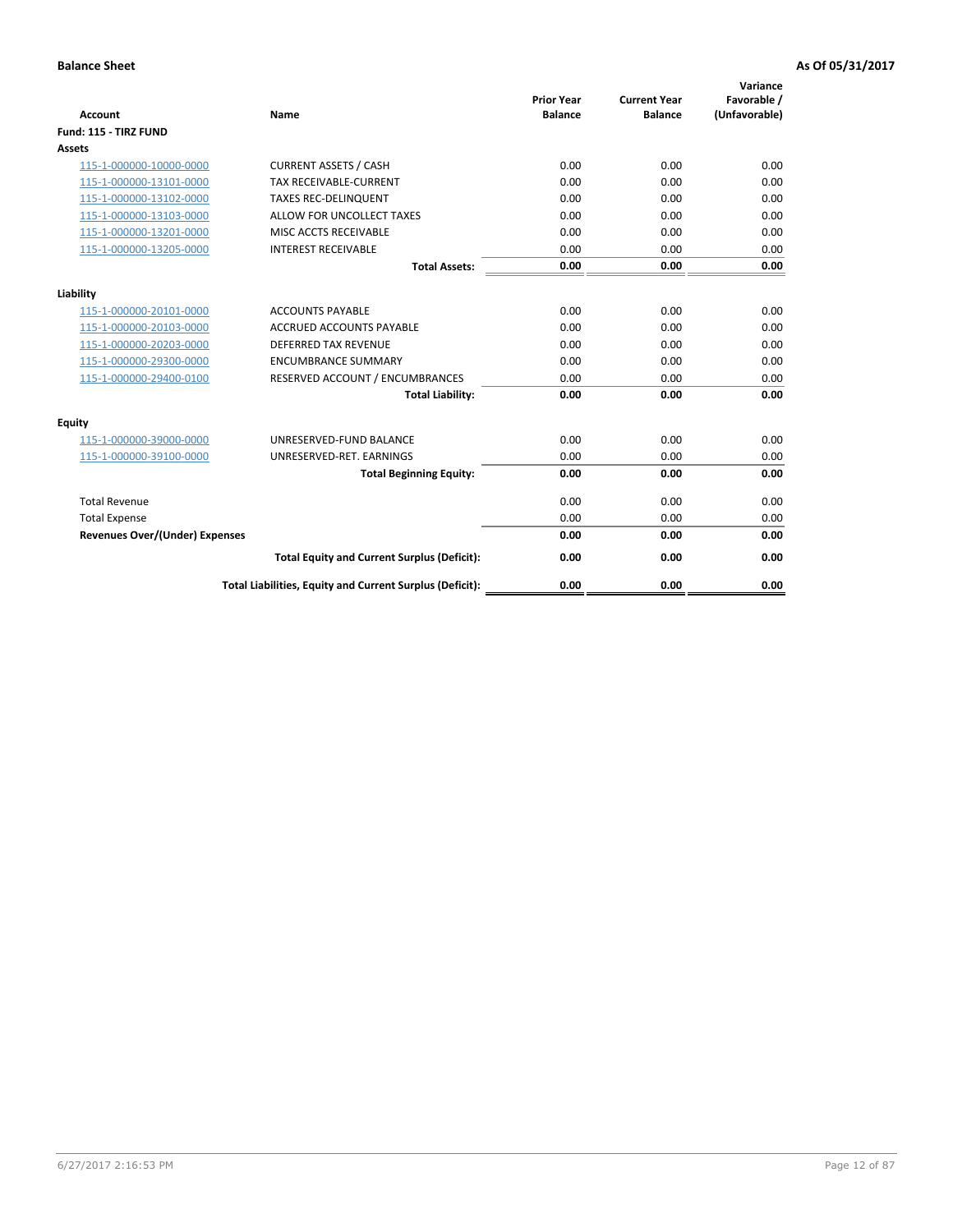**Balance Sheet** **As Of 05/31/2017**

| Account | Name | Prior Year Balance | Current Year Balance | Variance Favorable / (Unfavorable) |
|---|---|---|---|---|
| **Fund: 115 - TIRZ FUND** | | | | |
| **Assets** | | | | |
| 115-1-000000-10000-0000 | CURRENT ASSETS / CASH | 0.00 | 0.00 | 0.00 |
| 115-1-000000-13101-0000 | TAX RECEIVABLE-CURRENT | 0.00 | 0.00 | 0.00 |
| 115-1-000000-13102-0000 | TAXES REC-DELINQUENT | 0.00 | 0.00 | 0.00 |
| 115-1-000000-13103-0000 | ALLOW FOR UNCOLLECT TAXES | 0.00 | 0.00 | 0.00 |
| 115-1-000000-13201-0000 | MISC ACCTS RECEIVABLE | 0.00 | 0.00 | 0.00 |
| 115-1-000000-13205-0000 | INTEREST RECEIVABLE | 0.00 | 0.00 | 0.00 |
| | **Total Assets:** | **0.00** | **0.00** | **0.00** |
| **Liability** | | | | |
| 115-1-000000-20101-0000 | ACCOUNTS PAYABLE | 0.00 | 0.00 | 0.00 |
| 115-1-000000-20103-0000 | ACCRUED ACCOUNTS PAYABLE | 0.00 | 0.00 | 0.00 |
| 115-1-000000-20203-0000 | DEFERRED TAX REVENUE | 0.00 | 0.00 | 0.00 |
| 115-1-000000-29300-0000 | ENCUMBRANCE SUMMARY | 0.00 | 0.00 | 0.00 |
| 115-1-000000-29400-0100 | RESERVED ACCOUNT / ENCUMBRANCES | 0.00 | 0.00 | 0.00 |
| | **Total Liability:** | **0.00** | **0.00** | **0.00** |
| **Equity** | | | | |
| 115-1-000000-39000-0000 | UNRESERVED-FUND BALANCE | 0.00 | 0.00 | 0.00 |
| 115-1-000000-39100-0000 | UNRESERVED-RET. EARNINGS | 0.00 | 0.00 | 0.00 |
| | **Total Beginning Equity:** | **0.00** | **0.00** | **0.00** |
| Total Revenue | | 0.00 | 0.00 | 0.00 |
| Total Expense | | 0.00 | 0.00 | 0.00 |
| **Revenues Over/(Under) Expenses** | | **0.00** | **0.00** | **0.00** |
| | **Total Equity and Current Surplus (Deficit):** | **0.00** | **0.00** | **0.00** |
| | **Total Liabilities, Equity and Current Surplus (Deficit):** | **0.00** | **0.00** | **0.00** |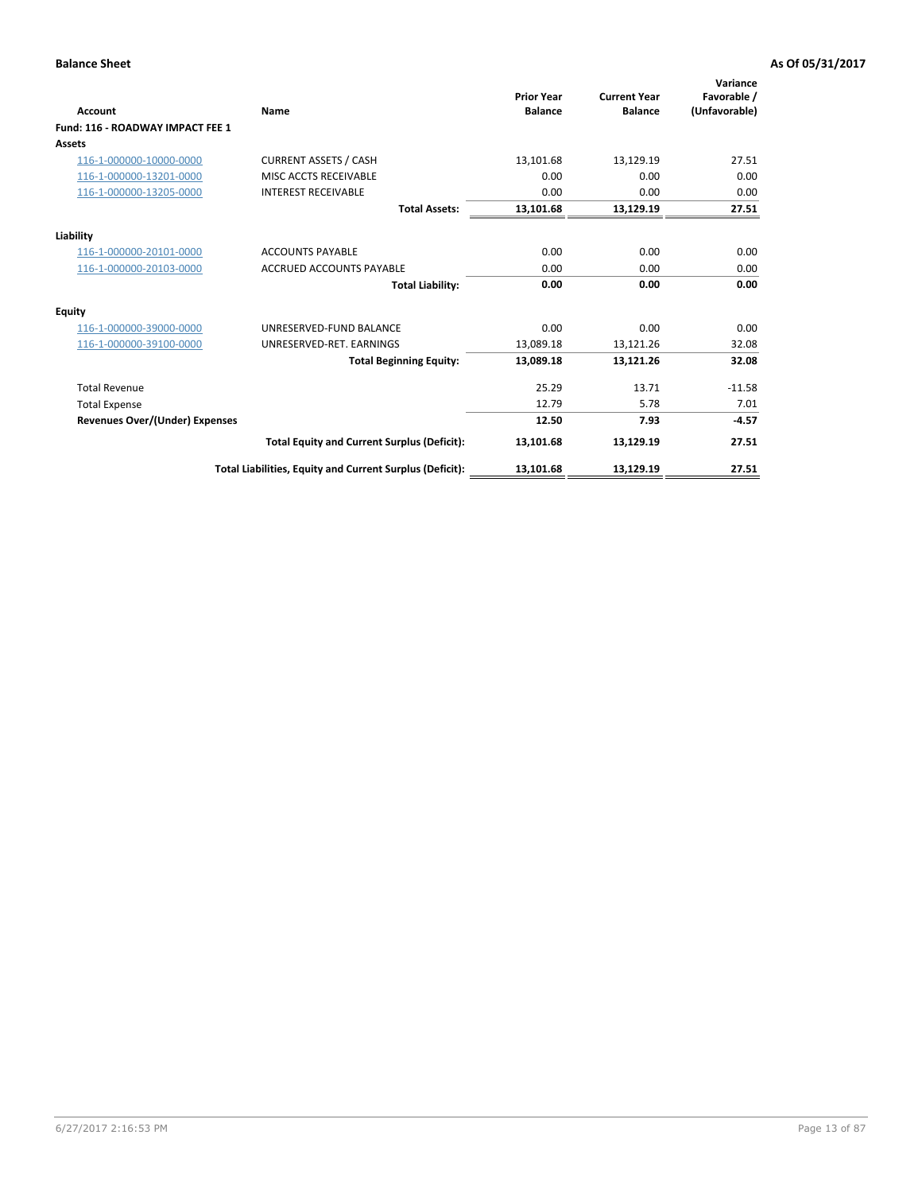**Balance Sheet** **As Of 05/31/2017**

| Account | Name | Prior Year Balance | Current Year Balance | Variance Favorable / (Unfavorable) |
|---|---|---|---|---|
| **Fund: 116 - ROADWAY IMPACT FEE 1** | | | | |
| **Assets** | | | | |
| 116-1-000000-10000-0000 | CURRENT ASSETS / CASH | 13,101.68 | 13,129.19 | 27.51 |
| 116-1-000000-13201-0000 | MISC ACCTS RECEIVABLE | 0.00 | 0.00 | 0.00 |
| 116-1-000000-13205-0000 | INTEREST RECEIVABLE | 0.00 | 0.00 | 0.00 |
| | **Total Assets:** | **13,101.68** | **13,129.19** | **27.51** |
| **Liability** | | | | |
| 116-1-000000-20101-0000 | ACCOUNTS PAYABLE | 0.00 | 0.00 | 0.00 |
| 116-1-000000-20103-0000 | ACCRUED ACCOUNTS PAYABLE | 0.00 | 0.00 | 0.00 |
| | **Total Liability:** | **0.00** | **0.00** | **0.00** |
| **Equity** | | | | |
| 116-1-000000-39000-0000 | UNRESERVED-FUND BALANCE | 0.00 | 0.00 | 0.00 |
| 116-1-000000-39100-0000 | UNRESERVED-RET. EARNINGS | 13,089.18 | 13,121.26 | 32.08 |
| | **Total Beginning Equity:** | **13,089.18** | **13,121.26** | **32.08** |
| Total Revenue | | 25.29 | 13.71 | -11.58 |
| Total Expense | | 12.79 | 5.78 | 7.01 |
| **Revenues Over/(Under) Expenses** | | **12.50** | **7.93** | **-4.57** |
| | **Total Equity and Current Surplus (Deficit):** | **13,101.68** | **13,129.19** | **27.51** |
| | **Total Liabilities, Equity and Current Surplus (Deficit):** | **13,101.68** | **13,129.19** | **27.51** |

6/27/2017 2:16:53 PM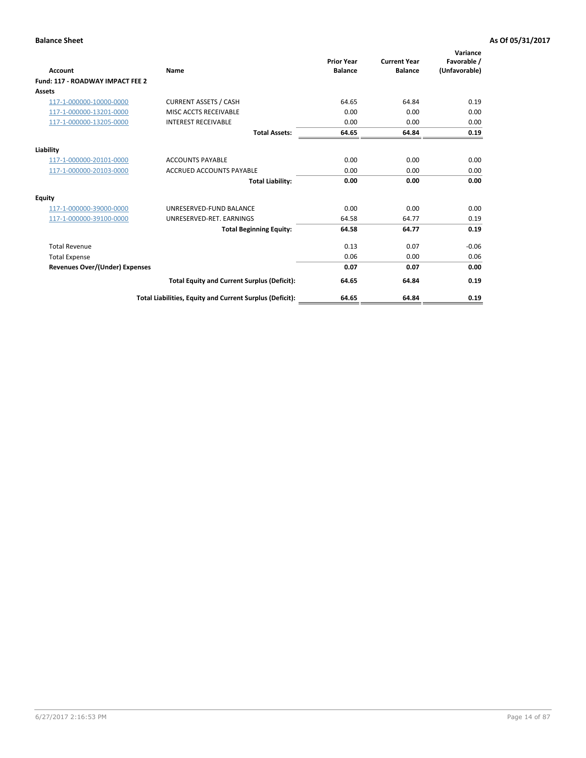**Balance Sheet** **As Of 05/31/2017**

| Account | Name | Prior Year Balance | Current Year Balance | Variance Favorable / (Unfavorable) |
|---|---|---|---|---|
| **Fund: 117 - ROADWAY IMPACT FEE 2** | | | | |
| **Assets** | | | | |
| 117-1-000000-10000-0000 | CURRENT ASSETS / CASH | 64.65 | 64.84 | 0.19 |
| 117-1-000000-13201-0000 | MISC ACCTS RECEIVABLE | 0.00 | 0.00 | 0.00 |
| 117-1-000000-13205-0000 | INTEREST RECEIVABLE | 0.00 | 0.00 | 0.00 |
| | **Total Assets:** | **64.65** | **64.84** | **0.19** |
| **Liability** | | | | |
| 117-1-000000-20101-0000 | ACCOUNTS PAYABLE | 0.00 | 0.00 | 0.00 |
| 117-1-000000-20103-0000 | ACCRUED ACCOUNTS PAYABLE | 0.00 | 0.00 | 0.00 |
| | **Total Liability:** | **0.00** | **0.00** | **0.00** |
| **Equity** | | | | |
| 117-1-000000-39000-0000 | UNRESERVED-FUND BALANCE | 0.00 | 0.00 | 0.00 |
| 117-1-000000-39100-0000 | UNRESERVED-RET. EARNINGS | 64.58 | 64.77 | 0.19 |
| | **Total Beginning Equity:** | **64.58** | **64.77** | **0.19** |
| Total Revenue | | 0.13 | 0.07 | -0.06 |
| Total Expense | | 0.06 | 0.00 | 0.06 |
| **Revenues Over/(Under) Expenses** | | **0.07** | **0.07** | **0.00** |
| | **Total Equity and Current Surplus (Deficit):** | **64.65** | **64.84** | **0.19** |
| | **Total Liabilities, Equity and Current Surplus (Deficit):** | **64.65** | **64.84** | **0.19** |

6/27/2017 2:16:53 PM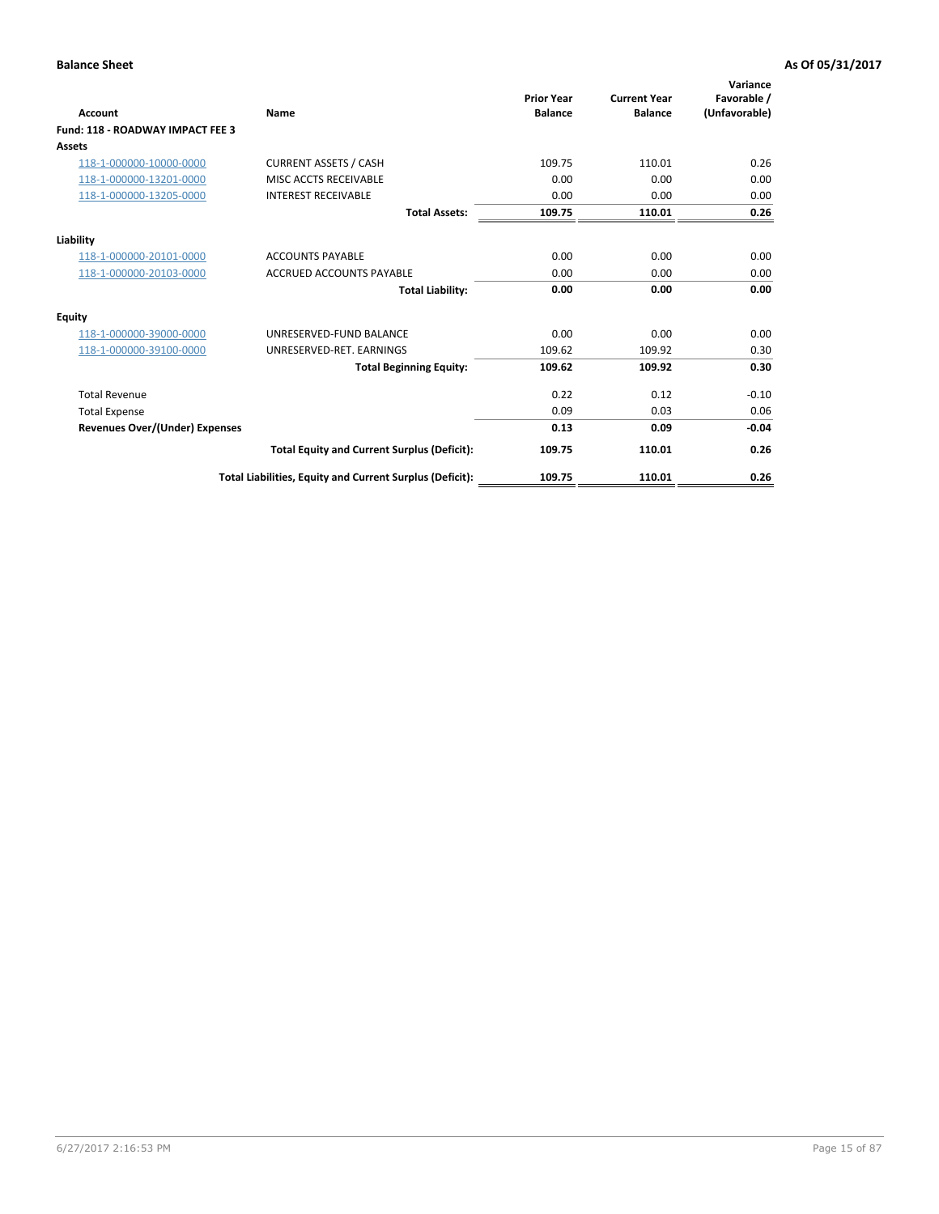**Balance Sheet** **As Of 05/31/2017**

| Account | Name | Prior Year Balance | Current Year Balance | Variance Favorable / (Unfavorable) |
|---|---|---|---|---|
| **Fund: 118 - ROADWAY IMPACT FEE 3** | | | | |
| **Assets** | | | | |
| 118-1-000000-10000-0000 | CURRENT ASSETS / CASH | 109.75 | 110.01 | 0.26 |
| 118-1-000000-13201-0000 | MISC ACCTS RECEIVABLE | 0.00 | 0.00 | 0.00 |
| 118-1-000000-13205-0000 | INTEREST RECEIVABLE | 0.00 | 0.00 | 0.00 |
| | **Total Assets:** | **109.75** | **110.01** | **0.26** |
| **Liability** | | | | |
| 118-1-000000-20101-0000 | ACCOUNTS PAYABLE | 0.00 | 0.00 | 0.00 |
| 118-1-000000-20103-0000 | ACCRUED ACCOUNTS PAYABLE | 0.00 | 0.00 | 0.00 |
| | **Total Liability:** | **0.00** | **0.00** | **0.00** |
| **Equity** | | | | |
| 118-1-000000-39000-0000 | UNRESERVED-FUND BALANCE | 0.00 | 0.00 | 0.00 |
| 118-1-000000-39100-0000 | UNRESERVED-RET. EARNINGS | 109.62 | 109.92 | 0.30 |
| | **Total Beginning Equity:** | **109.62** | **109.92** | **0.30** |
| Total Revenue | | 0.22 | 0.12 | -0.10 |
| Total Expense | | 0.09 | 0.03 | 0.06 |
| **Revenues Over/(Under) Expenses** | | **0.13** | **0.09** | **-0.04** |
| | **Total Equity and Current Surplus (Deficit):** | **109.75** | **110.01** | **0.26** |
| | **Total Liabilities, Equity and Current Surplus (Deficit):** | **109.75** | **110.01** | **0.26** |

6/27/2017 2:16:53 PM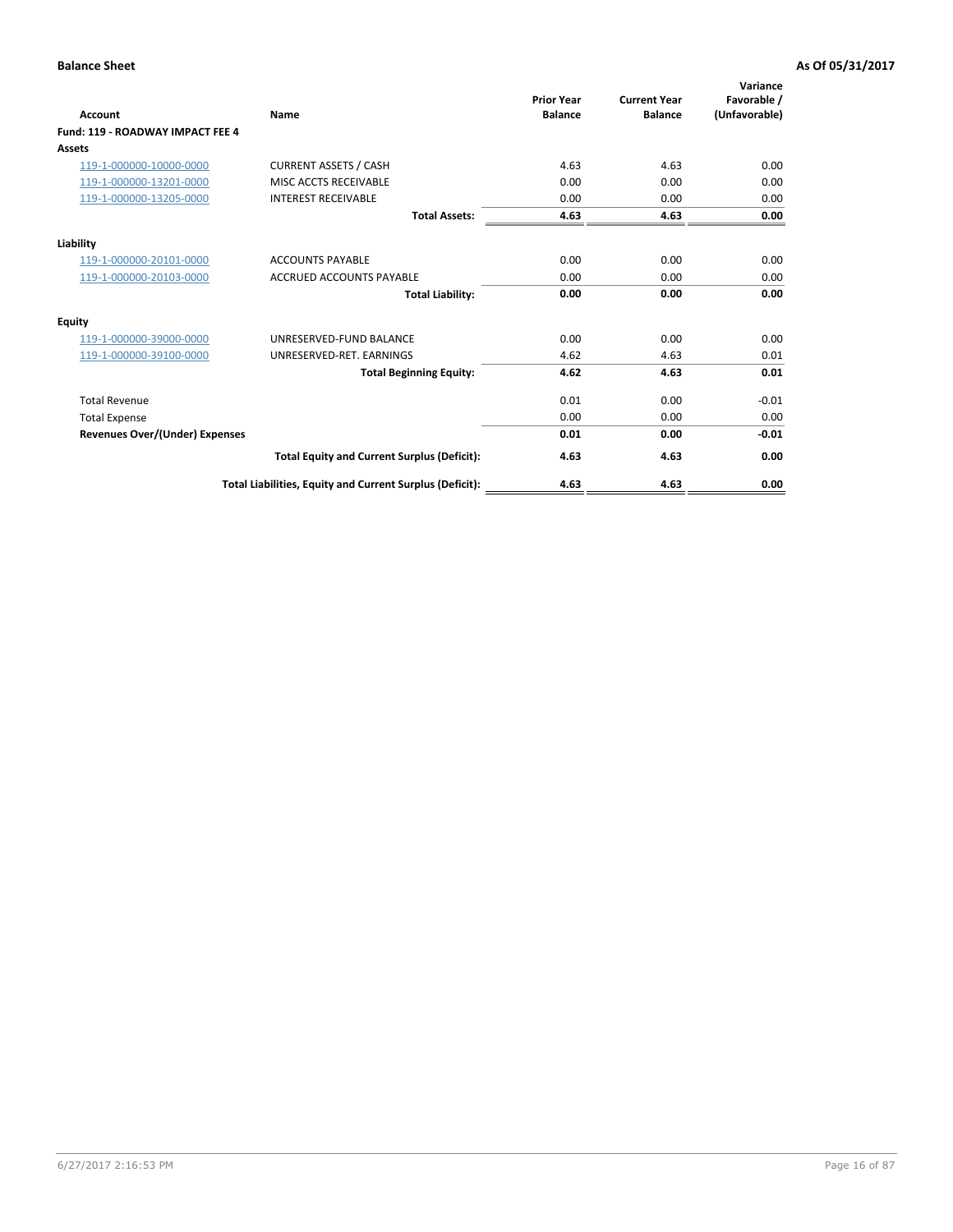**Balance Sheet** **As Of 05/31/2017**

| Account | Name | Prior Year Balance | Current Year Balance | Variance Favorable / (Unfavorable) |
|---|---|---|---|---|
| **Fund: 119 - ROADWAY IMPACT FEE 4** | | | | |
| **Assets** | | | | |
| 119-1-000000-10000-0000 | CURRENT ASSETS / CASH | 4.63 | 4.63 | 0.00 |
| 119-1-000000-13201-0000 | MISC ACCTS RECEIVABLE | 0.00 | 0.00 | 0.00 |
| 119-1-000000-13205-0000 | INTEREST RECEIVABLE | 0.00 | 0.00 | 0.00 |
| | **Total Assets:** | **4.63** | **4.63** | **0.00** |
| **Liability** | | | | |
| 119-1-000000-20101-0000 | ACCOUNTS PAYABLE | 0.00 | 0.00 | 0.00 |
| 119-1-000000-20103-0000 | ACCRUED ACCOUNTS PAYABLE | 0.00 | 0.00 | 0.00 |
| | **Total Liability:** | **0.00** | **0.00** | **0.00** |
| **Equity** | | | | |
| 119-1-000000-39000-0000 | UNRESERVED-FUND BALANCE | 0.00 | 0.00 | 0.00 |
| 119-1-000000-39100-0000 | UNRESERVED-RET. EARNINGS | 4.62 | 4.63 | 0.01 |
| | **Total Beginning Equity:** | **4.62** | **4.63** | **0.01** |
| Total Revenue | | 0.01 | 0.00 | -0.01 |
| Total Expense | | 0.00 | 0.00 | 0.00 |
| **Revenues Over/(Under) Expenses** | | **0.01** | **0.00** | **-0.01** |
| | **Total Equity and Current Surplus (Deficit):** | **4.63** | **4.63** | **0.00** |
| | **Total Liabilities, Equity and Current Surplus (Deficit):** | **4.63** | **4.63** | **0.00** |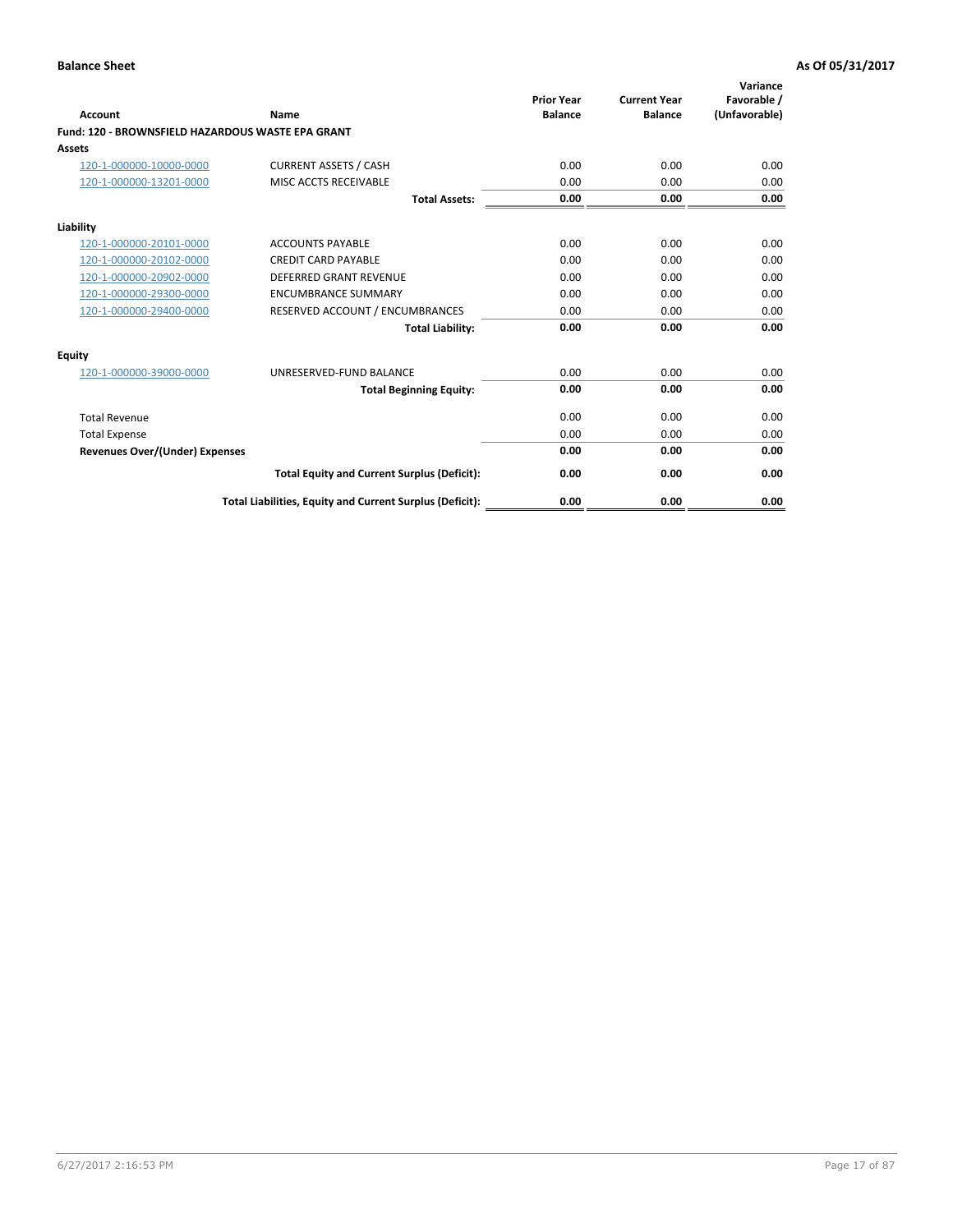**Balance Sheet** **As Of 05/31/2017**

| Account | Name | Prior Year Balance | Current Year Balance | Variance Favorable / (Unfavorable) |
|---|---|---|---|---|
| **Fund: 120 - BROWNSFIELD HAZARDOUS WASTE EPA GRANT** | | | | |
| **Assets** | | | | |
| 120-1-000000-10000-0000 | CURRENT ASSETS / CASH | 0.00 | 0.00 | 0.00 |
| 120-1-000000-13201-0000 | MISC ACCTS RECEIVABLE | 0.00 | 0.00 | 0.00 |
| | **Total Assets:** | **0.00** | **0.00** | **0.00** |
| **Liability** | | | | |
| 120-1-000000-20101-0000 | ACCOUNTS PAYABLE | 0.00 | 0.00 | 0.00 |
| 120-1-000000-20102-0000 | CREDIT CARD PAYABLE | 0.00 | 0.00 | 0.00 |
| 120-1-000000-20902-0000 | DEFERRED GRANT REVENUE | 0.00 | 0.00 | 0.00 |
| 120-1-000000-29300-0000 | ENCUMBRANCE SUMMARY | 0.00 | 0.00 | 0.00 |
| 120-1-000000-29400-0000 | RESERVED ACCOUNT / ENCUMBRANCES | 0.00 | 0.00 | 0.00 |
| | **Total Liability:** | **0.00** | **0.00** | **0.00** |
| **Equity** | | | | |
| 120-1-000000-39000-0000 | UNRESERVED-FUND BALANCE | 0.00 | 0.00 | 0.00 |
| | **Total Beginning Equity:** | **0.00** | **0.00** | **0.00** |
| Total Revenue | | 0.00 | 0.00 | 0.00 |
| Total Expense | | 0.00 | 0.00 | 0.00 |
| **Revenues Over/(Under) Expenses** | | **0.00** | **0.00** | **0.00** |
| | **Total Equity and Current Surplus (Deficit):** | **0.00** | **0.00** | **0.00** |
| | **Total Liabilities, Equity and Current Surplus (Deficit):** | **0.00** | **0.00** | **0.00** |

6/27/2017 2:16:53 PM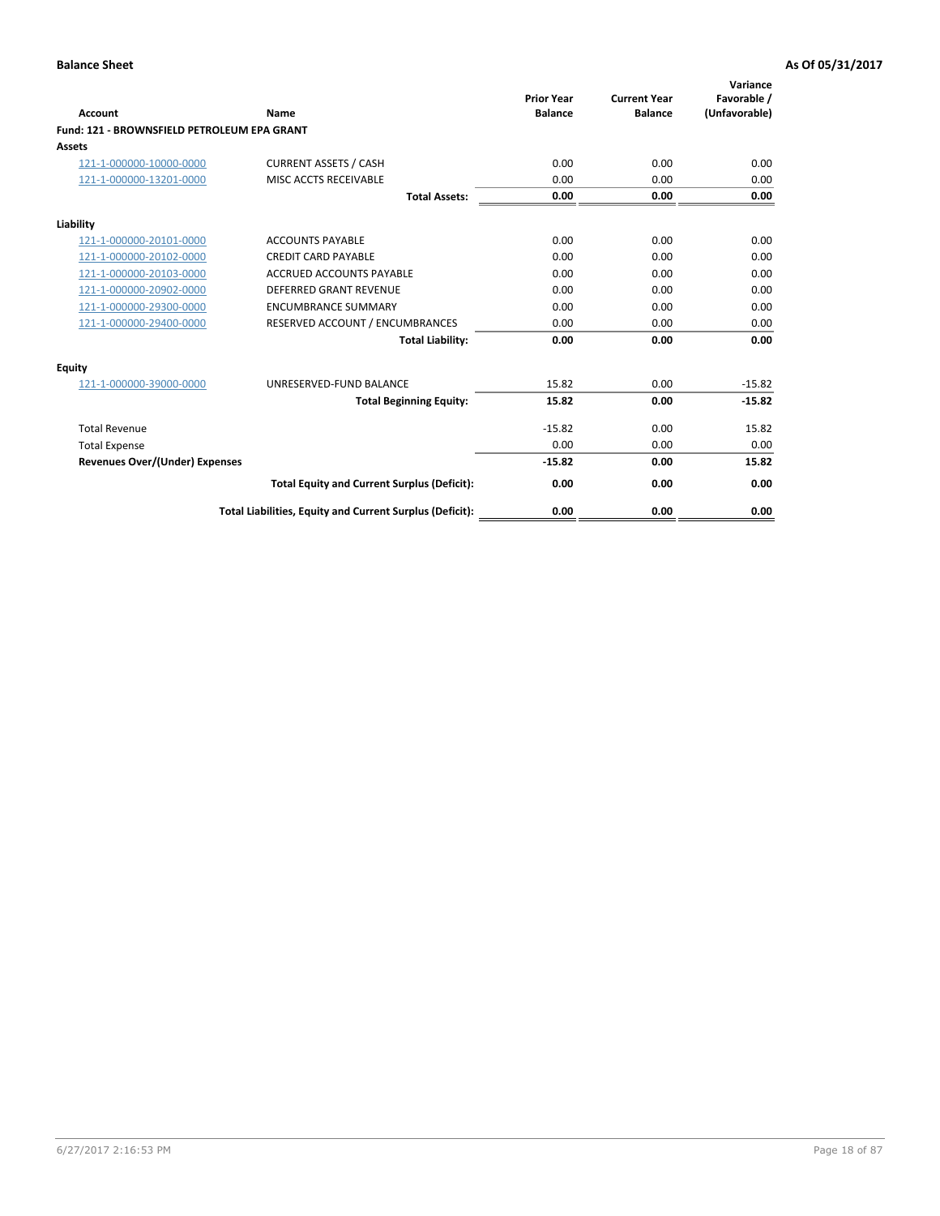**Balance Sheet** **As Of 05/31/2017**

| Account | Name | Prior Year Balance | Current Year Balance | Variance Favorable / (Unfavorable) |
|---|---|---|---|---|
| **Fund: 121 - BROWNSFIELD PETROLEUM EPA GRANT** | | | | |
| **Assets** | | | | |
| 121-1-000000-10000-0000 | CURRENT ASSETS / CASH | 0.00 | 0.00 | 0.00 |
| 121-1-000000-13201-0000 | MISC ACCTS RECEIVABLE | 0.00 | 0.00 | 0.00 |
| | **Total Assets:** | **0.00** | **0.00** | **0.00** |
| **Liability** | | | | |
| 121-1-000000-20101-0000 | ACCOUNTS PAYABLE | 0.00 | 0.00 | 0.00 |
| 121-1-000000-20102-0000 | CREDIT CARD PAYABLE | 0.00 | 0.00 | 0.00 |
| 121-1-000000-20103-0000 | ACCRUED ACCOUNTS PAYABLE | 0.00 | 0.00 | 0.00 |
| 121-1-000000-20902-0000 | DEFERRED GRANT REVENUE | 0.00 | 0.00 | 0.00 |
| 121-1-000000-29300-0000 | ENCUMBRANCE SUMMARY | 0.00 | 0.00 | 0.00 |
| 121-1-000000-29400-0000 | RESERVED ACCOUNT / ENCUMBRANCES | 0.00 | 0.00 | 0.00 |
| | **Total Liability:** | **0.00** | **0.00** | **0.00** |
| **Equity** | | | | |
| 121-1-000000-39000-0000 | UNRESERVED-FUND BALANCE | 15.82 | 0.00 | -15.82 |
| | **Total Beginning Equity:** | **15.82** | **0.00** | **-15.82** |
| Total Revenue | | -15.82 | 0.00 | 15.82 |
| Total Expense | | 0.00 | 0.00 | 0.00 |
| **Revenues Over/(Under) Expenses** | | **-15.82** | **0.00** | **15.82** |
| | **Total Equity and Current Surplus (Deficit):** | **0.00** | **0.00** | **0.00** |
| | **Total Liabilities, Equity and Current Surplus (Deficit):** | **0.00** | **0.00** | **0.00** |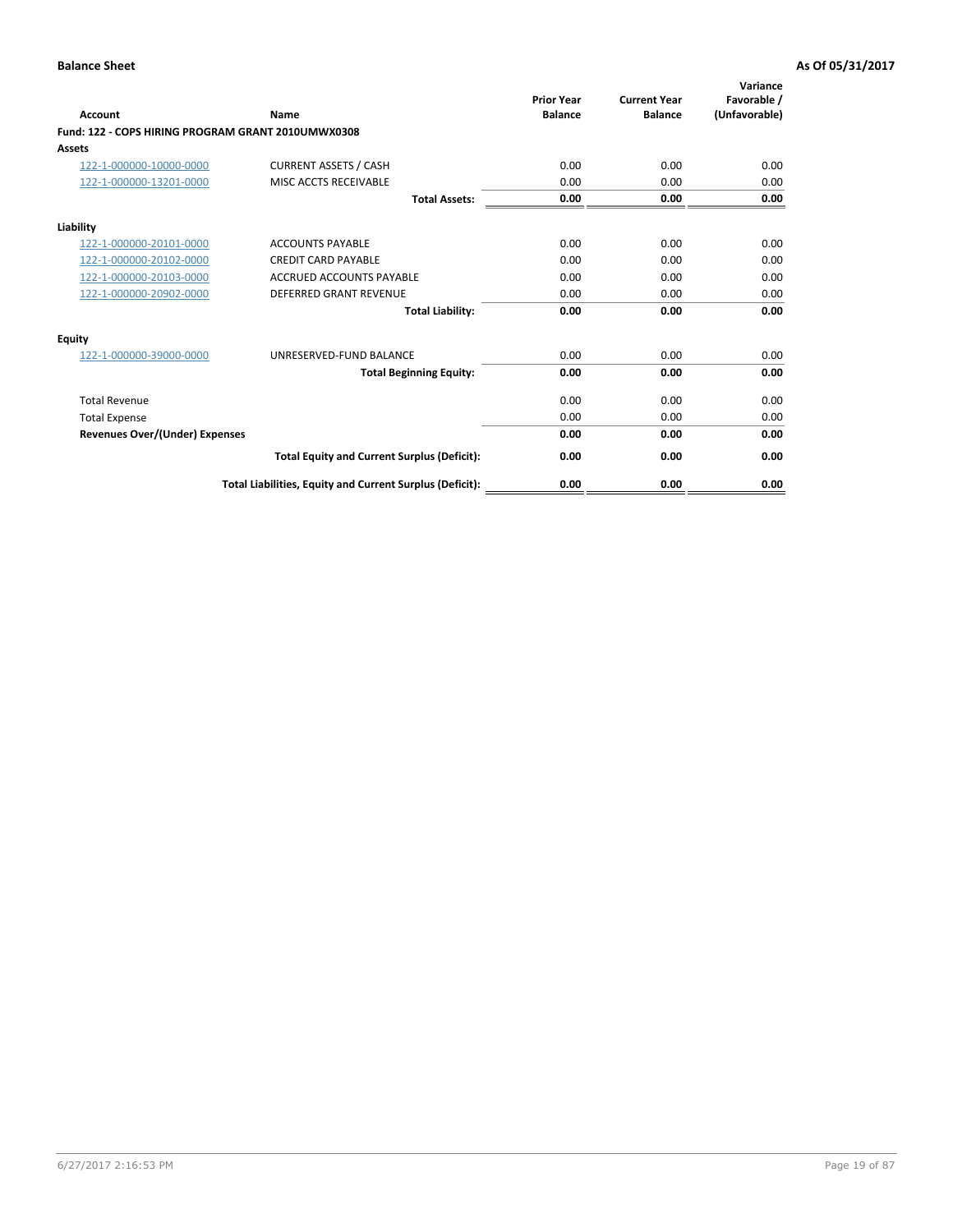**Balance Sheet** **As Of 05/31/2017**

| Account | Name | Prior Year Balance | Current Year Balance | Variance Favorable / (Unfavorable) |
|---|---|---|---|---|
| **Fund: 122 - COPS HIRING PROGRAM GRANT 2010UMWX0308** | | | | |
| **Assets** | | | | |
| 122-1-000000-10000-0000 | CURRENT ASSETS / CASH | 0.00 | 0.00 | 0.00 |
| 122-1-000000-13201-0000 | MISC ACCTS RECEIVABLE | 0.00 | 0.00 | 0.00 |
| | **Total Assets:** | **0.00** | **0.00** | **0.00** |
| **Liability** | | | | |
| 122-1-000000-20101-0000 | ACCOUNTS PAYABLE | 0.00 | 0.00 | 0.00 |
| 122-1-000000-20102-0000 | CREDIT CARD PAYABLE | 0.00 | 0.00 | 0.00 |
| 122-1-000000-20103-0000 | ACCRUED ACCOUNTS PAYABLE | 0.00 | 0.00 | 0.00 |
| 122-1-000000-20902-0000 | DEFERRED GRANT REVENUE | 0.00 | 0.00 | 0.00 |
| | **Total Liability:** | **0.00** | **0.00** | **0.00** |
| **Equity** | | | | |
| 122-1-000000-39000-0000 | UNRESERVED-FUND BALANCE | 0.00 | 0.00 | 0.00 |
| | **Total Beginning Equity:** | **0.00** | **0.00** | **0.00** |
| Total Revenue | | 0.00 | 0.00 | 0.00 |
| Total Expense | | 0.00 | 0.00 | 0.00 |
| **Revenues Over/(Under) Expenses** | | **0.00** | **0.00** | **0.00** |
| | **Total Equity and Current Surplus (Deficit):** | **0.00** | **0.00** | **0.00** |
| | **Total Liabilities, Equity and Current Surplus (Deficit):** | **0.00** | **0.00** | **0.00** |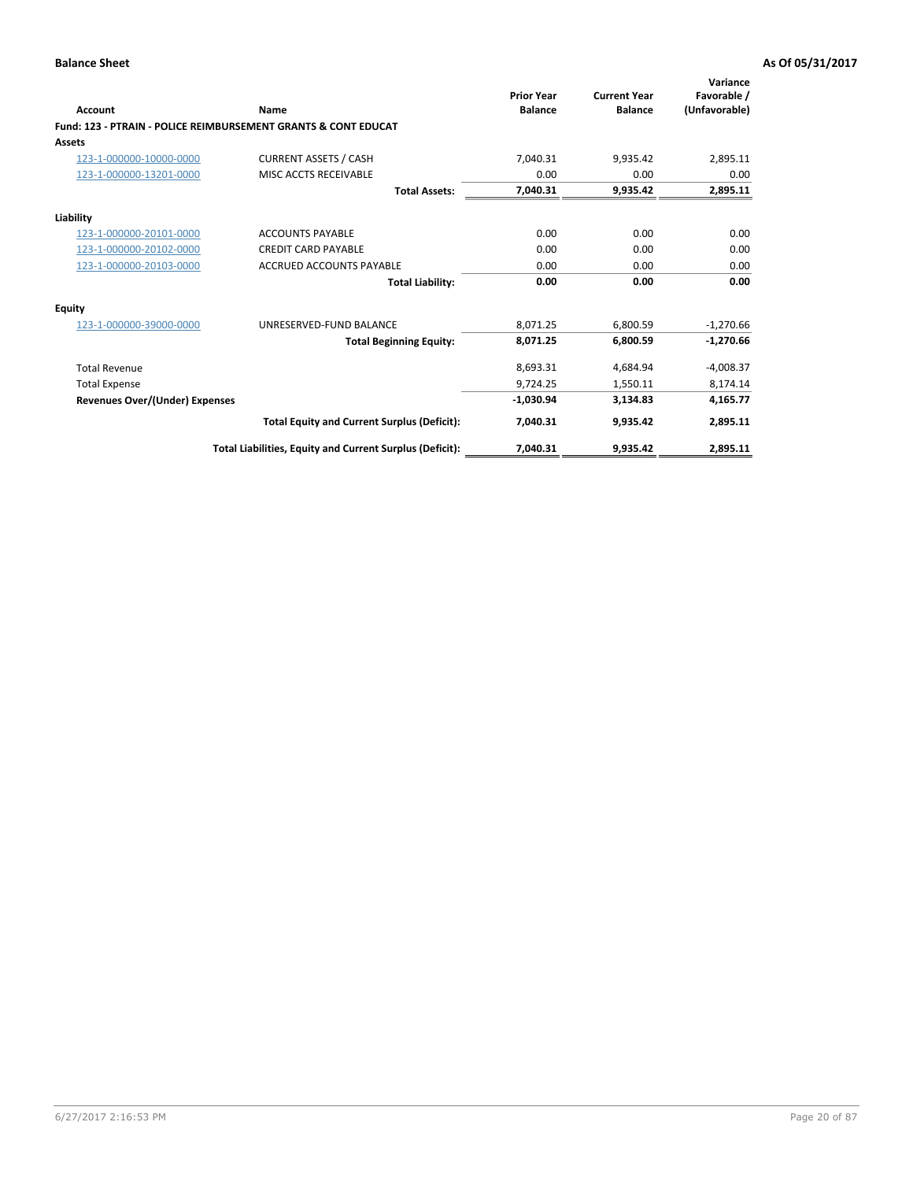**Balance Sheet** **As Of 05/31/2017**

| Account | Name | Prior Year Balance | Current Year Balance | Variance Favorable / (Unfavorable) |
|---|---|---|---|---|
| **Fund: 123 - PTRAIN - POLICE REIMBURSEMENT GRANTS & CONT EDUCAT** | | | | |
| **Assets** | | | | |
| 123-1-000000-10000-0000 | CURRENT ASSETS / CASH | 7,040.31 | 9,935.42 | 2,895.11 |
| 123-1-000000-13201-0000 | MISC ACCTS RECEIVABLE | 0.00 | 0.00 | 0.00 |
| | **Total Assets:** | **7,040.31** | **9,935.42** | **2,895.11** |
| **Liability** | | | | |
| 123-1-000000-20101-0000 | ACCOUNTS PAYABLE | 0.00 | 0.00 | 0.00 |
| 123-1-000000-20102-0000 | CREDIT CARD PAYABLE | 0.00 | 0.00 | 0.00 |
| 123-1-000000-20103-0000 | ACCRUED ACCOUNTS PAYABLE | 0.00 | 0.00 | 0.00 |
| | **Total Liability:** | **0.00** | **0.00** | **0.00** |
| **Equity** | | | | |
| 123-1-000000-39000-0000 | UNRESERVED-FUND BALANCE | 8,071.25 | 6,800.59 | -1,270.66 |
| | **Total Beginning Equity:** | **8,071.25** | **6,800.59** | **-1,270.66** |
| Total Revenue | | 8,693.31 | 4,684.94 | -4,008.37 |
| Total Expense | | 9,724.25 | 1,550.11 | 8,174.14 |
| **Revenues Over/(Under) Expenses** | | **-1,030.94** | **3,134.83** | **4,165.77** |
| | **Total Equity and Current Surplus (Deficit):** | **7,040.31** | **9,935.42** | **2,895.11** |
| | **Total Liabilities, Equity and Current Surplus (Deficit):** | **7,040.31** | **9,935.42** | **2,895.11** |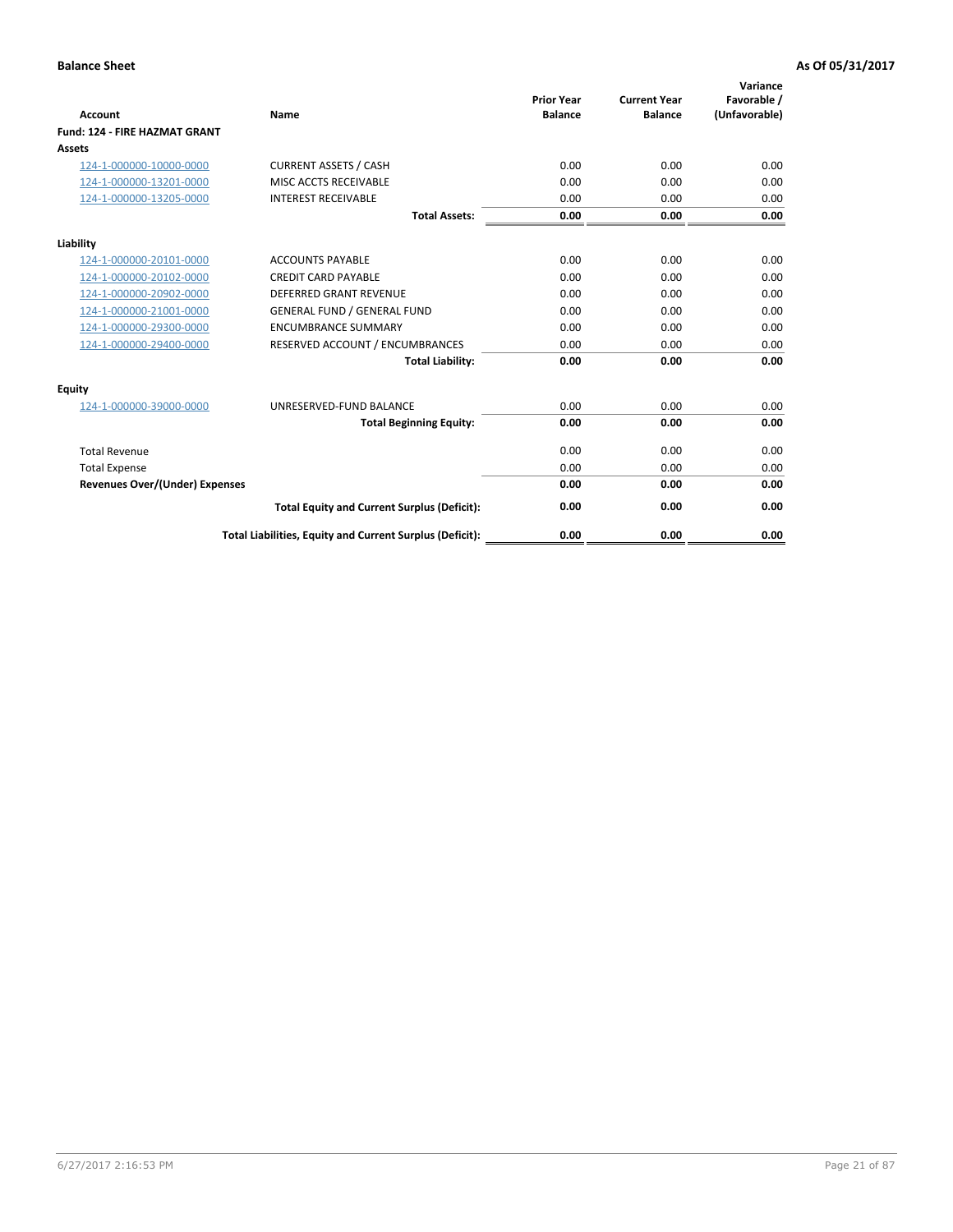**Balance Sheet** | **As Of 05/31/2017**

| Account | Name | Prior Year Balance | Current Year Balance | Variance Favorable / (Unfavorable) |
|---|---|---|---|---|
| **Fund: 124 - FIRE HAZMAT GRANT** | | | | |
| **Assets** | | | | |
| 124-1-000000-10000-0000 | CURRENT ASSETS / CASH | 0.00 | 0.00 | 0.00 |
| 124-1-000000-13201-0000 | MISC ACCTS RECEIVABLE | 0.00 | 0.00 | 0.00 |
| 124-1-000000-13205-0000 | INTEREST RECEIVABLE | 0.00 | 0.00 | 0.00 |
| | **Total Assets:** | **0.00** | **0.00** | **0.00** |
| **Liability** | | | | |
| 124-1-000000-20101-0000 | ACCOUNTS PAYABLE | 0.00 | 0.00 | 0.00 |
| 124-1-000000-20102-0000 | CREDIT CARD PAYABLE | 0.00 | 0.00 | 0.00 |
| 124-1-000000-20902-0000 | DEFERRED GRANT REVENUE | 0.00 | 0.00 | 0.00 |
| 124-1-000000-21001-0000 | GENERAL FUND / GENERAL FUND | 0.00 | 0.00 | 0.00 |
| 124-1-000000-29300-0000 | ENCUMBRANCE SUMMARY | 0.00 | 0.00 | 0.00 |
| 124-1-000000-29400-0000 | RESERVED ACCOUNT / ENCUMBRANCES | 0.00 | 0.00 | 0.00 |
| | **Total Liability:** | **0.00** | **0.00** | **0.00** |
| **Equity** | | | | |
| 124-1-000000-39000-0000 | UNRESERVED-FUND BALANCE | 0.00 | 0.00 | 0.00 |
| | **Total Beginning Equity:** | **0.00** | **0.00** | **0.00** |
| Total Revenue | | 0.00 | 0.00 | 0.00 |
| Total Expense | | 0.00 | 0.00 | 0.00 |
| **Revenues Over/(Under) Expenses** | | **0.00** | **0.00** | **0.00** |
| | **Total Equity and Current Surplus (Deficit):** | **0.00** | **0.00** | **0.00** |
| | **Total Liabilities, Equity and Current Surplus (Deficit):** | **0.00** | **0.00** | **0.00** |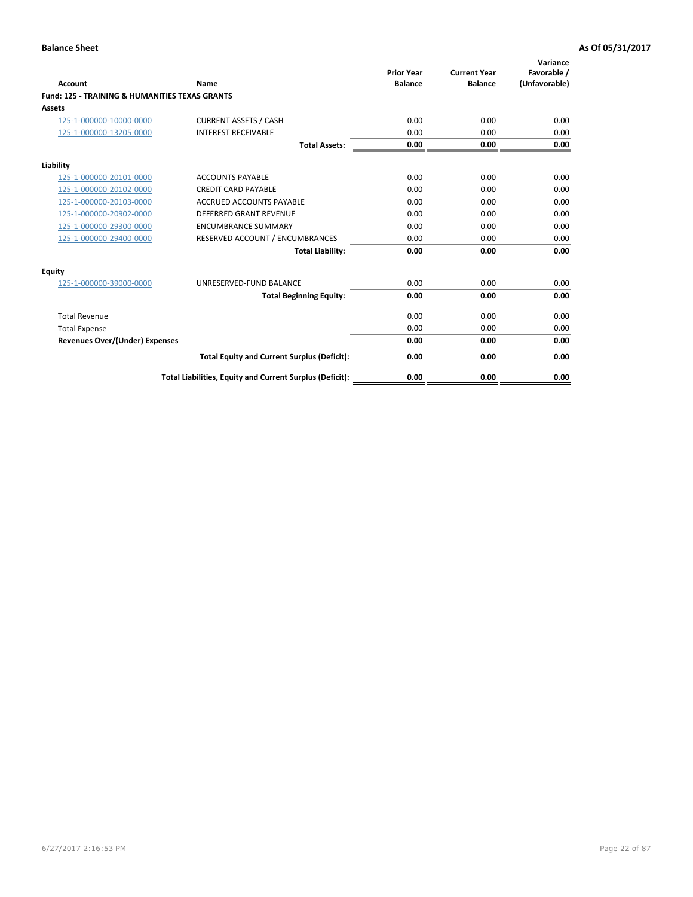**Balance Sheet** **As Of 05/31/2017**

| Account | Name | Prior Year Balance | Current Year Balance | Variance Favorable / (Unfavorable) |
|---|---|---|---|---|
| **Fund: 125 - TRAINING & HUMANITIES TEXAS GRANTS** | | | | |
| **Assets** | | | | |
| 125-1-000000-10000-0000 | CURRENT ASSETS / CASH | 0.00 | 0.00 | 0.00 |
| 125-1-000000-13205-0000 | INTEREST RECEIVABLE | 0.00 | 0.00 | 0.00 |
| | **Total Assets:** | **0.00** | **0.00** | **0.00** |
| **Liability** | | | | |
| 125-1-000000-20101-0000 | ACCOUNTS PAYABLE | 0.00 | 0.00 | 0.00 |
| 125-1-000000-20102-0000 | CREDIT CARD PAYABLE | 0.00 | 0.00 | 0.00 |
| 125-1-000000-20103-0000 | ACCRUED ACCOUNTS PAYABLE | 0.00 | 0.00 | 0.00 |
| 125-1-000000-20902-0000 | DEFERRED GRANT REVENUE | 0.00 | 0.00 | 0.00 |
| 125-1-000000-29300-0000 | ENCUMBRANCE SUMMARY | 0.00 | 0.00 | 0.00 |
| 125-1-000000-29400-0000 | RESERVED ACCOUNT / ENCUMBRANCES | 0.00 | 0.00 | 0.00 |
| | **Total Liability:** | **0.00** | **0.00** | **0.00** |
| **Equity** | | | | |
| 125-1-000000-39000-0000 | UNRESERVED-FUND BALANCE | 0.00 | 0.00 | 0.00 |
| | **Total Beginning Equity:** | **0.00** | **0.00** | **0.00** |
| Total Revenue | | 0.00 | 0.00 | 0.00 |
| Total Expense | | 0.00 | 0.00 | 0.00 |
| **Revenues Over/(Under) Expenses** | | **0.00** | **0.00** | **0.00** |
| | **Total Equity and Current Surplus (Deficit):** | **0.00** | **0.00** | **0.00** |
| | **Total Liabilities, Equity and Current Surplus (Deficit):** | **0.00** | **0.00** | **0.00** |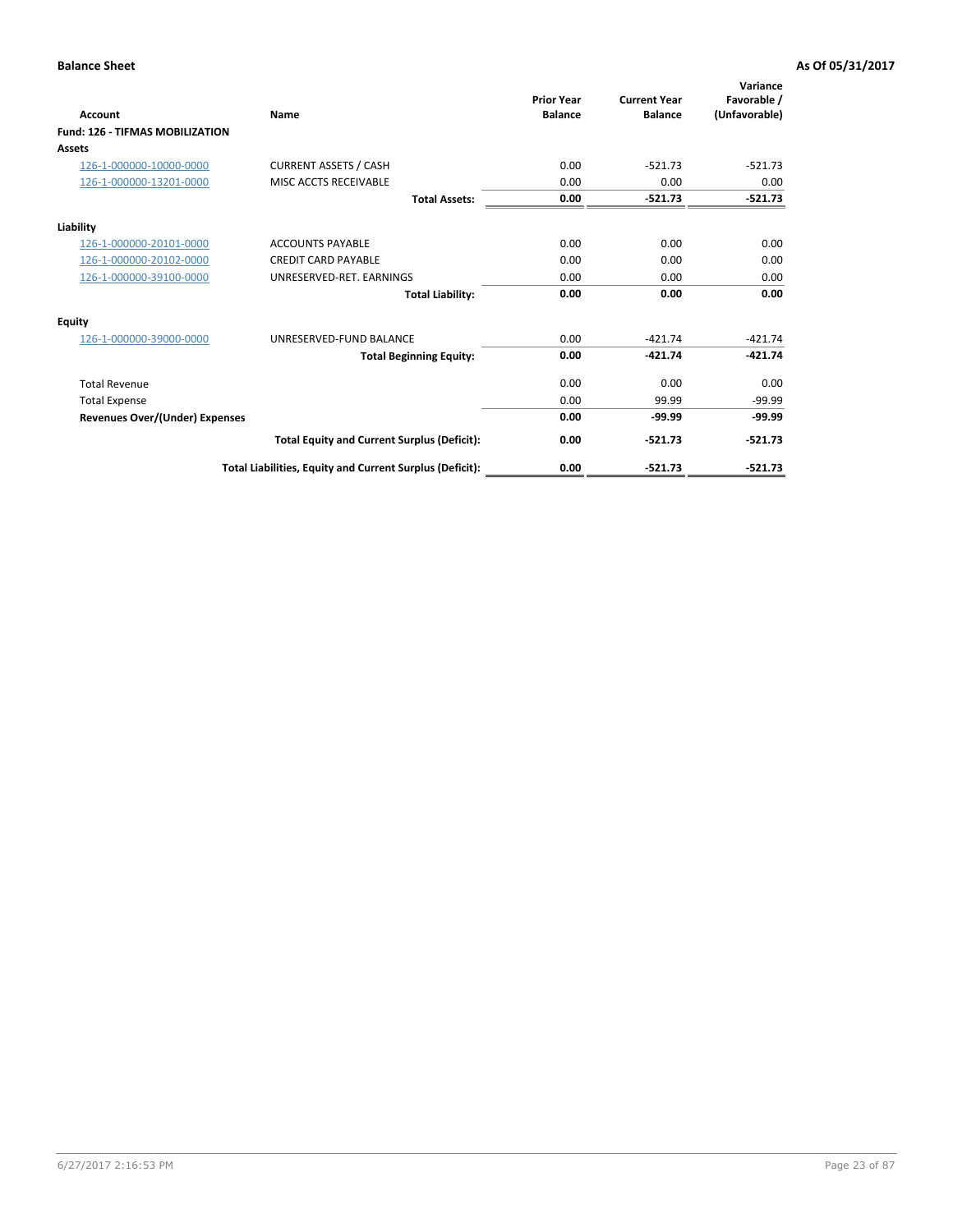**Balance Sheet** **As Of 05/31/2017**

| Account | Name | Prior Year Balance | Current Year Balance | Variance Favorable / (Unfavorable) |
|---|---|---|---|---|
| **Fund: 126 - TIFMAS MOBILIZATION** | | | | |
| **Assets** | | | | |
| 126-1-000000-10000-0000 | CURRENT ASSETS / CASH | 0.00 | -521.73 | -521.73 |
| 126-1-000000-13201-0000 | MISC ACCTS RECEIVABLE | 0.00 | 0.00 | 0.00 |
| | **Total Assets:** | **0.00** | **-521.73** | **-521.73** |
| **Liability** | | | | |
| 126-1-000000-20101-0000 | ACCOUNTS PAYABLE | 0.00 | 0.00 | 0.00 |
| 126-1-000000-20102-0000 | CREDIT CARD PAYABLE | 0.00 | 0.00 | 0.00 |
| 126-1-000000-39100-0000 | UNRESERVED-RET. EARNINGS | 0.00 | 0.00 | 0.00 |
| | **Total Liability:** | **0.00** | **0.00** | **0.00** |
| **Equity** | | | | |
| 126-1-000000-39000-0000 | UNRESERVED-FUND BALANCE | 0.00 | -421.74 | -421.74 |
| | **Total Beginning Equity:** | **0.00** | **-421.74** | **-421.74** |
| Total Revenue | | 0.00 | 0.00 | 0.00 |
| Total Expense | | 0.00 | 99.99 | -99.99 |
| **Revenues Over/(Under) Expenses** | | **0.00** | **-99.99** | **-99.99** |
| | **Total Equity and Current Surplus (Deficit):** | **0.00** | **-521.73** | **-521.73** |
| | **Total Liabilities, Equity and Current Surplus (Deficit):** | **0.00** | **-521.73** | **-521.73** |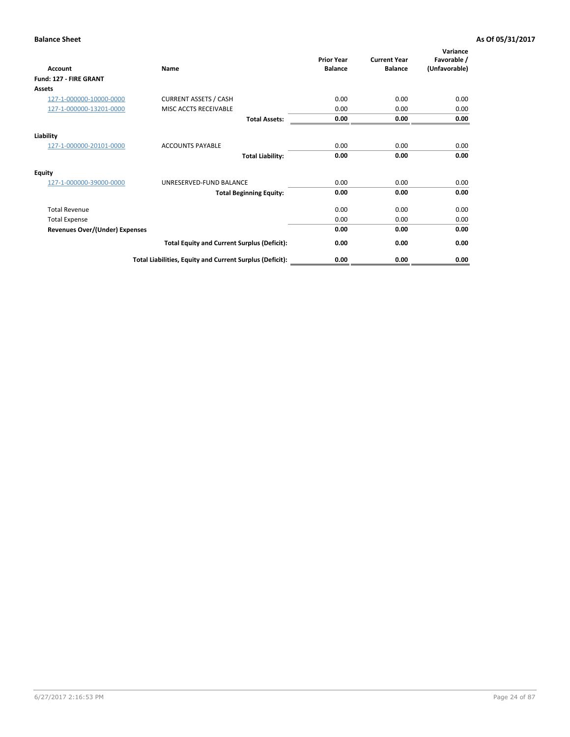**Balance Sheet** **As Of 05/31/2017**

| Account | Name | Prior Year Balance | Current Year Balance | Variance Favorable / (Unfavorable) |
|---|---|---|---|---|
| **Fund: 127 - FIRE GRANT** | | | | |
| **Assets** | | | | |
| 127-1-000000-10000-0000 | CURRENT ASSETS / CASH | 0.00 | 0.00 | 0.00 |
| 127-1-000000-13201-0000 | MISC ACCTS RECEIVABLE | 0.00 | 0.00 | 0.00 |
| | **Total Assets:** | **0.00** | **0.00** | **0.00** |
| **Liability** | | | | |
| 127-1-000000-20101-0000 | ACCOUNTS PAYABLE | 0.00 | 0.00 | 0.00 |
| | **Total Liability:** | **0.00** | **0.00** | **0.00** |
| **Equity** | | | | |
| 127-1-000000-39000-0000 | UNRESERVED-FUND BALANCE | 0.00 | 0.00 | 0.00 |
| | **Total Beginning Equity:** | **0.00** | **0.00** | **0.00** |
| Total Revenue | | 0.00 | 0.00 | 0.00 |
| Total Expense | | 0.00 | 0.00 | 0.00 |
| **Revenues Over/(Under) Expenses** | | **0.00** | **0.00** | **0.00** |
| | **Total Equity and Current Surplus (Deficit):** | **0.00** | **0.00** | **0.00** |
| | **Total Liabilities, Equity and Current Surplus (Deficit):** | **0.00** | **0.00** | **0.00** |

6/27/2017 2:16:53 PM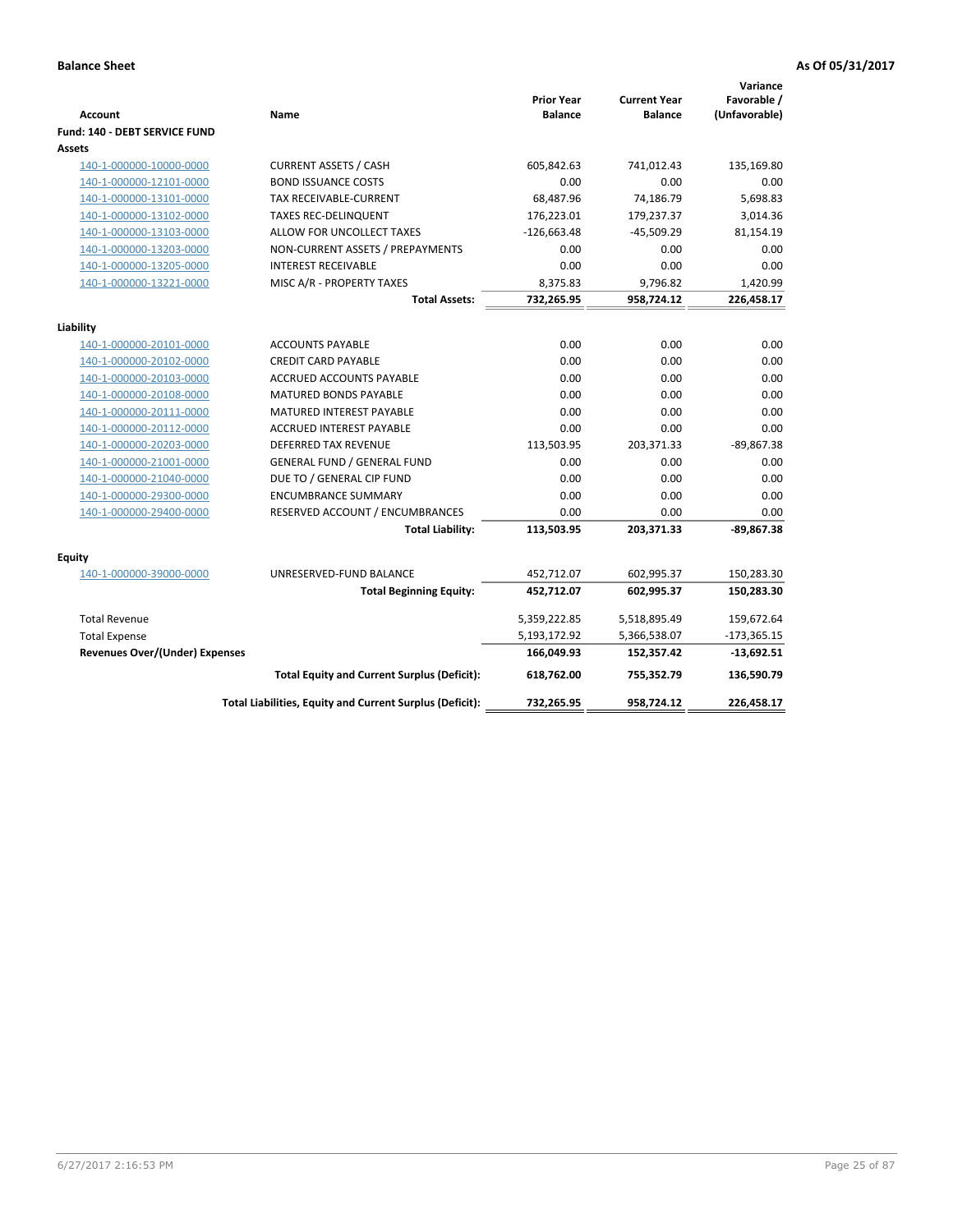**Balance Sheet** **As Of 05/31/2017**

| Account | Name | Prior Year Balance | Current Year Balance | Variance Favorable / (Unfavorable) |
|---|---|---|---|---|
| **Fund: 140 - DEBT SERVICE FUND** | | | | |
| **Assets** | | | | |
| 140-1-000000-10000-0000 | CURRENT ASSETS / CASH | 605,842.63 | 741,012.43 | 135,169.80 |
| 140-1-000000-12101-0000 | BOND ISSUANCE COSTS | 0.00 | 0.00 | 0.00 |
| 140-1-000000-13101-0000 | TAX RECEIVABLE-CURRENT | 68,487.96 | 74,186.79 | 5,698.83 |
| 140-1-000000-13102-0000 | TAXES REC-DELINQUENT | 176,223.01 | 179,237.37 | 3,014.36 |
| 140-1-000000-13103-0000 | ALLOW FOR UNCOLLECT TAXES | -126,663.48 | -45,509.29 | 81,154.19 |
| 140-1-000000-13203-0000 | NON-CURRENT ASSETS / PREPAYMENTS | 0.00 | 0.00 | 0.00 |
| 140-1-000000-13205-0000 | INTEREST RECEIVABLE | 0.00 | 0.00 | 0.00 |
| 140-1-000000-13221-0000 | MISC A/R - PROPERTY TAXES | 8,375.83 | 9,796.82 | 1,420.99 |
| | **Total Assets:** | **732,265.95** | **958,724.12** | **226,458.17** |
| **Liability** | | | | |
| 140-1-000000-20101-0000 | ACCOUNTS PAYABLE | 0.00 | 0.00 | 0.00 |
| 140-1-000000-20102-0000 | CREDIT CARD PAYABLE | 0.00 | 0.00 | 0.00 |
| 140-1-000000-20103-0000 | ACCRUED ACCOUNTS PAYABLE | 0.00 | 0.00 | 0.00 |
| 140-1-000000-20108-0000 | MATURED BONDS PAYABLE | 0.00 | 0.00 | 0.00 |
| 140-1-000000-20111-0000 | MATURED INTEREST PAYABLE | 0.00 | 0.00 | 0.00 |
| 140-1-000000-20112-0000 | ACCRUED INTEREST PAYABLE | 0.00 | 0.00 | 0.00 |
| 140-1-000000-20203-0000 | DEFERRED TAX REVENUE | 113,503.95 | 203,371.33 | -89,867.38 |
| 140-1-000000-21001-0000 | GENERAL FUND / GENERAL FUND | 0.00 | 0.00 | 0.00 |
| 140-1-000000-21040-0000 | DUE TO / GENERAL CIP FUND | 0.00 | 0.00 | 0.00 |
| 140-1-000000-29300-0000 | ENCUMBRANCE SUMMARY | 0.00 | 0.00 | 0.00 |
| 140-1-000000-29400-0000 | RESERVED ACCOUNT / ENCUMBRANCES | 0.00 | 0.00 | 0.00 |
| | **Total Liability:** | **113,503.95** | **203,371.33** | **-89,867.38** |
| **Equity** | | | | |
| 140-1-000000-39000-0000 | UNRESERVED-FUND BALANCE | 452,712.07 | 602,995.37 | 150,283.30 |
| | **Total Beginning Equity:** | **452,712.07** | **602,995.37** | **150,283.30** |
| Total Revenue | | 5,359,222.85 | 5,518,895.49 | 159,672.64 |
| Total Expense | | 5,193,172.92 | 5,366,538.07 | -173,365.15 |
| **Revenues Over/(Under) Expenses** | | **166,049.93** | **152,357.42** | **-13,692.51** |
| | **Total Equity and Current Surplus (Deficit):** | **618,762.00** | **755,352.79** | **136,590.79** |
| | **Total Liabilities, Equity and Current Surplus (Deficit):** | **732,265.95** | **958,724.12** | **226,458.17** |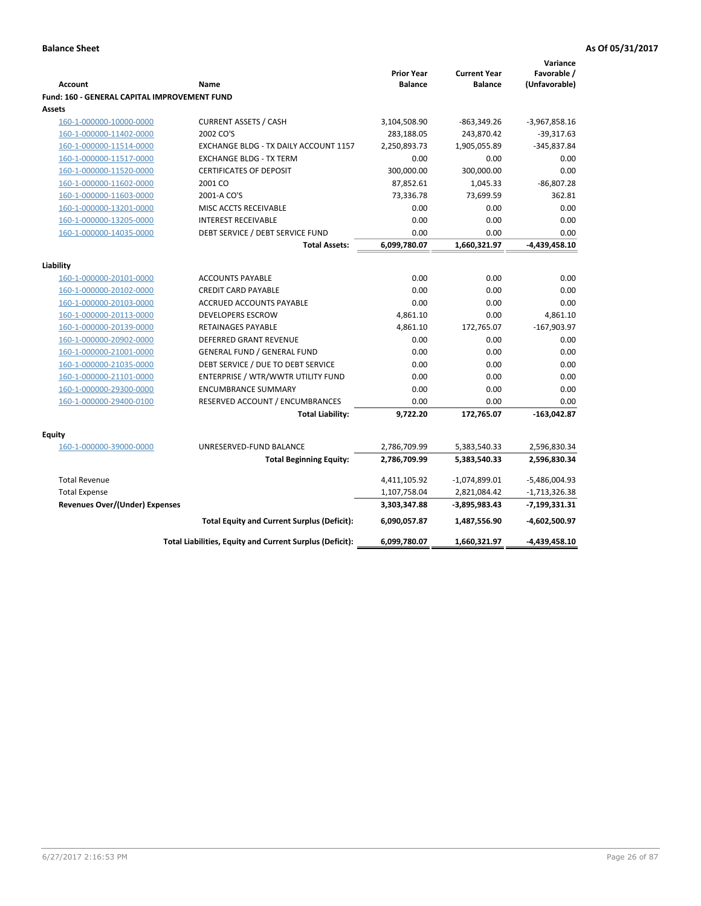**Balance Sheet** **As Of 05/31/2017**

| Account | Name | Prior Year Balance | Current Year Balance | Variance Favorable / (Unfavorable) |
|---|---|---|---|---|
| **Fund: 160 - GENERAL CAPITAL IMPROVEMENT FUND** | | | | |
| **Assets** | | | | |
| 160-1-000000-10000-0000 | CURRENT ASSETS / CASH | 3,104,508.90 | -863,349.26 | -3,967,858.16 |
| 160-1-000000-11402-0000 | 2002 CO'S | 283,188.05 | 243,870.42 | -39,317.63 |
| 160-1-000000-11514-0000 | EXCHANGE BLDG - TX DAILY ACCOUNT 1157 | 2,250,893.73 | 1,905,055.89 | -345,837.84 |
| 160-1-000000-11517-0000 | EXCHANGE BLDG - TX TERM | 0.00 | 0.00 | 0.00 |
| 160-1-000000-11520-0000 | CERTIFICATES OF DEPOSIT | 300,000.00 | 300,000.00 | 0.00 |
| 160-1-000000-11602-0000 | 2001 CO | 87,852.61 | 1,045.33 | -86,807.28 |
| 160-1-000000-11603-0000 | 2001-A CO'S | 73,336.78 | 73,699.59 | 362.81 |
| 160-1-000000-13201-0000 | MISC ACCTS RECEIVABLE | 0.00 | 0.00 | 0.00 |
| 160-1-000000-13205-0000 | INTEREST RECEIVABLE | 0.00 | 0.00 | 0.00 |
| 160-1-000000-14035-0000 | DEBT SERVICE / DEBT SERVICE FUND | 0.00 | 0.00 | 0.00 |
| | **Total Assets:** | **6,099,780.07** | **1,660,321.97** | **-4,439,458.10** |
| **Liability** | | | | |
| 160-1-000000-20101-0000 | ACCOUNTS PAYABLE | 0.00 | 0.00 | 0.00 |
| 160-1-000000-20102-0000 | CREDIT CARD PAYABLE | 0.00 | 0.00 | 0.00 |
| 160-1-000000-20103-0000 | ACCRUED ACCOUNTS PAYABLE | 0.00 | 0.00 | 0.00 |
| 160-1-000000-20113-0000 | DEVELOPERS ESCROW | 4,861.10 | 0.00 | 4,861.10 |
| 160-1-000000-20139-0000 | RETAINAGES PAYABLE | 4,861.10 | 172,765.07 | -167,903.97 |
| 160-1-000000-20902-0000 | DEFERRED GRANT REVENUE | 0.00 | 0.00 | 0.00 |
| 160-1-000000-21001-0000 | GENERAL FUND / GENERAL FUND | 0.00 | 0.00 | 0.00 |
| 160-1-000000-21035-0000 | DEBT SERVICE / DUE TO DEBT SERVICE | 0.00 | 0.00 | 0.00 |
| 160-1-000000-21101-0000 | ENTERPRISE / WTR/WWTR UTILITY FUND | 0.00 | 0.00 | 0.00 |
| 160-1-000000-29300-0000 | ENCUMBRANCE SUMMARY | 0.00 | 0.00 | 0.00 |
| 160-1-000000-29400-0100 | RESERVED ACCOUNT / ENCUMBRANCES | 0.00 | 0.00 | 0.00 |
| | **Total Liability:** | **9,722.20** | **172,765.07** | **-163,042.87** |
| **Equity** | | | | |
| 160-1-000000-39000-0000 | UNRESERVED-FUND BALANCE | 2,786,709.99 | 5,383,540.33 | 2,596,830.34 |
| | **Total Beginning Equity:** | **2,786,709.99** | **5,383,540.33** | **2,596,830.34** |
| Total Revenue | | 4,411,105.92 | -1,074,899.01 | -5,486,004.93 |
| Total Expense | | 1,107,758.04 | 2,821,084.42 | -1,713,326.38 |
| **Revenues Over/(Under) Expenses** | | **3,303,347.88** | **-3,895,983.43** | **-7,199,331.31** |
| | **Total Equity and Current Surplus (Deficit):** | **6,090,057.87** | **1,487,556.90** | **-4,602,500.97** |
| | **Total Liabilities, Equity and Current Surplus (Deficit):** | **6,099,780.07** | **1,660,321.97** | **-4,439,458.10** |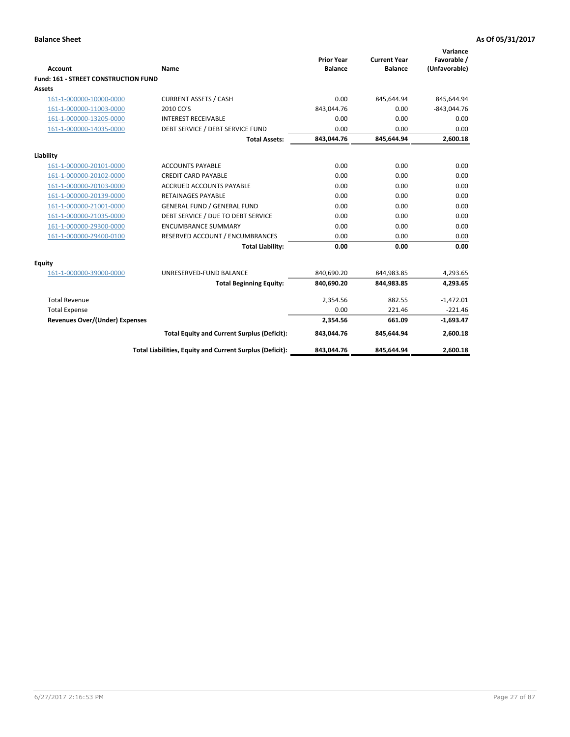**Balance Sheet** **As Of 05/31/2017**

| Account | Name | Prior Year Balance | Current Year Balance | Variance Favorable / (Unfavorable) |
|---|---|---|---|---|
| **Fund: 161 - STREET CONSTRUCTION FUND** | | | | |
| **Assets** | | | | |
| 161-1-000000-10000-0000 | CURRENT ASSETS / CASH | 0.00 | 845,644.94 | 845,644.94 |
| 161-1-000000-11003-0000 | 2010 CO'S | 843,044.76 | 0.00 | -843,044.76 |
| 161-1-000000-13205-0000 | INTEREST RECEIVABLE | 0.00 | 0.00 | 0.00 |
| 161-1-000000-14035-0000 | DEBT SERVICE / DEBT SERVICE FUND | 0.00 | 0.00 | 0.00 |
| | **Total Assets:** | **843,044.76** | **845,644.94** | **2,600.18** |
| **Liability** | | | | |
| 161-1-000000-20101-0000 | ACCOUNTS PAYABLE | 0.00 | 0.00 | 0.00 |
| 161-1-000000-20102-0000 | CREDIT CARD PAYABLE | 0.00 | 0.00 | 0.00 |
| 161-1-000000-20103-0000 | ACCRUED ACCOUNTS PAYABLE | 0.00 | 0.00 | 0.00 |
| 161-1-000000-20139-0000 | RETAINAGES PAYABLE | 0.00 | 0.00 | 0.00 |
| 161-1-000000-21001-0000 | GENERAL FUND / GENERAL FUND | 0.00 | 0.00 | 0.00 |
| 161-1-000000-21035-0000 | DEBT SERVICE / DUE TO DEBT SERVICE | 0.00 | 0.00 | 0.00 |
| 161-1-000000-29300-0000 | ENCUMBRANCE SUMMARY | 0.00 | 0.00 | 0.00 |
| 161-1-000000-29400-0100 | RESERVED ACCOUNT / ENCUMBRANCES | 0.00 | 0.00 | 0.00 |
| | **Total Liability:** | **0.00** | **0.00** | **0.00** |
| **Equity** | | | | |
| 161-1-000000-39000-0000 | UNRESERVED-FUND BALANCE | 840,690.20 | 844,983.85 | 4,293.65 |
| | **Total Beginning Equity:** | **840,690.20** | **844,983.85** | **4,293.65** |
| Total Revenue | | 2,354.56 | 882.55 | -1,472.01 |
| Total Expense | | 0.00 | 221.46 | -221.46 |
| **Revenues Over/(Under) Expenses** | | **2,354.56** | **661.09** | **-1,693.47** |
| | **Total Equity and Current Surplus (Deficit):** | **843,044.76** | **845,644.94** | **2,600.18** |
| | **Total Liabilities, Equity and Current Surplus (Deficit):** | **843,044.76** | **845,644.94** | **2,600.18** |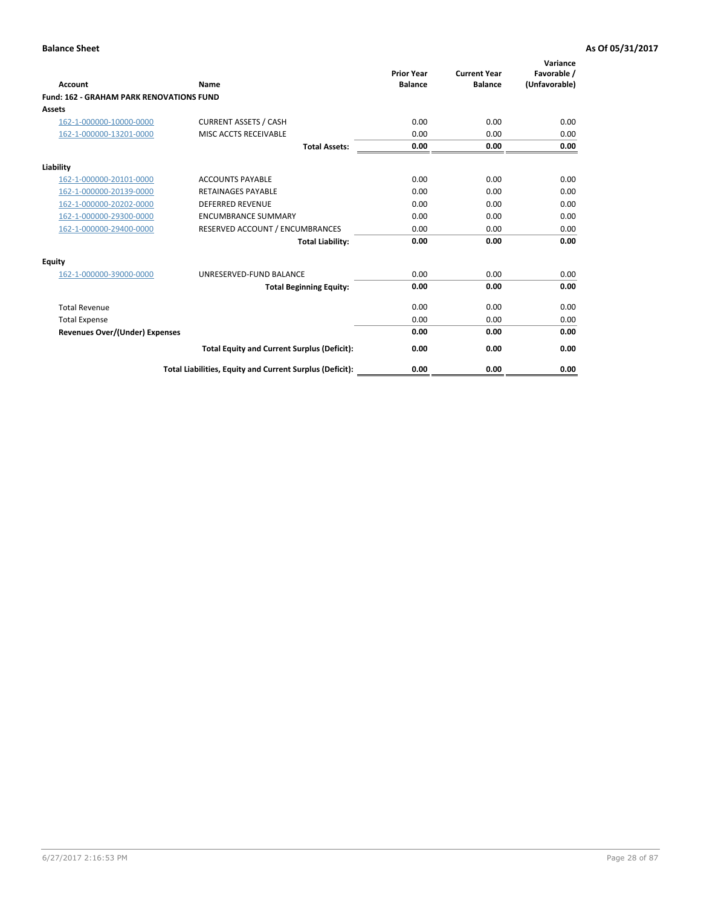**Balance Sheet** **As Of 05/31/2017**

| Account | Name | Prior Year Balance | Current Year Balance | Variance Favorable / (Unfavorable) |
|---|---|---|---|---|
| **Fund: 162 - GRAHAM PARK RENOVATIONS FUND** | | | | |
| **Assets** | | | | |
| 162-1-000000-10000-0000 | CURRENT ASSETS / CASH | 0.00 | 0.00 | 0.00 |
| 162-1-000000-13201-0000 | MISC ACCTS RECEIVABLE | 0.00 | 0.00 | 0.00 |
| | **Total Assets:** | **0.00** | **0.00** | **0.00** |
| **Liability** | | | | |
| 162-1-000000-20101-0000 | ACCOUNTS PAYABLE | 0.00 | 0.00 | 0.00 |
| 162-1-000000-20139-0000 | RETAINAGES PAYABLE | 0.00 | 0.00 | 0.00 |
| 162-1-000000-20202-0000 | DEFERRED REVENUE | 0.00 | 0.00 | 0.00 |
| 162-1-000000-29300-0000 | ENCUMBRANCE SUMMARY | 0.00 | 0.00 | 0.00 |
| 162-1-000000-29400-0000 | RESERVED ACCOUNT / ENCUMBRANCES | 0.00 | 0.00 | 0.00 |
| | **Total Liability:** | **0.00** | **0.00** | **0.00** |
| **Equity** | | | | |
| 162-1-000000-39000-0000 | UNRESERVED-FUND BALANCE | 0.00 | 0.00 | 0.00 |
| | **Total Beginning Equity:** | **0.00** | **0.00** | **0.00** |
| Total Revenue | | 0.00 | 0.00 | 0.00 |
| Total Expense | | 0.00 | 0.00 | 0.00 |
| **Revenues Over/(Under) Expenses** | | **0.00** | **0.00** | **0.00** |
| | **Total Equity and Current Surplus (Deficit):** | **0.00** | **0.00** | **0.00** |
| | **Total Liabilities, Equity and Current Surplus (Deficit):** | **0.00** | **0.00** | **0.00** |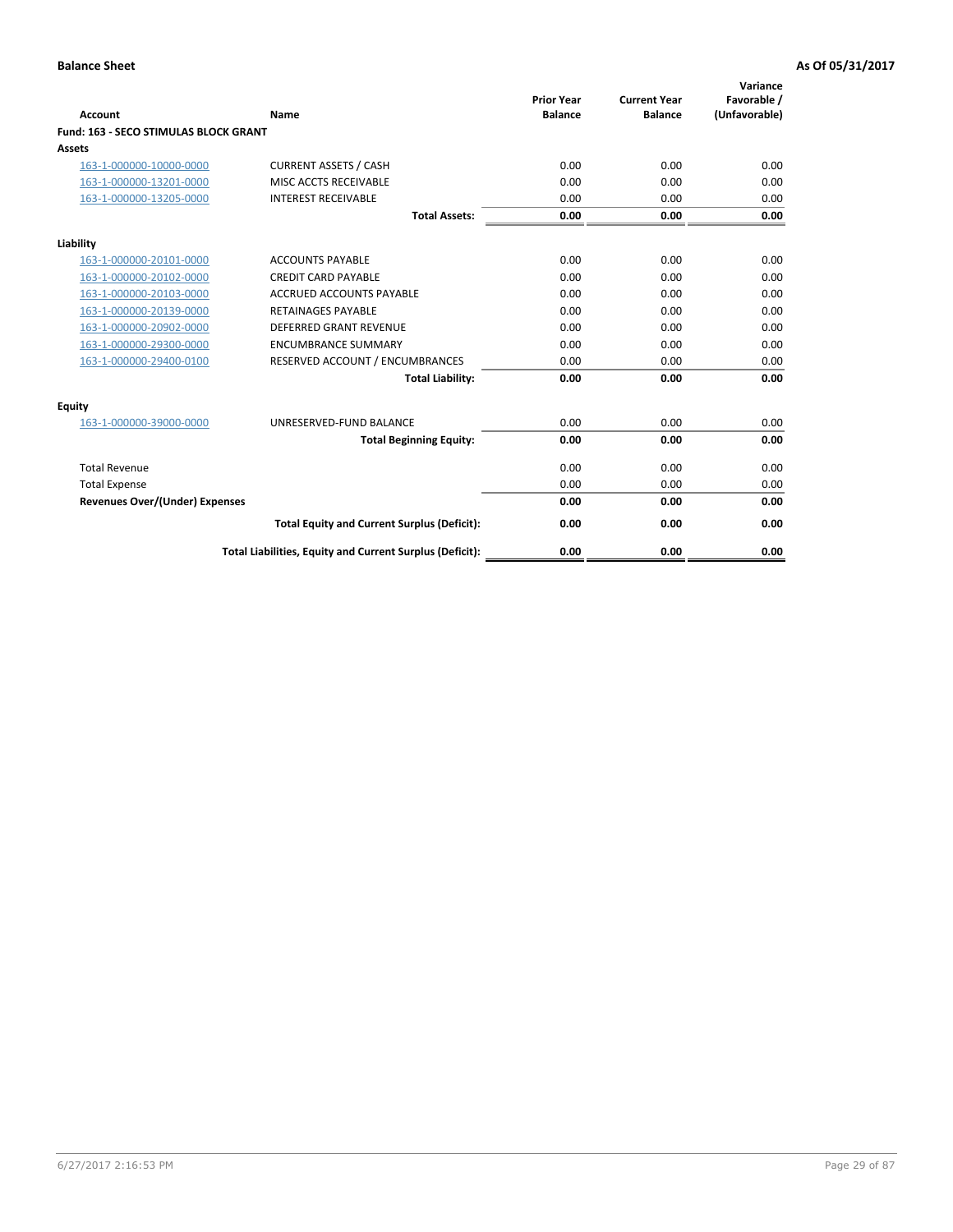**Balance Sheet** **As Of 05/31/2017**

| Account | Name | Prior Year Balance | Current Year Balance | Variance Favorable / (Unfavorable) |
|---|---|---|---|---|
| **Fund: 163 - SECO STIMULAS BLOCK GRANT** | | | | |
| **Assets** | | | | |
| 163-1-000000-10000-0000 | CURRENT ASSETS / CASH | 0.00 | 0.00 | 0.00 |
| 163-1-000000-13201-0000 | MISC ACCTS RECEIVABLE | 0.00 | 0.00 | 0.00 |
| 163-1-000000-13205-0000 | INTEREST RECEIVABLE | 0.00 | 0.00 | 0.00 |
| | **Total Assets:** | **0.00** | **0.00** | **0.00** |
| **Liability** | | | | |
| 163-1-000000-20101-0000 | ACCOUNTS PAYABLE | 0.00 | 0.00 | 0.00 |
| 163-1-000000-20102-0000 | CREDIT CARD PAYABLE | 0.00 | 0.00 | 0.00 |
| 163-1-000000-20103-0000 | ACCRUED ACCOUNTS PAYABLE | 0.00 | 0.00 | 0.00 |
| 163-1-000000-20139-0000 | RETAINAGES PAYABLE | 0.00 | 0.00 | 0.00 |
| 163-1-000000-20902-0000 | DEFERRED GRANT REVENUE | 0.00 | 0.00 | 0.00 |
| 163-1-000000-29300-0000 | ENCUMBRANCE SUMMARY | 0.00 | 0.00 | 0.00 |
| 163-1-000000-29400-0100 | RESERVED ACCOUNT / ENCUMBRANCES | 0.00 | 0.00 | 0.00 |
| | **Total Liability:** | **0.00** | **0.00** | **0.00** |
| **Equity** | | | | |
| 163-1-000000-39000-0000 | UNRESERVED-FUND BALANCE | 0.00 | 0.00 | 0.00 |
| | **Total Beginning Equity:** | **0.00** | **0.00** | **0.00** |
| Total Revenue | | 0.00 | 0.00 | 0.00 |
| Total Expense | | 0.00 | 0.00 | 0.00 |
| **Revenues Over/(Under) Expenses** | | **0.00** | **0.00** | **0.00** |
| | **Total Equity and Current Surplus (Deficit):** | **0.00** | **0.00** | **0.00** |
| | **Total Liabilities, Equity and Current Surplus (Deficit):** | **0.00** | **0.00** | **0.00** |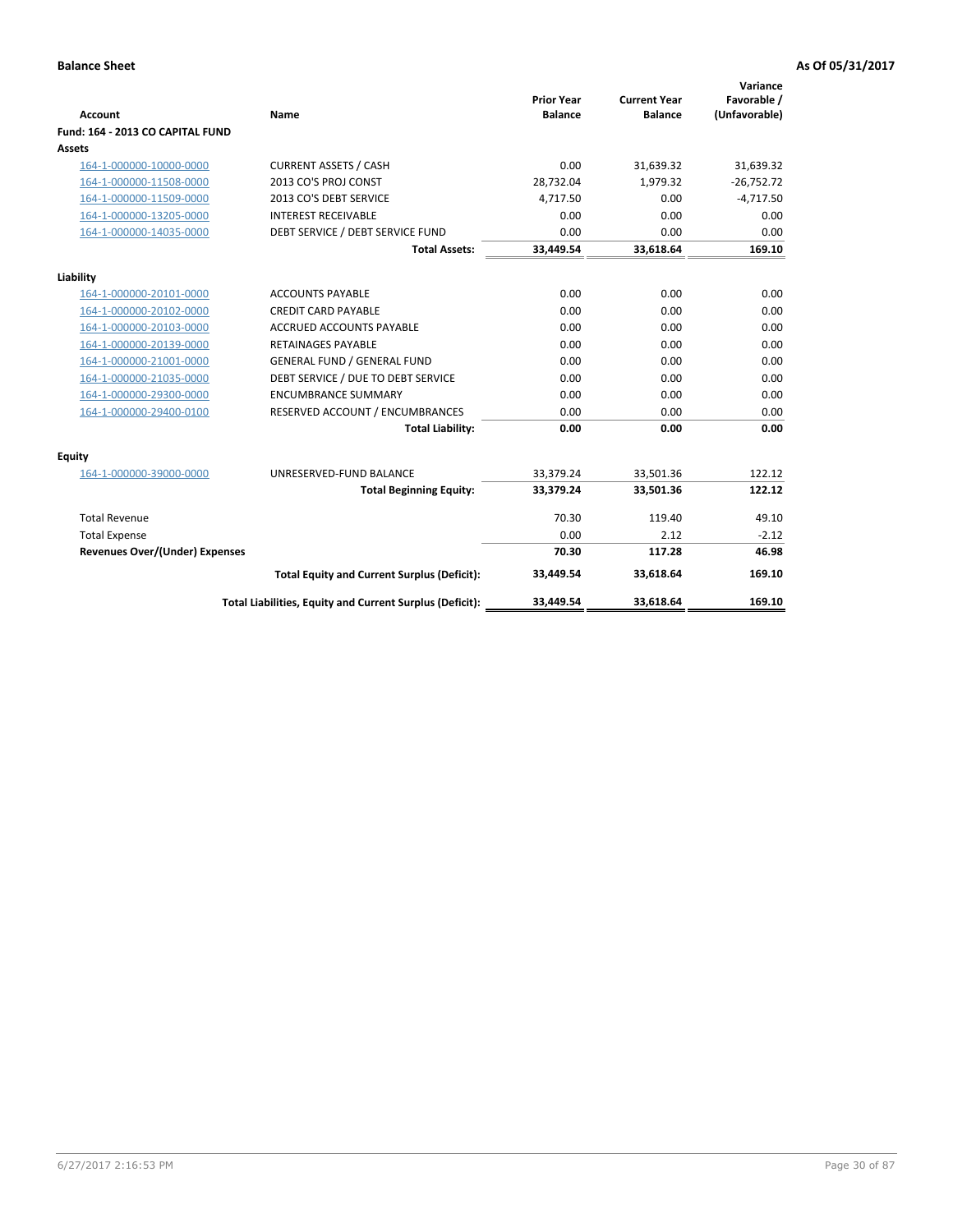**Balance Sheet** **As Of 05/31/2017**

| Account | Name | Prior Year Balance | Current Year Balance | Variance Favorable / (Unfavorable) |
|---|---|---|---|---|
| **Fund: 164 - 2013 CO CAPITAL FUND** | | | | |
| **Assets** | | | | |
| 164-1-000000-10000-0000 | CURRENT ASSETS / CASH | 0.00 | 31,639.32 | 31,639.32 |
| 164-1-000000-11508-0000 | 2013 CO'S PROJ CONST | 28,732.04 | 1,979.32 | -26,752.72 |
| 164-1-000000-11509-0000 | 2013 CO'S DEBT SERVICE | 4,717.50 | 0.00 | -4,717.50 |
| 164-1-000000-13205-0000 | INTEREST RECEIVABLE | 0.00 | 0.00 | 0.00 |
| 164-1-000000-14035-0000 | DEBT SERVICE / DEBT SERVICE FUND | 0.00 | 0.00 | 0.00 |
| | **Total Assets:** | **33,449.54** | **33,618.64** | **169.10** |
| **Liability** | | | | |
| 164-1-000000-20101-0000 | ACCOUNTS PAYABLE | 0.00 | 0.00 | 0.00 |
| 164-1-000000-20102-0000 | CREDIT CARD PAYABLE | 0.00 | 0.00 | 0.00 |
| 164-1-000000-20103-0000 | ACCRUED ACCOUNTS PAYABLE | 0.00 | 0.00 | 0.00 |
| 164-1-000000-20139-0000 | RETAINAGES PAYABLE | 0.00 | 0.00 | 0.00 |
| 164-1-000000-21001-0000 | GENERAL FUND / GENERAL FUND | 0.00 | 0.00 | 0.00 |
| 164-1-000000-21035-0000 | DEBT SERVICE / DUE TO DEBT SERVICE | 0.00 | 0.00 | 0.00 |
| 164-1-000000-29300-0000 | ENCUMBRANCE SUMMARY | 0.00 | 0.00 | 0.00 |
| 164-1-000000-29400-0100 | RESERVED ACCOUNT / ENCUMBRANCES | 0.00 | 0.00 | 0.00 |
| | **Total Liability:** | **0.00** | **0.00** | **0.00** |
| **Equity** | | | | |
| 164-1-000000-39000-0000 | UNRESERVED-FUND BALANCE | 33,379.24 | 33,501.36 | 122.12 |
| | **Total Beginning Equity:** | **33,379.24** | **33,501.36** | **122.12** |
| Total Revenue | | 70.30 | 119.40 | 49.10 |
| Total Expense | | 0.00 | 2.12 | -2.12 |
| **Revenues Over/(Under) Expenses** | | **70.30** | **117.28** | **46.98** |
| | **Total Equity and Current Surplus (Deficit):** | **33,449.54** | **33,618.64** | **169.10** |
| | **Total Liabilities, Equity and Current Surplus (Deficit):** | **33,449.54** | **33,618.64** | **169.10** |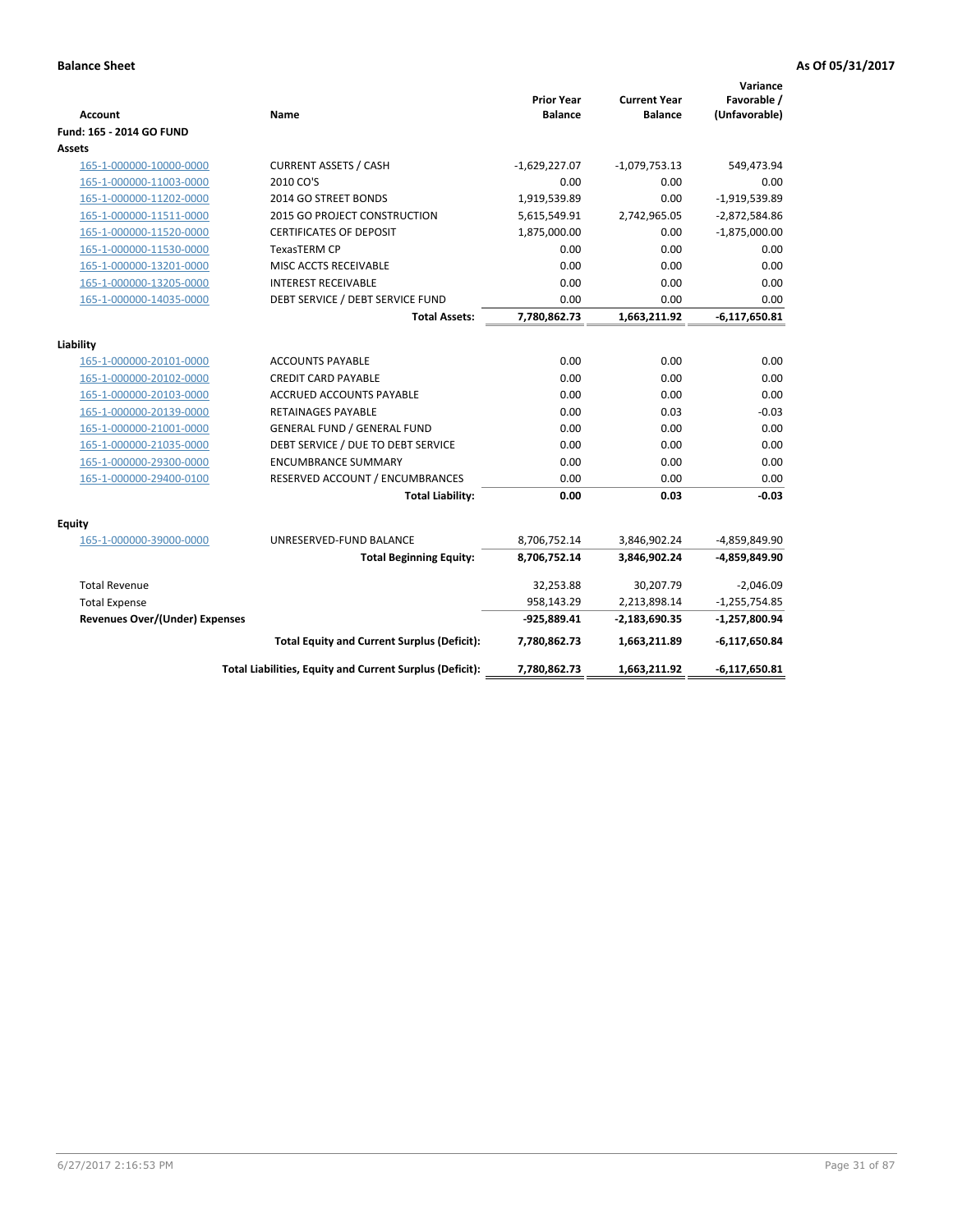**Balance Sheet** **As Of 05/31/2017**

| Account | Name | Prior Year Balance | Current Year Balance | Variance Favorable / (Unfavorable) |
|---|---|---|---|---|
| **Fund: 165 - 2014 GO FUND** | | | | |
| **Assets** | | | | |
| 165-1-000000-10000-0000 | CURRENT ASSETS / CASH | -1,629,227.07 | -1,079,753.13 | 549,473.94 |
| 165-1-000000-11003-0000 | 2010 CO'S | 0.00 | 0.00 | 0.00 |
| 165-1-000000-11202-0000 | 2014 GO STREET BONDS | 1,919,539.89 | 0.00 | -1,919,539.89 |
| 165-1-000000-11511-0000 | 2015 GO PROJECT CONSTRUCTION | 5,615,549.91 | 2,742,965.05 | -2,872,584.86 |
| 165-1-000000-11520-0000 | CERTIFICATES OF DEPOSIT | 1,875,000.00 | 0.00 | -1,875,000.00 |
| 165-1-000000-11530-0000 | TexasTERM CP | 0.00 | 0.00 | 0.00 |
| 165-1-000000-13201-0000 | MISC ACCTS RECEIVABLE | 0.00 | 0.00 | 0.00 |
| 165-1-000000-13205-0000 | INTEREST RECEIVABLE | 0.00 | 0.00 | 0.00 |
| 165-1-000000-14035-0000 | DEBT SERVICE / DEBT SERVICE FUND | 0.00 | 0.00 | 0.00 |
| | **Total Assets:** | **7,780,862.73** | **1,663,211.92** | **-6,117,650.81** |
| **Liability** | | | | |
| 165-1-000000-20101-0000 | ACCOUNTS PAYABLE | 0.00 | 0.00 | 0.00 |
| 165-1-000000-20102-0000 | CREDIT CARD PAYABLE | 0.00 | 0.00 | 0.00 |
| 165-1-000000-20103-0000 | ACCRUED ACCOUNTS PAYABLE | 0.00 | 0.00 | 0.00 |
| 165-1-000000-20139-0000 | RETAINAGES PAYABLE | 0.00 | 0.03 | -0.03 |
| 165-1-000000-21001-0000 | GENERAL FUND / GENERAL FUND | 0.00 | 0.00 | 0.00 |
| 165-1-000000-21035-0000 | DEBT SERVICE / DUE TO DEBT SERVICE | 0.00 | 0.00 | 0.00 |
| 165-1-000000-29300-0000 | ENCUMBRANCE SUMMARY | 0.00 | 0.00 | 0.00 |
| 165-1-000000-29400-0100 | RESERVED ACCOUNT / ENCUMBRANCES | 0.00 | 0.00 | 0.00 |
| | **Total Liability:** | **0.00** | **0.03** | **-0.03** |
| **Equity** | | | | |
| 165-1-000000-39000-0000 | UNRESERVED-FUND BALANCE | 8,706,752.14 | 3,846,902.24 | -4,859,849.90 |
| | **Total Beginning Equity:** | **8,706,752.14** | **3,846,902.24** | **-4,859,849.90** |
| Total Revenue | | 32,253.88 | 30,207.79 | -2,046.09 |
| Total Expense | | 958,143.29 | 2,213,898.14 | -1,255,754.85 |
| **Revenues Over/(Under) Expenses** | | **-925,889.41** | **-2,183,690.35** | **-1,257,800.94** |
| | **Total Equity and Current Surplus (Deficit):** | **7,780,862.73** | **1,663,211.89** | **-6,117,650.84** |
| | **Total Liabilities, Equity and Current Surplus (Deficit):** | **7,780,862.73** | **1,663,211.92** | **-6,117,650.81** |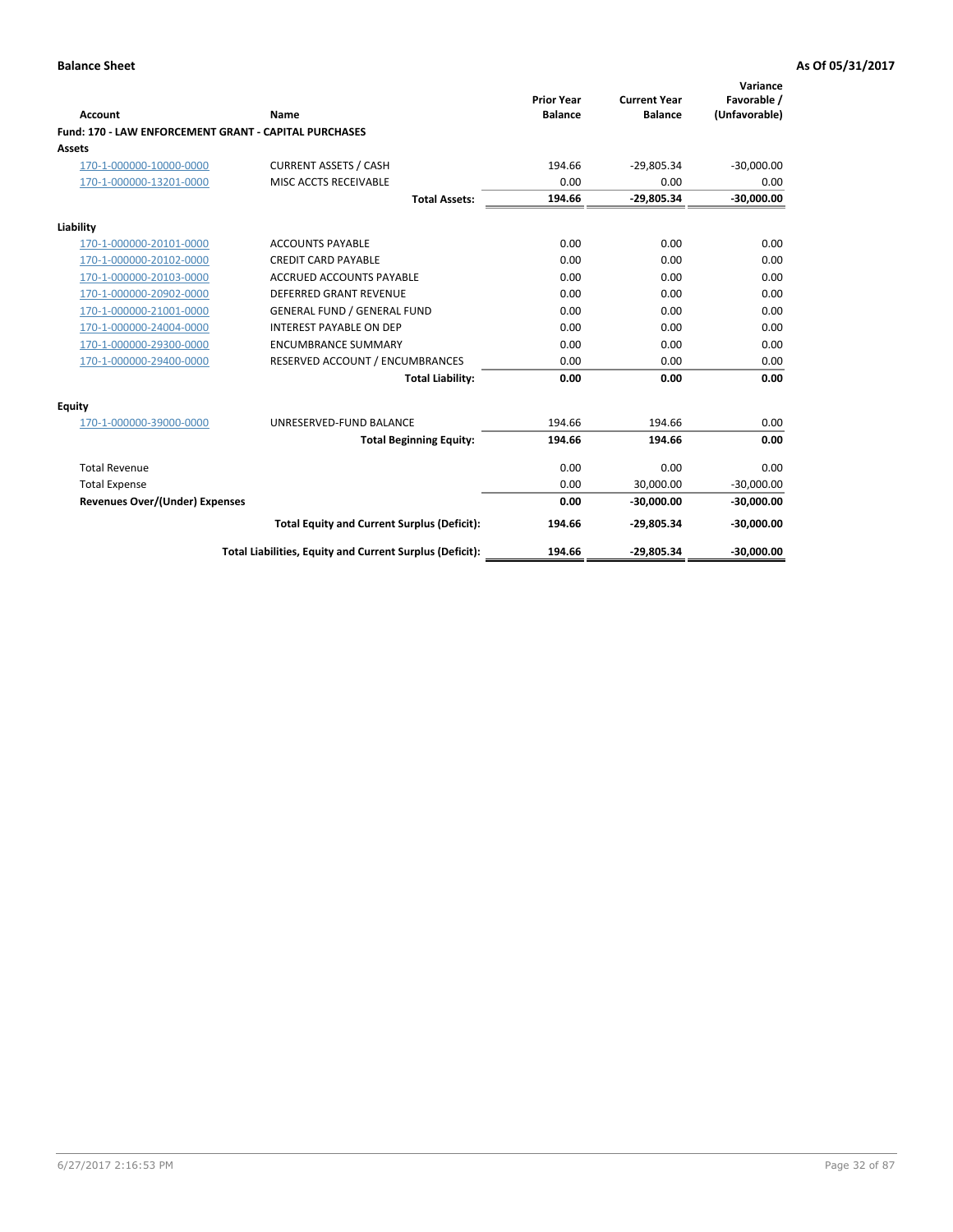**Balance Sheet** — **As Of 05/31/2017**

| Account | Name | Prior Year Balance | Current Year Balance | Variance Favorable / (Unfavorable) |
|---|---|---|---|---|
| **Fund: 170 - LAW ENFORCEMENT GRANT - CAPITAL PURCHASES** | | | | |
| **Assets** | | | | |
| 170-1-000000-10000-0000 | CURRENT ASSETS / CASH | 194.66 | -29,805.34 | -30,000.00 |
| 170-1-000000-13201-0000 | MISC ACCTS RECEIVABLE | 0.00 | 0.00 | 0.00 |
| | **Total Assets:** | **194.66** | **-29,805.34** | **-30,000.00** |
| **Liability** | | | | |
| 170-1-000000-20101-0000 | ACCOUNTS PAYABLE | 0.00 | 0.00 | 0.00 |
| 170-1-000000-20102-0000 | CREDIT CARD PAYABLE | 0.00 | 0.00 | 0.00 |
| 170-1-000000-20103-0000 | ACCRUED ACCOUNTS PAYABLE | 0.00 | 0.00 | 0.00 |
| 170-1-000000-20902-0000 | DEFERRED GRANT REVENUE | 0.00 | 0.00 | 0.00 |
| 170-1-000000-21001-0000 | GENERAL FUND / GENERAL FUND | 0.00 | 0.00 | 0.00 |
| 170-1-000000-24004-0000 | INTEREST PAYABLE ON DEP | 0.00 | 0.00 | 0.00 |
| 170-1-000000-29300-0000 | ENCUMBRANCE SUMMARY | 0.00 | 0.00 | 0.00 |
| 170-1-000000-29400-0000 | RESERVED ACCOUNT / ENCUMBRANCES | 0.00 | 0.00 | 0.00 |
| | **Total Liability:** | **0.00** | **0.00** | **0.00** |
| **Equity** | | | | |
| 170-1-000000-39000-0000 | UNRESERVED-FUND BALANCE | 194.66 | 194.66 | 0.00 |
| | **Total Beginning Equity:** | **194.66** | **194.66** | **0.00** |
| Total Revenue | | 0.00 | 0.00 | 0.00 |
| Total Expense | | 0.00 | 30,000.00 | -30,000.00 |
| **Revenues Over/(Under) Expenses** | | **0.00** | **-30,000.00** | **-30,000.00** |
| | **Total Equity and Current Surplus (Deficit):** | **194.66** | **-29,805.34** | **-30,000.00** |
| | **Total Liabilities, Equity and Current Surplus (Deficit):** | **194.66** | **-29,805.34** | **-30,000.00** |

6/27/2017 2:16:53 PM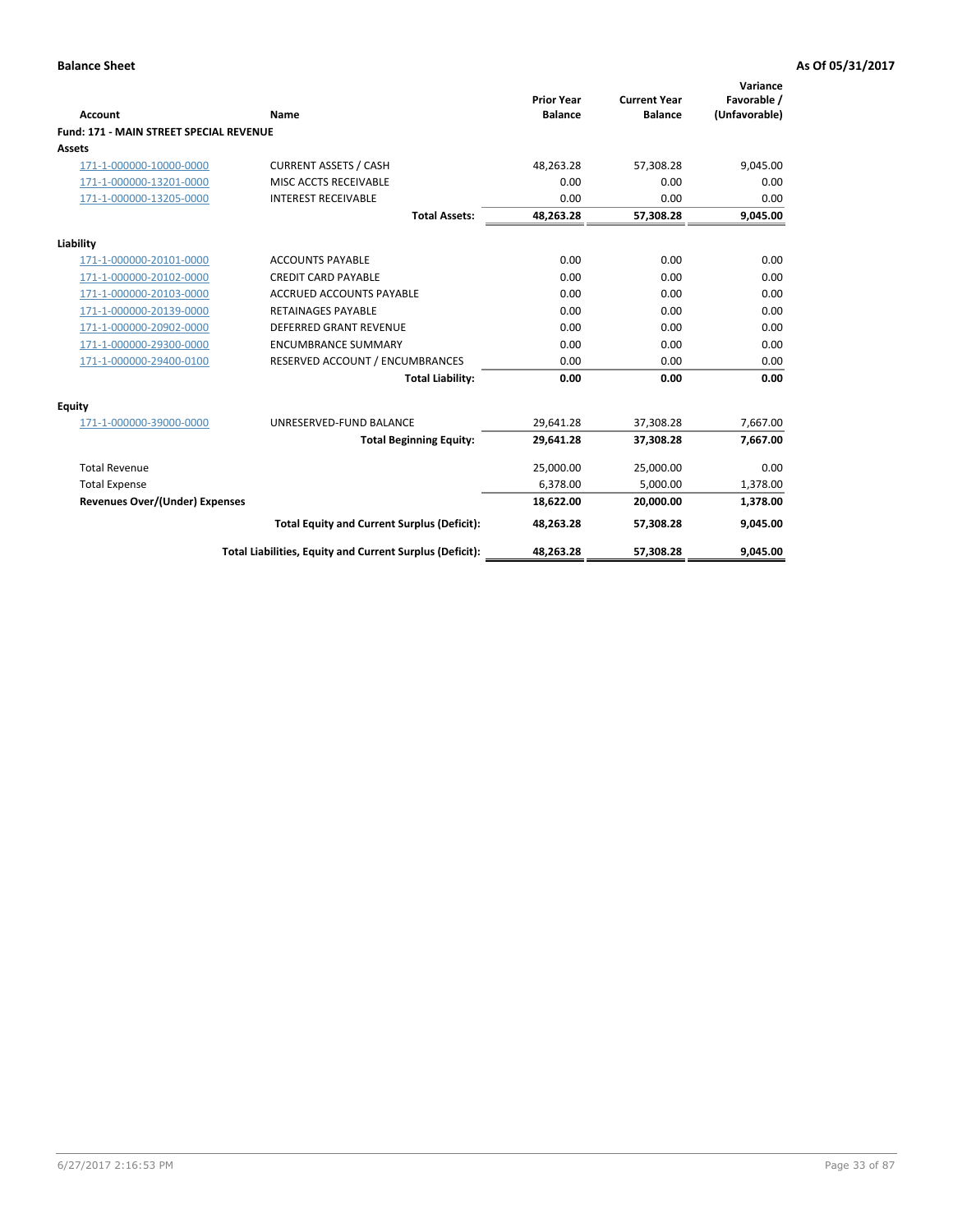**Balance Sheet** **As Of 05/31/2017**

| Account | Name | Prior Year Balance | Current Year Balance | Variance Favorable / (Unfavorable) |
|---|---|---|---|---|
| **Fund: 171 - MAIN STREET SPECIAL REVENUE** | | | | |
| **Assets** | | | | |
| 171-1-000000-10000-0000 | CURRENT ASSETS / CASH | 48,263.28 | 57,308.28 | 9,045.00 |
| 171-1-000000-13201-0000 | MISC ACCTS RECEIVABLE | 0.00 | 0.00 | 0.00 |
| 171-1-000000-13205-0000 | INTEREST RECEIVABLE | 0.00 | 0.00 | 0.00 |
| | **Total Assets:** | **48,263.28** | **57,308.28** | **9,045.00** |
| **Liability** | | | | |
| 171-1-000000-20101-0000 | ACCOUNTS PAYABLE | 0.00 | 0.00 | 0.00 |
| 171-1-000000-20102-0000 | CREDIT CARD PAYABLE | 0.00 | 0.00 | 0.00 |
| 171-1-000000-20103-0000 | ACCRUED ACCOUNTS PAYABLE | 0.00 | 0.00 | 0.00 |
| 171-1-000000-20139-0000 | RETAINAGES PAYABLE | 0.00 | 0.00 | 0.00 |
| 171-1-000000-20902-0000 | DEFERRED GRANT REVENUE | 0.00 | 0.00 | 0.00 |
| 171-1-000000-29300-0000 | ENCUMBRANCE SUMMARY | 0.00 | 0.00 | 0.00 |
| 171-1-000000-29400-0100 | RESERVED ACCOUNT / ENCUMBRANCES | 0.00 | 0.00 | 0.00 |
| | **Total Liability:** | **0.00** | **0.00** | **0.00** |
| **Equity** | | | | |
| 171-1-000000-39000-0000 | UNRESERVED-FUND BALANCE | 29,641.28 | 37,308.28 | 7,667.00 |
| | **Total Beginning Equity:** | **29,641.28** | **37,308.28** | **7,667.00** |
| Total Revenue | | 25,000.00 | 25,000.00 | 0.00 |
| Total Expense | | 6,378.00 | 5,000.00 | 1,378.00 |
| **Revenues Over/(Under) Expenses** | | **18,622.00** | **20,000.00** | **1,378.00** |
| | **Total Equity and Current Surplus (Deficit):** | **48,263.28** | **57,308.28** | **9,045.00** |
| | **Total Liabilities, Equity and Current Surplus (Deficit):** | **48,263.28** | **57,308.28** | **9,045.00** |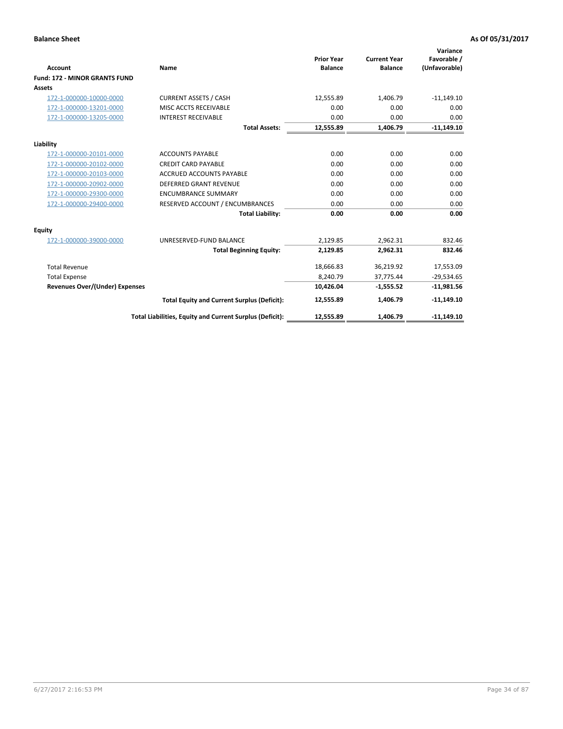**Balance Sheet** **As Of 05/31/2017**

| Account | Name | Prior Year Balance | Current Year Balance | Variance Favorable / (Unfavorable) |
|---|---|---|---|---|
| **Fund: 172 - MINOR GRANTS FUND** | | | | |
| **Assets** | | | | |
| 172-1-000000-10000-0000 | CURRENT ASSETS / CASH | 12,555.89 | 1,406.79 | -11,149.10 |
| 172-1-000000-13201-0000 | MISC ACCTS RECEIVABLE | 0.00 | 0.00 | 0.00 |
| 172-1-000000-13205-0000 | INTEREST RECEIVABLE | 0.00 | 0.00 | 0.00 |
| | **Total Assets:** | **12,555.89** | **1,406.79** | **-11,149.10** |
| **Liability** | | | | |
| 172-1-000000-20101-0000 | ACCOUNTS PAYABLE | 0.00 | 0.00 | 0.00 |
| 172-1-000000-20102-0000 | CREDIT CARD PAYABLE | 0.00 | 0.00 | 0.00 |
| 172-1-000000-20103-0000 | ACCRUED ACCOUNTS PAYABLE | 0.00 | 0.00 | 0.00 |
| 172-1-000000-20902-0000 | DEFERRED GRANT REVENUE | 0.00 | 0.00 | 0.00 |
| 172-1-000000-29300-0000 | ENCUMBRANCE SUMMARY | 0.00 | 0.00 | 0.00 |
| 172-1-000000-29400-0000 | RESERVED ACCOUNT / ENCUMBRANCES | 0.00 | 0.00 | 0.00 |
| | **Total Liability:** | **0.00** | **0.00** | **0.00** |
| **Equity** | | | | |
| 172-1-000000-39000-0000 | UNRESERVED-FUND BALANCE | 2,129.85 | 2,962.31 | 832.46 |
| | **Total Beginning Equity:** | **2,129.85** | **2,962.31** | **832.46** |
| Total Revenue | | 18,666.83 | 36,219.92 | 17,553.09 |
| Total Expense | | 8,240.79 | 37,775.44 | -29,534.65 |
| **Revenues Over/(Under) Expenses** | | **10,426.04** | **-1,555.52** | **-11,981.56** |
| | **Total Equity and Current Surplus (Deficit):** | **12,555.89** | **1,406.79** | **-11,149.10** |
| | **Total Liabilities, Equity and Current Surplus (Deficit):** | **12,555.89** | **1,406.79** | **-11,149.10** |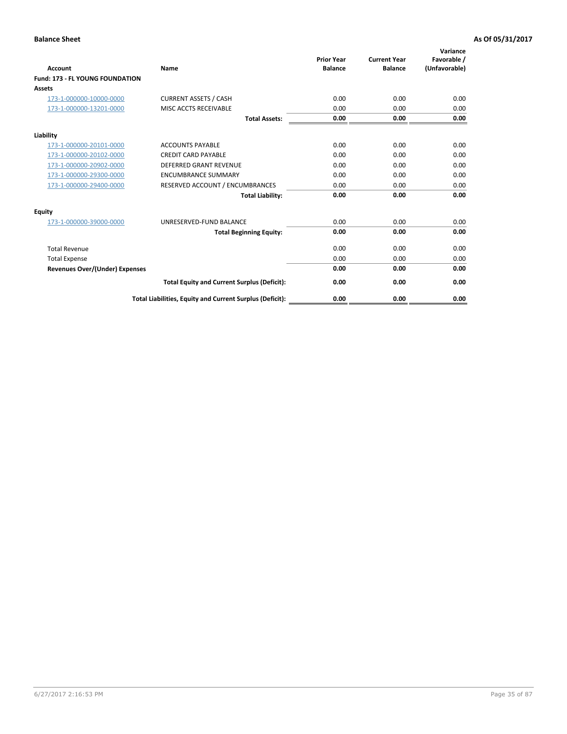**Balance Sheet** **As Of 05/31/2017**

| Account | Name | Prior Year Balance | Current Year Balance | Variance Favorable / (Unfavorable) |
|---|---|---|---|---|
| **Fund: 173 - FL YOUNG FOUNDATION** | | | | |
| **Assets** | | | | |
| 173-1-000000-10000-0000 | CURRENT ASSETS / CASH | 0.00 | 0.00 | 0.00 |
| 173-1-000000-13201-0000 | MISC ACCTS RECEIVABLE | 0.00 | 0.00 | 0.00 |
| | **Total Assets:** | **0.00** | **0.00** | **0.00** |
| **Liability** | | | | |
| 173-1-000000-20101-0000 | ACCOUNTS PAYABLE | 0.00 | 0.00 | 0.00 |
| 173-1-000000-20102-0000 | CREDIT CARD PAYABLE | 0.00 | 0.00 | 0.00 |
| 173-1-000000-20902-0000 | DEFERRED GRANT REVENUE | 0.00 | 0.00 | 0.00 |
| 173-1-000000-29300-0000 | ENCUMBRANCE SUMMARY | 0.00 | 0.00 | 0.00 |
| 173-1-000000-29400-0000 | RESERVED ACCOUNT / ENCUMBRANCES | 0.00 | 0.00 | 0.00 |
| | **Total Liability:** | **0.00** | **0.00** | **0.00** |
| **Equity** | | | | |
| 173-1-000000-39000-0000 | UNRESERVED-FUND BALANCE | 0.00 | 0.00 | 0.00 |
| | **Total Beginning Equity:** | **0.00** | **0.00** | **0.00** |
| Total Revenue | | 0.00 | 0.00 | 0.00 |
| Total Expense | | 0.00 | 0.00 | 0.00 |
| **Revenues Over/(Under) Expenses** | | **0.00** | **0.00** | **0.00** |
| | **Total Equity and Current Surplus (Deficit):** | **0.00** | **0.00** | **0.00** |
| | **Total Liabilities, Equity and Current Surplus (Deficit):** | **0.00** | **0.00** | **0.00** |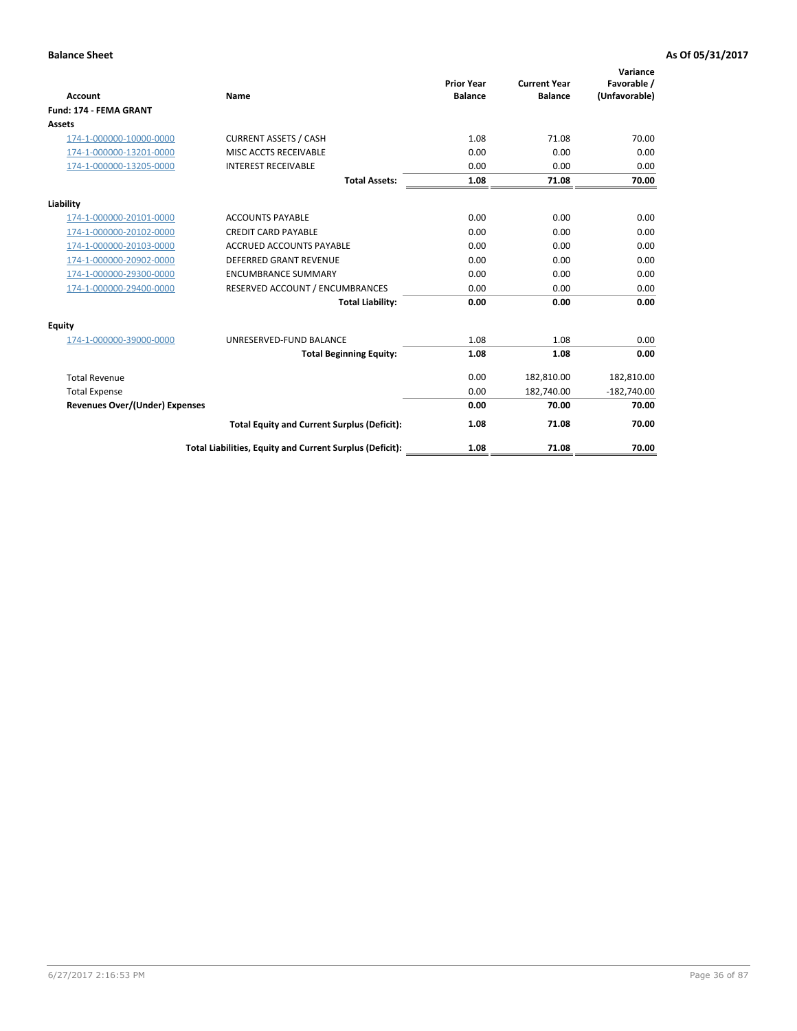**Balance Sheet** **As Of 05/31/2017**

| Account | Name | Prior Year Balance | Current Year Balance | Variance Favorable / (Unfavorable) |
|---|---|---|---|---|
| **Fund: 174 - FEMA GRANT** | | | | |
| **Assets** | | | | |
| 174-1-000000-10000-0000 | CURRENT ASSETS / CASH | 1.08 | 71.08 | 70.00 |
| 174-1-000000-13201-0000 | MISC ACCTS RECEIVABLE | 0.00 | 0.00 | 0.00 |
| 174-1-000000-13205-0000 | INTEREST RECEIVABLE | 0.00 | 0.00 | 0.00 |
| | **Total Assets:** | **1.08** | **71.08** | **70.00** |
| **Liability** | | | | |
| 174-1-000000-20101-0000 | ACCOUNTS PAYABLE | 0.00 | 0.00 | 0.00 |
| 174-1-000000-20102-0000 | CREDIT CARD PAYABLE | 0.00 | 0.00 | 0.00 |
| 174-1-000000-20103-0000 | ACCRUED ACCOUNTS PAYABLE | 0.00 | 0.00 | 0.00 |
| 174-1-000000-20902-0000 | DEFERRED GRANT REVENUE | 0.00 | 0.00 | 0.00 |
| 174-1-000000-29300-0000 | ENCUMBRANCE SUMMARY | 0.00 | 0.00 | 0.00 |
| 174-1-000000-29400-0000 | RESERVED ACCOUNT / ENCUMBRANCES | 0.00 | 0.00 | 0.00 |
| | **Total Liability:** | **0.00** | **0.00** | **0.00** |
| **Equity** | | | | |
| 174-1-000000-39000-0000 | UNRESERVED-FUND BALANCE | 1.08 | 1.08 | 0.00 |
| | **Total Beginning Equity:** | **1.08** | **1.08** | **0.00** |
| Total Revenue | | 0.00 | 182,810.00 | 182,810.00 |
| Total Expense | | 0.00 | 182,740.00 | -182,740.00 |
| **Revenues Over/(Under) Expenses** | | **0.00** | **70.00** | **70.00** |
| | **Total Equity and Current Surplus (Deficit):** | **1.08** | **71.08** | **70.00** |
| | **Total Liabilities, Equity and Current Surplus (Deficit):** | **1.08** | **71.08** | **70.00** |

6/27/2017 2:16:53 PM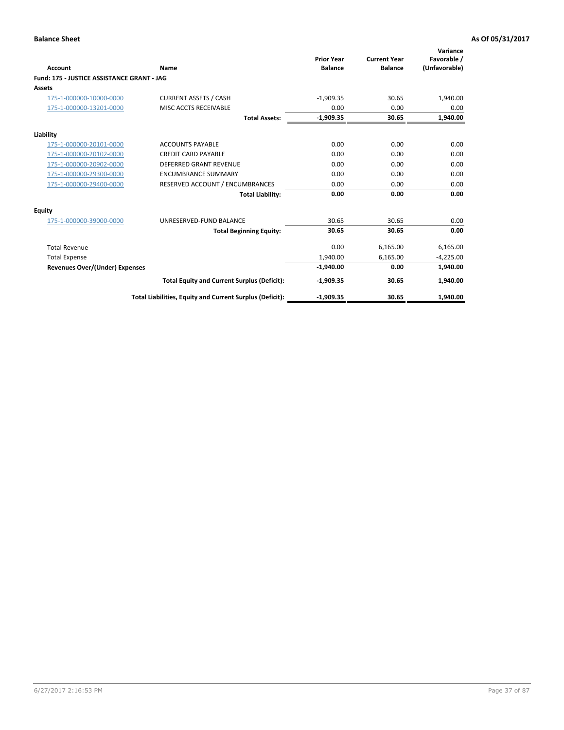**Balance Sheet** **As Of 05/31/2017**

| Account | Name | Prior Year Balance | Current Year Balance | Variance Favorable / (Unfavorable) |
|---|---|---|---|---|
| **Fund: 175 - JUSTICE ASSISTANCE GRANT - JAG** | | | | |
| **Assets** | | | | |
| 175-1-000000-10000-0000 | CURRENT ASSETS / CASH | -1,909.35 | 30.65 | 1,940.00 |
| 175-1-000000-13201-0000 | MISC ACCTS RECEIVABLE | 0.00 | 0.00 | 0.00 |
| | **Total Assets:** | **-1,909.35** | **30.65** | **1,940.00** |
| **Liability** | | | | |
| 175-1-000000-20101-0000 | ACCOUNTS PAYABLE | 0.00 | 0.00 | 0.00 |
| 175-1-000000-20102-0000 | CREDIT CARD PAYABLE | 0.00 | 0.00 | 0.00 |
| 175-1-000000-20902-0000 | DEFERRED GRANT REVENUE | 0.00 | 0.00 | 0.00 |
| 175-1-000000-29300-0000 | ENCUMBRANCE SUMMARY | 0.00 | 0.00 | 0.00 |
| 175-1-000000-29400-0000 | RESERVED ACCOUNT / ENCUMBRANCES | 0.00 | 0.00 | 0.00 |
| | **Total Liability:** | **0.00** | **0.00** | **0.00** |
| **Equity** | | | | |
| 175-1-000000-39000-0000 | UNRESERVED-FUND BALANCE | 30.65 | 30.65 | 0.00 |
| | **Total Beginning Equity:** | **30.65** | **30.65** | **0.00** |
| Total Revenue | | 0.00 | 6,165.00 | 6,165.00 |
| Total Expense | | 1,940.00 | 6,165.00 | -4,225.00 |
| **Revenues Over/(Under) Expenses** | | **-1,940.00** | **0.00** | **1,940.00** |
| | **Total Equity and Current Surplus (Deficit):** | **-1,909.35** | **30.65** | **1,940.00** |
| | **Total Liabilities, Equity and Current Surplus (Deficit):** | **-1,909.35** | **30.65** | **1,940.00** |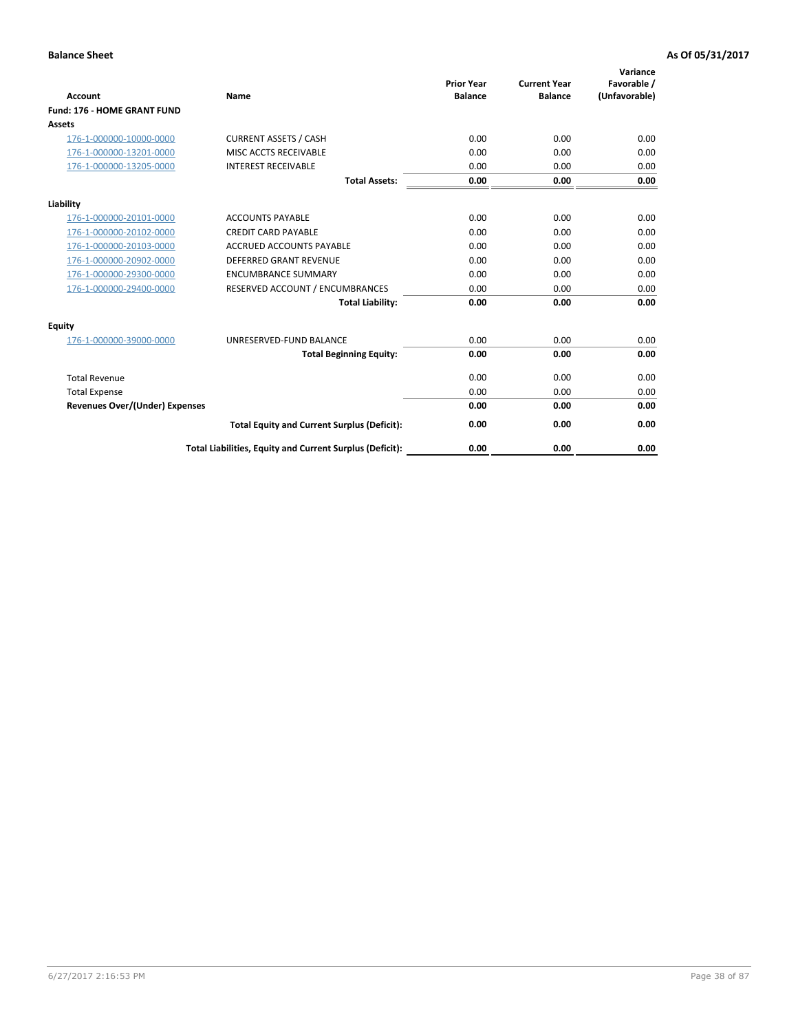**Balance Sheet** **As Of 05/31/2017**

| Account | Name | Prior Year Balance | Current Year Balance | Variance Favorable / (Unfavorable) |
|---|---|---|---|---|
| **Fund: 176 - HOME GRANT FUND** | | | | |
| **Assets** | | | | |
| 176-1-000000-10000-0000 | CURRENT ASSETS / CASH | 0.00 | 0.00 | 0.00 |
| 176-1-000000-13201-0000 | MISC ACCTS RECEIVABLE | 0.00 | 0.00 | 0.00 |
| 176-1-000000-13205-0000 | INTEREST RECEIVABLE | 0.00 | 0.00 | 0.00 |
| | **Total Assets:** | **0.00** | **0.00** | **0.00** |
| **Liability** | | | | |
| 176-1-000000-20101-0000 | ACCOUNTS PAYABLE | 0.00 | 0.00 | 0.00 |
| 176-1-000000-20102-0000 | CREDIT CARD PAYABLE | 0.00 | 0.00 | 0.00 |
| 176-1-000000-20103-0000 | ACCRUED ACCOUNTS PAYABLE | 0.00 | 0.00 | 0.00 |
| 176-1-000000-20902-0000 | DEFERRED GRANT REVENUE | 0.00 | 0.00 | 0.00 |
| 176-1-000000-29300-0000 | ENCUMBRANCE SUMMARY | 0.00 | 0.00 | 0.00 |
| 176-1-000000-29400-0000 | RESERVED ACCOUNT / ENCUMBRANCES | 0.00 | 0.00 | 0.00 |
| | **Total Liability:** | **0.00** | **0.00** | **0.00** |
| **Equity** | | | | |
| 176-1-000000-39000-0000 | UNRESERVED-FUND BALANCE | 0.00 | 0.00 | 0.00 |
| | **Total Beginning Equity:** | **0.00** | **0.00** | **0.00** |
| Total Revenue | | 0.00 | 0.00 | 0.00 |
| Total Expense | | 0.00 | 0.00 | 0.00 |
| **Revenues Over/(Under) Expenses** | | **0.00** | **0.00** | **0.00** |
| | **Total Equity and Current Surplus (Deficit):** | **0.00** | **0.00** | **0.00** |
| | **Total Liabilities, Equity and Current Surplus (Deficit):** | **0.00** | **0.00** | **0.00** |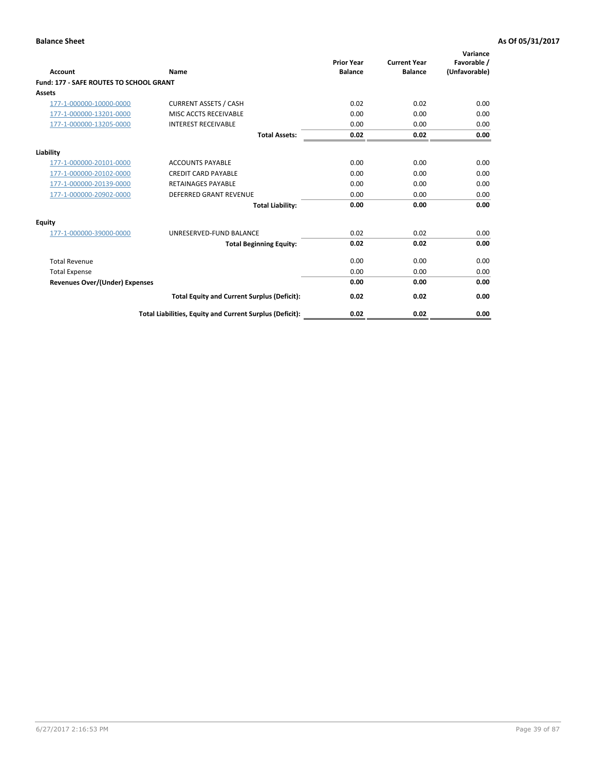**Balance Sheet** **As Of 05/31/2017**

| Account | Name | Prior Year Balance | Current Year Balance | Variance Favorable / (Unfavorable) |
|---|---|---|---|---|
| **Fund: 177 - SAFE ROUTES TO SCHOOL GRANT** | | | | |
| **Assets** | | | | |
| 177-1-000000-10000-0000 | CURRENT ASSETS / CASH | 0.02 | 0.02 | 0.00 |
| 177-1-000000-13201-0000 | MISC ACCTS RECEIVABLE | 0.00 | 0.00 | 0.00 |
| 177-1-000000-13205-0000 | INTEREST RECEIVABLE | 0.00 | 0.00 | 0.00 |
| | **Total Assets:** | **0.02** | **0.02** | **0.00** |
| **Liability** | | | | |
| 177-1-000000-20101-0000 | ACCOUNTS PAYABLE | 0.00 | 0.00 | 0.00 |
| 177-1-000000-20102-0000 | CREDIT CARD PAYABLE | 0.00 | 0.00 | 0.00 |
| 177-1-000000-20139-0000 | RETAINAGES PAYABLE | 0.00 | 0.00 | 0.00 |
| 177-1-000000-20902-0000 | DEFERRED GRANT REVENUE | 0.00 | 0.00 | 0.00 |
| | **Total Liability:** | **0.00** | **0.00** | **0.00** |
| **Equity** | | | | |
| 177-1-000000-39000-0000 | UNRESERVED-FUND BALANCE | 0.02 | 0.02 | 0.00 |
| | **Total Beginning Equity:** | **0.02** | **0.02** | **0.00** |
| Total Revenue | | 0.00 | 0.00 | 0.00 |
| Total Expense | | 0.00 | 0.00 | 0.00 |
| **Revenues Over/(Under) Expenses** | | **0.00** | **0.00** | **0.00** |
| | **Total Equity and Current Surplus (Deficit):** | **0.02** | **0.02** | **0.00** |
| | **Total Liabilities, Equity and Current Surplus (Deficit):** | **0.02** | **0.02** | **0.00** |

6/27/2017 2:16:53 PM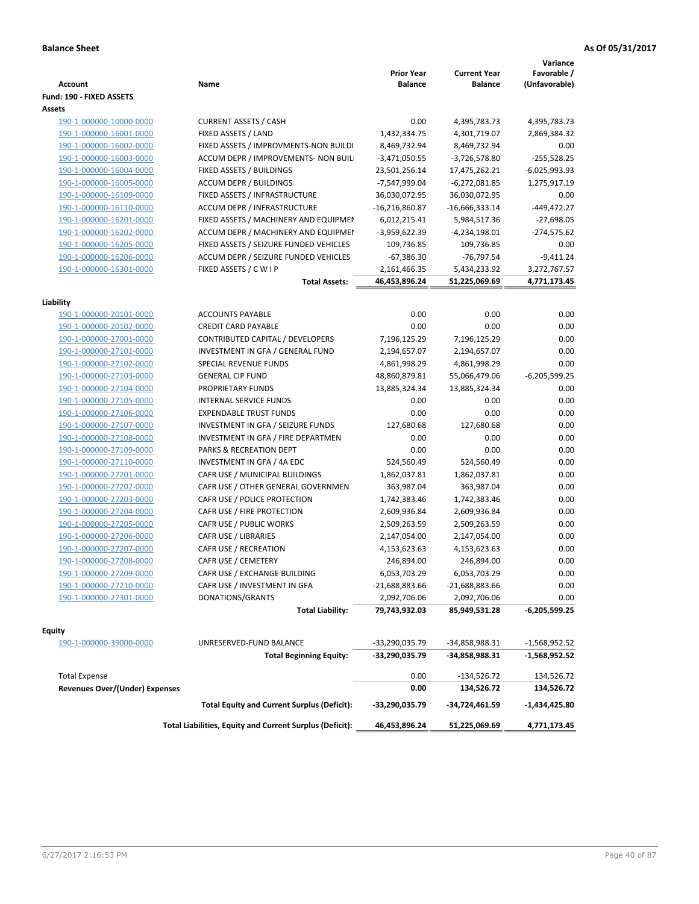**Balance Sheet** **As Of 05/31/2017**

| Account | Name | Prior Year Balance | Current Year Balance | Variance Favorable / (Unfavorable) |
|---|---|---|---|---|
| **Fund: 190 - FIXED ASSETS** | | | | |
| **Assets** | | | | |
| 190-1-000000-10000-0000 | CURRENT ASSETS / CASH | 0.00 | 4,395,783.73 | 4,395,783.73 |
| 190-1-000000-16001-0000 | FIXED ASSETS / LAND | 1,432,334.75 | 4,301,719.07 | 2,869,384.32 |
| 190-1-000000-16002-0000 | FIXED ASSETS / IMPROVMENTS-NON BUILDI | 8,469,732.94 | 8,469,732.94 | 0.00 |
| 190-1-000000-16003-0000 | ACCUM DEPR / IMPROVEMENTS- NON BUIL | -3,471,050.55 | -3,726,578.80 | -255,528.25 |
| 190-1-000000-16004-0000 | FIXED ASSETS / BUILDINGS | 23,501,256.14 | 17,475,262.21 | -6,025,993.93 |
| 190-1-000000-16005-0000 | ACCUM DEPR / BUILDINGS | -7,547,999.04 | -6,272,081.85 | 1,275,917.19 |
| 190-1-000000-16109-0000 | FIXED ASSETS / INFRASTRUCTURE | 36,030,072.95 | 36,030,072.95 | 0.00 |
| 190-1-000000-16110-0000 | ACCUM DEPR / INFRASTRUCTURE | -16,216,860.87 | -16,666,333.14 | -449,472.27 |
| 190-1-000000-16201-0000 | FIXED ASSETS / MACHINERY AND EQUIPMEI | 6,012,215.41 | 5,984,517.36 | -27,698.05 |
| 190-1-000000-16202-0000 | ACCUM DEPR / MACHINERY AND EQUIPMEI | -3,959,622.39 | -4,234,198.01 | -274,575.62 |
| 190-1-000000-16205-0000 | FIXED ASSETS / SEIZURE FUNDED VEHICLES | 109,736.85 | 109,736.85 | 0.00 |
| 190-1-000000-16206-0000 | ACCUM DEPR / SEIZURE FUNDED VEHICLES | -67,386.30 | -76,797.54 | -9,411.24 |
| 190-1-000000-16301-0000 | FIXED ASSETS / C W I P | 2,161,466.35 | 5,434,233.92 | 3,272,767.57 |
| | **Total Assets:** | **46,453,896.24** | **51,225,069.69** | **4,771,173.45** |
| **Liability** | | | | |
| 190-1-000000-20101-0000 | ACCOUNTS PAYABLE | 0.00 | 0.00 | 0.00 |
| 190-1-000000-20102-0000 | CREDIT CARD PAYABLE | 0.00 | 0.00 | 0.00 |
| 190-1-000000-27001-0000 | CONTRIBUTED CAPITAL / DEVELOPERS | 7,196,125.29 | 7,196,125.29 | 0.00 |
| 190-1-000000-27101-0000 | INVESTMENT IN GFA / GENERAL FUND | 2,194,657.07 | 2,194,657.07 | 0.00 |
| 190-1-000000-27102-0000 | SPECIAL REVENUE FUNDS | 4,861,998.29 | 4,861,998.29 | 0.00 |
| 190-1-000000-27103-0000 | GENERAL CIP FUND | 48,860,879.81 | 55,066,479.06 | -6,205,599.25 |
| 190-1-000000-27104-0000 | PROPRIETARY FUNDS | 13,885,324.34 | 13,885,324.34 | 0.00 |
| 190-1-000000-27105-0000 | INTERNAL SERVICE FUNDS | 0.00 | 0.00 | 0.00 |
| 190-1-000000-27106-0000 | EXPENDABLE TRUST FUNDS | 0.00 | 0.00 | 0.00 |
| 190-1-000000-27107-0000 | INVESTMENT IN GFA / SEIZURE FUNDS | 127,680.68 | 127,680.68 | 0.00 |
| 190-1-000000-27108-0000 | INVESTMENT IN GFA / FIRE DEPARTMEN | 0.00 | 0.00 | 0.00 |
| 190-1-000000-27109-0000 | PARKS & RECREATION DEPT | 0.00 | 0.00 | 0.00 |
| 190-1-000000-27110-0000 | INVESTMENT IN GFA / 4A EDC | 524,560.49 | 524,560.49 | 0.00 |
| 190-1-000000-27201-0000 | CAFR USE / MUNICIPAL BUILDINGS | 1,862,037.81 | 1,862,037.81 | 0.00 |
| 190-1-000000-27202-0000 | CAFR USE / OTHER GENERAL GOVERNMEN | 363,987.04 | 363,987.04 | 0.00 |
| 190-1-000000-27203-0000 | CAFR USE / POLICE PROTECTION | 1,742,383.46 | 1,742,383.46 | 0.00 |
| 190-1-000000-27204-0000 | CAFR USE / FIRE PROTECTION | 2,609,936.84 | 2,609,936.84 | 0.00 |
| 190-1-000000-27205-0000 | CAFR USE / PUBLIC WORKS | 2,509,263.59 | 2,509,263.59 | 0.00 |
| 190-1-000000-27206-0000 | CAFR USE / LIBRARIES | 2,147,054.00 | 2,147,054.00 | 0.00 |
| 190-1-000000-27207-0000 | CAFR USE / RECREATION | 4,153,623.63 | 4,153,623.63 | 0.00 |
| 190-1-000000-27208-0000 | CAFR USE / CEMETERY | 246,894.00 | 246,894.00 | 0.00 |
| 190-1-000000-27209-0000 | CAFR USE / EXCHANGE BUILDING | 6,053,703.29 | 6,053,703.29 | 0.00 |
| 190-1-000000-27210-0000 | CAFR USE / INVESTMENT IN GFA | -21,688,883.66 | -21,688,883.66 | 0.00 |
| 190-1-000000-27301-0000 | DONATIONS/GRANTS | 2,092,706.06 | 2,092,706.06 | 0.00 |
| | **Total Liability:** | **79,743,932.03** | **85,949,531.28** | **-6,205,599.25** |
| **Equity** | | | | |
| 190-1-000000-39000-0000 | UNRESERVED-FUND BALANCE | -33,290,035.79 | -34,858,988.31 | -1,568,952.52 |
| | **Total Beginning Equity:** | **-33,290,035.79** | **-34,858,988.31** | **-1,568,952.52** |
| Total Expense | | 0.00 | -134,526.72 | 134,526.72 |
| **Revenues Over/(Under) Expenses** | | **0.00** | **134,526.72** | **134,526.72** |
| | **Total Equity and Current Surplus (Deficit):** | **-33,290,035.79** | **-34,724,461.59** | **-1,434,425.80** |
| | **Total Liabilities, Equity and Current Surplus (Deficit):** | **46,453,896.24** | **51,225,069.69** | **4,771,173.45** |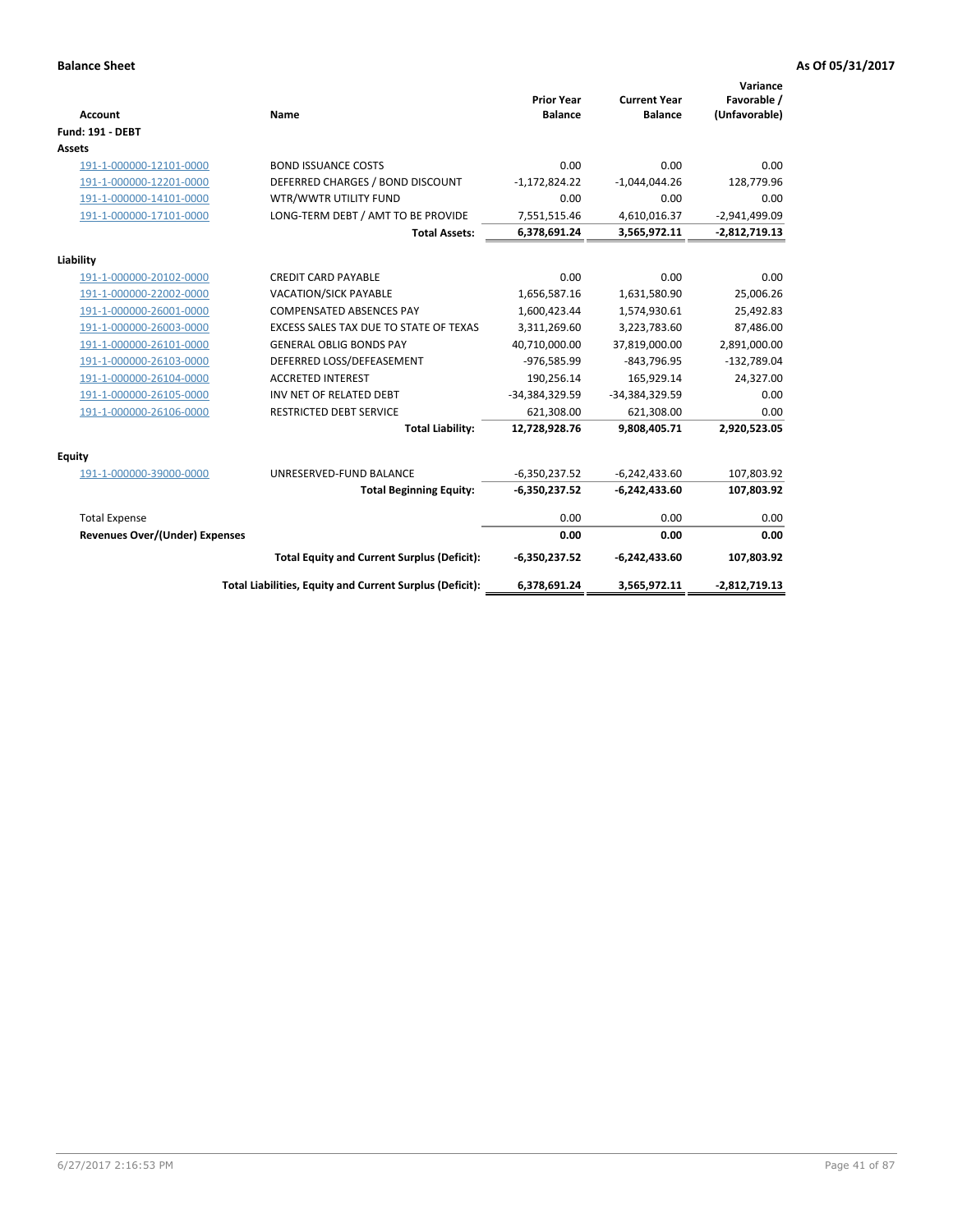**Balance Sheet** **As Of 05/31/2017**

| Account | Name | Prior Year Balance | Current Year Balance | Variance Favorable / (Unfavorable) |
|---|---|---|---|---|
| **Fund: 191 - DEBT** | | | | |
| **Assets** | | | | |
| 191-1-000000-12101-0000 | BOND ISSUANCE COSTS | 0.00 | 0.00 | 0.00 |
| 191-1-000000-12201-0000 | DEFERRED CHARGES / BOND DISCOUNT | -1,172,824.22 | -1,044,044.26 | 128,779.96 |
| 191-1-000000-14101-0000 | WTR/WWTR UTILITY FUND | 0.00 | 0.00 | 0.00 |
| 191-1-000000-17101-0000 | LONG-TERM DEBT / AMT TO BE PROVIDE | 7,551,515.46 | 4,610,016.37 | -2,941,499.09 |
| | **Total Assets:** | **6,378,691.24** | **3,565,972.11** | **-2,812,719.13** |
| **Liability** | | | | |
| 191-1-000000-20102-0000 | CREDIT CARD PAYABLE | 0.00 | 0.00 | 0.00 |
| 191-1-000000-22002-0000 | VACATION/SICK PAYABLE | 1,656,587.16 | 1,631,580.90 | 25,006.26 |
| 191-1-000000-26001-0000 | COMPENSATED ABSENCES PAY | 1,600,423.44 | 1,574,930.61 | 25,492.83 |
| 191-1-000000-26003-0000 | EXCESS SALES TAX DUE TO STATE OF TEXAS | 3,311,269.60 | 3,223,783.60 | 87,486.00 |
| 191-1-000000-26101-0000 | GENERAL OBLIG BONDS PAY | 40,710,000.00 | 37,819,000.00 | 2,891,000.00 |
| 191-1-000000-26103-0000 | DEFERRED LOSS/DEFEASEMENT | -976,585.99 | -843,796.95 | -132,789.04 |
| 191-1-000000-26104-0000 | ACCRETED INTEREST | 190,256.14 | 165,929.14 | 24,327.00 |
| 191-1-000000-26105-0000 | INV NET OF RELATED DEBT | -34,384,329.59 | -34,384,329.59 | 0.00 |
| 191-1-000000-26106-0000 | RESTRICTED DEBT SERVICE | 621,308.00 | 621,308.00 | 0.00 |
| | **Total Liability:** | **12,728,928.76** | **9,808,405.71** | **2,920,523.05** |
| **Equity** | | | | |
| 191-1-000000-39000-0000 | UNRESERVED-FUND BALANCE | -6,350,237.52 | -6,242,433.60 | 107,803.92 |
| | **Total Beginning Equity:** | **-6,350,237.52** | **-6,242,433.60** | **107,803.92** |
| Total Expense | | 0.00 | 0.00 | 0.00 |
| **Revenues Over/(Under) Expenses** | | **0.00** | **0.00** | **0.00** |
| | **Total Equity and Current Surplus (Deficit):** | **-6,350,237.52** | **-6,242,433.60** | **107,803.92** |
| | **Total Liabilities, Equity and Current Surplus (Deficit):** | **6,378,691.24** | **3,565,972.11** | **-2,812,719.13** |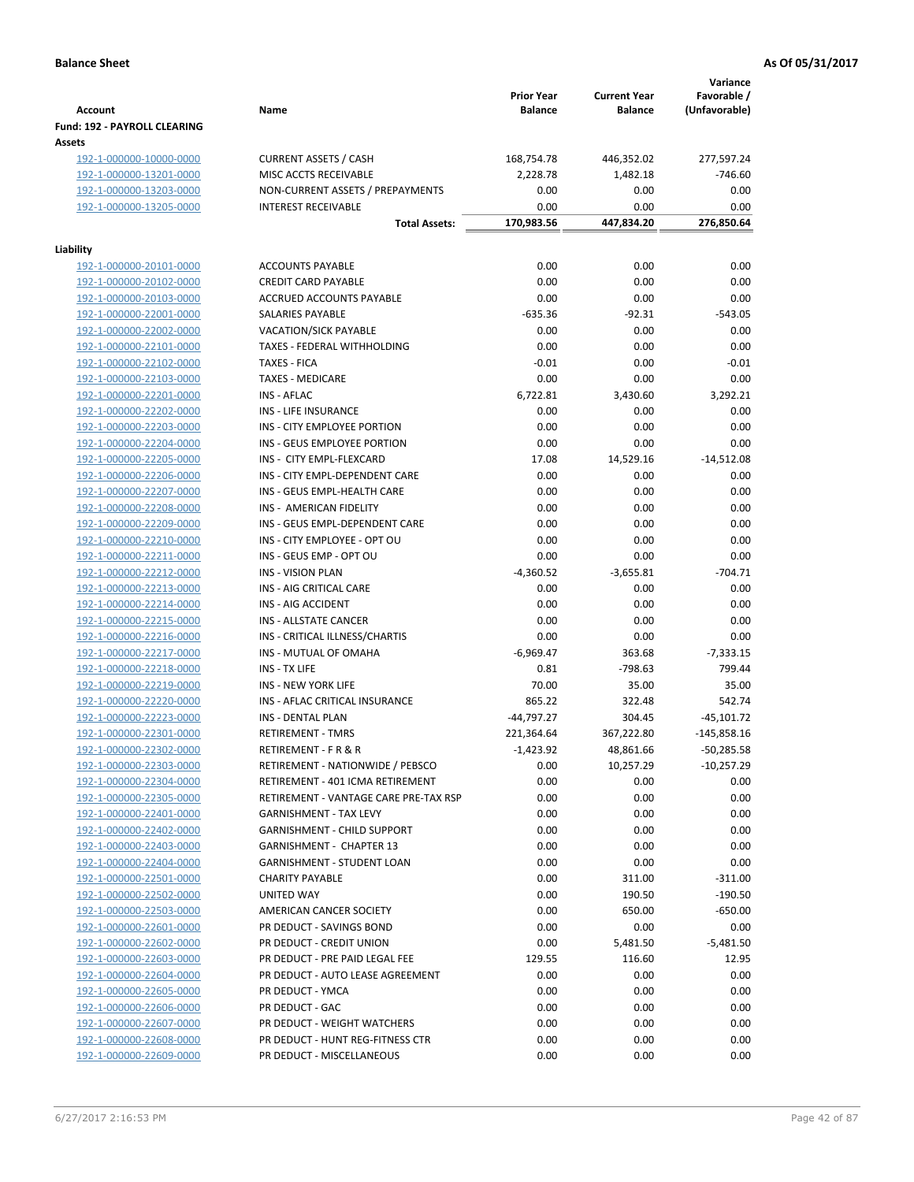**Balance Sheet** **As Of 05/31/2017**

| Account | Name | Prior Year Balance | Current Year Balance | Variance Favorable / (Unfavorable) |
|---|---|---|---|---|
| **Fund: 192 - PAYROLL CLEARING** | | | | |
| **Assets** | | | | |
| 192-1-000000-10000-0000 | CURRENT ASSETS / CASH | 168,754.78 | 446,352.02 | 277,597.24 |
| 192-1-000000-13201-0000 | MISC ACCTS RECEIVABLE | 2,228.78 | 1,482.18 | -746.60 |
| 192-1-000000-13203-0000 | NON-CURRENT ASSETS / PREPAYMENTS | 0.00 | 0.00 | 0.00 |
| 192-1-000000-13205-0000 | INTEREST RECEIVABLE | 0.00 | 0.00 | 0.00 |
| | **Total Assets:** | **170,983.56** | **447,834.20** | **276,850.64** |
| **Liability** | | | | |
| 192-1-000000-20101-0000 | ACCOUNTS PAYABLE | 0.00 | 0.00 | 0.00 |
| 192-1-000000-20102-0000 | CREDIT CARD PAYABLE | 0.00 | 0.00 | 0.00 |
| 192-1-000000-20103-0000 | ACCRUED ACCOUNTS PAYABLE | 0.00 | 0.00 | 0.00 |
| 192-1-000000-22001-0000 | SALARIES PAYABLE | -635.36 | -92.31 | -543.05 |
| 192-1-000000-22002-0000 | VACATION/SICK PAYABLE | 0.00 | 0.00 | 0.00 |
| 192-1-000000-22101-0000 | TAXES - FEDERAL WITHHOLDING | 0.00 | 0.00 | 0.00 |
| 192-1-000000-22102-0000 | TAXES - FICA | -0.01 | 0.00 | -0.01 |
| 192-1-000000-22103-0000 | TAXES - MEDICARE | 0.00 | 0.00 | 0.00 |
| 192-1-000000-22201-0000 | INS - AFLAC | 6,722.81 | 3,430.60 | 3,292.21 |
| 192-1-000000-22202-0000 | INS - LIFE INSURANCE | 0.00 | 0.00 | 0.00 |
| 192-1-000000-22203-0000 | INS - CITY EMPLOYEE PORTION | 0.00 | 0.00 | 0.00 |
| 192-1-000000-22204-0000 | INS - GEUS EMPLOYEE PORTION | 0.00 | 0.00 | 0.00 |
| 192-1-000000-22205-0000 | INS - CITY EMPL-FLEXCARD | 17.08 | 14,529.16 | -14,512.08 |
| 192-1-000000-22206-0000 | INS - CITY EMPL-DEPENDENT CARE | 0.00 | 0.00 | 0.00 |
| 192-1-000000-22207-0000 | INS - GEUS EMPL-HEALTH CARE | 0.00 | 0.00 | 0.00 |
| 192-1-000000-22208-0000 | INS - AMERICAN FIDELITY | 0.00 | 0.00 | 0.00 |
| 192-1-000000-22209-0000 | INS - GEUS EMPL-DEPENDENT CARE | 0.00 | 0.00 | 0.00 |
| 192-1-000000-22210-0000 | INS - CITY EMPLOYEE - OPT OU | 0.00 | 0.00 | 0.00 |
| 192-1-000000-22211-0000 | INS - GEUS EMP - OPT OU | 0.00 | 0.00 | 0.00 |
| 192-1-000000-22212-0000 | INS - VISION PLAN | -4,360.52 | -3,655.81 | -704.71 |
| 192-1-000000-22213-0000 | INS - AIG CRITICAL CARE | 0.00 | 0.00 | 0.00 |
| 192-1-000000-22214-0000 | INS - AIG ACCIDENT | 0.00 | 0.00 | 0.00 |
| 192-1-000000-22215-0000 | INS - ALLSTATE CANCER | 0.00 | 0.00 | 0.00 |
| 192-1-000000-22216-0000 | INS - CRITICAL ILLNESS/CHARTIS | 0.00 | 0.00 | 0.00 |
| 192-1-000000-22217-0000 | INS - MUTUAL OF OMAHA | -6,969.47 | 363.68 | -7,333.15 |
| 192-1-000000-22218-0000 | INS - TX LIFE | 0.81 | -798.63 | 799.44 |
| 192-1-000000-22219-0000 | INS - NEW YORK LIFE | 70.00 | 35.00 | 35.00 |
| 192-1-000000-22220-0000 | INS - AFLAC CRITICAL INSURANCE | 865.22 | 322.48 | 542.74 |
| 192-1-000000-22223-0000 | INS - DENTAL PLAN | -44,797.27 | 304.45 | -45,101.72 |
| 192-1-000000-22301-0000 | RETIREMENT - TMRS | 221,364.64 | 367,222.80 | -145,858.16 |
| 192-1-000000-22302-0000 | RETIREMENT - F R & R | -1,423.92 | 48,861.66 | -50,285.58 |
| 192-1-000000-22303-0000 | RETIREMENT - NATIONWIDE / PEBSCO | 0.00 | 10,257.29 | -10,257.29 |
| 192-1-000000-22304-0000 | RETIREMENT - 401 ICMA RETIREMENT | 0.00 | 0.00 | 0.00 |
| 192-1-000000-22305-0000 | RETIREMENT - VANTAGE CARE PRE-TAX RSP | 0.00 | 0.00 | 0.00 |
| 192-1-000000-22401-0000 | GARNISHMENT - TAX LEVY | 0.00 | 0.00 | 0.00 |
| 192-1-000000-22402-0000 | GARNISHMENT - CHILD SUPPORT | 0.00 | 0.00 | 0.00 |
| 192-1-000000-22403-0000 | GARNISHMENT - CHAPTER 13 | 0.00 | 0.00 | 0.00 |
| 192-1-000000-22404-0000 | GARNISHMENT - STUDENT LOAN | 0.00 | 0.00 | 0.00 |
| 192-1-000000-22501-0000 | CHARITY PAYABLE | 0.00 | 311.00 | -311.00 |
| 192-1-000000-22502-0000 | UNITED WAY | 0.00 | 190.50 | -190.50 |
| 192-1-000000-22503-0000 | AMERICAN CANCER SOCIETY | 0.00 | 650.00 | -650.00 |
| 192-1-000000-22601-0000 | PR DEDUCT - SAVINGS BOND | 0.00 | 0.00 | 0.00 |
| 192-1-000000-22602-0000 | PR DEDUCT - CREDIT UNION | 0.00 | 5,481.50 | -5,481.50 |
| 192-1-000000-22603-0000 | PR DEDUCT - PRE PAID LEGAL FEE | 129.55 | 116.60 | 12.95 |
| 192-1-000000-22604-0000 | PR DEDUCT - AUTO LEASE AGREEMENT | 0.00 | 0.00 | 0.00 |
| 192-1-000000-22605-0000 | PR DEDUCT - YMCA | 0.00 | 0.00 | 0.00 |
| 192-1-000000-22606-0000 | PR DEDUCT - GAC | 0.00 | 0.00 | 0.00 |
| 192-1-000000-22607-0000 | PR DEDUCT - WEIGHT WATCHERS | 0.00 | 0.00 | 0.00 |
| 192-1-000000-22608-0000 | PR DEDUCT - HUNT REG-FITNESS CTR | 0.00 | 0.00 | 0.00 |
| 192-1-000000-22609-0000 | PR DEDUCT - MISCELLANEOUS | 0.00 | 0.00 | 0.00 |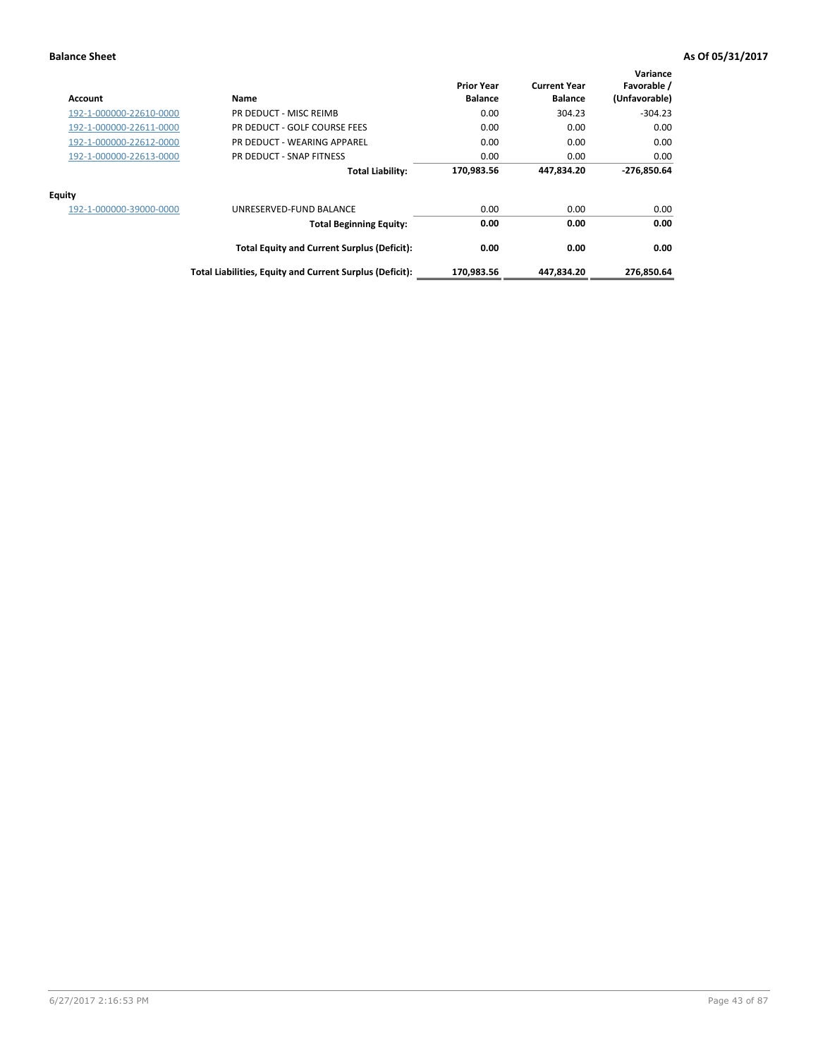**Balance Sheet** **As Of 05/31/2017**

| Account | Name | Prior Year Balance | Current Year Balance | Variance Favorable / (Unfavorable) |
|---|---|---|---|---|
| 192-1-000000-22610-0000 | PR DEDUCT - MISC REIMB | 0.00 | 304.23 | -304.23 |
| 192-1-000000-22611-0000 | PR DEDUCT - GOLF COURSE FEES | 0.00 | 0.00 | 0.00 |
| 192-1-000000-22612-0000 | PR DEDUCT - WEARING APPAREL | 0.00 | 0.00 | 0.00 |
| 192-1-000000-22613-0000 | PR DEDUCT - SNAP FITNESS | 0.00 | 0.00 | 0.00 |
| | **Total Liability:** | **170,983.56** | **447,834.20** | **-276,850.64** |
| **Equity** | | | | |
| 192-1-000000-39000-0000 | UNRESERVED-FUND BALANCE | 0.00 | 0.00 | 0.00 |
| | **Total Beginning Equity:** | **0.00** | **0.00** | **0.00** |
| | **Total Equity and Current Surplus (Deficit):** | **0.00** | **0.00** | **0.00** |
| | **Total Liabilities, Equity and Current Surplus (Deficit):** | **170,983.56** | **447,834.20** | **276,850.64** |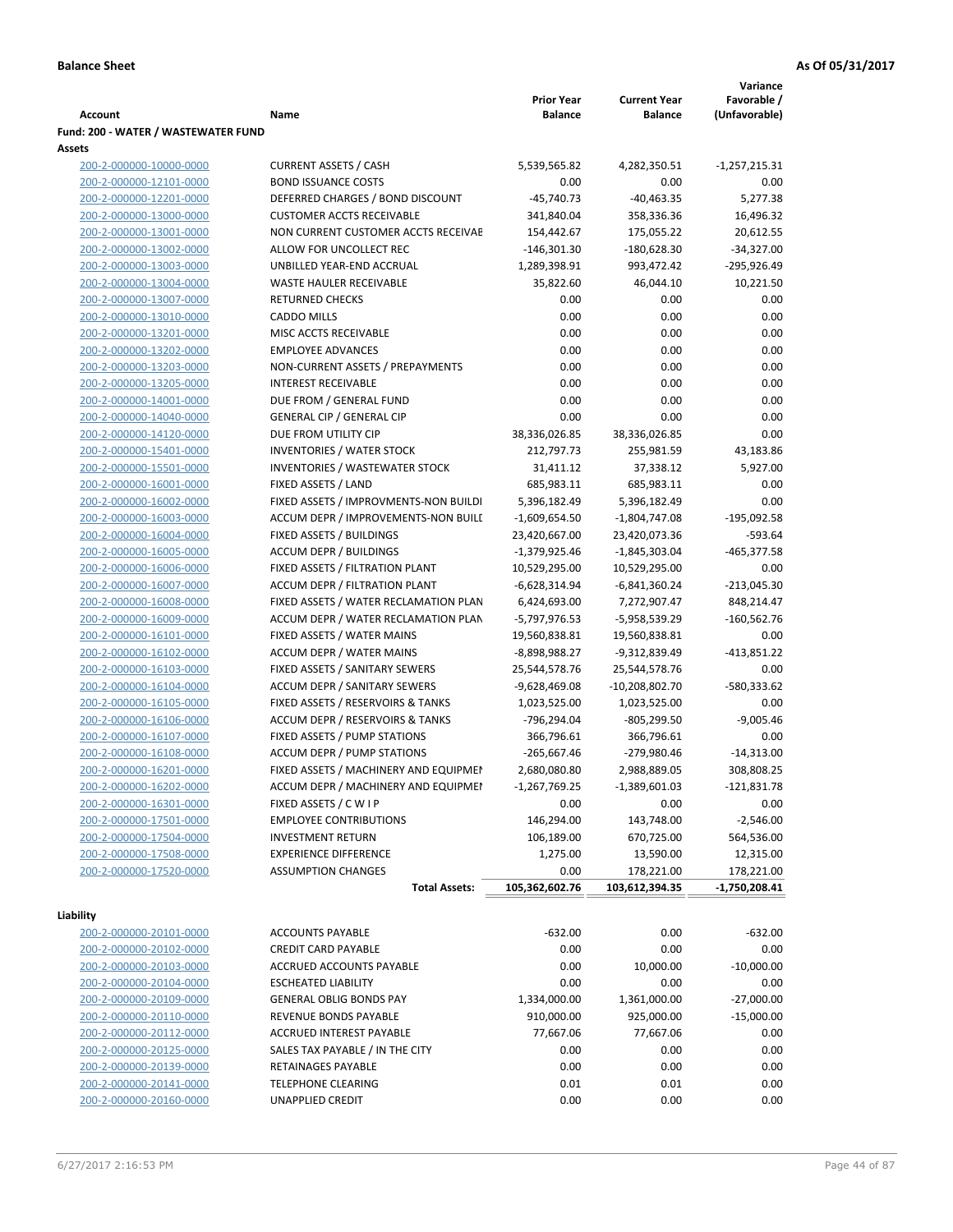**Balance Sheet** **As Of 05/31/2017**

| Account | Name | Prior Year Balance | Current Year Balance | Variance Favorable / (Unfavorable) |
|---|---|---|---|---|
| **Fund: 200 - WATER / WASTEWATER FUND** | | | | |
| **Assets** | | | | |
| 200-2-000000-10000-0000 | CURRENT ASSETS / CASH | 5,539,565.82 | 4,282,350.51 | -1,257,215.31 |
| 200-2-000000-12101-0000 | BOND ISSUANCE COSTS | 0.00 | 0.00 | 0.00 |
| 200-2-000000-12201-0000 | DEFERRED CHARGES / BOND DISCOUNT | -45,740.73 | -40,463.35 | 5,277.38 |
| 200-2-000000-13000-0000 | CUSTOMER ACCTS RECEIVABLE | 341,840.04 | 358,336.36 | 16,496.32 |
| 200-2-000000-13001-0000 | NON CURRENT CUSTOMER ACCTS RECEIVAE | 154,442.67 | 175,055.22 | 20,612.55 |
| 200-2-000000-13002-0000 | ALLOW FOR UNCOLLECT REC | -146,301.30 | -180,628.30 | -34,327.00 |
| 200-2-000000-13003-0000 | UNBILLED YEAR-END ACCRUAL | 1,289,398.91 | 993,472.42 | -295,926.49 |
| 200-2-000000-13004-0000 | WASTE HAULER RECEIVABLE | 35,822.60 | 46,044.10 | 10,221.50 |
| 200-2-000000-13007-0000 | RETURNED CHECKS | 0.00 | 0.00 | 0.00 |
| 200-2-000000-13010-0000 | CADDO MILLS | 0.00 | 0.00 | 0.00 |
| 200-2-000000-13201-0000 | MISC ACCTS RECEIVABLE | 0.00 | 0.00 | 0.00 |
| 200-2-000000-13202-0000 | EMPLOYEE ADVANCES | 0.00 | 0.00 | 0.00 |
| 200-2-000000-13203-0000 | NON-CURRENT ASSETS / PREPAYMENTS | 0.00 | 0.00 | 0.00 |
| 200-2-000000-13205-0000 | INTEREST RECEIVABLE | 0.00 | 0.00 | 0.00 |
| 200-2-000000-14001-0000 | DUE FROM / GENERAL FUND | 0.00 | 0.00 | 0.00 |
| 200-2-000000-14040-0000 | GENERAL CIP / GENERAL CIP | 0.00 | 0.00 | 0.00 |
| 200-2-000000-14120-0000 | DUE FROM UTILITY CIP | 38,336,026.85 | 38,336,026.85 | 0.00 |
| 200-2-000000-15401-0000 | INVENTORIES / WATER STOCK | 212,797.73 | 255,981.59 | 43,183.86 |
| 200-2-000000-15501-0000 | INVENTORIES / WASTEWATER STOCK | 31,411.12 | 37,338.12 | 5,927.00 |
| 200-2-000000-16001-0000 | FIXED ASSETS / LAND | 685,983.11 | 685,983.11 | 0.00 |
| 200-2-000000-16002-0000 | FIXED ASSETS / IMPROVMENTS-NON BUILDI | 5,396,182.49 | 5,396,182.49 | 0.00 |
| 200-2-000000-16003-0000 | ACCUM DEPR / IMPROVEMENTS-NON BUILI | -1,609,654.50 | -1,804,747.08 | -195,092.58 |
| 200-2-000000-16004-0000 | FIXED ASSETS / BUILDINGS | 23,420,667.00 | 23,420,073.36 | -593.64 |
| 200-2-000000-16005-0000 | ACCUM DEPR / BUILDINGS | -1,379,925.46 | -1,845,303.04 | -465,377.58 |
| 200-2-000000-16006-0000 | FIXED ASSETS / FILTRATION PLANT | 10,529,295.00 | 10,529,295.00 | 0.00 |
| 200-2-000000-16007-0000 | ACCUM DEPR / FILTRATION PLANT | -6,628,314.94 | -6,841,360.24 | -213,045.30 |
| 200-2-000000-16008-0000 | FIXED ASSETS / WATER RECLAMATION PLAN | 6,424,693.00 | 7,272,907.47 | 848,214.47 |
| 200-2-000000-16009-0000 | ACCUM DEPR / WATER RECLAMATION PLAN | -5,797,976.53 | -5,958,539.29 | -160,562.76 |
| 200-2-000000-16101-0000 | FIXED ASSETS / WATER MAINS | 19,560,838.81 | 19,560,838.81 | 0.00 |
| 200-2-000000-16102-0000 | ACCUM DEPR / WATER MAINS | -8,898,988.27 | -9,312,839.49 | -413,851.22 |
| 200-2-000000-16103-0000 | FIXED ASSETS / SANITARY SEWERS | 25,544,578.76 | 25,544,578.76 | 0.00 |
| 200-2-000000-16104-0000 | ACCUM DEPR / SANITARY SEWERS | -9,628,469.08 | -10,208,802.70 | -580,333.62 |
| 200-2-000000-16105-0000 | FIXED ASSETS / RESERVOIRS & TANKS | 1,023,525.00 | 1,023,525.00 | 0.00 |
| 200-2-000000-16106-0000 | ACCUM DEPR / RESERVOIRS & TANKS | -796,294.04 | -805,299.50 | -9,005.46 |
| 200-2-000000-16107-0000 | FIXED ASSETS / PUMP STATIONS | 366,796.61 | 366,796.61 | 0.00 |
| 200-2-000000-16108-0000 | ACCUM DEPR / PUMP STATIONS | -265,667.46 | -279,980.46 | -14,313.00 |
| 200-2-000000-16201-0000 | FIXED ASSETS / MACHINERY AND EQUIPMEN | 2,680,080.80 | 2,988,889.05 | 308,808.25 |
| 200-2-000000-16202-0000 | ACCUM DEPR / MACHINERY AND EQUIPMEI | -1,267,769.25 | -1,389,601.03 | -121,831.78 |
| 200-2-000000-16301-0000 | FIXED ASSETS / C W I P | 0.00 | 0.00 | 0.00 |
| 200-2-000000-17501-0000 | EMPLOYEE CONTRIBUTIONS | 146,294.00 | 143,748.00 | -2,546.00 |
| 200-2-000000-17504-0000 | INVESTMENT RETURN | 106,189.00 | 670,725.00 | 564,536.00 |
| 200-2-000000-17508-0000 | EXPERIENCE DIFFERENCE | 1,275.00 | 13,590.00 | 12,315.00 |
| 200-2-000000-17520-0000 | ASSUMPTION CHANGES | 0.00 | 178,221.00 | 178,221.00 |
| | **Total Assets:** | **105,362,602.76** | **103,612,394.35** | **-1,750,208.41** |
| **Liability** | | | | |
| 200-2-000000-20101-0000 | ACCOUNTS PAYABLE | -632.00 | 0.00 | -632.00 |
| 200-2-000000-20102-0000 | CREDIT CARD PAYABLE | 0.00 | 0.00 | 0.00 |
| 200-2-000000-20103-0000 | ACCRUED ACCOUNTS PAYABLE | 0.00 | 10,000.00 | -10,000.00 |
| 200-2-000000-20104-0000 | ESCHEATED LIABILITY | 0.00 | 0.00 | 0.00 |
| 200-2-000000-20109-0000 | GENERAL OBLIG BONDS PAY | 1,334,000.00 | 1,361,000.00 | -27,000.00 |
| 200-2-000000-20110-0000 | REVENUE BONDS PAYABLE | 910,000.00 | 925,000.00 | -15,000.00 |
| 200-2-000000-20112-0000 | ACCRUED INTEREST PAYABLE | 77,667.06 | 77,667.06 | 0.00 |
| 200-2-000000-20125-0000 | SALES TAX PAYABLE / IN THE CITY | 0.00 | 0.00 | 0.00 |
| 200-2-000000-20139-0000 | RETAINAGES PAYABLE | 0.00 | 0.00 | 0.00 |
| 200-2-000000-20141-0000 | TELEPHONE CLEARING | 0.01 | 0.01 | 0.00 |
| 200-2-000000-20160-0000 | UNAPPLIED CREDIT | 0.00 | 0.00 | 0.00 |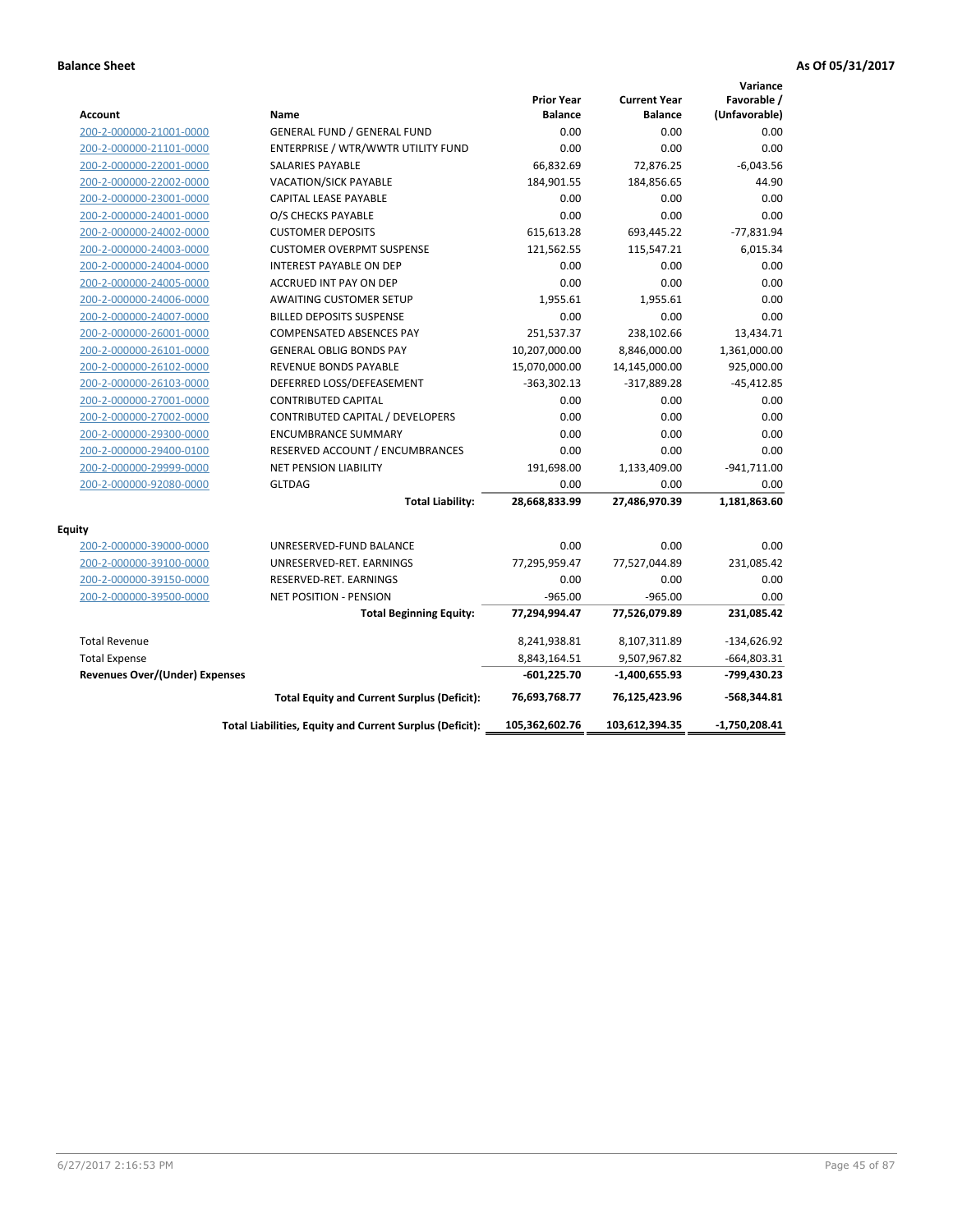**Balance Sheet** **As Of 05/31/2017**

| Account | Name | Prior Year Balance | Current Year Balance | Variance Favorable / (Unfavorable) |
|---|---|---|---|---|
| 200-2-000000-21001-0000 | GENERAL FUND / GENERAL FUND | 0.00 | 0.00 | 0.00 |
| 200-2-000000-21101-0000 | ENTERPRISE / WTR/WWTR UTILITY FUND | 0.00 | 0.00 | 0.00 |
| 200-2-000000-22001-0000 | SALARIES PAYABLE | 66,832.69 | 72,876.25 | -6,043.56 |
| 200-2-000000-22002-0000 | VACATION/SICK PAYABLE | 184,901.55 | 184,856.65 | 44.90 |
| 200-2-000000-23001-0000 | CAPITAL LEASE PAYABLE | 0.00 | 0.00 | 0.00 |
| 200-2-000000-24001-0000 | O/S CHECKS PAYABLE | 0.00 | 0.00 | 0.00 |
| 200-2-000000-24002-0000 | CUSTOMER DEPOSITS | 615,613.28 | 693,445.22 | -77,831.94 |
| 200-2-000000-24003-0000 | CUSTOMER OVERPMT SUSPENSE | 121,562.55 | 115,547.21 | 6,015.34 |
| 200-2-000000-24004-0000 | INTEREST PAYABLE ON DEP | 0.00 | 0.00 | 0.00 |
| 200-2-000000-24005-0000 | ACCRUED INT PAY ON DEP | 0.00 | 0.00 | 0.00 |
| 200-2-000000-24006-0000 | AWAITING CUSTOMER SETUP | 1,955.61 | 1,955.61 | 0.00 |
| 200-2-000000-24007-0000 | BILLED DEPOSITS SUSPENSE | 0.00 | 0.00 | 0.00 |
| 200-2-000000-26001-0000 | COMPENSATED ABSENCES PAY | 251,537.37 | 238,102.66 | 13,434.71 |
| 200-2-000000-26101-0000 | GENERAL OBLIG BONDS PAY | 10,207,000.00 | 8,846,000.00 | 1,361,000.00 |
| 200-2-000000-26102-0000 | REVENUE BONDS PAYABLE | 15,070,000.00 | 14,145,000.00 | 925,000.00 |
| 200-2-000000-26103-0000 | DEFERRED LOSS/DEFEASEMENT | -363,302.13 | -317,889.28 | -45,412.85 |
| 200-2-000000-27001-0000 | CONTRIBUTED CAPITAL | 0.00 | 0.00 | 0.00 |
| 200-2-000000-27002-0000 | CONTRIBUTED CAPITAL / DEVELOPERS | 0.00 | 0.00 | 0.00 |
| 200-2-000000-29300-0000 | ENCUMBRANCE SUMMARY | 0.00 | 0.00 | 0.00 |
| 200-2-000000-29400-0100 | RESERVED ACCOUNT / ENCUMBRANCES | 0.00 | 0.00 | 0.00 |
| 200-2-000000-29999-0000 | NET PENSION LIABILITY | 191,698.00 | 1,133,409.00 | -941,711.00 |
| 200-2-000000-92080-0000 | GLTDAG | 0.00 | 0.00 | 0.00 |
| | **Total Liability:** | **28,668,833.99** | **27,486,970.39** | **1,181,863.60** |
| **Equity** | | | | |
| 200-2-000000-39000-0000 | UNRESERVED-FUND BALANCE | 0.00 | 0.00 | 0.00 |
| 200-2-000000-39100-0000 | UNRESERVED-RET. EARNINGS | 77,295,959.47 | 77,527,044.89 | 231,085.42 |
| 200-2-000000-39150-0000 | RESERVED-RET. EARNINGS | 0.00 | 0.00 | 0.00 |
| 200-2-000000-39500-0000 | NET POSITION - PENSION | -965.00 | -965.00 | 0.00 |
| | **Total Beginning Equity:** | **77,294,994.47** | **77,526,079.89** | **231,085.42** |
| Total Revenue | | 8,241,938.81 | 8,107,311.89 | -134,626.92 |
| Total Expense | | 8,843,164.51 | 9,507,967.82 | -664,803.31 |
| **Revenues Over/(Under) Expenses** | | **-601,225.70** | **-1,400,655.93** | **-799,430.23** |
| | **Total Equity and Current Surplus (Deficit):** | **76,693,768.77** | **76,125,423.96** | **-568,344.81** |
| | **Total Liabilities, Equity and Current Surplus (Deficit):** | **105,362,602.76** | **103,612,394.35** | **-1,750,208.41** |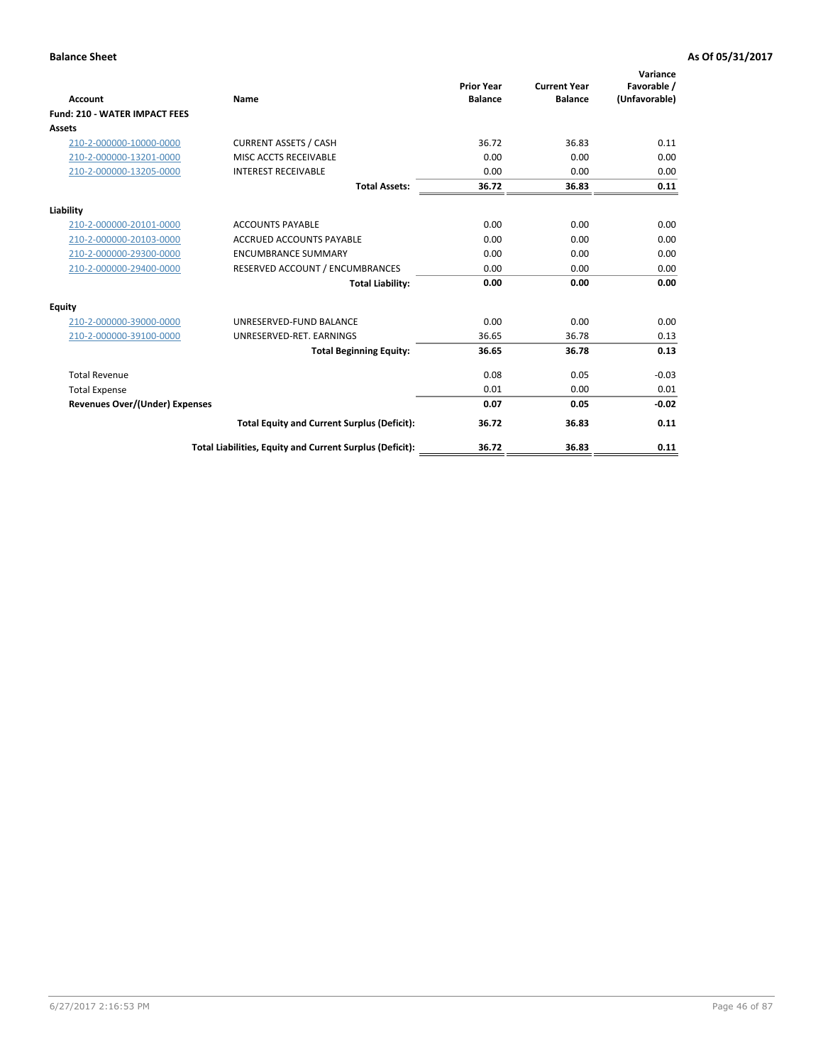**Balance Sheet** **As Of 05/31/2017**

| Account | Name | Prior Year Balance | Current Year Balance | Variance Favorable / (Unfavorable) |
|---|---|---|---|---|
| **Fund: 210 - WATER IMPACT FEES** | | | | |
| **Assets** | | | | |
| 210-2-000000-10000-0000 | CURRENT ASSETS / CASH | 36.72 | 36.83 | 0.11 |
| 210-2-000000-13201-0000 | MISC ACCTS RECEIVABLE | 0.00 | 0.00 | 0.00 |
| 210-2-000000-13205-0000 | INTEREST RECEIVABLE | 0.00 | 0.00 | 0.00 |
| | **Total Assets:** | **36.72** | **36.83** | **0.11** |
| **Liability** | | | | |
| 210-2-000000-20101-0000 | ACCOUNTS PAYABLE | 0.00 | 0.00 | 0.00 |
| 210-2-000000-20103-0000 | ACCRUED ACCOUNTS PAYABLE | 0.00 | 0.00 | 0.00 |
| 210-2-000000-29300-0000 | ENCUMBRANCE SUMMARY | 0.00 | 0.00 | 0.00 |
| 210-2-000000-29400-0000 | RESERVED ACCOUNT / ENCUMBRANCES | 0.00 | 0.00 | 0.00 |
| | **Total Liability:** | **0.00** | **0.00** | **0.00** |
| **Equity** | | | | |
| 210-2-000000-39000-0000 | UNRESERVED-FUND BALANCE | 0.00 | 0.00 | 0.00 |
| 210-2-000000-39100-0000 | UNRESERVED-RET. EARNINGS | 36.65 | 36.78 | 0.13 |
| | **Total Beginning Equity:** | **36.65** | **36.78** | **0.13** |
| Total Revenue | | 0.08 | 0.05 | -0.03 |
| Total Expense | | 0.01 | 0.00 | 0.01 |
| **Revenues Over/(Under) Expenses** | | **0.07** | **0.05** | **-0.02** |
| | **Total Equity and Current Surplus (Deficit):** | **36.72** | **36.83** | **0.11** |
| | **Total Liabilities, Equity and Current Surplus (Deficit):** | **36.72** | **36.83** | **0.11** |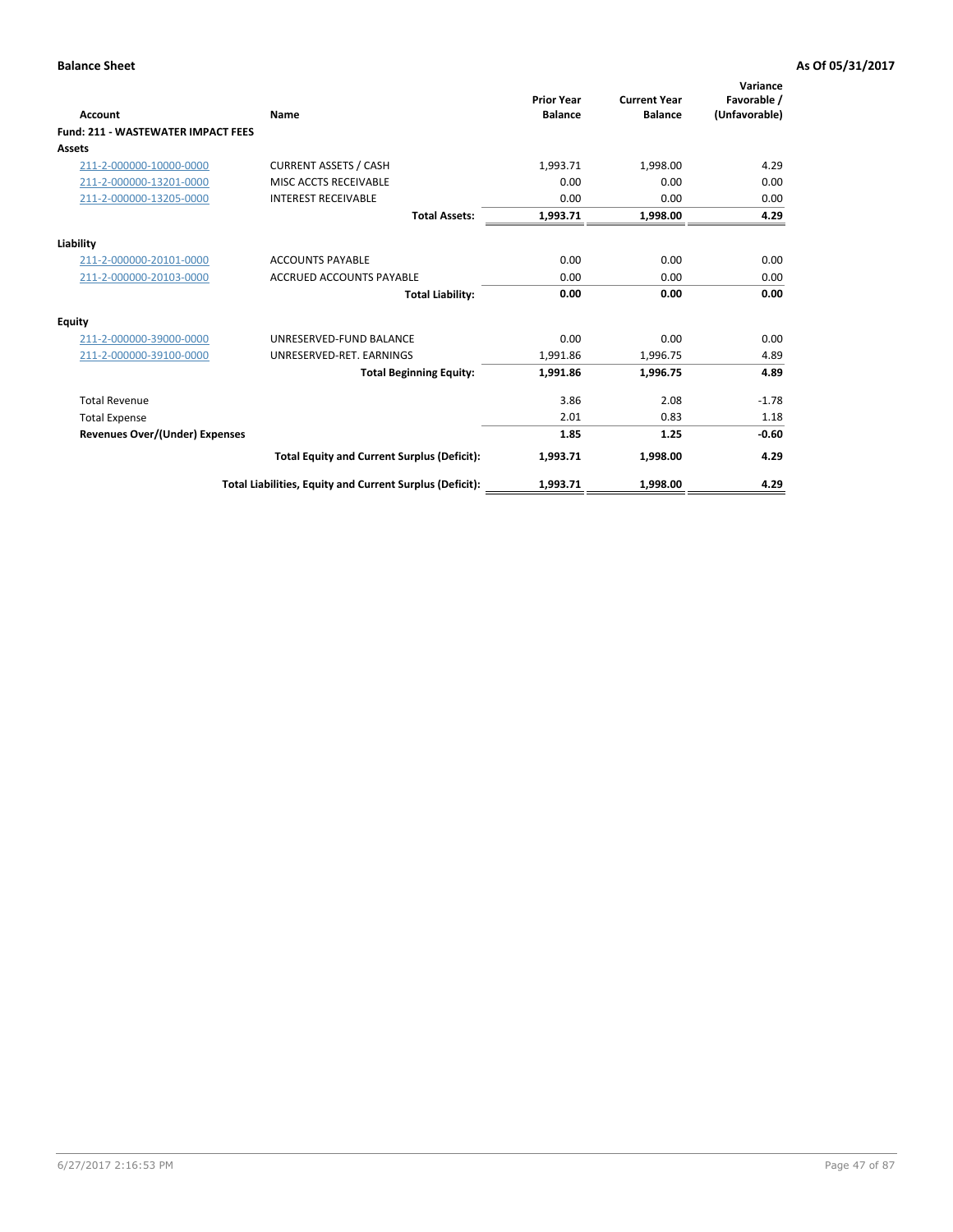**Balance Sheet** **As Of 05/31/2017**

| Account | Name | Prior Year Balance | Current Year Balance | Variance Favorable / (Unfavorable) |
|---|---|---|---|---|
| **Fund: 211 - WASTEWATER IMPACT FEES** | | | | |
| **Assets** | | | | |
| 211-2-000000-10000-0000 | CURRENT ASSETS / CASH | 1,993.71 | 1,998.00 | 4.29 |
| 211-2-000000-13201-0000 | MISC ACCTS RECEIVABLE | 0.00 | 0.00 | 0.00 |
| 211-2-000000-13205-0000 | INTEREST RECEIVABLE | 0.00 | 0.00 | 0.00 |
| | **Total Assets:** | **1,993.71** | **1,998.00** | **4.29** |
| **Liability** | | | | |
| 211-2-000000-20101-0000 | ACCOUNTS PAYABLE | 0.00 | 0.00 | 0.00 |
| 211-2-000000-20103-0000 | ACCRUED ACCOUNTS PAYABLE | 0.00 | 0.00 | 0.00 |
| | **Total Liability:** | **0.00** | **0.00** | **0.00** |
| **Equity** | | | | |
| 211-2-000000-39000-0000 | UNRESERVED-FUND BALANCE | 0.00 | 0.00 | 0.00 |
| 211-2-000000-39100-0000 | UNRESERVED-RET. EARNINGS | 1,991.86 | 1,996.75 | 4.89 |
| | **Total Beginning Equity:** | **1,991.86** | **1,996.75** | **4.89** |
| Total Revenue | | 3.86 | 2.08 | -1.78 |
| Total Expense | | 2.01 | 0.83 | 1.18 |
| **Revenues Over/(Under) Expenses** | | **1.85** | **1.25** | **-0.60** |
| | **Total Equity and Current Surplus (Deficit):** | **1,993.71** | **1,998.00** | **4.29** |
| | **Total Liabilities, Equity and Current Surplus (Deficit):** | **1,993.71** | **1,998.00** | **4.29** |

6/27/2017 2:16:53 PM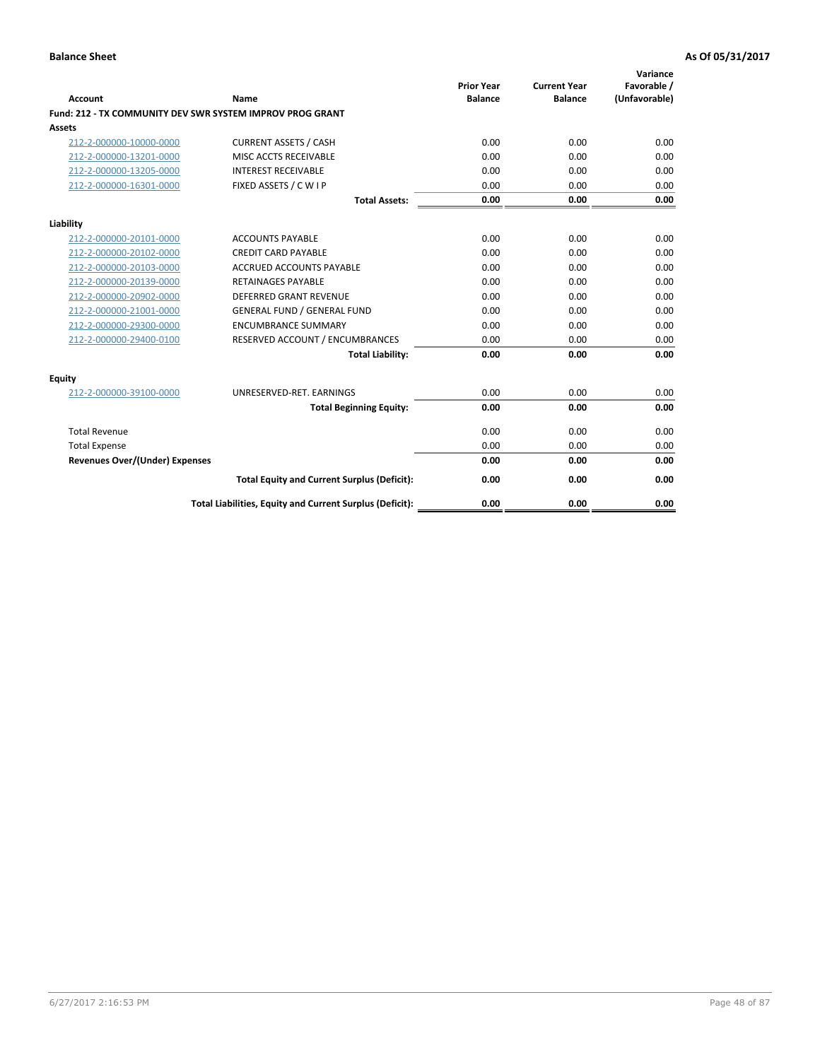**Balance Sheet** **As Of 05/31/2017**

| Account | Name | Prior Year Balance | Current Year Balance | Variance Favorable / (Unfavorable) |
|---|---|---|---|---|
| **Fund: 212 - TX COMMUNITY DEV SWR SYSTEM IMPROV PROG GRANT** | | | | |
| **Assets** | | | | |
| 212-2-000000-10000-0000 | CURRENT ASSETS / CASH | 0.00 | 0.00 | 0.00 |
| 212-2-000000-13201-0000 | MISC ACCTS RECEIVABLE | 0.00 | 0.00 | 0.00 |
| 212-2-000000-13205-0000 | INTEREST RECEIVABLE | 0.00 | 0.00 | 0.00 |
| 212-2-000000-16301-0000 | FIXED ASSETS / C W I P | 0.00 | 0.00 | 0.00 |
| | **Total Assets:** | **0.00** | **0.00** | **0.00** |
| **Liability** | | | | |
| 212-2-000000-20101-0000 | ACCOUNTS PAYABLE | 0.00 | 0.00 | 0.00 |
| 212-2-000000-20102-0000 | CREDIT CARD PAYABLE | 0.00 | 0.00 | 0.00 |
| 212-2-000000-20103-0000 | ACCRUED ACCOUNTS PAYABLE | 0.00 | 0.00 | 0.00 |
| 212-2-000000-20139-0000 | RETAINAGES PAYABLE | 0.00 | 0.00 | 0.00 |
| 212-2-000000-20902-0000 | DEFERRED GRANT REVENUE | 0.00 | 0.00 | 0.00 |
| 212-2-000000-21001-0000 | GENERAL FUND / GENERAL FUND | 0.00 | 0.00 | 0.00 |
| 212-2-000000-29300-0000 | ENCUMBRANCE SUMMARY | 0.00 | 0.00 | 0.00 |
| 212-2-000000-29400-0100 | RESERVED ACCOUNT / ENCUMBRANCES | 0.00 | 0.00 | 0.00 |
| | **Total Liability:** | **0.00** | **0.00** | **0.00** |
| **Equity** | | | | |
| 212-2-000000-39100-0000 | UNRESERVED-RET. EARNINGS | 0.00 | 0.00 | 0.00 |
| | **Total Beginning Equity:** | **0.00** | **0.00** | **0.00** |
| Total Revenue | | 0.00 | 0.00 | 0.00 |
| Total Expense | | 0.00 | 0.00 | 0.00 |
| **Revenues Over/(Under) Expenses** | | **0.00** | **0.00** | **0.00** |
| | **Total Equity and Current Surplus (Deficit):** | **0.00** | **0.00** | **0.00** |
| | **Total Liabilities, Equity and Current Surplus (Deficit):** | **0.00** | **0.00** | **0.00** |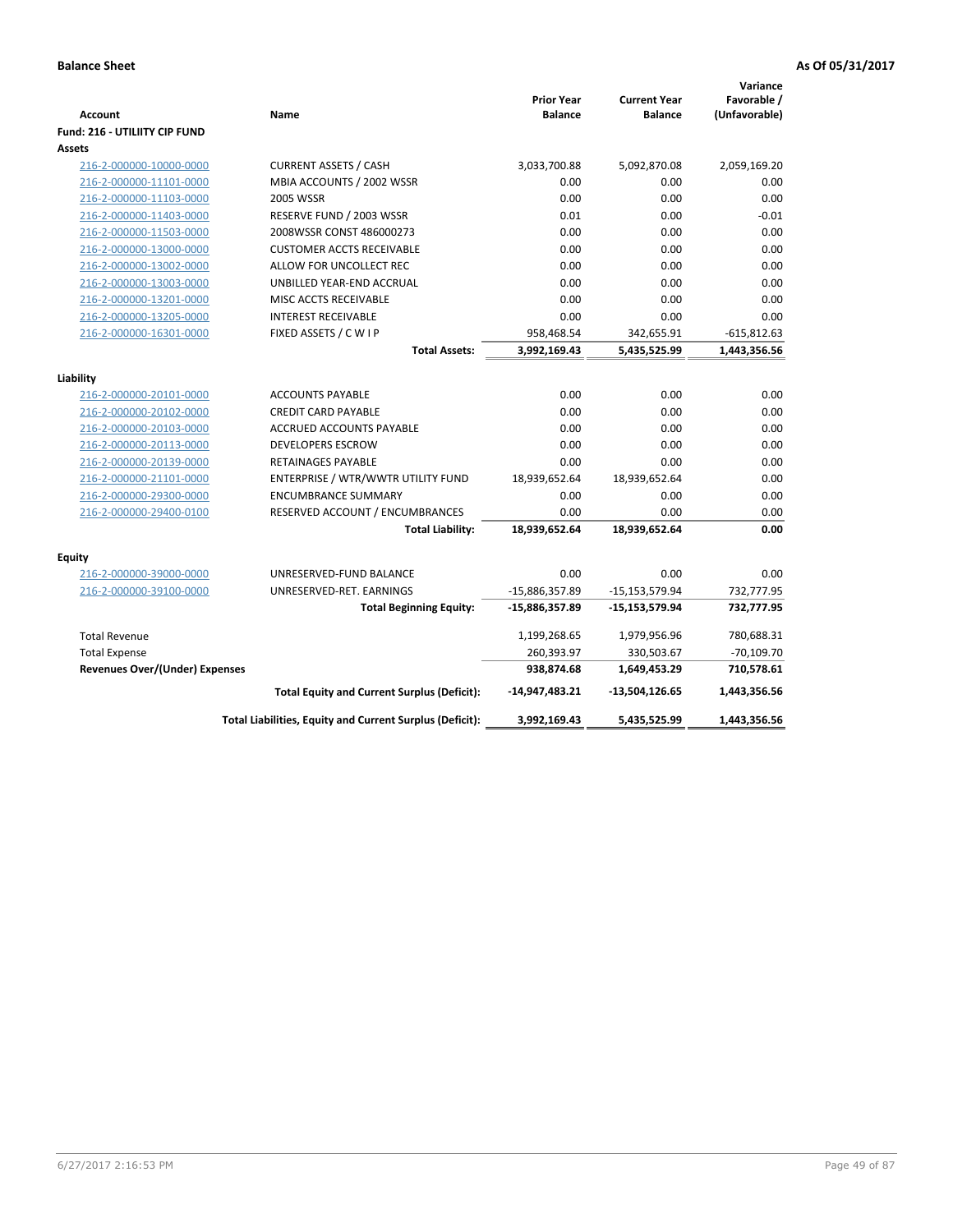**Balance Sheet** **As Of 05/31/2017**

| Account | Name | Prior Year Balance | Current Year Balance | Variance Favorable / (Unfavorable) |
|---|---|---|---|---|
| **Fund: 216 - UTILIITY CIP FUND** | | | | |
| **Assets** | | | | |
| 216-2-000000-10000-0000 | CURRENT ASSETS / CASH | 3,033,700.88 | 5,092,870.08 | 2,059,169.20 |
| 216-2-000000-11101-0000 | MBIA ACCOUNTS / 2002 WSSR | 0.00 | 0.00 | 0.00 |
| 216-2-000000-11103-0000 | 2005 WSSR | 0.00 | 0.00 | 0.00 |
| 216-2-000000-11403-0000 | RESERVE FUND / 2003 WSSR | 0.01 | 0.00 | -0.01 |
| 216-2-000000-11503-0000 | 2008WSSR CONST 486000273 | 0.00 | 0.00 | 0.00 |
| 216-2-000000-13000-0000 | CUSTOMER ACCTS RECEIVABLE | 0.00 | 0.00 | 0.00 |
| 216-2-000000-13002-0000 | ALLOW FOR UNCOLLECT REC | 0.00 | 0.00 | 0.00 |
| 216-2-000000-13003-0000 | UNBILLED YEAR-END ACCRUAL | 0.00 | 0.00 | 0.00 |
| 216-2-000000-13201-0000 | MISC ACCTS RECEIVABLE | 0.00 | 0.00 | 0.00 |
| 216-2-000000-13205-0000 | INTEREST RECEIVABLE | 0.00 | 0.00 | 0.00 |
| 216-2-000000-16301-0000 | FIXED ASSETS / C W I P | 958,468.54 | 342,655.91 | -615,812.63 |
| | **Total Assets:** | **3,992,169.43** | **5,435,525.99** | **1,443,356.56** |
| **Liability** | | | | |
| 216-2-000000-20101-0000 | ACCOUNTS PAYABLE | 0.00 | 0.00 | 0.00 |
| 216-2-000000-20102-0000 | CREDIT CARD PAYABLE | 0.00 | 0.00 | 0.00 |
| 216-2-000000-20103-0000 | ACCRUED ACCOUNTS PAYABLE | 0.00 | 0.00 | 0.00 |
| 216-2-000000-20113-0000 | DEVELOPERS ESCROW | 0.00 | 0.00 | 0.00 |
| 216-2-000000-20139-0000 | RETAINAGES PAYABLE | 0.00 | 0.00 | 0.00 |
| 216-2-000000-21101-0000 | ENTERPRISE / WTR/WWTR UTILITY FUND | 18,939,652.64 | 18,939,652.64 | 0.00 |
| 216-2-000000-29300-0000 | ENCUMBRANCE SUMMARY | 0.00 | 0.00 | 0.00 |
| 216-2-000000-29400-0100 | RESERVED ACCOUNT / ENCUMBRANCES | 0.00 | 0.00 | 0.00 |
| | **Total Liability:** | **18,939,652.64** | **18,939,652.64** | **0.00** |
| **Equity** | | | | |
| 216-2-000000-39000-0000 | UNRESERVED-FUND BALANCE | 0.00 | 0.00 | 0.00 |
| 216-2-000000-39100-0000 | UNRESERVED-RET. EARNINGS | -15,886,357.89 | -15,153,579.94 | 732,777.95 |
| | **Total Beginning Equity:** | **-15,886,357.89** | **-15,153,579.94** | **732,777.95** |
| Total Revenue | | 1,199,268.65 | 1,979,956.96 | 780,688.31 |
| Total Expense | | 260,393.97 | 330,503.67 | -70,109.70 |
| **Revenues Over/(Under) Expenses** | | **938,874.68** | **1,649,453.29** | **710,578.61** |
| | **Total Equity and Current Surplus (Deficit):** | **-14,947,483.21** | **-13,504,126.65** | **1,443,356.56** |
| | **Total Liabilities, Equity and Current Surplus (Deficit):** | **3,992,169.43** | **5,435,525.99** | **1,443,356.56** |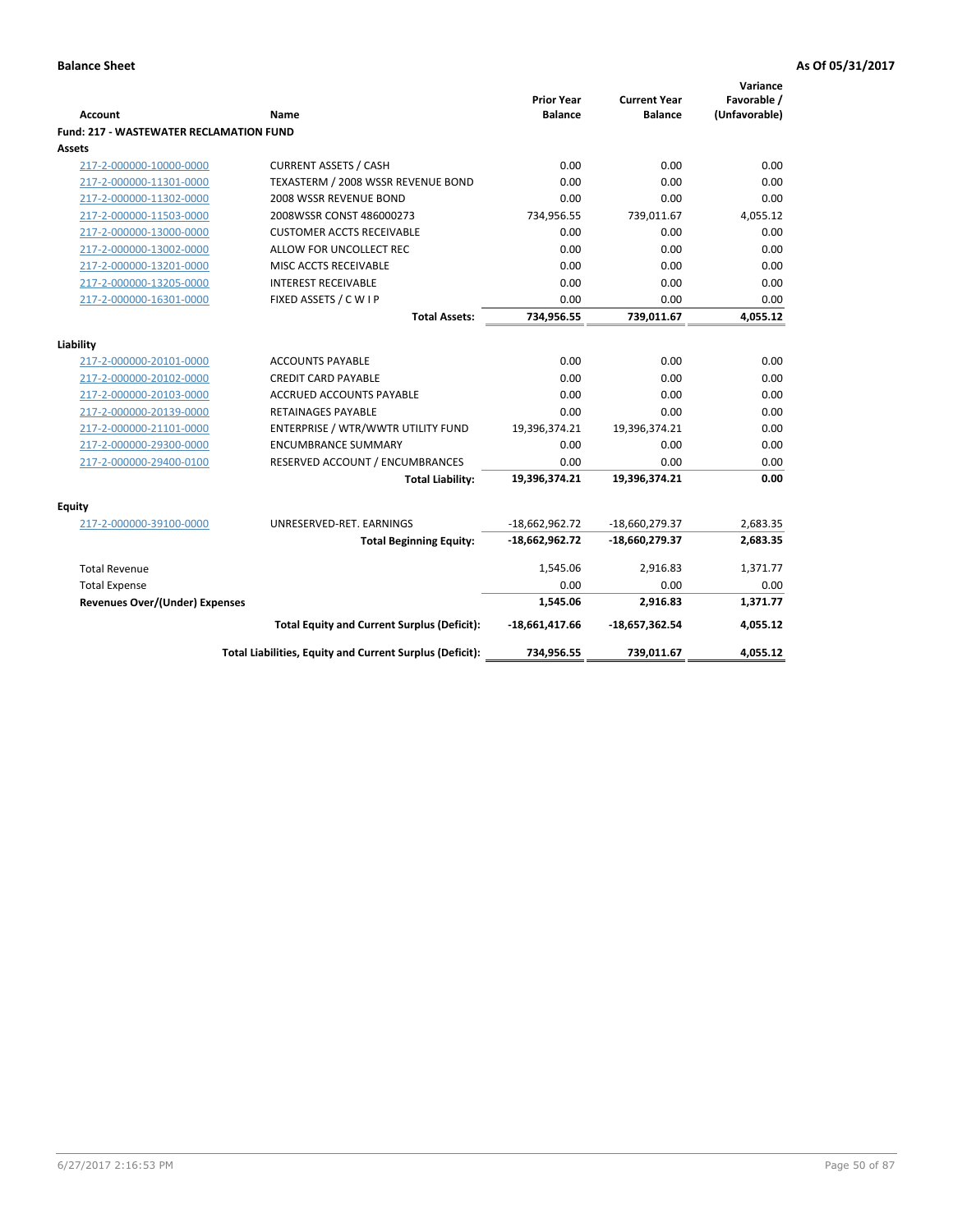**Balance Sheet** **As Of 05/31/2017**

| Account | Name | Prior Year Balance | Current Year Balance | Variance Favorable / (Unfavorable) |
|---|---|---|---|---|
| **Fund: 217 - WASTEWATER RECLAMATION FUND** | | | | |
| **Assets** | | | | |
| 217-2-000000-10000-0000 | CURRENT ASSETS / CASH | 0.00 | 0.00 | 0.00 |
| 217-2-000000-11301-0000 | TEXASTERM / 2008 WSSR REVENUE BOND | 0.00 | 0.00 | 0.00 |
| 217-2-000000-11302-0000 | 2008 WSSR REVENUE BOND | 0.00 | 0.00 | 0.00 |
| 217-2-000000-11503-0000 | 2008WSSR CONST 486000273 | 734,956.55 | 739,011.67 | 4,055.12 |
| 217-2-000000-13000-0000 | CUSTOMER ACCTS RECEIVABLE | 0.00 | 0.00 | 0.00 |
| 217-2-000000-13002-0000 | ALLOW FOR UNCOLLECT REC | 0.00 | 0.00 | 0.00 |
| 217-2-000000-13201-0000 | MISC ACCTS RECEIVABLE | 0.00 | 0.00 | 0.00 |
| 217-2-000000-13205-0000 | INTEREST RECEIVABLE | 0.00 | 0.00 | 0.00 |
| 217-2-000000-16301-0000 | FIXED ASSETS / C W I P | 0.00 | 0.00 | 0.00 |
| | **Total Assets:** | **734,956.55** | **739,011.67** | **4,055.12** |
| **Liability** | | | | |
| 217-2-000000-20101-0000 | ACCOUNTS PAYABLE | 0.00 | 0.00 | 0.00 |
| 217-2-000000-20102-0000 | CREDIT CARD PAYABLE | 0.00 | 0.00 | 0.00 |
| 217-2-000000-20103-0000 | ACCRUED ACCOUNTS PAYABLE | 0.00 | 0.00 | 0.00 |
| 217-2-000000-20139-0000 | RETAINAGES PAYABLE | 0.00 | 0.00 | 0.00 |
| 217-2-000000-21101-0000 | ENTERPRISE / WTR/WWTR UTILITY FUND | 19,396,374.21 | 19,396,374.21 | 0.00 |
| 217-2-000000-29300-0000 | ENCUMBRANCE SUMMARY | 0.00 | 0.00 | 0.00 |
| 217-2-000000-29400-0100 | RESERVED ACCOUNT / ENCUMBRANCES | 0.00 | 0.00 | 0.00 |
| | **Total Liability:** | **19,396,374.21** | **19,396,374.21** | **0.00** |
| **Equity** | | | | |
| 217-2-000000-39100-0000 | UNRESERVED-RET. EARNINGS | -18,662,962.72 | -18,660,279.37 | 2,683.35 |
| | **Total Beginning Equity:** | **-18,662,962.72** | **-18,660,279.37** | **2,683.35** |
| Total Revenue | | 1,545.06 | 2,916.83 | 1,371.77 |
| Total Expense | | 0.00 | 0.00 | 0.00 |
| **Revenues Over/(Under) Expenses** | | **1,545.06** | **2,916.83** | **1,371.77** |
| | **Total Equity and Current Surplus (Deficit):** | **-18,661,417.66** | **-18,657,362.54** | **4,055.12** |
| | **Total Liabilities, Equity and Current Surplus (Deficit):** | **734,956.55** | **739,011.67** | **4,055.12** |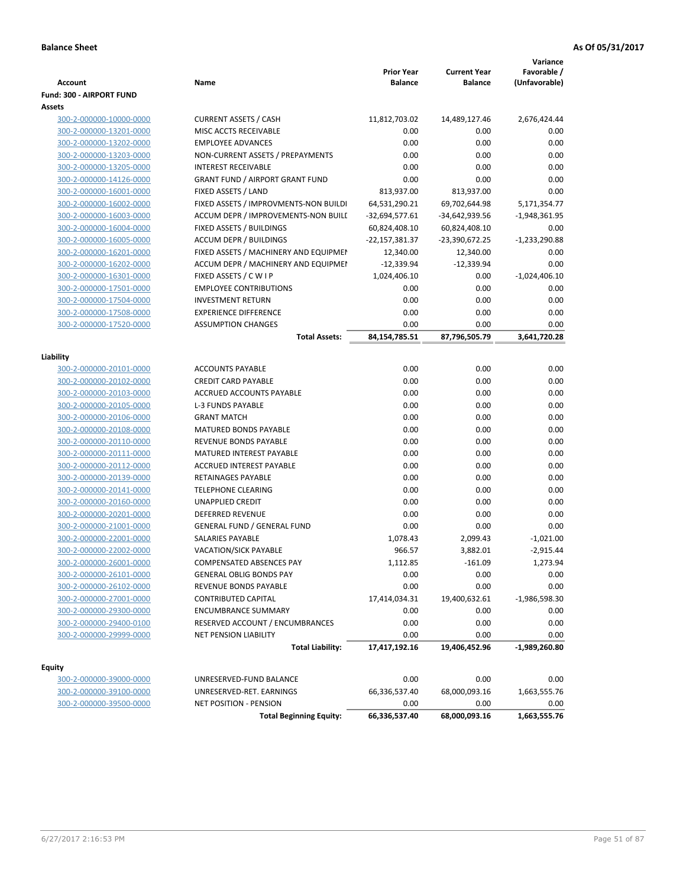**Balance Sheet** **As Of 05/31/2017**

| Account | Name | Prior Year Balance | Current Year Balance | Variance Favorable / (Unfavorable) |
|---|---|---|---|---|
| **Fund: 300 - AIRPORT FUND** | | | | |
| **Assets** | | | | |
| 300-2-000000-10000-0000 | CURRENT ASSETS / CASH | 11,812,703.02 | 14,489,127.46 | 2,676,424.44 |
| 300-2-000000-13201-0000 | MISC ACCTS RECEIVABLE | 0.00 | 0.00 | 0.00 |
| 300-2-000000-13202-0000 | EMPLOYEE ADVANCES | 0.00 | 0.00 | 0.00 |
| 300-2-000000-13203-0000 | NON-CURRENT ASSETS / PREPAYMENTS | 0.00 | 0.00 | 0.00 |
| 300-2-000000-13205-0000 | INTEREST RECEIVABLE | 0.00 | 0.00 | 0.00 |
| 300-2-000000-14126-0000 | GRANT FUND / AIRPORT GRANT FUND | 0.00 | 0.00 | 0.00 |
| 300-2-000000-16001-0000 | FIXED ASSETS / LAND | 813,937.00 | 813,937.00 | 0.00 |
| 300-2-000000-16002-0000 | FIXED ASSETS / IMPROVMENTS-NON BUILDI | 64,531,290.21 | 69,702,644.98 | 5,171,354.77 |
| 300-2-000000-16003-0000 | ACCUM DEPR / IMPROVEMENTS-NON BUILI | -32,694,577.61 | -34,642,939.56 | -1,948,361.95 |
| 300-2-000000-16004-0000 | FIXED ASSETS / BUILDINGS | 60,824,408.10 | 60,824,408.10 | 0.00 |
| 300-2-000000-16005-0000 | ACCUM DEPR / BUILDINGS | -22,157,381.37 | -23,390,672.25 | -1,233,290.88 |
| 300-2-000000-16201-0000 | FIXED ASSETS / MACHINERY AND EQUIPMEI | 12,340.00 | 12,340.00 | 0.00 |
| 300-2-000000-16202-0000 | ACCUM DEPR / MACHINERY AND EQUIPMEI | -12,339.94 | -12,339.94 | 0.00 |
| 300-2-000000-16301-0000 | FIXED ASSETS / C W I P | 1,024,406.10 | 0.00 | -1,024,406.10 |
| 300-2-000000-17501-0000 | EMPLOYEE CONTRIBUTIONS | 0.00 | 0.00 | 0.00 |
| 300-2-000000-17504-0000 | INVESTMENT RETURN | 0.00 | 0.00 | 0.00 |
| 300-2-000000-17508-0000 | EXPERIENCE DIFFERENCE | 0.00 | 0.00 | 0.00 |
| 300-2-000000-17520-0000 | ASSUMPTION CHANGES | 0.00 | 0.00 | 0.00 |
| | **Total Assets:** | **84,154,785.51** | **87,796,505.79** | **3,641,720.28** |
| **Liability** | | | | |
| 300-2-000000-20101-0000 | ACCOUNTS PAYABLE | 0.00 | 0.00 | 0.00 |
| 300-2-000000-20102-0000 | CREDIT CARD PAYABLE | 0.00 | 0.00 | 0.00 |
| 300-2-000000-20103-0000 | ACCRUED ACCOUNTS PAYABLE | 0.00 | 0.00 | 0.00 |
| 300-2-000000-20105-0000 | L-3 FUNDS PAYABLE | 0.00 | 0.00 | 0.00 |
| 300-2-000000-20106-0000 | GRANT MATCH | 0.00 | 0.00 | 0.00 |
| 300-2-000000-20108-0000 | MATURED BONDS PAYABLE | 0.00 | 0.00 | 0.00 |
| 300-2-000000-20110-0000 | REVENUE BONDS PAYABLE | 0.00 | 0.00 | 0.00 |
| 300-2-000000-20111-0000 | MATURED INTEREST PAYABLE | 0.00 | 0.00 | 0.00 |
| 300-2-000000-20112-0000 | ACCRUED INTEREST PAYABLE | 0.00 | 0.00 | 0.00 |
| 300-2-000000-20139-0000 | RETAINAGES PAYABLE | 0.00 | 0.00 | 0.00 |
| 300-2-000000-20141-0000 | TELEPHONE CLEARING | 0.00 | 0.00 | 0.00 |
| 300-2-000000-20160-0000 | UNAPPLIED CREDIT | 0.00 | 0.00 | 0.00 |
| 300-2-000000-20201-0000 | DEFERRED REVENUE | 0.00 | 0.00 | 0.00 |
| 300-2-000000-21001-0000 | GENERAL FUND / GENERAL FUND | 0.00 | 0.00 | 0.00 |
| 300-2-000000-22001-0000 | SALARIES PAYABLE | 1,078.43 | 2,099.43 | -1,021.00 |
| 300-2-000000-22002-0000 | VACATION/SICK PAYABLE | 966.57 | 3,882.01 | -2,915.44 |
| 300-2-000000-26001-0000 | COMPENSATED ABSENCES PAY | 1,112.85 | -161.09 | 1,273.94 |
| 300-2-000000-26101-0000 | GENERAL OBLIG BONDS PAY | 0.00 | 0.00 | 0.00 |
| 300-2-000000-26102-0000 | REVENUE BONDS PAYABLE | 0.00 | 0.00 | 0.00 |
| 300-2-000000-27001-0000 | CONTRIBUTED CAPITAL | 17,414,034.31 | 19,400,632.61 | -1,986,598.30 |
| 300-2-000000-29300-0000 | ENCUMBRANCE SUMMARY | 0.00 | 0.00 | 0.00 |
| 300-2-000000-29400-0100 | RESERVED ACCOUNT / ENCUMBRANCES | 0.00 | 0.00 | 0.00 |
| 300-2-000000-29999-0000 | NET PENSION LIABILITY | 0.00 | 0.00 | 0.00 |
| | **Total Liability:** | **17,417,192.16** | **19,406,452.96** | **-1,989,260.80** |
| **Equity** | | | | |
| 300-2-000000-39000-0000 | UNRESERVED-FUND BALANCE | 0.00 | 0.00 | 0.00 |
| 300-2-000000-39100-0000 | UNRESERVED-RET. EARNINGS | 66,336,537.40 | 68,000,093.16 | 1,663,555.76 |
| 300-2-000000-39500-0000 | NET POSITION - PENSION | 0.00 | 0.00 | 0.00 |
| | **Total Beginning Equity:** | **66,336,537.40** | **68,000,093.16** | **1,663,555.76** |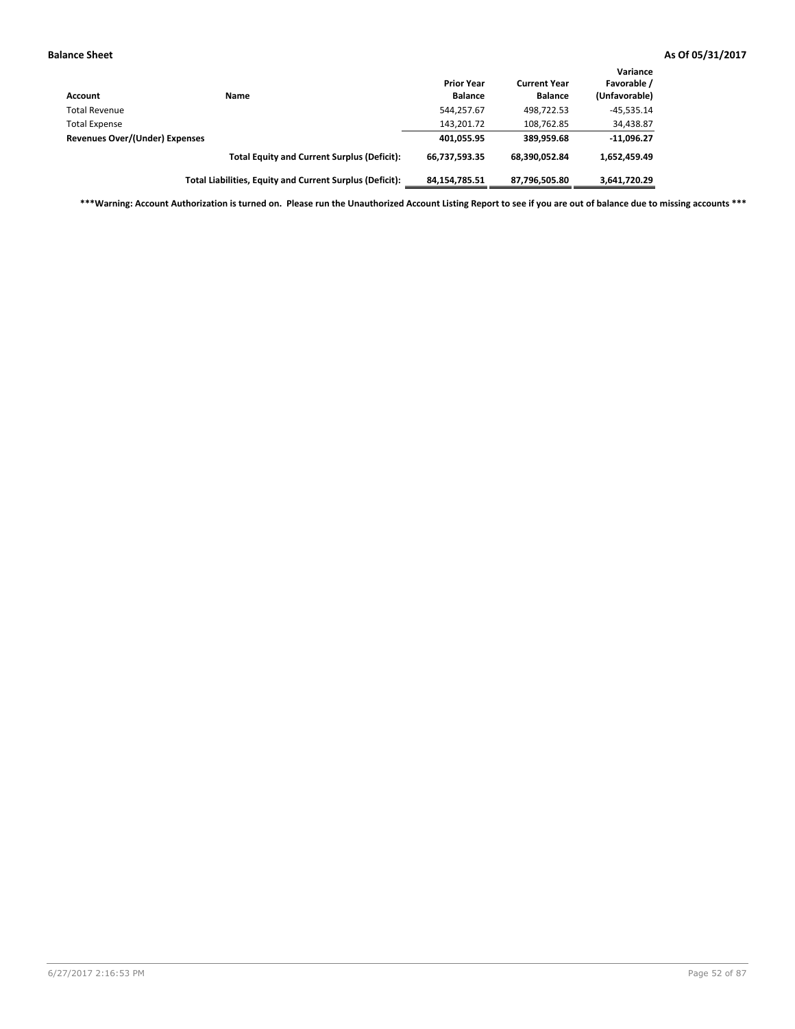| Account | Name | Prior Year Balance | Current Year Balance | Variance Favorable / (Unfavorable) |
|---|---|---|---|---|
| Total Revenue | | 544,257.67 | 498,722.53 | -45,535.14 |
| Total Expense | | 143,201.72 | 108,762.85 | 34,438.87 |
| **Revenues Over/(Under) Expenses** | | **401,055.95** | **389,959.68** | **-11,096.27** |
| | **Total Equity and Current Surplus (Deficit):** | **66,737,593.35** | **68,390,052.84** | **1,652,459.49** |
| | **Total Liabilities, Equity and Current Surplus (Deficit):** | **84,154,785.51** | **87,796,505.80** | **3,641,720.29** |

**\*\*\*Warning: Account Authorization is turned on. Please run the Unauthorized Account Listing Report to see if you are out of balance due to missing accounts \*\*\***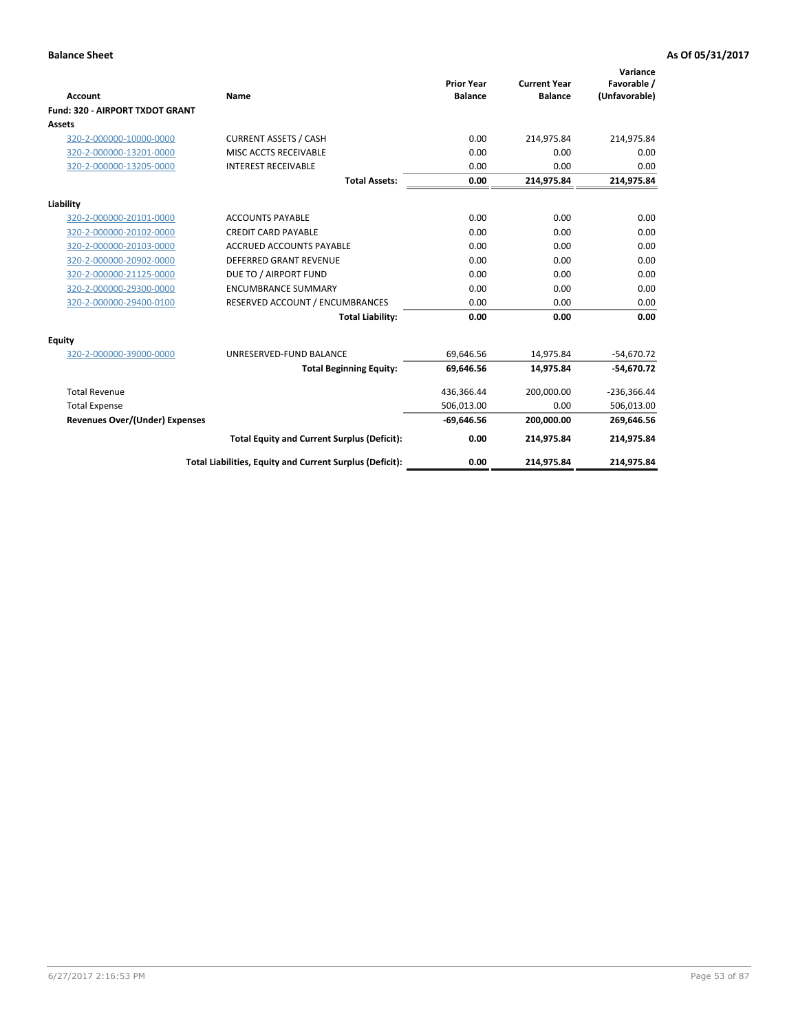**Balance Sheet** **As Of 05/31/2017**

| Account | Name | Prior Year Balance | Current Year Balance | Variance Favorable / (Unfavorable) |
|---|---|---|---|---|
| **Fund: 320 - AIRPORT TXDOT GRANT** | | | | |
| **Assets** | | | | |
| 320-2-000000-10000-0000 | CURRENT ASSETS / CASH | 0.00 | 214,975.84 | 214,975.84 |
| 320-2-000000-13201-0000 | MISC ACCTS RECEIVABLE | 0.00 | 0.00 | 0.00 |
| 320-2-000000-13205-0000 | INTEREST RECEIVABLE | 0.00 | 0.00 | 0.00 |
| | **Total Assets:** | **0.00** | **214,975.84** | **214,975.84** |
| **Liability** | | | | |
| 320-2-000000-20101-0000 | ACCOUNTS PAYABLE | 0.00 | 0.00 | 0.00 |
| 320-2-000000-20102-0000 | CREDIT CARD PAYABLE | 0.00 | 0.00 | 0.00 |
| 320-2-000000-20103-0000 | ACCRUED ACCOUNTS PAYABLE | 0.00 | 0.00 | 0.00 |
| 320-2-000000-20902-0000 | DEFERRED GRANT REVENUE | 0.00 | 0.00 | 0.00 |
| 320-2-000000-21125-0000 | DUE TO / AIRPORT FUND | 0.00 | 0.00 | 0.00 |
| 320-2-000000-29300-0000 | ENCUMBRANCE SUMMARY | 0.00 | 0.00 | 0.00 |
| 320-2-000000-29400-0100 | RESERVED ACCOUNT / ENCUMBRANCES | 0.00 | 0.00 | 0.00 |
| | **Total Liability:** | **0.00** | **0.00** | **0.00** |
| **Equity** | | | | |
| 320-2-000000-39000-0000 | UNRESERVED-FUND BALANCE | 69,646.56 | 14,975.84 | -54,670.72 |
| | **Total Beginning Equity:** | **69,646.56** | **14,975.84** | **-54,670.72** |
| Total Revenue | | 436,366.44 | 200,000.00 | -236,366.44 |
| Total Expense | | 506,013.00 | 0.00 | 506,013.00 |
| **Revenues Over/(Under) Expenses** | | **-69,646.56** | **200,000.00** | **269,646.56** |
| | **Total Equity and Current Surplus (Deficit):** | **0.00** | **214,975.84** | **214,975.84** |
| | **Total Liabilities, Equity and Current Surplus (Deficit):** | **0.00** | **214,975.84** | **214,975.84** |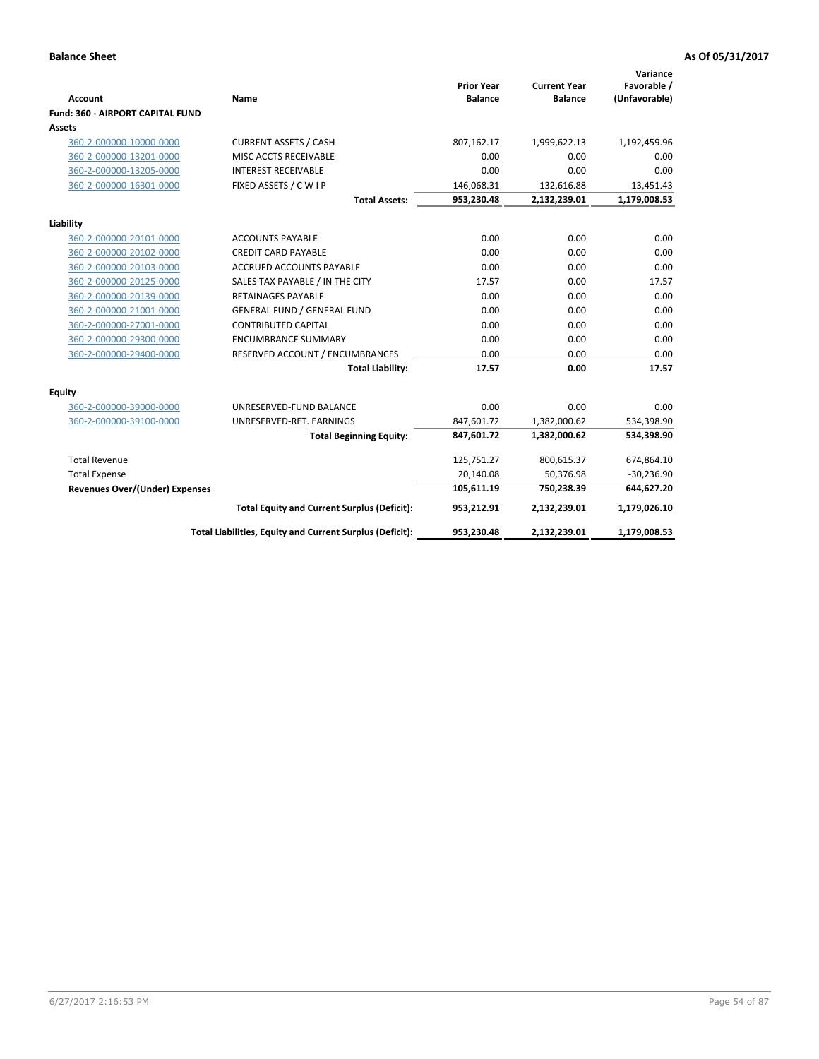**Balance Sheet** **As Of 05/31/2017**

| Account | Name | Prior Year Balance | Current Year Balance | Variance Favorable / (Unfavorable) |
|---|---|---|---|---|
| **Fund: 360 - AIRPORT CAPITAL FUND** | | | | |
| **Assets** | | | | |
| 360-2-000000-10000-0000 | CURRENT ASSETS / CASH | 807,162.17 | 1,999,622.13 | 1,192,459.96 |
| 360-2-000000-13201-0000 | MISC ACCTS RECEIVABLE | 0.00 | 0.00 | 0.00 |
| 360-2-000000-13205-0000 | INTEREST RECEIVABLE | 0.00 | 0.00 | 0.00 |
| 360-2-000000-16301-0000 | FIXED ASSETS / C W I P | 146,068.31 | 132,616.88 | -13,451.43 |
| | **Total Assets:** | **953,230.48** | **2,132,239.01** | **1,179,008.53** |
| **Liability** | | | | |
| 360-2-000000-20101-0000 | ACCOUNTS PAYABLE | 0.00 | 0.00 | 0.00 |
| 360-2-000000-20102-0000 | CREDIT CARD PAYABLE | 0.00 | 0.00 | 0.00 |
| 360-2-000000-20103-0000 | ACCRUED ACCOUNTS PAYABLE | 0.00 | 0.00 | 0.00 |
| 360-2-000000-20125-0000 | SALES TAX PAYABLE / IN THE CITY | 17.57 | 0.00 | 17.57 |
| 360-2-000000-20139-0000 | RETAINAGES PAYABLE | 0.00 | 0.00 | 0.00 |
| 360-2-000000-21001-0000 | GENERAL FUND / GENERAL FUND | 0.00 | 0.00 | 0.00 |
| 360-2-000000-27001-0000 | CONTRIBUTED CAPITAL | 0.00 | 0.00 | 0.00 |
| 360-2-000000-29300-0000 | ENCUMBRANCE SUMMARY | 0.00 | 0.00 | 0.00 |
| 360-2-000000-29400-0000 | RESERVED ACCOUNT / ENCUMBRANCES | 0.00 | 0.00 | 0.00 |
| | **Total Liability:** | **17.57** | **0.00** | **17.57** |
| **Equity** | | | | |
| 360-2-000000-39000-0000 | UNRESERVED-FUND BALANCE | 0.00 | 0.00 | 0.00 |
| 360-2-000000-39100-0000 | UNRESERVED-RET. EARNINGS | 847,601.72 | 1,382,000.62 | 534,398.90 |
| | **Total Beginning Equity:** | **847,601.72** | **1,382,000.62** | **534,398.90** |
| Total Revenue | | 125,751.27 | 800,615.37 | 674,864.10 |
| Total Expense | | 20,140.08 | 50,376.98 | -30,236.90 |
| **Revenues Over/(Under) Expenses** | | **105,611.19** | **750,238.39** | **644,627.20** |
| | **Total Equity and Current Surplus (Deficit):** | **953,212.91** | **2,132,239.01** | **1,179,026.10** |
| | **Total Liabilities, Equity and Current Surplus (Deficit):** | **953,230.48** | **2,132,239.01** | **1,179,008.53** |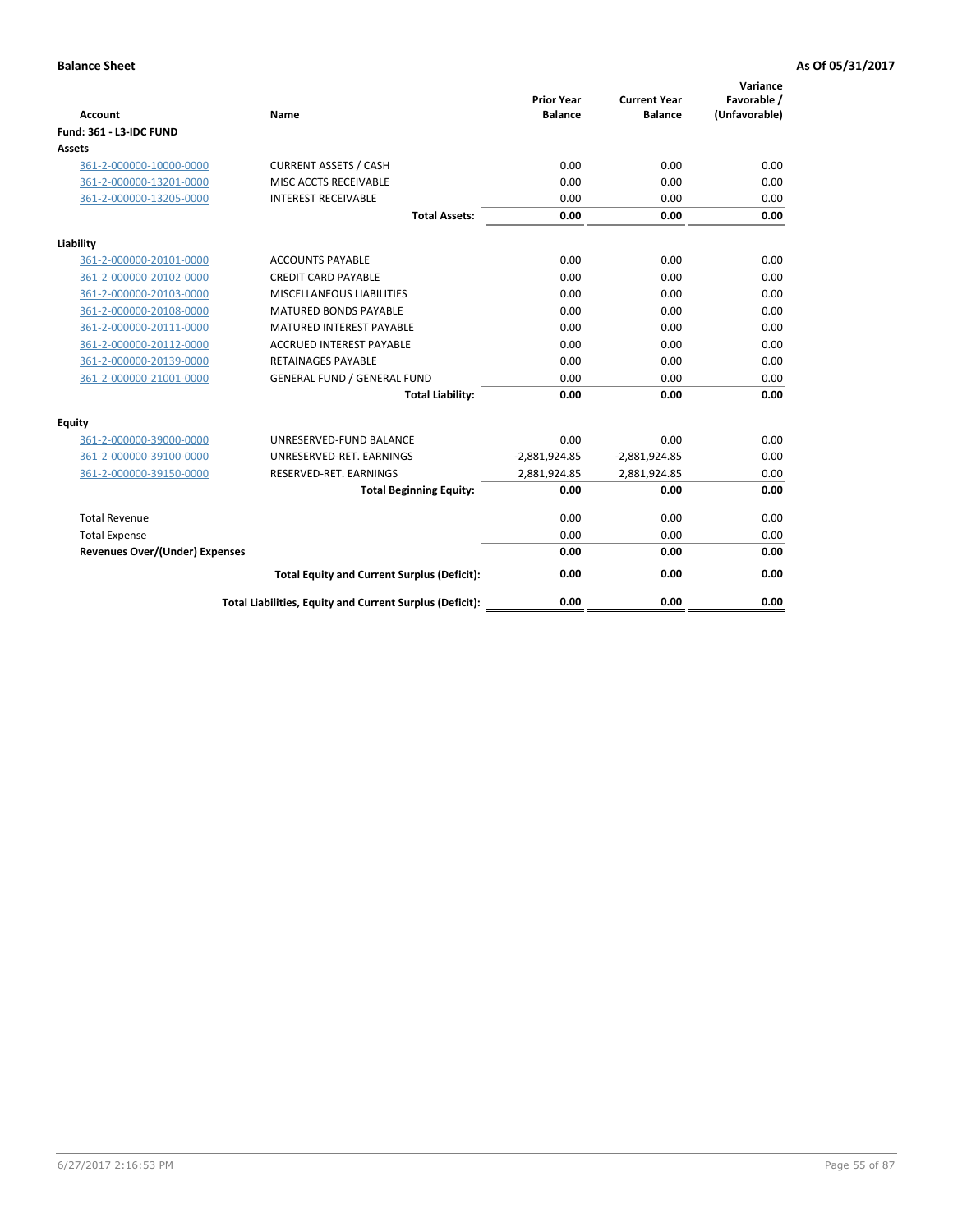**Balance Sheet** **As Of 05/31/2017**

| Account | Name | Prior Year Balance | Current Year Balance | Variance Favorable / (Unfavorable) |
|---|---|---|---|---|
| **Fund: 361 - L3-IDC FUND** | | | | |
| **Assets** | | | | |
| 361-2-000000-10000-0000 | CURRENT ASSETS / CASH | 0.00 | 0.00 | 0.00 |
| 361-2-000000-13201-0000 | MISC ACCTS RECEIVABLE | 0.00 | 0.00 | 0.00 |
| 361-2-000000-13205-0000 | INTEREST RECEIVABLE | 0.00 | 0.00 | 0.00 |
| | **Total Assets:** | **0.00** | **0.00** | **0.00** |
| **Liability** | | | | |
| 361-2-000000-20101-0000 | ACCOUNTS PAYABLE | 0.00 | 0.00 | 0.00 |
| 361-2-000000-20102-0000 | CREDIT CARD PAYABLE | 0.00 | 0.00 | 0.00 |
| 361-2-000000-20103-0000 | MISCELLANEOUS LIABILITIES | 0.00 | 0.00 | 0.00 |
| 361-2-000000-20108-0000 | MATURED BONDS PAYABLE | 0.00 | 0.00 | 0.00 |
| 361-2-000000-20111-0000 | MATURED INTEREST PAYABLE | 0.00 | 0.00 | 0.00 |
| 361-2-000000-20112-0000 | ACCRUED INTEREST PAYABLE | 0.00 | 0.00 | 0.00 |
| 361-2-000000-20139-0000 | RETAINAGES PAYABLE | 0.00 | 0.00 | 0.00 |
| 361-2-000000-21001-0000 | GENERAL FUND / GENERAL FUND | 0.00 | 0.00 | 0.00 |
| | **Total Liability:** | **0.00** | **0.00** | **0.00** |
| **Equity** | | | | |
| 361-2-000000-39000-0000 | UNRESERVED-FUND BALANCE | 0.00 | 0.00 | 0.00 |
| 361-2-000000-39100-0000 | UNRESERVED-RET. EARNINGS | -2,881,924.85 | -2,881,924.85 | 0.00 |
| 361-2-000000-39150-0000 | RESERVED-RET. EARNINGS | 2,881,924.85 | 2,881,924.85 | 0.00 |
| | **Total Beginning Equity:** | **0.00** | **0.00** | **0.00** |
| Total Revenue | | 0.00 | 0.00 | 0.00 |
| Total Expense | | 0.00 | 0.00 | 0.00 |
| **Revenues Over/(Under) Expenses** | | **0.00** | **0.00** | **0.00** |
| | **Total Equity and Current Surplus (Deficit):** | **0.00** | **0.00** | **0.00** |
| | **Total Liabilities, Equity and Current Surplus (Deficit):** | **0.00** | **0.00** | **0.00** |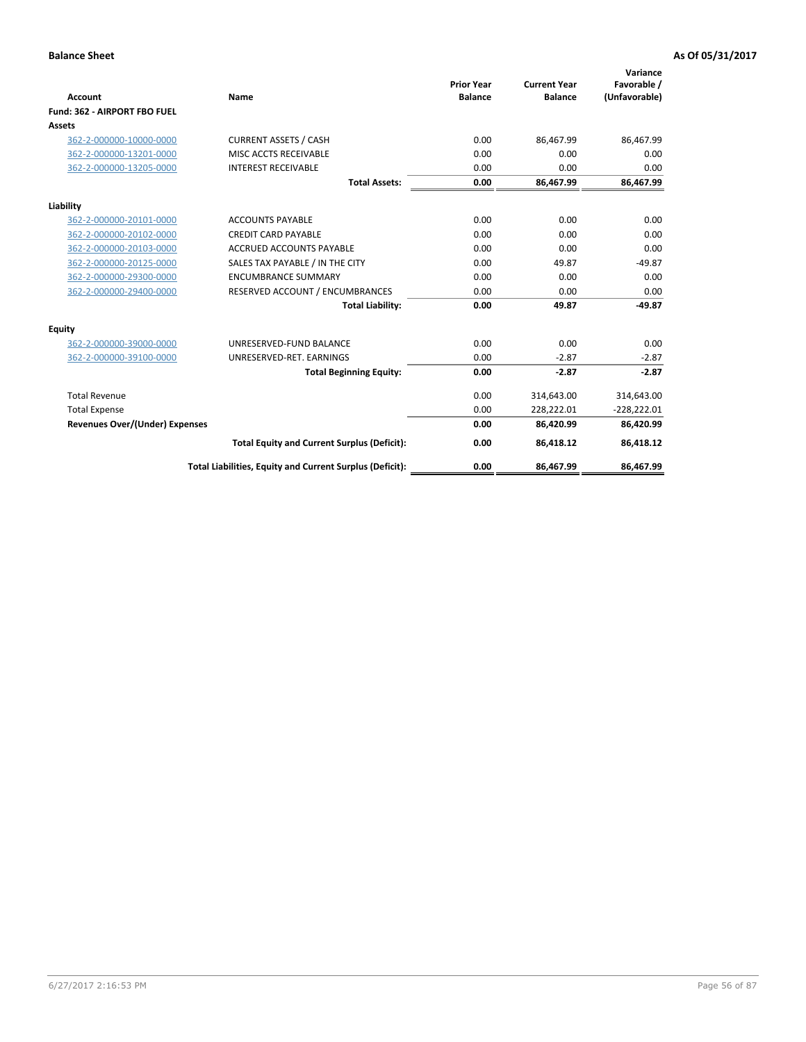**Balance Sheet** **As Of 05/31/2017**

| Account | Name | Prior Year Balance | Current Year Balance | Variance Favorable / (Unfavorable) |
|---|---|---|---|---|
| **Fund: 362 - AIRPORT FBO FUEL** | | | | |
| **Assets** | | | | |
| 362-2-000000-10000-0000 | CURRENT ASSETS / CASH | 0.00 | 86,467.99 | 86,467.99 |
| 362-2-000000-13201-0000 | MISC ACCTS RECEIVABLE | 0.00 | 0.00 | 0.00 |
| 362-2-000000-13205-0000 | INTEREST RECEIVABLE | 0.00 | 0.00 | 0.00 |
| | **Total Assets:** | **0.00** | **86,467.99** | **86,467.99** |
| **Liability** | | | | |
| 362-2-000000-20101-0000 | ACCOUNTS PAYABLE | 0.00 | 0.00 | 0.00 |
| 362-2-000000-20102-0000 | CREDIT CARD PAYABLE | 0.00 | 0.00 | 0.00 |
| 362-2-000000-20103-0000 | ACCRUED ACCOUNTS PAYABLE | 0.00 | 0.00 | 0.00 |
| 362-2-000000-20125-0000 | SALES TAX PAYABLE / IN THE CITY | 0.00 | 49.87 | -49.87 |
| 362-2-000000-29300-0000 | ENCUMBRANCE SUMMARY | 0.00 | 0.00 | 0.00 |
| 362-2-000000-29400-0000 | RESERVED ACCOUNT / ENCUMBRANCES | 0.00 | 0.00 | 0.00 |
| | **Total Liability:** | **0.00** | **49.87** | **-49.87** |
| **Equity** | | | | |
| 362-2-000000-39000-0000 | UNRESERVED-FUND BALANCE | 0.00 | 0.00 | 0.00 |
| 362-2-000000-39100-0000 | UNRESERVED-RET. EARNINGS | 0.00 | -2.87 | -2.87 |
| | **Total Beginning Equity:** | **0.00** | **-2.87** | **-2.87** |
| Total Revenue | | 0.00 | 314,643.00 | 314,643.00 |
| Total Expense | | 0.00 | 228,222.01 | -228,222.01 |
| **Revenues Over/(Under) Expenses** | | **0.00** | **86,420.99** | **86,420.99** |
| | **Total Equity and Current Surplus (Deficit):** | **0.00** | **86,418.12** | **86,418.12** |
| | **Total Liabilities, Equity and Current Surplus (Deficit):** | **0.00** | **86,467.99** | **86,467.99** |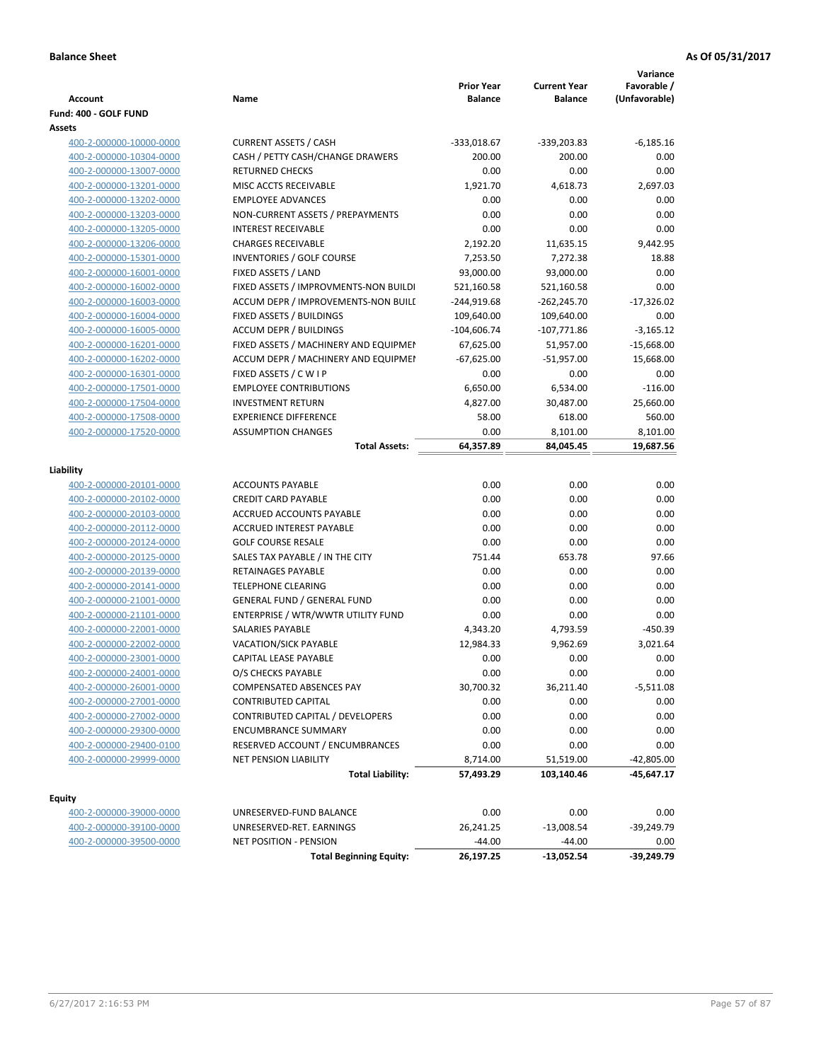**Balance Sheet** **As Of 05/31/2017**

| Account | Name | Prior Year Balance | Current Year Balance | Variance Favorable / (Unfavorable) |
|---|---|---|---|---|
| **Fund: 400 - GOLF FUND** | | | | |
| **Assets** | | | | |
| 400-2-000000-10000-0000 | CURRENT ASSETS / CASH | -333,018.67 | -339,203.83 | -6,185.16 |
| 400-2-000000-10304-0000 | CASH / PETTY CASH/CHANGE DRAWERS | 200.00 | 200.00 | 0.00 |
| 400-2-000000-13007-0000 | RETURNED CHECKS | 0.00 | 0.00 | 0.00 |
| 400-2-000000-13201-0000 | MISC ACCTS RECEIVABLE | 1,921.70 | 4,618.73 | 2,697.03 |
| 400-2-000000-13202-0000 | EMPLOYEE ADVANCES | 0.00 | 0.00 | 0.00 |
| 400-2-000000-13203-0000 | NON-CURRENT ASSETS / PREPAYMENTS | 0.00 | 0.00 | 0.00 |
| 400-2-000000-13205-0000 | INTEREST RECEIVABLE | 0.00 | 0.00 | 0.00 |
| 400-2-000000-13206-0000 | CHARGES RECEIVABLE | 2,192.20 | 11,635.15 | 9,442.95 |
| 400-2-000000-15301-0000 | INVENTORIES / GOLF COURSE | 7,253.50 | 7,272.38 | 18.88 |
| 400-2-000000-16001-0000 | FIXED ASSETS / LAND | 93,000.00 | 93,000.00 | 0.00 |
| 400-2-000000-16002-0000 | FIXED ASSETS / IMPROVMENTS-NON BUILDI | 521,160.58 | 521,160.58 | 0.00 |
| 400-2-000000-16003-0000 | ACCUM DEPR / IMPROVEMENTS-NON BUILD | -244,919.68 | -262,245.70 | -17,326.02 |
| 400-2-000000-16004-0000 | FIXED ASSETS / BUILDINGS | 109,640.00 | 109,640.00 | 0.00 |
| 400-2-000000-16005-0000 | ACCUM DEPR / BUILDINGS | -104,606.74 | -107,771.86 | -3,165.12 |
| 400-2-000000-16201-0000 | FIXED ASSETS / MACHINERY AND EQUIPMEN | 67,625.00 | 51,957.00 | -15,668.00 |
| 400-2-000000-16202-0000 | ACCUM DEPR / MACHINERY AND EQUIPMEN | -67,625.00 | -51,957.00 | 15,668.00 |
| 400-2-000000-16301-0000 | FIXED ASSETS / C W I P | 0.00 | 0.00 | 0.00 |
| 400-2-000000-17501-0000 | EMPLOYEE CONTRIBUTIONS | 6,650.00 | 6,534.00 | -116.00 |
| 400-2-000000-17504-0000 | INVESTMENT RETURN | 4,827.00 | 30,487.00 | 25,660.00 |
| 400-2-000000-17508-0000 | EXPERIENCE DIFFERENCE | 58.00 | 618.00 | 560.00 |
| 400-2-000000-17520-0000 | ASSUMPTION CHANGES | 0.00 | 8,101.00 | 8,101.00 |
| | **Total Assets:** | **64,357.89** | **84,045.45** | **19,687.56** |
| **Liability** | | | | |
| 400-2-000000-20101-0000 | ACCOUNTS PAYABLE | 0.00 | 0.00 | 0.00 |
| 400-2-000000-20102-0000 | CREDIT CARD PAYABLE | 0.00 | 0.00 | 0.00 |
| 400-2-000000-20103-0000 | ACCRUED ACCOUNTS PAYABLE | 0.00 | 0.00 | 0.00 |
| 400-2-000000-20112-0000 | ACCRUED INTEREST PAYABLE | 0.00 | 0.00 | 0.00 |
| 400-2-000000-20124-0000 | GOLF COURSE RESALE | 0.00 | 0.00 | 0.00 |
| 400-2-000000-20125-0000 | SALES TAX PAYABLE / IN THE CITY | 751.44 | 653.78 | 97.66 |
| 400-2-000000-20139-0000 | RETAINAGES PAYABLE | 0.00 | 0.00 | 0.00 |
| 400-2-000000-20141-0000 | TELEPHONE CLEARING | 0.00 | 0.00 | 0.00 |
| 400-2-000000-21001-0000 | GENERAL FUND / GENERAL FUND | 0.00 | 0.00 | 0.00 |
| 400-2-000000-21101-0000 | ENTERPRISE / WTR/WWTR UTILITY FUND | 0.00 | 0.00 | 0.00 |
| 400-2-000000-22001-0000 | SALARIES PAYABLE | 4,343.20 | 4,793.59 | -450.39 |
| 400-2-000000-22002-0000 | VACATION/SICK PAYABLE | 12,984.33 | 9,962.69 | 3,021.64 |
| 400-2-000000-23001-0000 | CAPITAL LEASE PAYABLE | 0.00 | 0.00 | 0.00 |
| 400-2-000000-24001-0000 | O/S CHECKS PAYABLE | 0.00 | 0.00 | 0.00 |
| 400-2-000000-26001-0000 | COMPENSATED ABSENCES PAY | 30,700.32 | 36,211.40 | -5,511.08 |
| 400-2-000000-27001-0000 | CONTRIBUTED CAPITAL | 0.00 | 0.00 | 0.00 |
| 400-2-000000-27002-0000 | CONTRIBUTED CAPITAL / DEVELOPERS | 0.00 | 0.00 | 0.00 |
| 400-2-000000-29300-0000 | ENCUMBRANCE SUMMARY | 0.00 | 0.00 | 0.00 |
| 400-2-000000-29400-0100 | RESERVED ACCOUNT / ENCUMBRANCES | 0.00 | 0.00 | 0.00 |
| 400-2-000000-29999-0000 | NET PENSION LIABILITY | 8,714.00 | 51,519.00 | -42,805.00 |
| | **Total Liability:** | **57,493.29** | **103,140.46** | **-45,647.17** |
| **Equity** | | | | |
| 400-2-000000-39000-0000 | UNRESERVED-FUND BALANCE | 0.00 | 0.00 | 0.00 |
| 400-2-000000-39100-0000 | UNRESERVED-RET. EARNINGS | 26,241.25 | -13,008.54 | -39,249.79 |
| 400-2-000000-39500-0000 | NET POSITION - PENSION | -44.00 | -44.00 | 0.00 |
| | **Total Beginning Equity:** | **26,197.25** | **-13,052.54** | **-39,249.79** |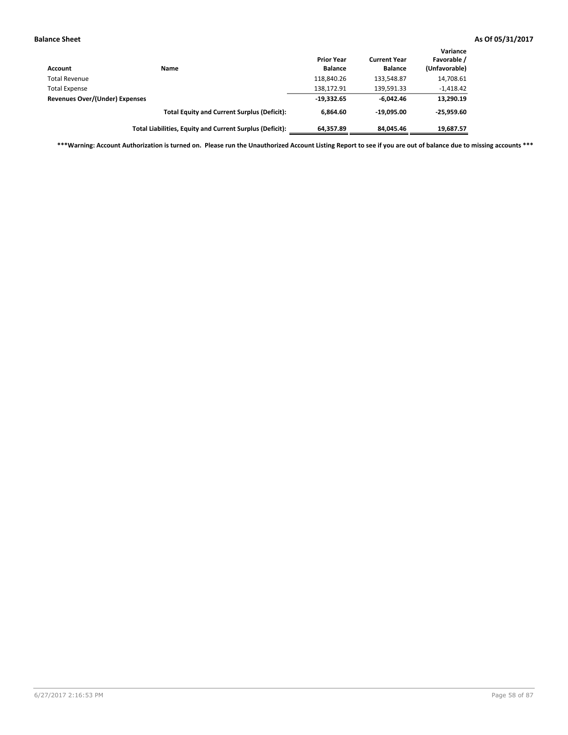**Balance Sheet** **As Of 05/31/2017**

| Account | Name | Prior Year Balance | Current Year Balance | Variance Favorable / (Unfavorable) |
|---|---|---|---|---|
| Total Revenue | | 118,840.26 | 133,548.87 | 14,708.61 |
| Total Expense | | 138,172.91 | 139,591.33 | -1,418.42 |
| **Revenues Over/(Under) Expenses** | | **-19,332.65** | **-6,042.46** | **13,290.19** |
| | **Total Equity and Current Surplus (Deficit):** | **6,864.60** | **-19,095.00** | **-25,959.60** |
| | **Total Liabilities, Equity and Current Surplus (Deficit):** | **64,357.89** | **84,045.46** | **19,687.57** |

**\*\*\*Warning: Account Authorization is turned on. Please run the Unauthorized Account Listing Report to see if you are out of balance due to missing accounts \*\*\***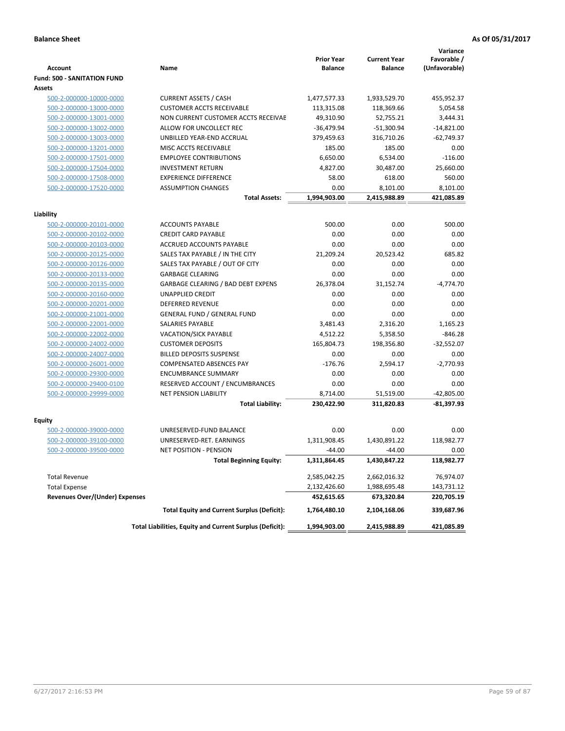**Balance Sheet** **As Of 05/31/2017**

| Account | Name | Prior Year Balance | Current Year Balance | Variance Favorable / (Unfavorable) |
|---|---|---|---|---|
| **Fund: 500 - SANITATION FUND** | | | | |
| **Assets** | | | | |
| 500-2-000000-10000-0000 | CURRENT ASSETS / CASH | 1,477,577.33 | 1,933,529.70 | 455,952.37 |
| 500-2-000000-13000-0000 | CUSTOMER ACCTS RECEIVABLE | 113,315.08 | 118,369.66 | 5,054.58 |
| 500-2-000000-13001-0000 | NON CURRENT CUSTOMER ACCTS RECEIVAE | 49,310.90 | 52,755.21 | 3,444.31 |
| 500-2-000000-13002-0000 | ALLOW FOR UNCOLLECT REC | -36,479.94 | -51,300.94 | -14,821.00 |
| 500-2-000000-13003-0000 | UNBILLED YEAR-END ACCRUAL | 379,459.63 | 316,710.26 | -62,749.37 |
| 500-2-000000-13201-0000 | MISC ACCTS RECEIVABLE | 185.00 | 185.00 | 0.00 |
| 500-2-000000-17501-0000 | EMPLOYEE CONTRIBUTIONS | 6,650.00 | 6,534.00 | -116.00 |
| 500-2-000000-17504-0000 | INVESTMENT RETURN | 4,827.00 | 30,487.00 | 25,660.00 |
| 500-2-000000-17508-0000 | EXPERIENCE DIFFERENCE | 58.00 | 618.00 | 560.00 |
| 500-2-000000-17520-0000 | ASSUMPTION CHANGES | 0.00 | 8,101.00 | 8,101.00 |
| | **Total Assets:** | **1,994,903.00** | **2,415,988.89** | **421,085.89** |
| **Liability** | | | | |
| 500-2-000000-20101-0000 | ACCOUNTS PAYABLE | 500.00 | 0.00 | 500.00 |
| 500-2-000000-20102-0000 | CREDIT CARD PAYABLE | 0.00 | 0.00 | 0.00 |
| 500-2-000000-20103-0000 | ACCRUED ACCOUNTS PAYABLE | 0.00 | 0.00 | 0.00 |
| 500-2-000000-20125-0000 | SALES TAX PAYABLE / IN THE CITY | 21,209.24 | 20,523.42 | 685.82 |
| 500-2-000000-20126-0000 | SALES TAX PAYABLE / OUT OF CITY | 0.00 | 0.00 | 0.00 |
| 500-2-000000-20133-0000 | GARBAGE CLEARING | 0.00 | 0.00 | 0.00 |
| 500-2-000000-20135-0000 | GARBAGE CLEARING / BAD DEBT EXPENS | 26,378.04 | 31,152.74 | -4,774.70 |
| 500-2-000000-20160-0000 | UNAPPLIED CREDIT | 0.00 | 0.00 | 0.00 |
| 500-2-000000-20201-0000 | DEFERRED REVENUE | 0.00 | 0.00 | 0.00 |
| 500-2-000000-21001-0000 | GENERAL FUND / GENERAL FUND | 0.00 | 0.00 | 0.00 |
| 500-2-000000-22001-0000 | SALARIES PAYABLE | 3,481.43 | 2,316.20 | 1,165.23 |
| 500-2-000000-22002-0000 | VACATION/SICK PAYABLE | 4,512.22 | 5,358.50 | -846.28 |
| 500-2-000000-24002-0000 | CUSTOMER DEPOSITS | 165,804.73 | 198,356.80 | -32,552.07 |
| 500-2-000000-24007-0000 | BILLED DEPOSITS SUSPENSE | 0.00 | 0.00 | 0.00 |
| 500-2-000000-26001-0000 | COMPENSATED ABSENCES PAY | -176.76 | 2,594.17 | -2,770.93 |
| 500-2-000000-29300-0000 | ENCUMBRANCE SUMMARY | 0.00 | 0.00 | 0.00 |
| 500-2-000000-29400-0100 | RESERVED ACCOUNT / ENCUMBRANCES | 0.00 | 0.00 | 0.00 |
| 500-2-000000-29999-0000 | NET PENSION LIABILITY | 8,714.00 | 51,519.00 | -42,805.00 |
| | **Total Liability:** | **230,422.90** | **311,820.83** | **-81,397.93** |
| **Equity** | | | | |
| 500-2-000000-39000-0000 | UNRESERVED-FUND BALANCE | 0.00 | 0.00 | 0.00 |
| 500-2-000000-39100-0000 | UNRESERVED-RET. EARNINGS | 1,311,908.45 | 1,430,891.22 | 118,982.77 |
| 500-2-000000-39500-0000 | NET POSITION - PENSION | -44.00 | -44.00 | 0.00 |
| | **Total Beginning Equity:** | **1,311,864.45** | **1,430,847.22** | **118,982.77** |
| Total Revenue | | 2,585,042.25 | 2,662,016.32 | 76,974.07 |
| Total Expense | | 2,132,426.60 | 1,988,695.48 | 143,731.12 |
| **Revenues Over/(Under) Expenses** | | **452,615.65** | **673,320.84** | **220,705.19** |
| | **Total Equity and Current Surplus (Deficit):** | **1,764,480.10** | **2,104,168.06** | **339,687.96** |
| | **Total Liabilities, Equity and Current Surplus (Deficit):** | **1,994,903.00** | **2,415,988.89** | **421,085.89** |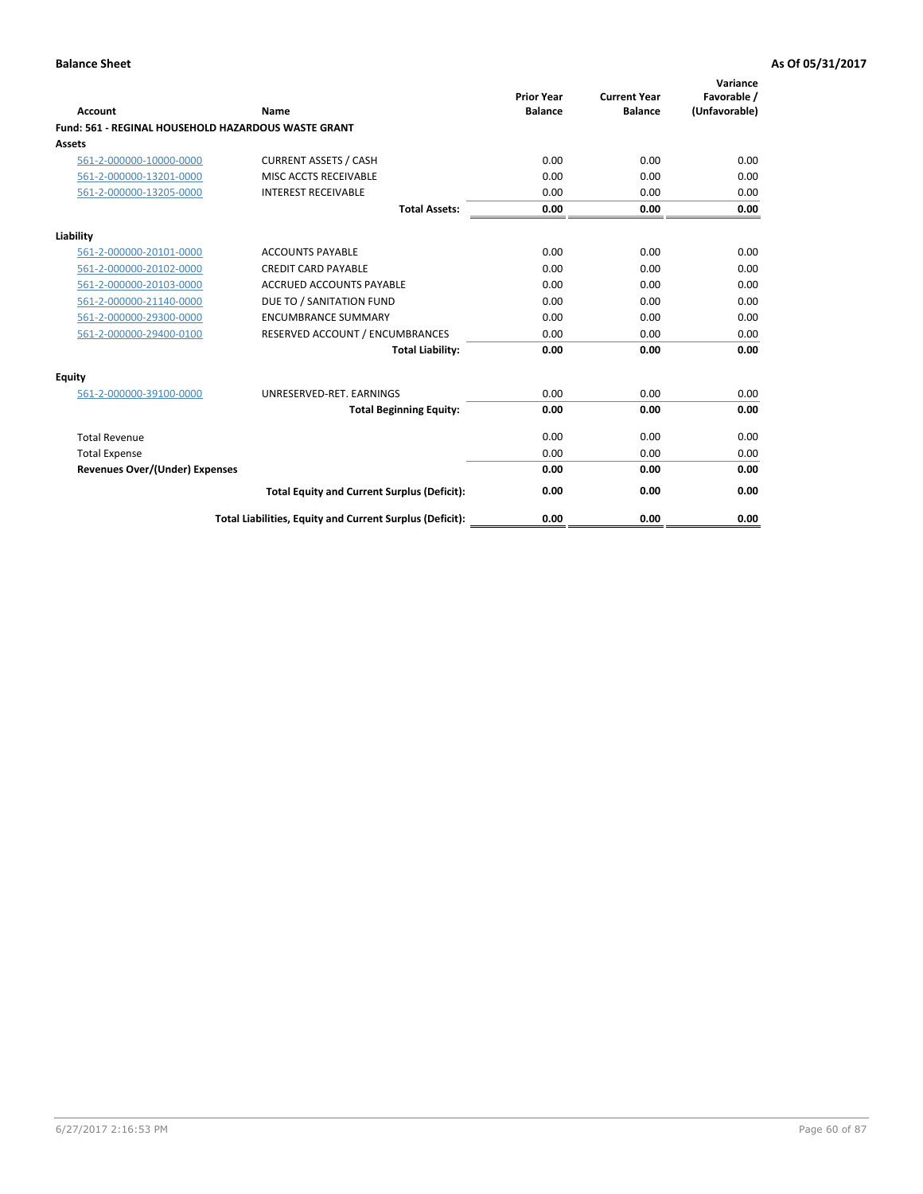**Balance Sheet** | **As Of 05/31/2017**

| Account | Name | Prior Year Balance | Current Year Balance | Variance Favorable / (Unfavorable) |
|---|---|---|---|---|
| **Fund: 561 - REGINAL HOUSEHOLD HAZARDOUS WASTE GRANT** | | | | |
| **Assets** | | | | |
| 561-2-000000-10000-0000 | CURRENT ASSETS / CASH | 0.00 | 0.00 | 0.00 |
| 561-2-000000-13201-0000 | MISC ACCTS RECEIVABLE | 0.00 | 0.00 | 0.00 |
| 561-2-000000-13205-0000 | INTEREST RECEIVABLE | 0.00 | 0.00 | 0.00 |
| | **Total Assets:** | **0.00** | **0.00** | **0.00** |
| **Liability** | | | | |
| 561-2-000000-20101-0000 | ACCOUNTS PAYABLE | 0.00 | 0.00 | 0.00 |
| 561-2-000000-20102-0000 | CREDIT CARD PAYABLE | 0.00 | 0.00 | 0.00 |
| 561-2-000000-20103-0000 | ACCRUED ACCOUNTS PAYABLE | 0.00 | 0.00 | 0.00 |
| 561-2-000000-21140-0000 | DUE TO / SANITATION FUND | 0.00 | 0.00 | 0.00 |
| 561-2-000000-29300-0000 | ENCUMBRANCE SUMMARY | 0.00 | 0.00 | 0.00 |
| 561-2-000000-29400-0100 | RESERVED ACCOUNT / ENCUMBRANCES | 0.00 | 0.00 | 0.00 |
| | **Total Liability:** | **0.00** | **0.00** | **0.00** |
| **Equity** | | | | |
| 561-2-000000-39100-0000 | UNRESERVED-RET. EARNINGS | 0.00 | 0.00 | 0.00 |
| | **Total Beginning Equity:** | **0.00** | **0.00** | **0.00** |
| Total Revenue | | 0.00 | 0.00 | 0.00 |
| Total Expense | | 0.00 | 0.00 | 0.00 |
| **Revenues Over/(Under) Expenses** | | **0.00** | **0.00** | **0.00** |
| | **Total Equity and Current Surplus (Deficit):** | **0.00** | **0.00** | **0.00** |
| | **Total Liabilities, Equity and Current Surplus (Deficit):** | **0.00** | **0.00** | **0.00** |

6/27/2017 2:16:53 PM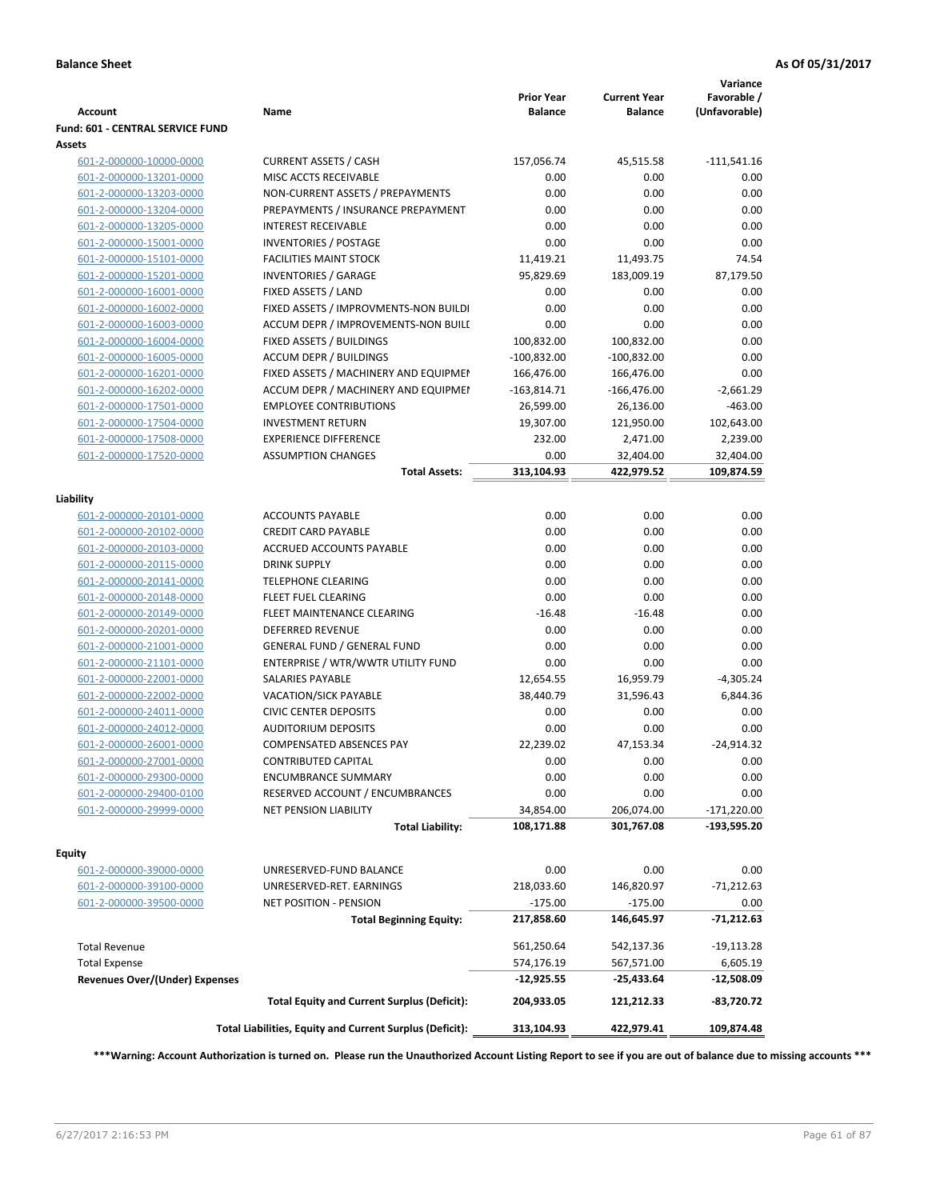**Balance Sheet** **As Of 05/31/2017**

| Account | Name | Prior Year Balance | Current Year Balance | Variance Favorable / (Unfavorable) |
|---|---|---|---|---|
| **Fund: 601 - CENTRAL SERVICE FUND** | | | | |
| **Assets** | | | | |
| 601-2-000000-10000-0000 | CURRENT ASSETS / CASH | 157,056.74 | 45,515.58 | -111,541.16 |
| 601-2-000000-13201-0000 | MISC ACCTS RECEIVABLE | 0.00 | 0.00 | 0.00 |
| 601-2-000000-13203-0000 | NON-CURRENT ASSETS / PREPAYMENTS | 0.00 | 0.00 | 0.00 |
| 601-2-000000-13204-0000 | PREPAYMENTS / INSURANCE PREPAYMENT | 0.00 | 0.00 | 0.00 |
| 601-2-000000-13205-0000 | INTEREST RECEIVABLE | 0.00 | 0.00 | 0.00 |
| 601-2-000000-15001-0000 | INVENTORIES / POSTAGE | 0.00 | 0.00 | 0.00 |
| 601-2-000000-15101-0000 | FACILITIES MAINT STOCK | 11,419.21 | 11,493.75 | 74.54 |
| 601-2-000000-15201-0000 | INVENTORIES / GARAGE | 95,829.69 | 183,009.19 | 87,179.50 |
| 601-2-000000-16001-0000 | FIXED ASSETS / LAND | 0.00 | 0.00 | 0.00 |
| 601-2-000000-16002-0000 | FIXED ASSETS / IMPROVMENTS-NON BUILDI | 0.00 | 0.00 | 0.00 |
| 601-2-000000-16003-0000 | ACCUM DEPR / IMPROVEMENTS-NON BUILI | 0.00 | 0.00 | 0.00 |
| 601-2-000000-16004-0000 | FIXED ASSETS / BUILDINGS | 100,832.00 | 100,832.00 | 0.00 |
| 601-2-000000-16005-0000 | ACCUM DEPR / BUILDINGS | -100,832.00 | -100,832.00 | 0.00 |
| 601-2-000000-16201-0000 | FIXED ASSETS / MACHINERY AND EQUIPMEI | 166,476.00 | 166,476.00 | 0.00 |
| 601-2-000000-16202-0000 | ACCUM DEPR / MACHINERY AND EQUIPMEI | -163,814.71 | -166,476.00 | -2,661.29 |
| 601-2-000000-17501-0000 | EMPLOYEE CONTRIBUTIONS | 26,599.00 | 26,136.00 | -463.00 |
| 601-2-000000-17504-0000 | INVESTMENT RETURN | 19,307.00 | 121,950.00 | 102,643.00 |
| 601-2-000000-17508-0000 | EXPERIENCE DIFFERENCE | 232.00 | 2,471.00 | 2,239.00 |
| 601-2-000000-17520-0000 | ASSUMPTION CHANGES | 0.00 | 32,404.00 | 32,404.00 |
| | **Total Assets:** | **313,104.93** | **422,979.52** | **109,874.59** |
| **Liability** | | | | |
| 601-2-000000-20101-0000 | ACCOUNTS PAYABLE | 0.00 | 0.00 | 0.00 |
| 601-2-000000-20102-0000 | CREDIT CARD PAYABLE | 0.00 | 0.00 | 0.00 |
| 601-2-000000-20103-0000 | ACCRUED ACCOUNTS PAYABLE | 0.00 | 0.00 | 0.00 |
| 601-2-000000-20115-0000 | DRINK SUPPLY | 0.00 | 0.00 | 0.00 |
| 601-2-000000-20141-0000 | TELEPHONE CLEARING | 0.00 | 0.00 | 0.00 |
| 601-2-000000-20148-0000 | FLEET FUEL CLEARING | 0.00 | 0.00 | 0.00 |
| 601-2-000000-20149-0000 | FLEET MAINTENANCE CLEARING | -16.48 | -16.48 | 0.00 |
| 601-2-000000-20201-0000 | DEFERRED REVENUE | 0.00 | 0.00 | 0.00 |
| 601-2-000000-21001-0000 | GENERAL FUND / GENERAL FUND | 0.00 | 0.00 | 0.00 |
| 601-2-000000-21101-0000 | ENTERPRISE / WTR/WWTR UTILITY FUND | 0.00 | 0.00 | 0.00 |
| 601-2-000000-22001-0000 | SALARIES PAYABLE | 12,654.55 | 16,959.79 | -4,305.24 |
| 601-2-000000-22002-0000 | VACATION/SICK PAYABLE | 38,440.79 | 31,596.43 | 6,844.36 |
| 601-2-000000-24011-0000 | CIVIC CENTER DEPOSITS | 0.00 | 0.00 | 0.00 |
| 601-2-000000-24012-0000 | AUDITORIUM DEPOSITS | 0.00 | 0.00 | 0.00 |
| 601-2-000000-26001-0000 | COMPENSATED ABSENCES PAY | 22,239.02 | 47,153.34 | -24,914.32 |
| 601-2-000000-27001-0000 | CONTRIBUTED CAPITAL | 0.00 | 0.00 | 0.00 |
| 601-2-000000-29300-0000 | ENCUMBRANCE SUMMARY | 0.00 | 0.00 | 0.00 |
| 601-2-000000-29400-0100 | RESERVED ACCOUNT / ENCUMBRANCES | 0.00 | 0.00 | 0.00 |
| 601-2-000000-29999-0000 | NET PENSION LIABILITY | 34,854.00 | 206,074.00 | -171,220.00 |
| | **Total Liability:** | **108,171.88** | **301,767.08** | **-193,595.20** |
| **Equity** | | | | |
| 601-2-000000-39000-0000 | UNRESERVED-FUND BALANCE | 0.00 | 0.00 | 0.00 |
| 601-2-000000-39100-0000 | UNRESERVED-RET. EARNINGS | 218,033.60 | 146,820.97 | -71,212.63 |
| 601-2-000000-39500-0000 | NET POSITION - PENSION | -175.00 | -175.00 | 0.00 |
| | **Total Beginning Equity:** | **217,858.60** | **146,645.97** | **-71,212.63** |
| Total Revenue | | 561,250.64 | 542,137.36 | -19,113.28 |
| Total Expense | | 574,176.19 | 567,571.00 | 6,605.19 |
| **Revenues Over/(Under) Expenses** | | **-12,925.55** | **-25,433.64** | **-12,508.09** |
| | **Total Equity and Current Surplus (Deficit):** | **204,933.05** | **121,212.33** | **-83,720.72** |
| | **Total Liabilities, Equity and Current Surplus (Deficit):** | **313,104.93** | **422,979.41** | **109,874.48** |

**\*\*\*Warning: Account Authorization is turned on. Please run the Unauthorized Account Listing Report to see if you are out of balance due to missing accounts \*\*\***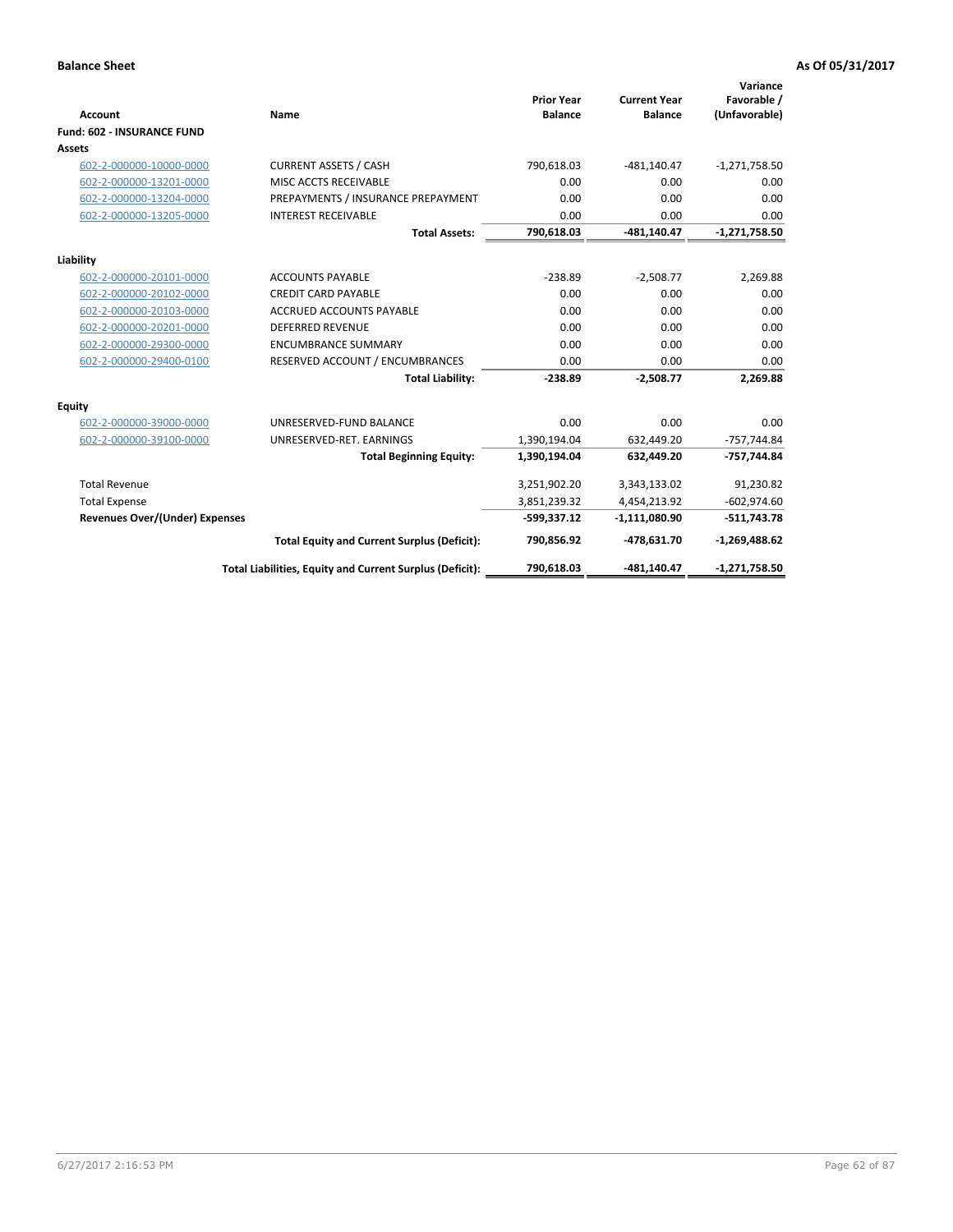**Balance Sheet** **As Of 05/31/2017**

| Account | Name | Prior Year Balance | Current Year Balance | Variance Favorable / (Unfavorable) |
|---|---|---|---|---|
| **Fund: 602 - INSURANCE FUND** | | | | |
| **Assets** | | | | |
| 602-2-000000-10000-0000 | CURRENT ASSETS / CASH | 790,618.03 | -481,140.47 | -1,271,758.50 |
| 602-2-000000-13201-0000 | MISC ACCTS RECEIVABLE | 0.00 | 0.00 | 0.00 |
| 602-2-000000-13204-0000 | PREPAYMENTS / INSURANCE PREPAYMENT | 0.00 | 0.00 | 0.00 |
| 602-2-000000-13205-0000 | INTEREST RECEIVABLE | 0.00 | 0.00 | 0.00 |
| | **Total Assets:** | **790,618.03** | **-481,140.47** | **-1,271,758.50** |
| **Liability** | | | | |
| 602-2-000000-20101-0000 | ACCOUNTS PAYABLE | -238.89 | -2,508.77 | 2,269.88 |
| 602-2-000000-20102-0000 | CREDIT CARD PAYABLE | 0.00 | 0.00 | 0.00 |
| 602-2-000000-20103-0000 | ACCRUED ACCOUNTS PAYABLE | 0.00 | 0.00 | 0.00 |
| 602-2-000000-20201-0000 | DEFERRED REVENUE | 0.00 | 0.00 | 0.00 |
| 602-2-000000-29300-0000 | ENCUMBRANCE SUMMARY | 0.00 | 0.00 | 0.00 |
| 602-2-000000-29400-0100 | RESERVED ACCOUNT / ENCUMBRANCES | 0.00 | 0.00 | 0.00 |
| | **Total Liability:** | **-238.89** | **-2,508.77** | **2,269.88** |
| **Equity** | | | | |
| 602-2-000000-39000-0000 | UNRESERVED-FUND BALANCE | 0.00 | 0.00 | 0.00 |
| 602-2-000000-39100-0000 | UNRESERVED-RET. EARNINGS | 1,390,194.04 | 632,449.20 | -757,744.84 |
| | **Total Beginning Equity:** | **1,390,194.04** | **632,449.20** | **-757,744.84** |
| Total Revenue | | 3,251,902.20 | 3,343,133.02 | 91,230.82 |
| Total Expense | | 3,851,239.32 | 4,454,213.92 | -602,974.60 |
| **Revenues Over/(Under) Expenses** | | **-599,337.12** | **-1,111,080.90** | **-511,743.78** |
| | **Total Equity and Current Surplus (Deficit):** | **790,856.92** | **-478,631.70** | **-1,269,488.62** |
| | **Total Liabilities, Equity and Current Surplus (Deficit):** | **790,618.03** | **-481,140.47** | **-1,271,758.50** |

6/27/2017 2:16:53 PM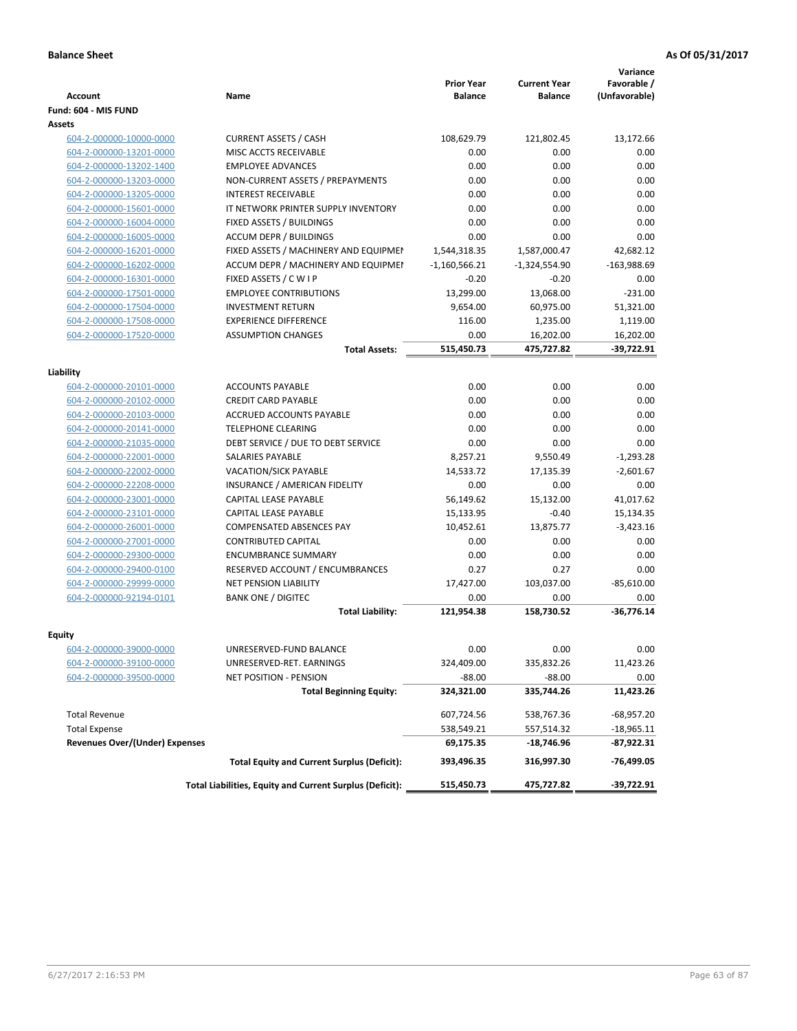**Balance Sheet** **As Of 05/31/2017**

| Account | Name | Prior Year Balance | Current Year Balance | Variance Favorable / (Unfavorable) |
|---|---|---|---|---|
| **Fund: 604 - MIS FUND** | | | | |
| **Assets** | | | | |
| 604-2-000000-10000-0000 | CURRENT ASSETS / CASH | 108,629.79 | 121,802.45 | 13,172.66 |
| 604-2-000000-13201-0000 | MISC ACCTS RECEIVABLE | 0.00 | 0.00 | 0.00 |
| 604-2-000000-13202-1400 | EMPLOYEE ADVANCES | 0.00 | 0.00 | 0.00 |
| 604-2-000000-13203-0000 | NON-CURRENT ASSETS / PREPAYMENTS | 0.00 | 0.00 | 0.00 |
| 604-2-000000-13205-0000 | INTEREST RECEIVABLE | 0.00 | 0.00 | 0.00 |
| 604-2-000000-15601-0000 | IT NETWORK PRINTER SUPPLY INVENTORY | 0.00 | 0.00 | 0.00 |
| 604-2-000000-16004-0000 | FIXED ASSETS / BUILDINGS | 0.00 | 0.00 | 0.00 |
| 604-2-000000-16005-0000 | ACCUM DEPR / BUILDINGS | 0.00 | 0.00 | 0.00 |
| 604-2-000000-16201-0000 | FIXED ASSETS / MACHINERY AND EQUIPMEI | 1,544,318.35 | 1,587,000.47 | 42,682.12 |
| 604-2-000000-16202-0000 | ACCUM DEPR / MACHINERY AND EQUIPMEI | -1,160,566.21 | -1,324,554.90 | -163,988.69 |
| 604-2-000000-16301-0000 | FIXED ASSETS / C W I P | -0.20 | -0.20 | 0.00 |
| 604-2-000000-17501-0000 | EMPLOYEE CONTRIBUTIONS | 13,299.00 | 13,068.00 | -231.00 |
| 604-2-000000-17504-0000 | INVESTMENT RETURN | 9,654.00 | 60,975.00 | 51,321.00 |
| 604-2-000000-17508-0000 | EXPERIENCE DIFFERENCE | 116.00 | 1,235.00 | 1,119.00 |
| 604-2-000000-17520-0000 | ASSUMPTION CHANGES | 0.00 | 16,202.00 | 16,202.00 |
| | **Total Assets:** | **515,450.73** | **475,727.82** | **-39,722.91** |
| **Liability** | | | | |
| 604-2-000000-20101-0000 | ACCOUNTS PAYABLE | 0.00 | 0.00 | 0.00 |
| 604-2-000000-20102-0000 | CREDIT CARD PAYABLE | 0.00 | 0.00 | 0.00 |
| 604-2-000000-20103-0000 | ACCRUED ACCOUNTS PAYABLE | 0.00 | 0.00 | 0.00 |
| 604-2-000000-20141-0000 | TELEPHONE CLEARING | 0.00 | 0.00 | 0.00 |
| 604-2-000000-21035-0000 | DEBT SERVICE / DUE TO DEBT SERVICE | 0.00 | 0.00 | 0.00 |
| 604-2-000000-22001-0000 | SALARIES PAYABLE | 8,257.21 | 9,550.49 | -1,293.28 |
| 604-2-000000-22002-0000 | VACATION/SICK PAYABLE | 14,533.72 | 17,135.39 | -2,601.67 |
| 604-2-000000-22208-0000 | INSURANCE / AMERICAN FIDELITY | 0.00 | 0.00 | 0.00 |
| 604-2-000000-23001-0000 | CAPITAL LEASE PAYABLE | 56,149.62 | 15,132.00 | 41,017.62 |
| 604-2-000000-23101-0000 | CAPITAL LEASE PAYABLE | 15,133.95 | -0.40 | 15,134.35 |
| 604-2-000000-26001-0000 | COMPENSATED ABSENCES PAY | 10,452.61 | 13,875.77 | -3,423.16 |
| 604-2-000000-27001-0000 | CONTRIBUTED CAPITAL | 0.00 | 0.00 | 0.00 |
| 604-2-000000-29300-0000 | ENCUMBRANCE SUMMARY | 0.00 | 0.00 | 0.00 |
| 604-2-000000-29400-0100 | RESERVED ACCOUNT / ENCUMBRANCES | 0.27 | 0.27 | 0.00 |
| 604-2-000000-29999-0000 | NET PENSION LIABILITY | 17,427.00 | 103,037.00 | -85,610.00 |
| 604-2-000000-92194-0101 | BANK ONE / DIGITEC | 0.00 | 0.00 | 0.00 |
| | **Total Liability:** | **121,954.38** | **158,730.52** | **-36,776.14** |
| **Equity** | | | | |
| 604-2-000000-39000-0000 | UNRESERVED-FUND BALANCE | 0.00 | 0.00 | 0.00 |
| 604-2-000000-39100-0000 | UNRESERVED-RET. EARNINGS | 324,409.00 | 335,832.26 | 11,423.26 |
| 604-2-000000-39500-0000 | NET POSITION - PENSION | -88.00 | -88.00 | 0.00 |
| | **Total Beginning Equity:** | **324,321.00** | **335,744.26** | **11,423.26** |
| Total Revenue | | 607,724.56 | 538,767.36 | -68,957.20 |
| Total Expense | | 538,549.21 | 557,514.32 | -18,965.11 |
| **Revenues Over/(Under) Expenses** | | **69,175.35** | **-18,746.96** | **-87,922.31** |
| | **Total Equity and Current Surplus (Deficit):** | **393,496.35** | **316,997.30** | **-76,499.05** |
| | **Total Liabilities, Equity and Current Surplus (Deficit):** | **515,450.73** | **475,727.82** | **-39,722.91** |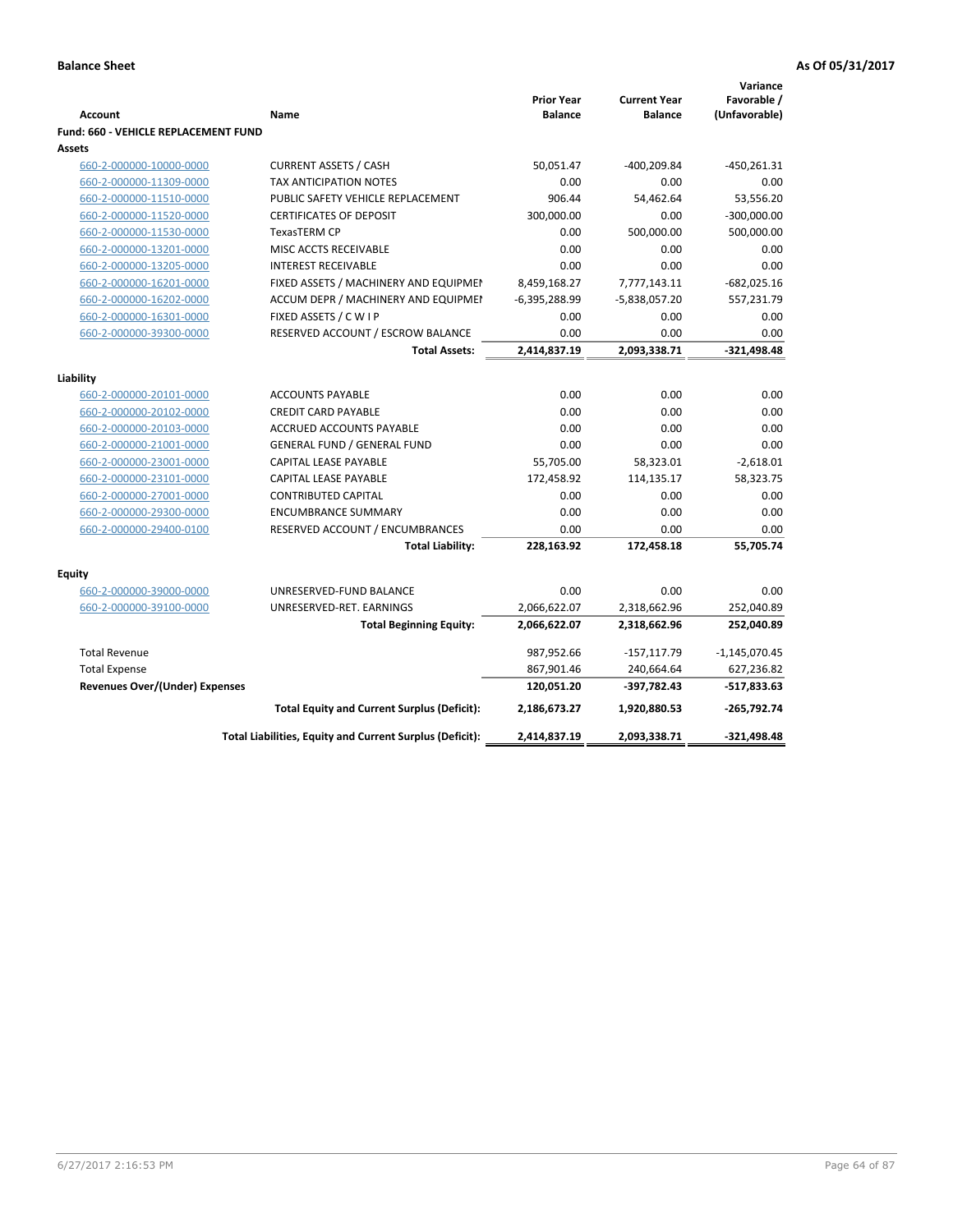**Balance Sheet** **As Of 05/31/2017**

| Account | Name | Prior Year Balance | Current Year Balance | Variance Favorable / (Unfavorable) |
|---|---|---|---|---|
| **Fund: 660 - VEHICLE REPLACEMENT FUND** | | | | |
| **Assets** | | | | |
| 660-2-000000-10000-0000 | CURRENT ASSETS / CASH | 50,051.47 | -400,209.84 | -450,261.31 |
| 660-2-000000-11309-0000 | TAX ANTICIPATION NOTES | 0.00 | 0.00 | 0.00 |
| 660-2-000000-11510-0000 | PUBLIC SAFETY VEHICLE REPLACEMENT | 906.44 | 54,462.64 | 53,556.20 |
| 660-2-000000-11520-0000 | CERTIFICATES OF DEPOSIT | 300,000.00 | 0.00 | -300,000.00 |
| 660-2-000000-11530-0000 | TexasTERM CP | 0.00 | 500,000.00 | 500,000.00 |
| 660-2-000000-13201-0000 | MISC ACCTS RECEIVABLE | 0.00 | 0.00 | 0.00 |
| 660-2-000000-13205-0000 | INTEREST RECEIVABLE | 0.00 | 0.00 | 0.00 |
| 660-2-000000-16201-0000 | FIXED ASSETS / MACHINERY AND EQUIPMEN | 8,459,168.27 | 7,777,143.11 | -682,025.16 |
| 660-2-000000-16202-0000 | ACCUM DEPR / MACHINERY AND EQUIPMEI | -6,395,288.99 | -5,838,057.20 | 557,231.79 |
| 660-2-000000-16301-0000 | FIXED ASSETS / C W I P | 0.00 | 0.00 | 0.00 |
| 660-2-000000-39300-0000 | RESERVED ACCOUNT / ESCROW BALANCE | 0.00 | 0.00 | 0.00 |
| | **Total Assets:** | **2,414,837.19** | **2,093,338.71** | **-321,498.48** |
| **Liability** | | | | |
| 660-2-000000-20101-0000 | ACCOUNTS PAYABLE | 0.00 | 0.00 | 0.00 |
| 660-2-000000-20102-0000 | CREDIT CARD PAYABLE | 0.00 | 0.00 | 0.00 |
| 660-2-000000-20103-0000 | ACCRUED ACCOUNTS PAYABLE | 0.00 | 0.00 | 0.00 |
| 660-2-000000-21001-0000 | GENERAL FUND / GENERAL FUND | 0.00 | 0.00 | 0.00 |
| 660-2-000000-23001-0000 | CAPITAL LEASE PAYABLE | 55,705.00 | 58,323.01 | -2,618.01 |
| 660-2-000000-23101-0000 | CAPITAL LEASE PAYABLE | 172,458.92 | 114,135.17 | 58,323.75 |
| 660-2-000000-27001-0000 | CONTRIBUTED CAPITAL | 0.00 | 0.00 | 0.00 |
| 660-2-000000-29300-0000 | ENCUMBRANCE SUMMARY | 0.00 | 0.00 | 0.00 |
| 660-2-000000-29400-0100 | RESERVED ACCOUNT / ENCUMBRANCES | 0.00 | 0.00 | 0.00 |
| | **Total Liability:** | **228,163.92** | **172,458.18** | **55,705.74** |
| **Equity** | | | | |
| 660-2-000000-39000-0000 | UNRESERVED-FUND BALANCE | 0.00 | 0.00 | 0.00 |
| 660-2-000000-39100-0000 | UNRESERVED-RET. EARNINGS | 2,066,622.07 | 2,318,662.96 | 252,040.89 |
| | **Total Beginning Equity:** | **2,066,622.07** | **2,318,662.96** | **252,040.89** |
| Total Revenue | | 987,952.66 | -157,117.79 | -1,145,070.45 |
| Total Expense | | 867,901.46 | 240,664.64 | 627,236.82 |
| **Revenues Over/(Under) Expenses** | | **120,051.20** | **-397,782.43** | **-517,833.63** |
| | **Total Equity and Current Surplus (Deficit):** | **2,186,673.27** | **1,920,880.53** | **-265,792.74** |
| | **Total Liabilities, Equity and Current Surplus (Deficit):** | **2,414,837.19** | **2,093,338.71** | **-321,498.48** |

6/27/2017 2:16:53 PM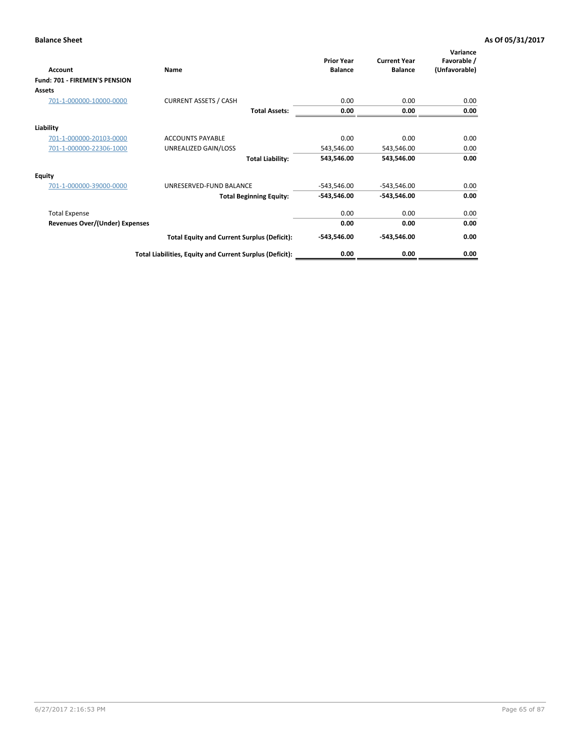**Balance Sheet** **As Of 05/31/2017**

| Account | Name | Prior Year Balance | Current Year Balance | Variance Favorable / (Unfavorable) |
|---|---|---|---|---|
| **Fund: 701 - FIREMEN'S PENSION** | | | | |
| **Assets** | | | | |
| 701-1-000000-10000-0000 | CURRENT ASSETS / CASH | 0.00 | 0.00 | 0.00 |
| | **Total Assets:** | **0.00** | **0.00** | **0.00** |
| **Liability** | | | | |
| 701-1-000000-20103-0000 | ACCOUNTS PAYABLE | 0.00 | 0.00 | 0.00 |
| 701-1-000000-22306-1000 | UNREALIZED GAIN/LOSS | 543,546.00 | 543,546.00 | 0.00 |
| | **Total Liability:** | **543,546.00** | **543,546.00** | **0.00** |
| **Equity** | | | | |
| 701-1-000000-39000-0000 | UNRESERVED-FUND BALANCE | -543,546.00 | -543,546.00 | 0.00 |
| | **Total Beginning Equity:** | **-543,546.00** | **-543,546.00** | **0.00** |
| Total Expense | | 0.00 | 0.00 | 0.00 |
| **Revenues Over/(Under) Expenses** | | **0.00** | **0.00** | **0.00** |
| | **Total Equity and Current Surplus (Deficit):** | **-543,546.00** | **-543,546.00** | **0.00** |
| | **Total Liabilities, Equity and Current Surplus (Deficit):** | **0.00** | **0.00** | **0.00** |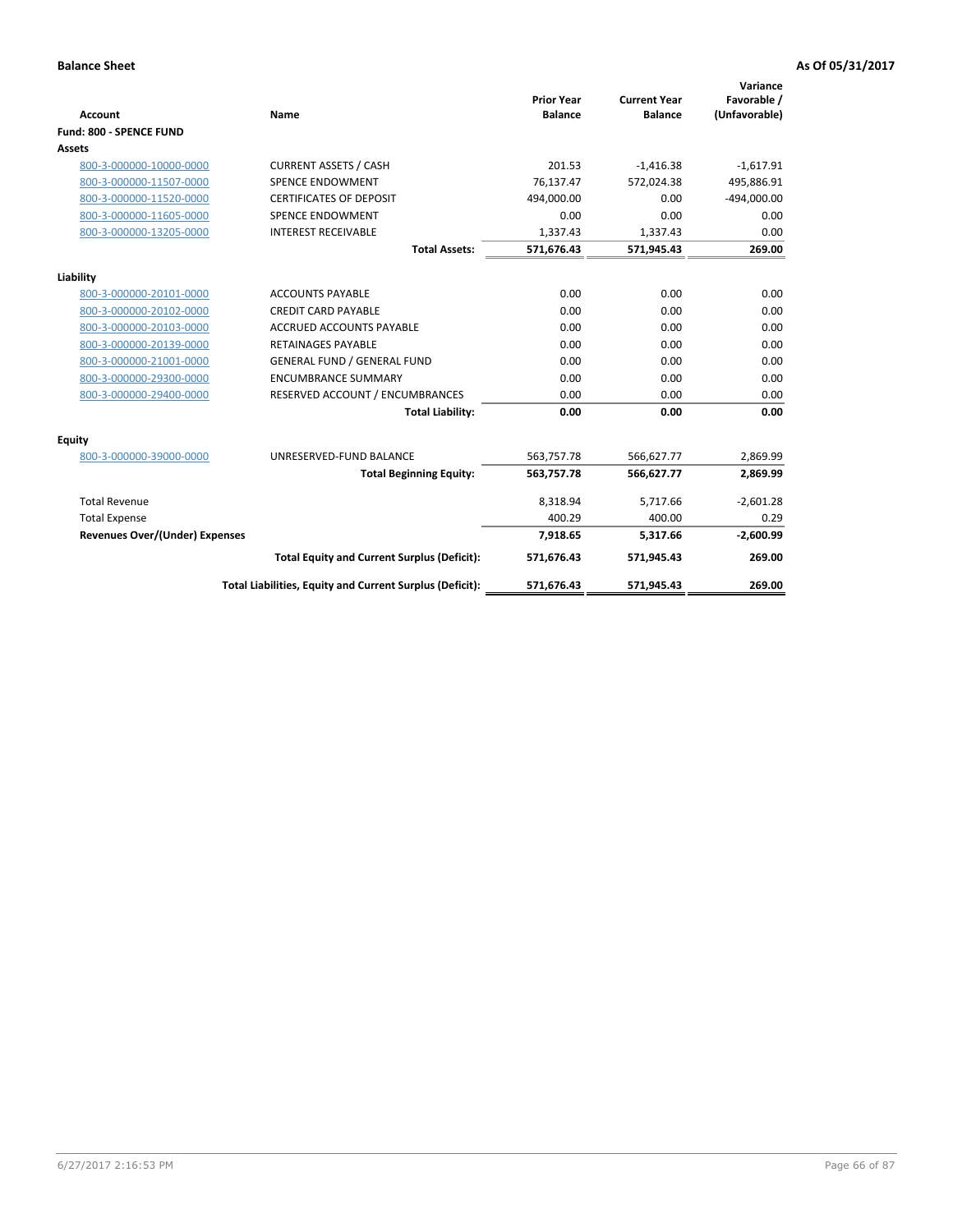**Balance Sheet** **As Of 05/31/2017**

| Account | Name | Prior Year Balance | Current Year Balance | Variance Favorable / (Unfavorable) |
|---|---|---|---|---|
| **Fund: 800 - SPENCE FUND** | | | | |
| **Assets** | | | | |
| 800-3-000000-10000-0000 | CURRENT ASSETS / CASH | 201.53 | -1,416.38 | -1,617.91 |
| 800-3-000000-11507-0000 | SPENCE ENDOWMENT | 76,137.47 | 572,024.38 | 495,886.91 |
| 800-3-000000-11520-0000 | CERTIFICATES OF DEPOSIT | 494,000.00 | 0.00 | -494,000.00 |
| 800-3-000000-11605-0000 | SPENCE ENDOWMENT | 0.00 | 0.00 | 0.00 |
| 800-3-000000-13205-0000 | INTEREST RECEIVABLE | 1,337.43 | 1,337.43 | 0.00 |
| | **Total Assets:** | **571,676.43** | **571,945.43** | **269.00** |
| **Liability** | | | | |
| 800-3-000000-20101-0000 | ACCOUNTS PAYABLE | 0.00 | 0.00 | 0.00 |
| 800-3-000000-20102-0000 | CREDIT CARD PAYABLE | 0.00 | 0.00 | 0.00 |
| 800-3-000000-20103-0000 | ACCRUED ACCOUNTS PAYABLE | 0.00 | 0.00 | 0.00 |
| 800-3-000000-20139-0000 | RETAINAGES PAYABLE | 0.00 | 0.00 | 0.00 |
| 800-3-000000-21001-0000 | GENERAL FUND / GENERAL FUND | 0.00 | 0.00 | 0.00 |
| 800-3-000000-29300-0000 | ENCUMBRANCE SUMMARY | 0.00 | 0.00 | 0.00 |
| 800-3-000000-29400-0000 | RESERVED ACCOUNT / ENCUMBRANCES | 0.00 | 0.00 | 0.00 |
| | **Total Liability:** | **0.00** | **0.00** | **0.00** |
| **Equity** | | | | |
| 800-3-000000-39000-0000 | UNRESERVED-FUND BALANCE | 563,757.78 | 566,627.77 | 2,869.99 |
| | **Total Beginning Equity:** | **563,757.78** | **566,627.77** | **2,869.99** |
| Total Revenue | | 8,318.94 | 5,717.66 | -2,601.28 |
| Total Expense | | 400.29 | 400.00 | 0.29 |
| **Revenues Over/(Under) Expenses** | | **7,918.65** | **5,317.66** | **-2,600.99** |
| | **Total Equity and Current Surplus (Deficit):** | **571,676.43** | **571,945.43** | **269.00** |
| | **Total Liabilities, Equity and Current Surplus (Deficit):** | **571,676.43** | **571,945.43** | **269.00** |

6/27/2017 2:16:53 PM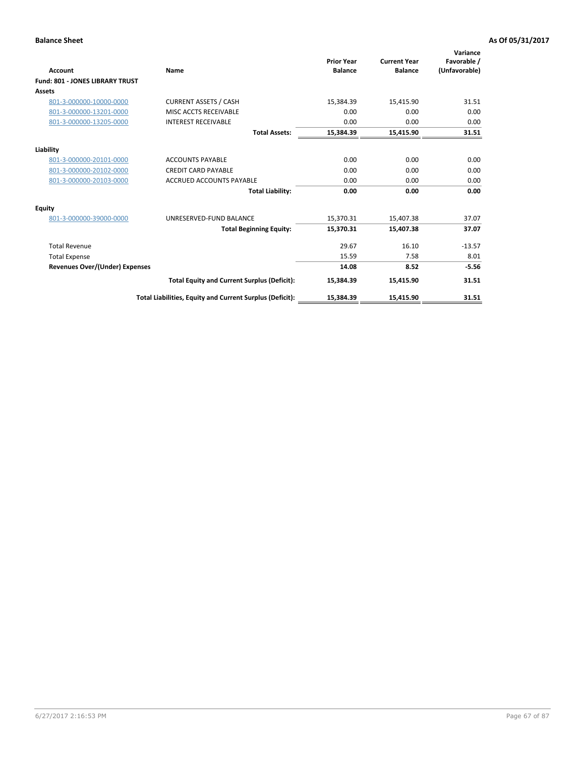**Balance Sheet** **As Of 05/31/2017**

| Account | Name | Prior Year Balance | Current Year Balance | Variance Favorable / (Unfavorable) |
|---|---|---|---|---|
| **Fund: 801 - JONES LIBRARY TRUST** | | | | |
| **Assets** | | | | |
| 801-3-000000-10000-0000 | CURRENT ASSETS / CASH | 15,384.39 | 15,415.90 | 31.51 |
| 801-3-000000-13201-0000 | MISC ACCTS RECEIVABLE | 0.00 | 0.00 | 0.00 |
| 801-3-000000-13205-0000 | INTEREST RECEIVABLE | 0.00 | 0.00 | 0.00 |
| | **Total Assets:** | **15,384.39** | **15,415.90** | **31.51** |
| **Liability** | | | | |
| 801-3-000000-20101-0000 | ACCOUNTS PAYABLE | 0.00 | 0.00 | 0.00 |
| 801-3-000000-20102-0000 | CREDIT CARD PAYABLE | 0.00 | 0.00 | 0.00 |
| 801-3-000000-20103-0000 | ACCRUED ACCOUNTS PAYABLE | 0.00 | 0.00 | 0.00 |
| | **Total Liability:** | **0.00** | **0.00** | **0.00** |
| **Equity** | | | | |
| 801-3-000000-39000-0000 | UNRESERVED-FUND BALANCE | 15,370.31 | 15,407.38 | 37.07 |
| | **Total Beginning Equity:** | **15,370.31** | **15,407.38** | **37.07** |
| Total Revenue | | 29.67 | 16.10 | -13.57 |
| Total Expense | | 15.59 | 7.58 | 8.01 |
| **Revenues Over/(Under) Expenses** | | **14.08** | **8.52** | **-5.56** |
| | **Total Equity and Current Surplus (Deficit):** | **15,384.39** | **15,415.90** | **31.51** |
| | **Total Liabilities, Equity and Current Surplus (Deficit):** | **15,384.39** | **15,415.90** | **31.51** |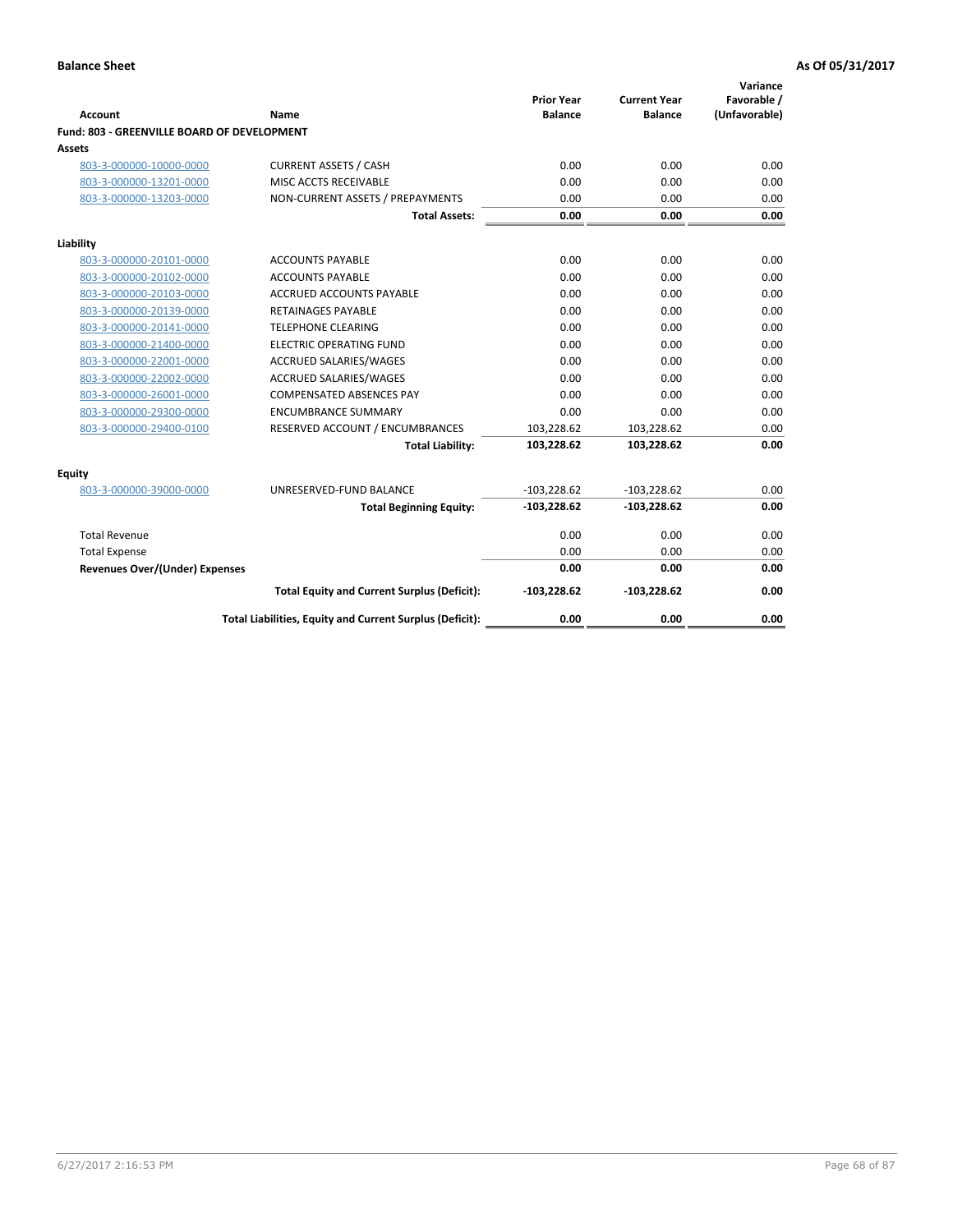**Balance Sheet** **As Of 05/31/2017**

| Account | Name | Prior Year Balance | Current Year Balance | Variance Favorable / (Unfavorable) |
|---|---|---|---|---|
| **Fund: 803 - GREENVILLE BOARD OF DEVELOPMENT** | | | | |
| **Assets** | | | | |
| 803-3-000000-10000-0000 | CURRENT ASSETS / CASH | 0.00 | 0.00 | 0.00 |
| 803-3-000000-13201-0000 | MISC ACCTS RECEIVABLE | 0.00 | 0.00 | 0.00 |
| 803-3-000000-13203-0000 | NON-CURRENT ASSETS / PREPAYMENTS | 0.00 | 0.00 | 0.00 |
| | **Total Assets:** | **0.00** | **0.00** | **0.00** |
| **Liability** | | | | |
| 803-3-000000-20101-0000 | ACCOUNTS PAYABLE | 0.00 | 0.00 | 0.00 |
| 803-3-000000-20102-0000 | ACCOUNTS PAYABLE | 0.00 | 0.00 | 0.00 |
| 803-3-000000-20103-0000 | ACCRUED ACCOUNTS PAYABLE | 0.00 | 0.00 | 0.00 |
| 803-3-000000-20139-0000 | RETAINAGES PAYABLE | 0.00 | 0.00 | 0.00 |
| 803-3-000000-20141-0000 | TELEPHONE CLEARING | 0.00 | 0.00 | 0.00 |
| 803-3-000000-21400-0000 | ELECTRIC OPERATING FUND | 0.00 | 0.00 | 0.00 |
| 803-3-000000-22001-0000 | ACCRUED SALARIES/WAGES | 0.00 | 0.00 | 0.00 |
| 803-3-000000-22002-0000 | ACCRUED SALARIES/WAGES | 0.00 | 0.00 | 0.00 |
| 803-3-000000-26001-0000 | COMPENSATED ABSENCES PAY | 0.00 | 0.00 | 0.00 |
| 803-3-000000-29300-0000 | ENCUMBRANCE SUMMARY | 0.00 | 0.00 | 0.00 |
| 803-3-000000-29400-0100 | RESERVED ACCOUNT / ENCUMBRANCES | 103,228.62 | 103,228.62 | 0.00 |
| | **Total Liability:** | **103,228.62** | **103,228.62** | **0.00** |
| **Equity** | | | | |
| 803-3-000000-39000-0000 | UNRESERVED-FUND BALANCE | -103,228.62 | -103,228.62 | 0.00 |
| | **Total Beginning Equity:** | **-103,228.62** | **-103,228.62** | **0.00** |
| Total Revenue | | 0.00 | 0.00 | 0.00 |
| Total Expense | | 0.00 | 0.00 | 0.00 |
| **Revenues Over/(Under) Expenses** | | **0.00** | **0.00** | **0.00** |
| | **Total Equity and Current Surplus (Deficit):** | **-103,228.62** | **-103,228.62** | **0.00** |
| | **Total Liabilities, Equity and Current Surplus (Deficit):** | **0.00** | **0.00** | **0.00** |

6/27/2017 2:16:53 PM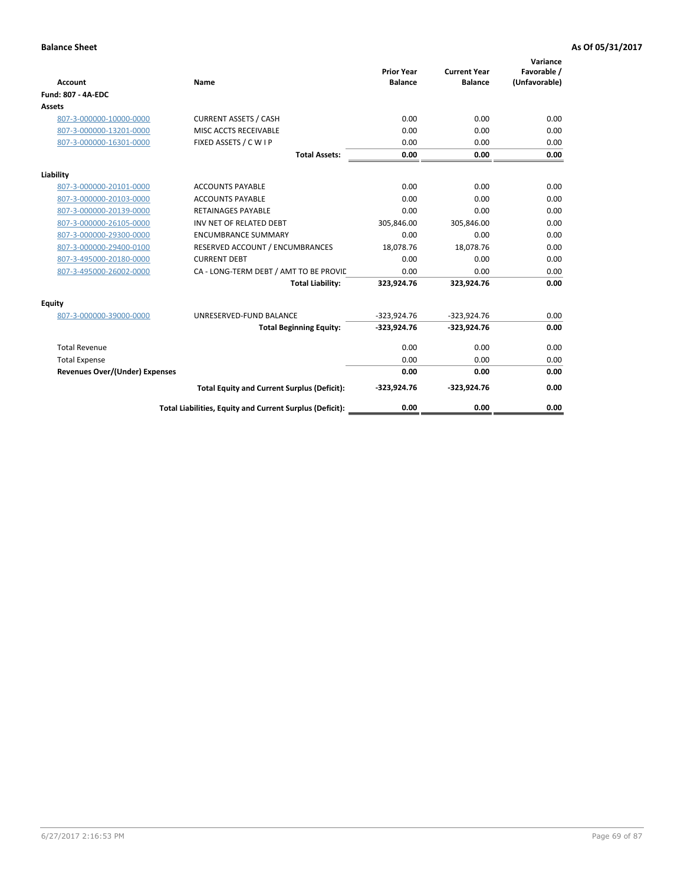**Balance Sheet** **As Of 05/31/2017**

| Account | Name | Prior Year Balance | Current Year Balance | Variance Favorable / (Unfavorable) |
|---|---|---|---|---|
| **Fund: 807 - 4A-EDC** | | | | |
| **Assets** | | | | |
| 807-3-000000-10000-0000 | CURRENT ASSETS / CASH | 0.00 | 0.00 | 0.00 |
| 807-3-000000-13201-0000 | MISC ACCTS RECEIVABLE | 0.00 | 0.00 | 0.00 |
| 807-3-000000-16301-0000 | FIXED ASSETS / C W I P | 0.00 | 0.00 | 0.00 |
| | **Total Assets:** | **0.00** | **0.00** | **0.00** |
| **Liability** | | | | |
| 807-3-000000-20101-0000 | ACCOUNTS PAYABLE | 0.00 | 0.00 | 0.00 |
| 807-3-000000-20103-0000 | ACCOUNTS PAYABLE | 0.00 | 0.00 | 0.00 |
| 807-3-000000-20139-0000 | RETAINAGES PAYABLE | 0.00 | 0.00 | 0.00 |
| 807-3-000000-26105-0000 | INV NET OF RELATED DEBT | 305,846.00 | 305,846.00 | 0.00 |
| 807-3-000000-29300-0000 | ENCUMBRANCE SUMMARY | 0.00 | 0.00 | 0.00 |
| 807-3-000000-29400-0100 | RESERVED ACCOUNT / ENCUMBRANCES | 18,078.76 | 18,078.76 | 0.00 |
| 807-3-495000-20180-0000 | CURRENT DEBT | 0.00 | 0.00 | 0.00 |
| 807-3-495000-26002-0000 | CA - LONG-TERM DEBT / AMT TO BE PROVIL | 0.00 | 0.00 | 0.00 |
| | **Total Liability:** | **323,924.76** | **323,924.76** | **0.00** |
| **Equity** | | | | |
| 807-3-000000-39000-0000 | UNRESERVED-FUND BALANCE | -323,924.76 | -323,924.76 | 0.00 |
| | **Total Beginning Equity:** | **-323,924.76** | **-323,924.76** | **0.00** |
| Total Revenue | | 0.00 | 0.00 | 0.00 |
| Total Expense | | 0.00 | 0.00 | 0.00 |
| **Revenues Over/(Under) Expenses** | | **0.00** | **0.00** | **0.00** |
| | **Total Equity and Current Surplus (Deficit):** | **-323,924.76** | **-323,924.76** | **0.00** |
| | **Total Liabilities, Equity and Current Surplus (Deficit):** | **0.00** | **0.00** | **0.00** |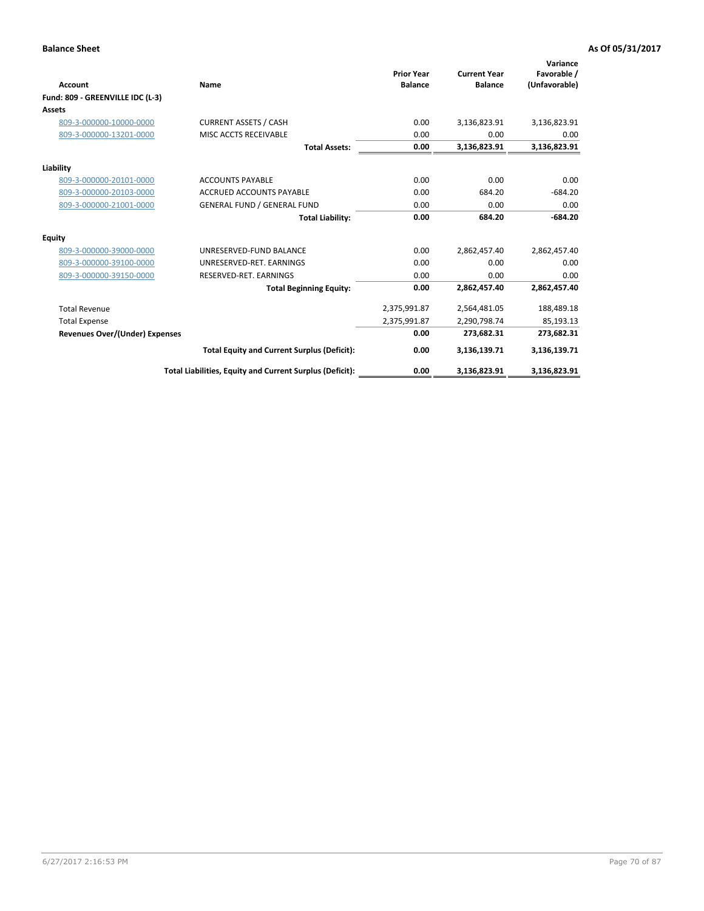**Balance Sheet** | **As Of 05/31/2017**

| Account | Name | Prior Year Balance | Current Year Balance | Variance Favorable / (Unfavorable) |
|---|---|---|---|---|
| **Fund: 809 - GREENVILLE IDC (L-3)** | | | | |
| **Assets** | | | | |
| 809-3-000000-10000-0000 | CURRENT ASSETS / CASH | 0.00 | 3,136,823.91 | 3,136,823.91 |
| 809-3-000000-13201-0000 | MISC ACCTS RECEIVABLE | 0.00 | 0.00 | 0.00 |
| | **Total Assets:** | **0.00** | **3,136,823.91** | **3,136,823.91** |
| **Liability** | | | | |
| 809-3-000000-20101-0000 | ACCOUNTS PAYABLE | 0.00 | 0.00 | 0.00 |
| 809-3-000000-20103-0000 | ACCRUED ACCOUNTS PAYABLE | 0.00 | 684.20 | -684.20 |
| 809-3-000000-21001-0000 | GENERAL FUND / GENERAL FUND | 0.00 | 0.00 | 0.00 |
| | **Total Liability:** | **0.00** | **684.20** | **-684.20** |
| **Equity** | | | | |
| 809-3-000000-39000-0000 | UNRESERVED-FUND BALANCE | 0.00 | 2,862,457.40 | 2,862,457.40 |
| 809-3-000000-39100-0000 | UNRESERVED-RET. EARNINGS | 0.00 | 0.00 | 0.00 |
| 809-3-000000-39150-0000 | RESERVED-RET. EARNINGS | 0.00 | 0.00 | 0.00 |
| | **Total Beginning Equity:** | **0.00** | **2,862,457.40** | **2,862,457.40** |
| Total Revenue | | 2,375,991.87 | 2,564,481.05 | 188,489.18 |
| Total Expense | | 2,375,991.87 | 2,290,798.74 | 85,193.13 |
| **Revenues Over/(Under) Expenses** | | **0.00** | **273,682.31** | **273,682.31** |
| | **Total Equity and Current Surplus (Deficit):** | **0.00** | **3,136,139.71** | **3,136,139.71** |
| | **Total Liabilities, Equity and Current Surplus (Deficit):** | **0.00** | **3,136,823.91** | **3,136,823.91** |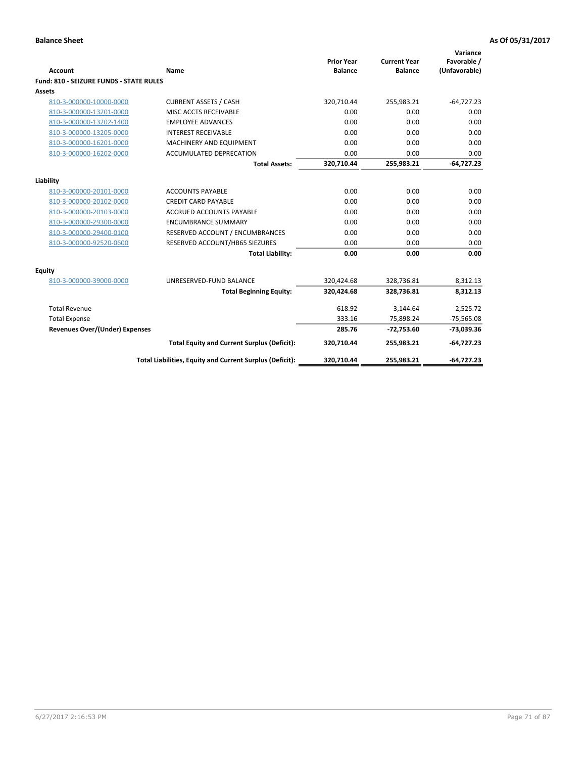**Balance Sheet** **As Of 05/31/2017**

| Account | Name | Prior Year Balance | Current Year Balance | Variance Favorable / (Unfavorable) |
|---|---|---|---|---|
| **Fund: 810 - SEIZURE FUNDS - STATE RULES** | | | | |
| **Assets** | | | | |
| 810-3-000000-10000-0000 | CURRENT ASSETS / CASH | 320,710.44 | 255,983.21 | -64,727.23 |
| 810-3-000000-13201-0000 | MISC ACCTS RECEIVABLE | 0.00 | 0.00 | 0.00 |
| 810-3-000000-13202-1400 | EMPLOYEE ADVANCES | 0.00 | 0.00 | 0.00 |
| 810-3-000000-13205-0000 | INTEREST RECEIVABLE | 0.00 | 0.00 | 0.00 |
| 810-3-000000-16201-0000 | MACHINERY AND EQUIPMENT | 0.00 | 0.00 | 0.00 |
| 810-3-000000-16202-0000 | ACCUMULATED DEPRECATION | 0.00 | 0.00 | 0.00 |
| | **Total Assets:** | **320,710.44** | **255,983.21** | **-64,727.23** |
| **Liability** | | | | |
| 810-3-000000-20101-0000 | ACCOUNTS PAYABLE | 0.00 | 0.00 | 0.00 |
| 810-3-000000-20102-0000 | CREDIT CARD PAYABLE | 0.00 | 0.00 | 0.00 |
| 810-3-000000-20103-0000 | ACCRUED ACCOUNTS PAYABLE | 0.00 | 0.00 | 0.00 |
| 810-3-000000-29300-0000 | ENCUMBRANCE SUMMARY | 0.00 | 0.00 | 0.00 |
| 810-3-000000-29400-0100 | RESERVED ACCOUNT / ENCUMBRANCES | 0.00 | 0.00 | 0.00 |
| 810-3-000000-92520-0600 | RESERVED ACCOUNT/HB65 SIEZURES | 0.00 | 0.00 | 0.00 |
| | **Total Liability:** | **0.00** | **0.00** | **0.00** |
| **Equity** | | | | |
| 810-3-000000-39000-0000 | UNRESERVED-FUND BALANCE | 320,424.68 | 328,736.81 | 8,312.13 |
| | **Total Beginning Equity:** | **320,424.68** | **328,736.81** | **8,312.13** |
| Total Revenue | | 618.92 | 3,144.64 | 2,525.72 |
| Total Expense | | 333.16 | 75,898.24 | -75,565.08 |
| **Revenues Over/(Under) Expenses** | | **285.76** | **-72,753.60** | **-73,039.36** |
| | **Total Equity and Current Surplus (Deficit):** | **320,710.44** | **255,983.21** | **-64,727.23** |
| | **Total Liabilities, Equity and Current Surplus (Deficit):** | **320,710.44** | **255,983.21** | **-64,727.23** |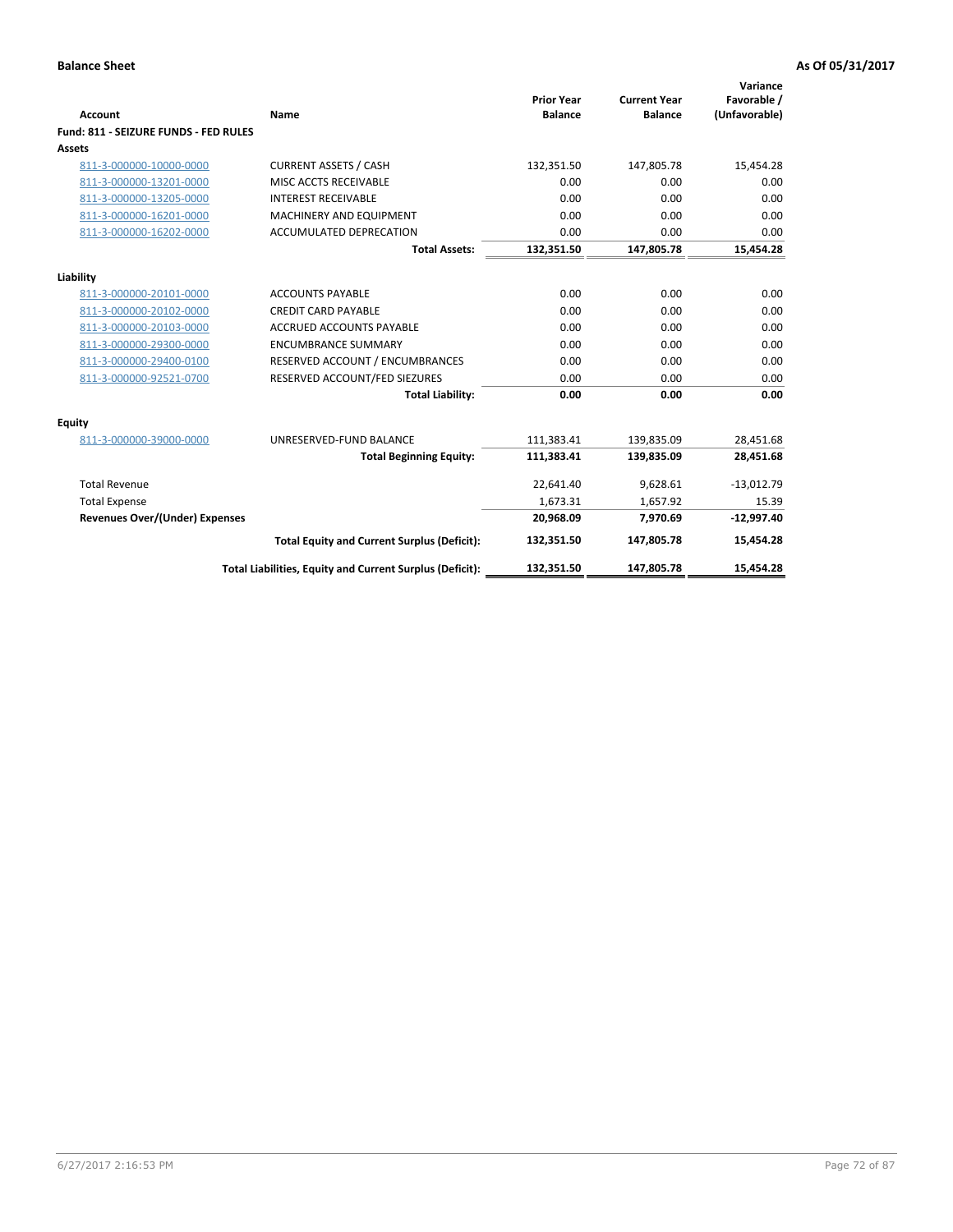**Balance Sheet** **As Of 05/31/2017**

| Account | Name | Prior Year Balance | Current Year Balance | Variance Favorable / (Unfavorable) |
|---|---|---|---|---|
| **Fund: 811 - SEIZURE FUNDS - FED RULES** | | | | |
| **Assets** | | | | |
| 811-3-000000-10000-0000 | CURRENT ASSETS / CASH | 132,351.50 | 147,805.78 | 15,454.28 |
| 811-3-000000-13201-0000 | MISC ACCTS RECEIVABLE | 0.00 | 0.00 | 0.00 |
| 811-3-000000-13205-0000 | INTEREST RECEIVABLE | 0.00 | 0.00 | 0.00 |
| 811-3-000000-16201-0000 | MACHINERY AND EQUIPMENT | 0.00 | 0.00 | 0.00 |
| 811-3-000000-16202-0000 | ACCUMULATED DEPRECATION | 0.00 | 0.00 | 0.00 |
| | **Total Assets:** | **132,351.50** | **147,805.78** | **15,454.28** |
| **Liability** | | | | |
| 811-3-000000-20101-0000 | ACCOUNTS PAYABLE | 0.00 | 0.00 | 0.00 |
| 811-3-000000-20102-0000 | CREDIT CARD PAYABLE | 0.00 | 0.00 | 0.00 |
| 811-3-000000-20103-0000 | ACCRUED ACCOUNTS PAYABLE | 0.00 | 0.00 | 0.00 |
| 811-3-000000-29300-0000 | ENCUMBRANCE SUMMARY | 0.00 | 0.00 | 0.00 |
| 811-3-000000-29400-0100 | RESERVED ACCOUNT / ENCUMBRANCES | 0.00 | 0.00 | 0.00 |
| 811-3-000000-92521-0700 | RESERVED ACCOUNT/FED SIEZURES | 0.00 | 0.00 | 0.00 |
| | **Total Liability:** | **0.00** | **0.00** | **0.00** |
| **Equity** | | | | |
| 811-3-000000-39000-0000 | UNRESERVED-FUND BALANCE | 111,383.41 | 139,835.09 | 28,451.68 |
| | **Total Beginning Equity:** | **111,383.41** | **139,835.09** | **28,451.68** |
| Total Revenue | | 22,641.40 | 9,628.61 | -13,012.79 |
| Total Expense | | 1,673.31 | 1,657.92 | 15.39 |
| **Revenues Over/(Under) Expenses** | | **20,968.09** | **7,970.69** | **-12,997.40** |
| | **Total Equity and Current Surplus (Deficit):** | **132,351.50** | **147,805.78** | **15,454.28** |
| | **Total Liabilities, Equity and Current Surplus (Deficit):** | **132,351.50** | **147,805.78** | **15,454.28** |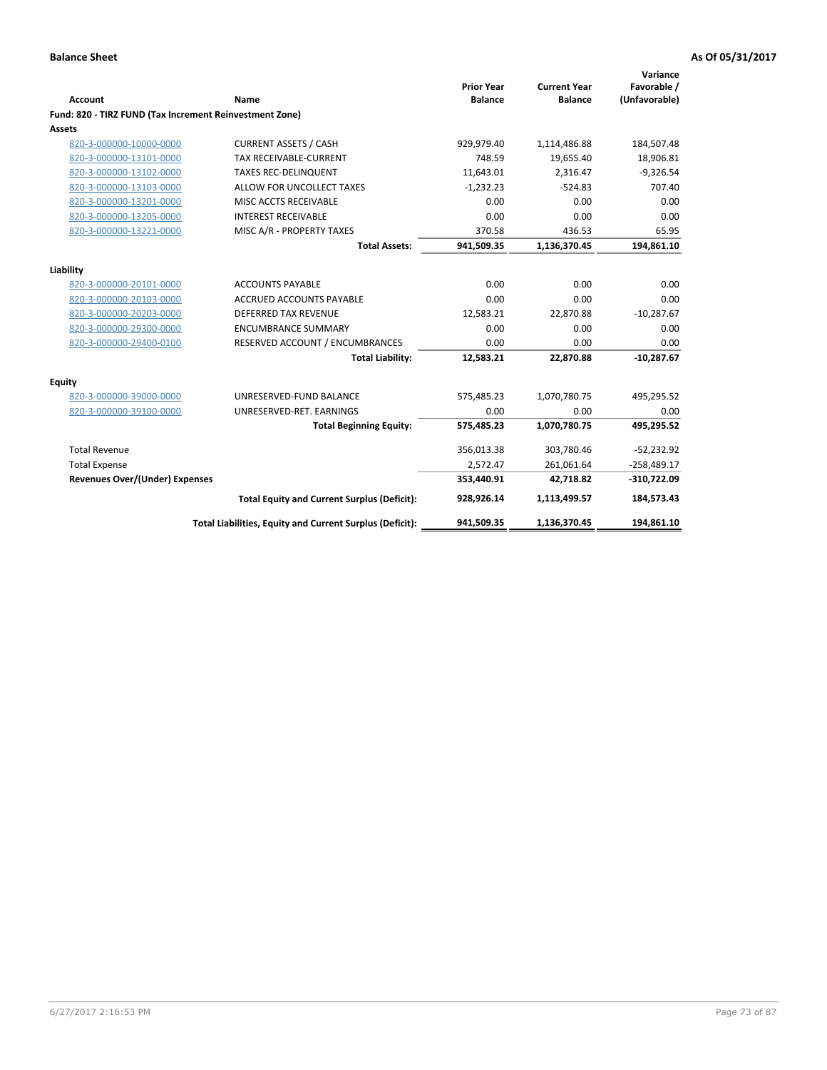**Balance Sheet** **As Of 05/31/2017**

| Account | Name | Prior Year Balance | Current Year Balance | Variance Favorable / (Unfavorable) |
|---|---|---|---|---|
| **Fund: 820 - TIRZ FUND (Tax Increment Reinvestment Zone)** | | | | |
| **Assets** | | | | |
| 820-3-000000-10000-0000 | CURRENT ASSETS / CASH | 929,979.40 | 1,114,486.88 | 184,507.48 |
| 820-3-000000-13101-0000 | TAX RECEIVABLE-CURRENT | 748.59 | 19,655.40 | 18,906.81 |
| 820-3-000000-13102-0000 | TAXES REC-DELINQUENT | 11,643.01 | 2,316.47 | -9,326.54 |
| 820-3-000000-13103-0000 | ALLOW FOR UNCOLLECT TAXES | -1,232.23 | -524.83 | 707.40 |
| 820-3-000000-13201-0000 | MISC ACCTS RECEIVABLE | 0.00 | 0.00 | 0.00 |
| 820-3-000000-13205-0000 | INTEREST RECEIVABLE | 0.00 | 0.00 | 0.00 |
| 820-3-000000-13221-0000 | MISC A/R - PROPERTY TAXES | 370.58 | 436.53 | 65.95 |
| | **Total Assets:** | **941,509.35** | **1,136,370.45** | **194,861.10** |
| **Liability** | | | | |
| 820-3-000000-20101-0000 | ACCOUNTS PAYABLE | 0.00 | 0.00 | 0.00 |
| 820-3-000000-20103-0000 | ACCRUED ACCOUNTS PAYABLE | 0.00 | 0.00 | 0.00 |
| 820-3-000000-20203-0000 | DEFERRED TAX REVENUE | 12,583.21 | 22,870.88 | -10,287.67 |
| 820-3-000000-29300-0000 | ENCUMBRANCE SUMMARY | 0.00 | 0.00 | 0.00 |
| 820-3-000000-29400-0100 | RESERVED ACCOUNT / ENCUMBRANCES | 0.00 | 0.00 | 0.00 |
| | **Total Liability:** | **12,583.21** | **22,870.88** | **-10,287.67** |
| **Equity** | | | | |
| 820-3-000000-39000-0000 | UNRESERVED-FUND BALANCE | 575,485.23 | 1,070,780.75 | 495,295.52 |
| 820-3-000000-39100-0000 | UNRESERVED-RET. EARNINGS | 0.00 | 0.00 | 0.00 |
| | **Total Beginning Equity:** | **575,485.23** | **1,070,780.75** | **495,295.52** |
| Total Revenue | | 356,013.38 | 303,780.46 | -52,232.92 |
| Total Expense | | 2,572.47 | 261,061.64 | -258,489.17 |
| **Revenues Over/(Under) Expenses** | | **353,440.91** | **42,718.82** | **-310,722.09** |
| | **Total Equity and Current Surplus (Deficit):** | **928,926.14** | **1,113,499.57** | **184,573.43** |
| | **Total Liabilities, Equity and Current Surplus (Deficit):** | **941,509.35** | **1,136,370.45** | **194,861.10** |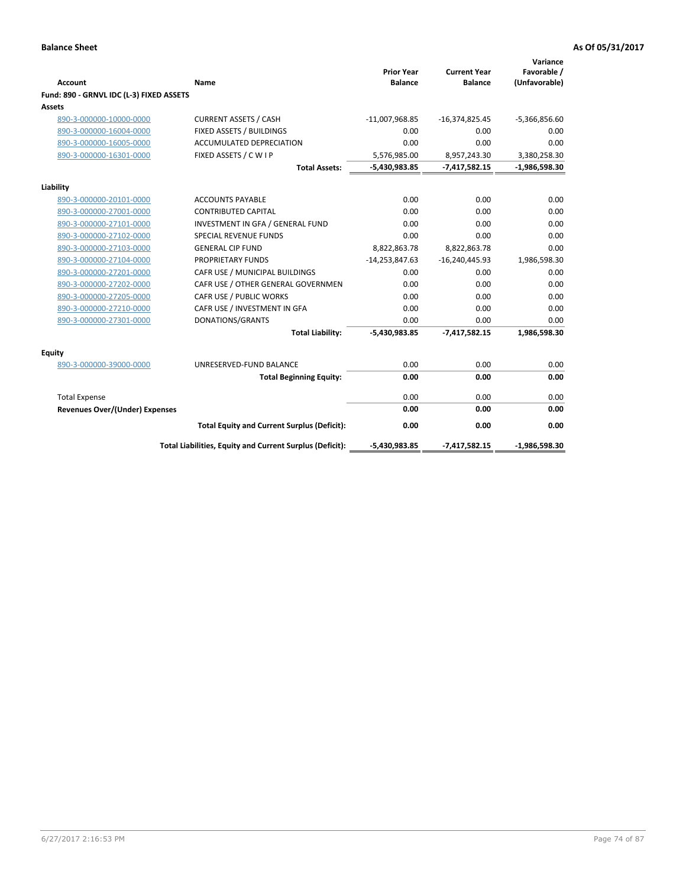**Balance Sheet** **As Of 05/31/2017**

| Account | Name | Prior Year Balance | Current Year Balance | Variance Favorable / (Unfavorable) |
|---|---|---|---|---|
| **Fund: 890 - GRNVL IDC (L-3) FIXED ASSETS** | | | | |
| **Assets** | | | | |
| 890-3-000000-10000-0000 | CURRENT ASSETS / CASH | -11,007,968.85 | -16,374,825.45 | -5,366,856.60 |
| 890-3-000000-16004-0000 | FIXED ASSETS / BUILDINGS | 0.00 | 0.00 | 0.00 |
| 890-3-000000-16005-0000 | ACCUMULATED DEPRECIATION | 0.00 | 0.00 | 0.00 |
| 890-3-000000-16301-0000 | FIXED ASSETS / C W I P | 5,576,985.00 | 8,957,243.30 | 3,380,258.30 |
| | **Total Assets:** | **-5,430,983.85** | **-7,417,582.15** | **-1,986,598.30** |
| **Liability** | | | | |
| 890-3-000000-20101-0000 | ACCOUNTS PAYABLE | 0.00 | 0.00 | 0.00 |
| 890-3-000000-27001-0000 | CONTRIBUTED CAPITAL | 0.00 | 0.00 | 0.00 |
| 890-3-000000-27101-0000 | INVESTMENT IN GFA / GENERAL FUND | 0.00 | 0.00 | 0.00 |
| 890-3-000000-27102-0000 | SPECIAL REVENUE FUNDS | 0.00 | 0.00 | 0.00 |
| 890-3-000000-27103-0000 | GENERAL CIP FUND | 8,822,863.78 | 8,822,863.78 | 0.00 |
| 890-3-000000-27104-0000 | PROPRIETARY FUNDS | -14,253,847.63 | -16,240,445.93 | 1,986,598.30 |
| 890-3-000000-27201-0000 | CAFR USE / MUNICIPAL BUILDINGS | 0.00 | 0.00 | 0.00 |
| 890-3-000000-27202-0000 | CAFR USE / OTHER GENERAL GOVERNMEN | 0.00 | 0.00 | 0.00 |
| 890-3-000000-27205-0000 | CAFR USE / PUBLIC WORKS | 0.00 | 0.00 | 0.00 |
| 890-3-000000-27210-0000 | CAFR USE / INVESTMENT IN GFA | 0.00 | 0.00 | 0.00 |
| 890-3-000000-27301-0000 | DONATIONS/GRANTS | 0.00 | 0.00 | 0.00 |
| | **Total Liability:** | **-5,430,983.85** | **-7,417,582.15** | **1,986,598.30** |
| **Equity** | | | | |
| 890-3-000000-39000-0000 | UNRESERVED-FUND BALANCE | 0.00 | 0.00 | 0.00 |
| | **Total Beginning Equity:** | **0.00** | **0.00** | **0.00** |
| Total Expense | | 0.00 | 0.00 | 0.00 |
| **Revenues Over/(Under) Expenses** | | **0.00** | **0.00** | **0.00** |
| | **Total Equity and Current Surplus (Deficit):** | **0.00** | **0.00** | **0.00** |
| | **Total Liabilities, Equity and Current Surplus (Deficit):** | **-5,430,983.85** | **-7,417,582.15** | **-1,986,598.30** |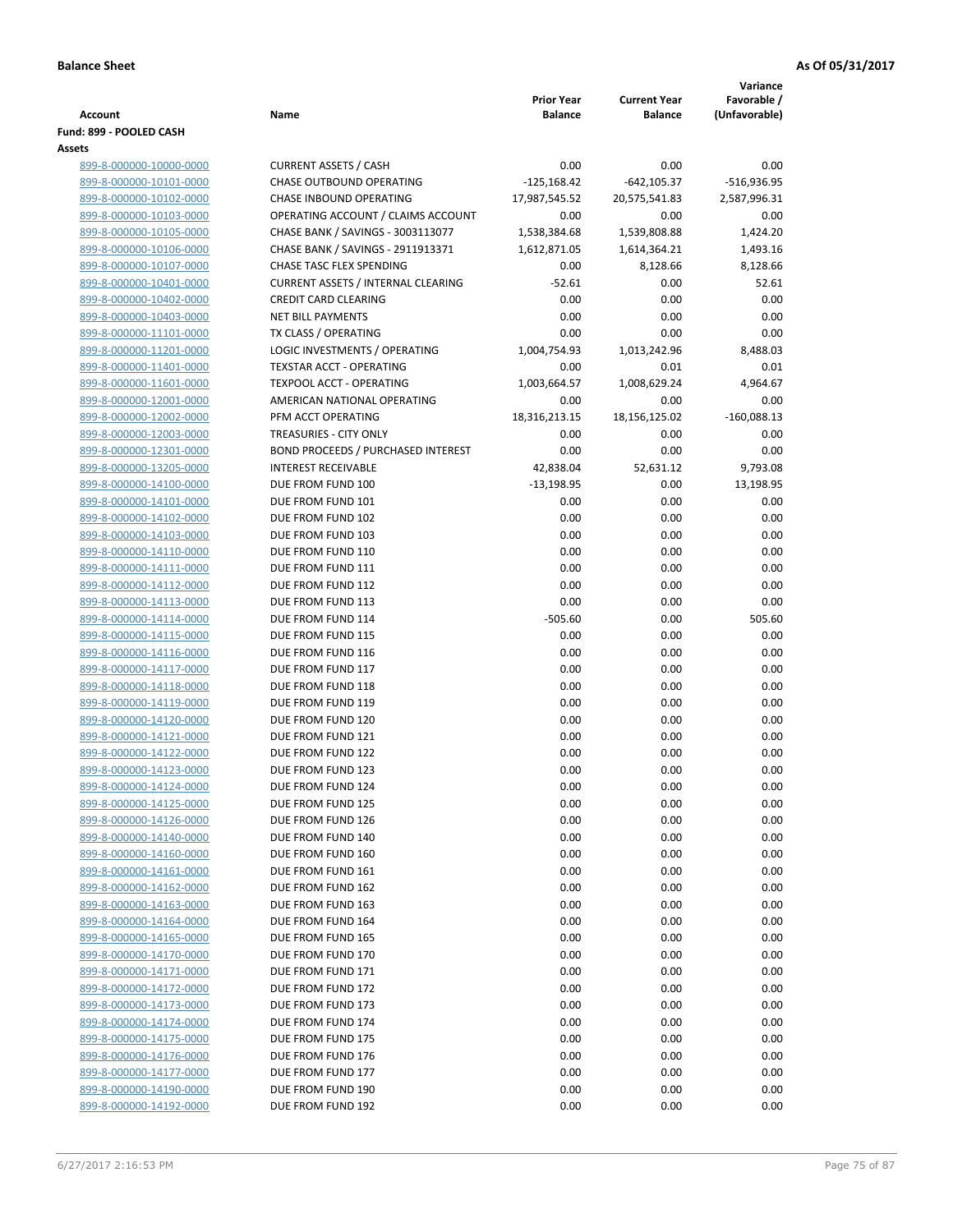**Balance Sheet** **As Of 05/31/2017**

| Account | Name | Prior Year Balance | Current Year Balance | Variance Favorable / (Unfavorable) |
|---|---|---|---|---|
| **Fund: 899 - POOLED CASH** | | | | |
| **Assets** | | | | |
| 899-8-000000-10000-0000 | CURRENT ASSETS / CASH | 0.00 | 0.00 | 0.00 |
| 899-8-000000-10101-0000 | CHASE OUTBOUND OPERATING | -125,168.42 | -642,105.37 | -516,936.95 |
| 899-8-000000-10102-0000 | CHASE INBOUND OPERATING | 17,987,545.52 | 20,575,541.83 | 2,587,996.31 |
| 899-8-000000-10103-0000 | OPERATING ACCOUNT / CLAIMS ACCOUNT | 0.00 | 0.00 | 0.00 |
| 899-8-000000-10105-0000 | CHASE BANK / SAVINGS - 3003113077 | 1,538,384.68 | 1,539,808.88 | 1,424.20 |
| 899-8-000000-10106-0000 | CHASE BANK / SAVINGS - 2911913371 | 1,612,871.05 | 1,614,364.21 | 1,493.16 |
| 899-8-000000-10107-0000 | CHASE TASC FLEX SPENDING | 0.00 | 8,128.66 | 8,128.66 |
| 899-8-000000-10401-0000 | CURRENT ASSETS / INTERNAL CLEARING | -52.61 | 0.00 | 52.61 |
| 899-8-000000-10402-0000 | CREDIT CARD CLEARING | 0.00 | 0.00 | 0.00 |
| 899-8-000000-10403-0000 | NET BILL PAYMENTS | 0.00 | 0.00 | 0.00 |
| 899-8-000000-11101-0000 | TX CLASS / OPERATING | 0.00 | 0.00 | 0.00 |
| 899-8-000000-11201-0000 | LOGIC INVESTMENTS / OPERATING | 1,004,754.93 | 1,013,242.96 | 8,488.03 |
| 899-8-000000-11401-0000 | TEXSTAR ACCT - OPERATING | 0.00 | 0.01 | 0.01 |
| 899-8-000000-11601-0000 | TEXPOOL ACCT - OPERATING | 1,003,664.57 | 1,008,629.24 | 4,964.67 |
| 899-8-000000-12001-0000 | AMERICAN NATIONAL OPERATING | 0.00 | 0.00 | 0.00 |
| 899-8-000000-12002-0000 | PFM ACCT OPERATING | 18,316,213.15 | 18,156,125.02 | -160,088.13 |
| 899-8-000000-12003-0000 | TREASURIES - CITY ONLY | 0.00 | 0.00 | 0.00 |
| 899-8-000000-12301-0000 | BOND PROCEEDS / PURCHASED INTEREST | 0.00 | 0.00 | 0.00 |
| 899-8-000000-13205-0000 | INTEREST RECEIVABLE | 42,838.04 | 52,631.12 | 9,793.08 |
| 899-8-000000-14100-0000 | DUE FROM FUND 100 | -13,198.95 | 0.00 | 13,198.95 |
| 899-8-000000-14101-0000 | DUE FROM FUND 101 | 0.00 | 0.00 | 0.00 |
| 899-8-000000-14102-0000 | DUE FROM FUND 102 | 0.00 | 0.00 | 0.00 |
| 899-8-000000-14103-0000 | DUE FROM FUND 103 | 0.00 | 0.00 | 0.00 |
| 899-8-000000-14110-0000 | DUE FROM FUND 110 | 0.00 | 0.00 | 0.00 |
| 899-8-000000-14111-0000 | DUE FROM FUND 111 | 0.00 | 0.00 | 0.00 |
| 899-8-000000-14112-0000 | DUE FROM FUND 112 | 0.00 | 0.00 | 0.00 |
| 899-8-000000-14113-0000 | DUE FROM FUND 113 | 0.00 | 0.00 | 0.00 |
| 899-8-000000-14114-0000 | DUE FROM FUND 114 | -505.60 | 0.00 | 505.60 |
| 899-8-000000-14115-0000 | DUE FROM FUND 115 | 0.00 | 0.00 | 0.00 |
| 899-8-000000-14116-0000 | DUE FROM FUND 116 | 0.00 | 0.00 | 0.00 |
| 899-8-000000-14117-0000 | DUE FROM FUND 117 | 0.00 | 0.00 | 0.00 |
| 899-8-000000-14118-0000 | DUE FROM FUND 118 | 0.00 | 0.00 | 0.00 |
| 899-8-000000-14119-0000 | DUE FROM FUND 119 | 0.00 | 0.00 | 0.00 |
| 899-8-000000-14120-0000 | DUE FROM FUND 120 | 0.00 | 0.00 | 0.00 |
| 899-8-000000-14121-0000 | DUE FROM FUND 121 | 0.00 | 0.00 | 0.00 |
| 899-8-000000-14122-0000 | DUE FROM FUND 122 | 0.00 | 0.00 | 0.00 |
| 899-8-000000-14123-0000 | DUE FROM FUND 123 | 0.00 | 0.00 | 0.00 |
| 899-8-000000-14124-0000 | DUE FROM FUND 124 | 0.00 | 0.00 | 0.00 |
| 899-8-000000-14125-0000 | DUE FROM FUND 125 | 0.00 | 0.00 | 0.00 |
| 899-8-000000-14126-0000 | DUE FROM FUND 126 | 0.00 | 0.00 | 0.00 |
| 899-8-000000-14140-0000 | DUE FROM FUND 140 | 0.00 | 0.00 | 0.00 |
| 899-8-000000-14160-0000 | DUE FROM FUND 160 | 0.00 | 0.00 | 0.00 |
| 899-8-000000-14161-0000 | DUE FROM FUND 161 | 0.00 | 0.00 | 0.00 |
| 899-8-000000-14162-0000 | DUE FROM FUND 162 | 0.00 | 0.00 | 0.00 |
| 899-8-000000-14163-0000 | DUE FROM FUND 163 | 0.00 | 0.00 | 0.00 |
| 899-8-000000-14164-0000 | DUE FROM FUND 164 | 0.00 | 0.00 | 0.00 |
| 899-8-000000-14165-0000 | DUE FROM FUND 165 | 0.00 | 0.00 | 0.00 |
| 899-8-000000-14170-0000 | DUE FROM FUND 170 | 0.00 | 0.00 | 0.00 |
| 899-8-000000-14171-0000 | DUE FROM FUND 171 | 0.00 | 0.00 | 0.00 |
| 899-8-000000-14172-0000 | DUE FROM FUND 172 | 0.00 | 0.00 | 0.00 |
| 899-8-000000-14173-0000 | DUE FROM FUND 173 | 0.00 | 0.00 | 0.00 |
| 899-8-000000-14174-0000 | DUE FROM FUND 174 | 0.00 | 0.00 | 0.00 |
| 899-8-000000-14175-0000 | DUE FROM FUND 175 | 0.00 | 0.00 | 0.00 |
| 899-8-000000-14176-0000 | DUE FROM FUND 176 | 0.00 | 0.00 | 0.00 |
| 899-8-000000-14177-0000 | DUE FROM FUND 177 | 0.00 | 0.00 | 0.00 |
| 899-8-000000-14190-0000 | DUE FROM FUND 190 | 0.00 | 0.00 | 0.00 |
| 899-8-000000-14192-0000 | DUE FROM FUND 192 | 0.00 | 0.00 | 0.00 |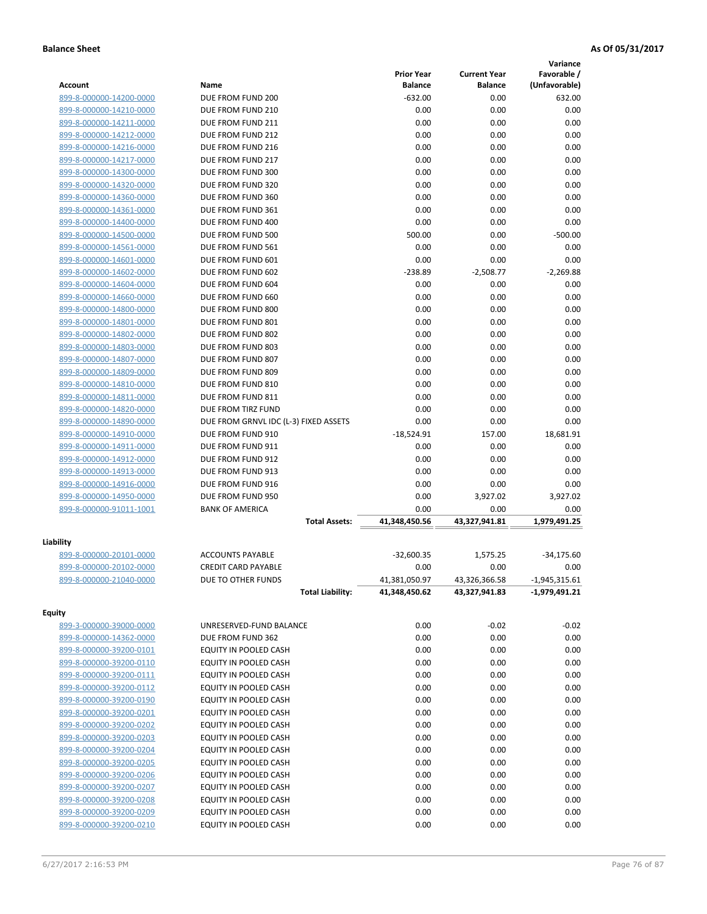**Balance Sheet** **As Of 05/31/2017**

| Account | Name | Prior Year Balance | Current Year Balance | Variance Favorable / (Unfavorable) |
|---|---|---|---|---|
| 899-8-000000-14200-0000 | DUE FROM FUND 200 | -632.00 | 0.00 | 632.00 |
| 899-8-000000-14210-0000 | DUE FROM FUND 210 | 0.00 | 0.00 | 0.00 |
| 899-8-000000-14211-0000 | DUE FROM FUND 211 | 0.00 | 0.00 | 0.00 |
| 899-8-000000-14212-0000 | DUE FROM FUND 212 | 0.00 | 0.00 | 0.00 |
| 899-8-000000-14216-0000 | DUE FROM FUND 216 | 0.00 | 0.00 | 0.00 |
| 899-8-000000-14217-0000 | DUE FROM FUND 217 | 0.00 | 0.00 | 0.00 |
| 899-8-000000-14300-0000 | DUE FROM FUND 300 | 0.00 | 0.00 | 0.00 |
| 899-8-000000-14320-0000 | DUE FROM FUND 320 | 0.00 | 0.00 | 0.00 |
| 899-8-000000-14360-0000 | DUE FROM FUND 360 | 0.00 | 0.00 | 0.00 |
| 899-8-000000-14361-0000 | DUE FROM FUND 361 | 0.00 | 0.00 | 0.00 |
| 899-8-000000-14400-0000 | DUE FROM FUND 400 | 0.00 | 0.00 | 0.00 |
| 899-8-000000-14500-0000 | DUE FROM FUND 500 | 500.00 | 0.00 | -500.00 |
| 899-8-000000-14561-0000 | DUE FROM FUND 561 | 0.00 | 0.00 | 0.00 |
| 899-8-000000-14601-0000 | DUE FROM FUND 601 | 0.00 | 0.00 | 0.00 |
| 899-8-000000-14602-0000 | DUE FROM FUND 602 | -238.89 | -2,508.77 | -2,269.88 |
| 899-8-000000-14604-0000 | DUE FROM FUND 604 | 0.00 | 0.00 | 0.00 |
| 899-8-000000-14660-0000 | DUE FROM FUND 660 | 0.00 | 0.00 | 0.00 |
| 899-8-000000-14800-0000 | DUE FROM FUND 800 | 0.00 | 0.00 | 0.00 |
| 899-8-000000-14801-0000 | DUE FROM FUND 801 | 0.00 | 0.00 | 0.00 |
| 899-8-000000-14802-0000 | DUE FROM FUND 802 | 0.00 | 0.00 | 0.00 |
| 899-8-000000-14803-0000 | DUE FROM FUND 803 | 0.00 | 0.00 | 0.00 |
| 899-8-000000-14807-0000 | DUE FROM FUND 807 | 0.00 | 0.00 | 0.00 |
| 899-8-000000-14809-0000 | DUE FROM FUND 809 | 0.00 | 0.00 | 0.00 |
| 899-8-000000-14810-0000 | DUE FROM FUND 810 | 0.00 | 0.00 | 0.00 |
| 899-8-000000-14811-0000 | DUE FROM FUND 811 | 0.00 | 0.00 | 0.00 |
| 899-8-000000-14820-0000 | DUE FROM TIRZ FUND | 0.00 | 0.00 | 0.00 |
| 899-8-000000-14890-0000 | DUE FROM GRNVL IDC (L-3) FIXED ASSETS | 0.00 | 0.00 | 0.00 |
| 899-8-000000-14910-0000 | DUE FROM FUND 910 | -18,524.91 | 157.00 | 18,681.91 |
| 899-8-000000-14911-0000 | DUE FROM FUND 911 | 0.00 | 0.00 | 0.00 |
| 899-8-000000-14912-0000 | DUE FROM FUND 912 | 0.00 | 0.00 | 0.00 |
| 899-8-000000-14913-0000 | DUE FROM FUND 913 | 0.00 | 0.00 | 0.00 |
| 899-8-000000-14916-0000 | DUE FROM FUND 916 | 0.00 | 0.00 | 0.00 |
| 899-8-000000-14950-0000 | DUE FROM FUND 950 | 0.00 | 3,927.02 | 3,927.02 |
| 899-8-000000-91011-1001 | BANK OF AMERICA | 0.00 | 0.00 | 0.00 |
| | **Total Assets:** | **41,348,450.56** | **43,327,941.81** | **1,979,491.25** |

**Liability**

| Account | Name | Prior Year Balance | Current Year Balance | Variance Favorable / (Unfavorable) |
|---|---|---|---|---|
| 899-8-000000-20101-0000 | ACCOUNTS PAYABLE | -32,600.35 | 1,575.25 | -34,175.60 |
| 899-8-000000-20102-0000 | CREDIT CARD PAYABLE | 0.00 | 0.00 | 0.00 |
| 899-8-000000-21040-0000 | DUE TO OTHER FUNDS | 41,381,050.97 | 43,326,366.58 | -1,945,315.61 |
| | **Total Liability:** | **41,348,450.62** | **43,327,941.83** | **-1,979,491.21** |

**Equity**

| Account | Name | Prior Year Balance | Current Year Balance | Variance Favorable / (Unfavorable) |
|---|---|---|---|---|
| 899-3-000000-39000-0000 | UNRESERVED-FUND BALANCE | 0.00 | -0.02 | -0.02 |
| 899-8-000000-14362-0000 | DUE FROM FUND 362 | 0.00 | 0.00 | 0.00 |
| 899-8-000000-39200-0101 | EQUITY IN POOLED CASH | 0.00 | 0.00 | 0.00 |
| 899-8-000000-39200-0110 | EQUITY IN POOLED CASH | 0.00 | 0.00 | 0.00 |
| 899-8-000000-39200-0111 | EQUITY IN POOLED CASH | 0.00 | 0.00 | 0.00 |
| 899-8-000000-39200-0112 | EQUITY IN POOLED CASH | 0.00 | 0.00 | 0.00 |
| 899-8-000000-39200-0190 | EQUITY IN POOLED CASH | 0.00 | 0.00 | 0.00 |
| 899-8-000000-39200-0201 | EQUITY IN POOLED CASH | 0.00 | 0.00 | 0.00 |
| 899-8-000000-39200-0202 | EQUITY IN POOLED CASH | 0.00 | 0.00 | 0.00 |
| 899-8-000000-39200-0203 | EQUITY IN POOLED CASH | 0.00 | 0.00 | 0.00 |
| 899-8-000000-39200-0204 | EQUITY IN POOLED CASH | 0.00 | 0.00 | 0.00 |
| 899-8-000000-39200-0205 | EQUITY IN POOLED CASH | 0.00 | 0.00 | 0.00 |
| 899-8-000000-39200-0206 | EQUITY IN POOLED CASH | 0.00 | 0.00 | 0.00 |
| 899-8-000000-39200-0207 | EQUITY IN POOLED CASH | 0.00 | 0.00 | 0.00 |
| 899-8-000000-39200-0208 | EQUITY IN POOLED CASH | 0.00 | 0.00 | 0.00 |
| 899-8-000000-39200-0209 | EQUITY IN POOLED CASH | 0.00 | 0.00 | 0.00 |
| 899-8-000000-39200-0210 | EQUITY IN POOLED CASH | 0.00 | 0.00 | 0.00 |

6/27/2017 2:16:53 PM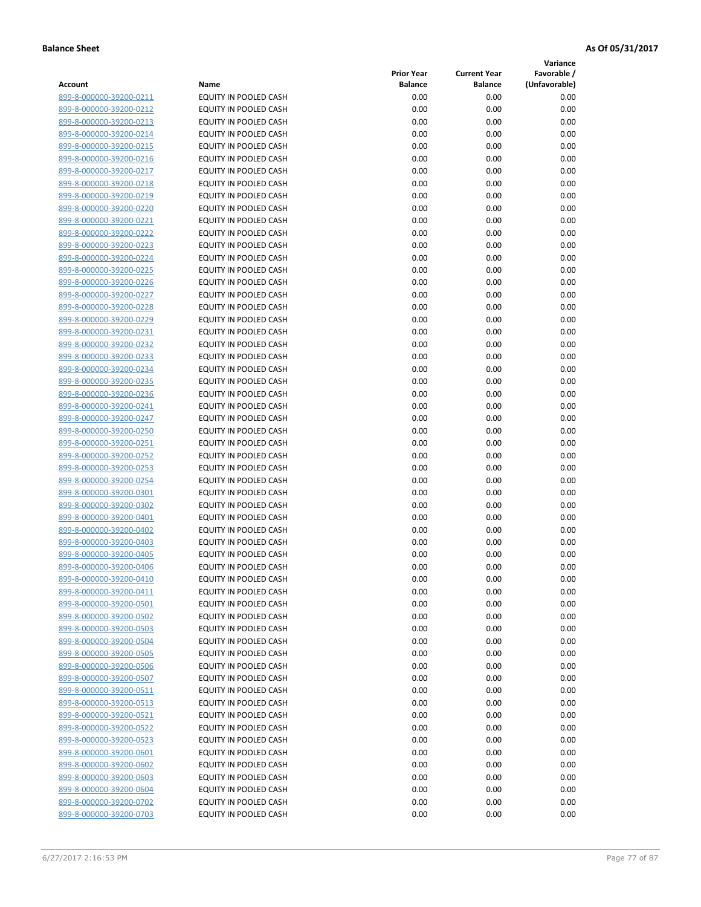**Balance Sheet** **As Of 05/31/2017**

| Account | Name | Prior Year Balance | Current Year Balance | Variance Favorable / (Unfavorable) |
|---|---|---|---|---|
| 899-8-000000-39200-0211 | EQUITY IN POOLED CASH | 0.00 | 0.00 | 0.00 |
| 899-8-000000-39200-0212 | EQUITY IN POOLED CASH | 0.00 | 0.00 | 0.00 |
| 899-8-000000-39200-0213 | EQUITY IN POOLED CASH | 0.00 | 0.00 | 0.00 |
| 899-8-000000-39200-0214 | EQUITY IN POOLED CASH | 0.00 | 0.00 | 0.00 |
| 899-8-000000-39200-0215 | EQUITY IN POOLED CASH | 0.00 | 0.00 | 0.00 |
| 899-8-000000-39200-0216 | EQUITY IN POOLED CASH | 0.00 | 0.00 | 0.00 |
| 899-8-000000-39200-0217 | EQUITY IN POOLED CASH | 0.00 | 0.00 | 0.00 |
| 899-8-000000-39200-0218 | EQUITY IN POOLED CASH | 0.00 | 0.00 | 0.00 |
| 899-8-000000-39200-0219 | EQUITY IN POOLED CASH | 0.00 | 0.00 | 0.00 |
| 899-8-000000-39200-0220 | EQUITY IN POOLED CASH | 0.00 | 0.00 | 0.00 |
| 899-8-000000-39200-0221 | EQUITY IN POOLED CASH | 0.00 | 0.00 | 0.00 |
| 899-8-000000-39200-0222 | EQUITY IN POOLED CASH | 0.00 | 0.00 | 0.00 |
| 899-8-000000-39200-0223 | EQUITY IN POOLED CASH | 0.00 | 0.00 | 0.00 |
| 899-8-000000-39200-0224 | EQUITY IN POOLED CASH | 0.00 | 0.00 | 0.00 |
| 899-8-000000-39200-0225 | EQUITY IN POOLED CASH | 0.00 | 0.00 | 0.00 |
| 899-8-000000-39200-0226 | EQUITY IN POOLED CASH | 0.00 | 0.00 | 0.00 |
| 899-8-000000-39200-0227 | EQUITY IN POOLED CASH | 0.00 | 0.00 | 0.00 |
| 899-8-000000-39200-0228 | EQUITY IN POOLED CASH | 0.00 | 0.00 | 0.00 |
| 899-8-000000-39200-0229 | EQUITY IN POOLED CASH | 0.00 | 0.00 | 0.00 |
| 899-8-000000-39200-0231 | EQUITY IN POOLED CASH | 0.00 | 0.00 | 0.00 |
| 899-8-000000-39200-0232 | EQUITY IN POOLED CASH | 0.00 | 0.00 | 0.00 |
| 899-8-000000-39200-0233 | EQUITY IN POOLED CASH | 0.00 | 0.00 | 0.00 |
| 899-8-000000-39200-0234 | EQUITY IN POOLED CASH | 0.00 | 0.00 | 0.00 |
| 899-8-000000-39200-0235 | EQUITY IN POOLED CASH | 0.00 | 0.00 | 0.00 |
| 899-8-000000-39200-0236 | EQUITY IN POOLED CASH | 0.00 | 0.00 | 0.00 |
| 899-8-000000-39200-0241 | EQUITY IN POOLED CASH | 0.00 | 0.00 | 0.00 |
| 899-8-000000-39200-0247 | EQUITY IN POOLED CASH | 0.00 | 0.00 | 0.00 |
| 899-8-000000-39200-0250 | EQUITY IN POOLED CASH | 0.00 | 0.00 | 0.00 |
| 899-8-000000-39200-0251 | EQUITY IN POOLED CASH | 0.00 | 0.00 | 0.00 |
| 899-8-000000-39200-0252 | EQUITY IN POOLED CASH | 0.00 | 0.00 | 0.00 |
| 899-8-000000-39200-0253 | EQUITY IN POOLED CASH | 0.00 | 0.00 | 0.00 |
| 899-8-000000-39200-0254 | EQUITY IN POOLED CASH | 0.00 | 0.00 | 0.00 |
| 899-8-000000-39200-0301 | EQUITY IN POOLED CASH | 0.00 | 0.00 | 0.00 |
| 899-8-000000-39200-0302 | EQUITY IN POOLED CASH | 0.00 | 0.00 | 0.00 |
| 899-8-000000-39200-0401 | EQUITY IN POOLED CASH | 0.00 | 0.00 | 0.00 |
| 899-8-000000-39200-0402 | EQUITY IN POOLED CASH | 0.00 | 0.00 | 0.00 |
| 899-8-000000-39200-0403 | EQUITY IN POOLED CASH | 0.00 | 0.00 | 0.00 |
| 899-8-000000-39200-0405 | EQUITY IN POOLED CASH | 0.00 | 0.00 | 0.00 |
| 899-8-000000-39200-0406 | EQUITY IN POOLED CASH | 0.00 | 0.00 | 0.00 |
| 899-8-000000-39200-0410 | EQUITY IN POOLED CASH | 0.00 | 0.00 | 0.00 |
| 899-8-000000-39200-0411 | EQUITY IN POOLED CASH | 0.00 | 0.00 | 0.00 |
| 899-8-000000-39200-0501 | EQUITY IN POOLED CASH | 0.00 | 0.00 | 0.00 |
| 899-8-000000-39200-0502 | EQUITY IN POOLED CASH | 0.00 | 0.00 | 0.00 |
| 899-8-000000-39200-0503 | EQUITY IN POOLED CASH | 0.00 | 0.00 | 0.00 |
| 899-8-000000-39200-0504 | EQUITY IN POOLED CASH | 0.00 | 0.00 | 0.00 |
| 899-8-000000-39200-0505 | EQUITY IN POOLED CASH | 0.00 | 0.00 | 0.00 |
| 899-8-000000-39200-0506 | EQUITY IN POOLED CASH | 0.00 | 0.00 | 0.00 |
| 899-8-000000-39200-0507 | EQUITY IN POOLED CASH | 0.00 | 0.00 | 0.00 |
| 899-8-000000-39200-0511 | EQUITY IN POOLED CASH | 0.00 | 0.00 | 0.00 |
| 899-8-000000-39200-0513 | EQUITY IN POOLED CASH | 0.00 | 0.00 | 0.00 |
| 899-8-000000-39200-0521 | EQUITY IN POOLED CASH | 0.00 | 0.00 | 0.00 |
| 899-8-000000-39200-0522 | EQUITY IN POOLED CASH | 0.00 | 0.00 | 0.00 |
| 899-8-000000-39200-0523 | EQUITY IN POOLED CASH | 0.00 | 0.00 | 0.00 |
| 899-8-000000-39200-0601 | EQUITY IN POOLED CASH | 0.00 | 0.00 | 0.00 |
| 899-8-000000-39200-0602 | EQUITY IN POOLED CASH | 0.00 | 0.00 | 0.00 |
| 899-8-000000-39200-0603 | EQUITY IN POOLED CASH | 0.00 | 0.00 | 0.00 |
| 899-8-000000-39200-0604 | EQUITY IN POOLED CASH | 0.00 | 0.00 | 0.00 |
| 899-8-000000-39200-0702 | EQUITY IN POOLED CASH | 0.00 | 0.00 | 0.00 |
| 899-8-000000-39200-0703 | EQUITY IN POOLED CASH | 0.00 | 0.00 | 0.00 |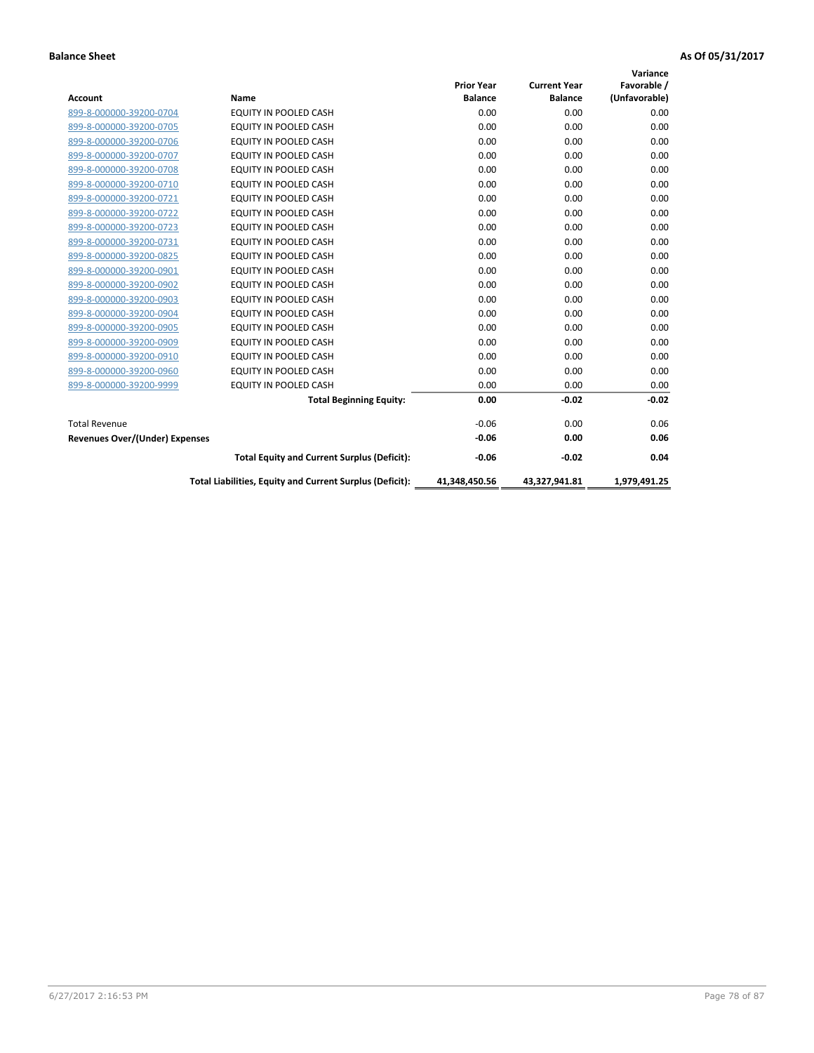**Balance Sheet** **As Of 05/31/2017**

| Account | Name | Prior Year Balance | Current Year Balance | Variance Favorable / (Unfavorable) |
|---|---|---|---|---|
| 899-8-000000-39200-0704 | EQUITY IN POOLED CASH | 0.00 | 0.00 | 0.00 |
| 899-8-000000-39200-0705 | EQUITY IN POOLED CASH | 0.00 | 0.00 | 0.00 |
| 899-8-000000-39200-0706 | EQUITY IN POOLED CASH | 0.00 | 0.00 | 0.00 |
| 899-8-000000-39200-0707 | EQUITY IN POOLED CASH | 0.00 | 0.00 | 0.00 |
| 899-8-000000-39200-0708 | EQUITY IN POOLED CASH | 0.00 | 0.00 | 0.00 |
| 899-8-000000-39200-0710 | EQUITY IN POOLED CASH | 0.00 | 0.00 | 0.00 |
| 899-8-000000-39200-0721 | EQUITY IN POOLED CASH | 0.00 | 0.00 | 0.00 |
| 899-8-000000-39200-0722 | EQUITY IN POOLED CASH | 0.00 | 0.00 | 0.00 |
| 899-8-000000-39200-0723 | EQUITY IN POOLED CASH | 0.00 | 0.00 | 0.00 |
| 899-8-000000-39200-0731 | EQUITY IN POOLED CASH | 0.00 | 0.00 | 0.00 |
| 899-8-000000-39200-0825 | EQUITY IN POOLED CASH | 0.00 | 0.00 | 0.00 |
| 899-8-000000-39200-0901 | EQUITY IN POOLED CASH | 0.00 | 0.00 | 0.00 |
| 899-8-000000-39200-0902 | EQUITY IN POOLED CASH | 0.00 | 0.00 | 0.00 |
| 899-8-000000-39200-0903 | EQUITY IN POOLED CASH | 0.00 | 0.00 | 0.00 |
| 899-8-000000-39200-0904 | EQUITY IN POOLED CASH | 0.00 | 0.00 | 0.00 |
| 899-8-000000-39200-0905 | EQUITY IN POOLED CASH | 0.00 | 0.00 | 0.00 |
| 899-8-000000-39200-0909 | EQUITY IN POOLED CASH | 0.00 | 0.00 | 0.00 |
| 899-8-000000-39200-0910 | EQUITY IN POOLED CASH | 0.00 | 0.00 | 0.00 |
| 899-8-000000-39200-0960 | EQUITY IN POOLED CASH | 0.00 | 0.00 | 0.00 |
| 899-8-000000-39200-9999 | EQUITY IN POOLED CASH | 0.00 | 0.00 | 0.00 |
| | **Total Beginning Equity:** | **0.00** | **-0.02** | **-0.02** |
| Total Revenue | | -0.06 | 0.00 | 0.06 |
| **Revenues Over/(Under) Expenses** | | **-0.06** | **0.00** | **0.06** |
| | **Total Equity and Current Surplus (Deficit):** | **-0.06** | **-0.02** | **0.04** |
| | **Total Liabilities, Equity and Current Surplus (Deficit):** | **41,348,450.56** | **43,327,941.81** | **1,979,491.25** |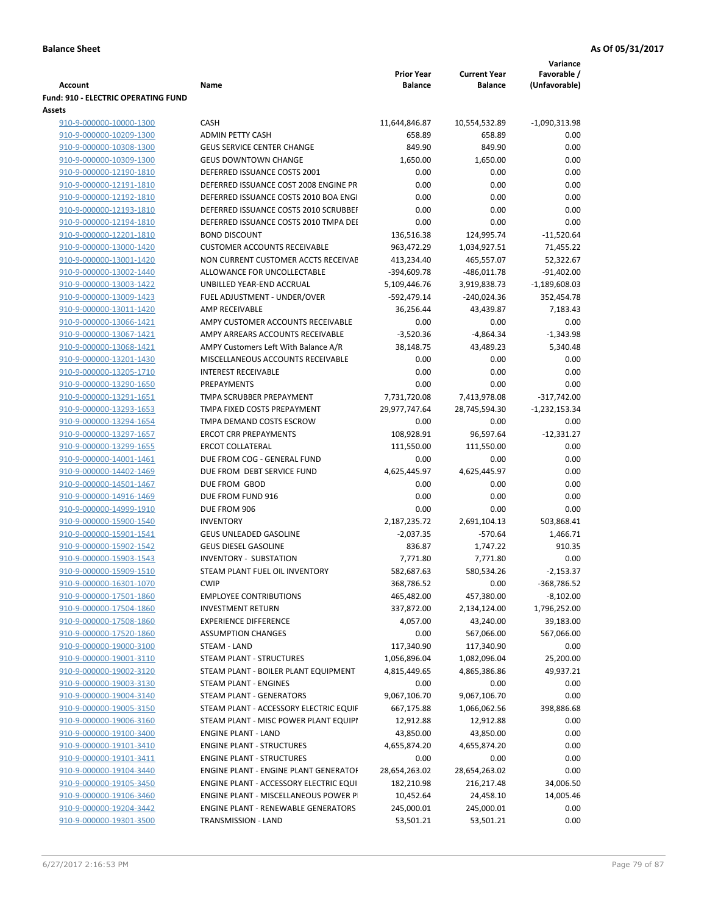**Balance Sheet** | **As Of 05/31/2017**

| Account | Name | Prior Year Balance | Current Year Balance | Variance Favorable / (Unfavorable) |
|---|---|---|---|---|
| **Fund: 910 - ELECTRIC OPERATING FUND** | | | | |
| **Assets** | | | | |
| 910-9-000000-10000-1300 | CASH | 11,644,846.87 | 10,554,532.89 | -1,090,313.98 |
| 910-9-000000-10209-1300 | ADMIN PETTY CASH | 658.89 | 658.89 | 0.00 |
| 910-9-000000-10308-1300 | GEUS SERVICE CENTER CHANGE | 849.90 | 849.90 | 0.00 |
| 910-9-000000-10309-1300 | GEUS DOWNTOWN CHANGE | 1,650.00 | 1,650.00 | 0.00 |
| 910-9-000000-12190-1810 | DEFERRED ISSUANCE COSTS 2001 | 0.00 | 0.00 | 0.00 |
| 910-9-000000-12191-1810 | DEFERRED ISSUANCE COST 2008 ENGINE PR | 0.00 | 0.00 | 0.00 |
| 910-9-000000-12192-1810 | DEFERRED ISSUANCE COSTS 2010 BOA ENGI | 0.00 | 0.00 | 0.00 |
| 910-9-000000-12193-1810 | DEFERRED ISSUANCE COSTS 2010 SCRUBBEI | 0.00 | 0.00 | 0.00 |
| 910-9-000000-12194-1810 | DEFERRED ISSUANCE COSTS 2010 TMPA DEI | 0.00 | 0.00 | 0.00 |
| 910-9-000000-12201-1810 | BOND DISCOUNT | 136,516.38 | 124,995.74 | -11,520.64 |
| 910-9-000000-13000-1420 | CUSTOMER ACCOUNTS RECEIVABLE | 963,472.29 | 1,034,927.51 | 71,455.22 |
| 910-9-000000-13001-1420 | NON CURRENT CUSTOMER ACCTS RECEIVAE | 413,234.40 | 465,557.07 | 52,322.67 |
| 910-9-000000-13002-1440 | ALLOWANCE FOR UNCOLLECTABLE | -394,609.78 | -486,011.78 | -91,402.00 |
| 910-9-000000-13003-1422 | UNBILLED YEAR-END ACCRUAL | 5,109,446.76 | 3,919,838.73 | -1,189,608.03 |
| 910-9-000000-13009-1423 | FUEL ADJUSTMENT - UNDER/OVER | -592,479.14 | -240,024.36 | 352,454.78 |
| 910-9-000000-13011-1420 | AMP RECEIVABLE | 36,256.44 | 43,439.87 | 7,183.43 |
| 910-9-000000-13066-1421 | AMPY CUSTOMER ACCOUNTS RECEIVABLE | 0.00 | 0.00 | 0.00 |
| 910-9-000000-13067-1421 | AMPY ARREARS ACCOUNTS RECEIVABLE | -3,520.36 | -4,864.34 | -1,343.98 |
| 910-9-000000-13068-1421 | AMPY Customers Left With Balance A/R | 38,148.75 | 43,489.23 | 5,340.48 |
| 910-9-000000-13201-1430 | MISCELLANEOUS ACCOUNTS RECEIVABLE | 0.00 | 0.00 | 0.00 |
| 910-9-000000-13205-1710 | INTEREST RECEIVABLE | 0.00 | 0.00 | 0.00 |
| 910-9-000000-13290-1650 | PREPAYMENTS | 0.00 | 0.00 | 0.00 |
| 910-9-000000-13291-1651 | TMPA SCRUBBER PREPAYMENT | 7,731,720.08 | 7,413,978.08 | -317,742.00 |
| 910-9-000000-13293-1653 | TMPA FIXED COSTS PREPAYMENT | 29,977,747.64 | 28,745,594.30 | -1,232,153.34 |
| 910-9-000000-13294-1654 | TMPA DEMAND COSTS ESCROW | 0.00 | 0.00 | 0.00 |
| 910-9-000000-13297-1657 | ERCOT CRR PREPAYMENTS | 108,928.91 | 96,597.64 | -12,331.27 |
| 910-9-000000-13299-1655 | ERCOT COLLATERAL | 111,550.00 | 111,550.00 | 0.00 |
| 910-9-000000-14001-1461 | DUE FROM COG - GENERAL FUND | 0.00 | 0.00 | 0.00 |
| 910-9-000000-14402-1469 | DUE FROM DEBT SERVICE FUND | 4,625,445.97 | 4,625,445.97 | 0.00 |
| 910-9-000000-14501-1467 | DUE FROM GBOD | 0.00 | 0.00 | 0.00 |
| 910-9-000000-14916-1469 | DUE FROM FUND 916 | 0.00 | 0.00 | 0.00 |
| 910-9-000000-14999-1910 | DUE FROM 906 | 0.00 | 0.00 | 0.00 |
| 910-9-000000-15900-1540 | INVENTORY | 2,187,235.72 | 2,691,104.13 | 503,868.41 |
| 910-9-000000-15901-1541 | GEUS UNLEADED GASOLINE | -2,037.35 | -570.64 | 1,466.71 |
| 910-9-000000-15902-1542 | GEUS DIESEL GASOLINE | 836.87 | 1,747.22 | 910.35 |
| 910-9-000000-15903-1543 | INVENTORY - SUBSTATION | 7,771.80 | 7,771.80 | 0.00 |
| 910-9-000000-15909-1510 | STEAM PLANT FUEL OIL INVENTORY | 582,687.63 | 580,534.26 | -2,153.37 |
| 910-9-000000-16301-1070 | CWIP | 368,786.52 | 0.00 | -368,786.52 |
| 910-9-000000-17501-1860 | EMPLOYEE CONTRIBUTIONS | 465,482.00 | 457,380.00 | -8,102.00 |
| 910-9-000000-17504-1860 | INVESTMENT RETURN | 337,872.00 | 2,134,124.00 | 1,796,252.00 |
| 910-9-000000-17508-1860 | EXPERIENCE DIFFERENCE | 4,057.00 | 43,240.00 | 39,183.00 |
| 910-9-000000-17520-1860 | ASSUMPTION CHANGES | 0.00 | 567,066.00 | 567,066.00 |
| 910-9-000000-19000-3100 | STEAM - LAND | 117,340.90 | 117,340.90 | 0.00 |
| 910-9-000000-19001-3110 | STEAM PLANT - STRUCTURES | 1,056,896.04 | 1,082,096.04 | 25,200.00 |
| 910-9-000000-19002-3120 | STEAM PLANT - BOILER PLANT EQUIPMENT | 4,815,449.65 | 4,865,386.86 | 49,937.21 |
| 910-9-000000-19003-3130 | STEAM PLANT - ENGINES | 0.00 | 0.00 | 0.00 |
| 910-9-000000-19004-3140 | STEAM PLANT - GENERATORS | 9,067,106.70 | 9,067,106.70 | 0.00 |
| 910-9-000000-19005-3150 | STEAM PLANT - ACCESSORY ELECTRIC EQUIF | 667,175.88 | 1,066,062.56 | 398,886.68 |
| 910-9-000000-19006-3160 | STEAM PLANT - MISC POWER PLANT EQUIPI | 12,912.88 | 12,912.88 | 0.00 |
| 910-9-000000-19100-3400 | ENGINE PLANT - LAND | 43,850.00 | 43,850.00 | 0.00 |
| 910-9-000000-19101-3410 | ENGINE PLANT - STRUCTURES | 4,655,874.20 | 4,655,874.20 | 0.00 |
| 910-9-000000-19101-3411 | ENGINE PLANT - STRUCTURES | 0.00 | 0.00 | 0.00 |
| 910-9-000000-19104-3440 | ENGINE PLANT - ENGINE PLANT GENERATOF | 28,654,263.02 | 28,654,263.02 | 0.00 |
| 910-9-000000-19105-3450 | ENGINE PLANT - ACCESSORY ELECTRIC EQUI | 182,210.98 | 216,217.48 | 34,006.50 |
| 910-9-000000-19106-3460 | ENGINE PLANT - MISCELLANEOUS POWER P | 10,452.64 | 24,458.10 | 14,005.46 |
| 910-9-000000-19204-3442 | ENGINE PLANT - RENEWABLE GENERATORS | 245,000.01 | 245,000.01 | 0.00 |
| 910-9-000000-19301-3500 | TRANSMISSION - LAND | 53,501.21 | 53,501.21 | 0.00 |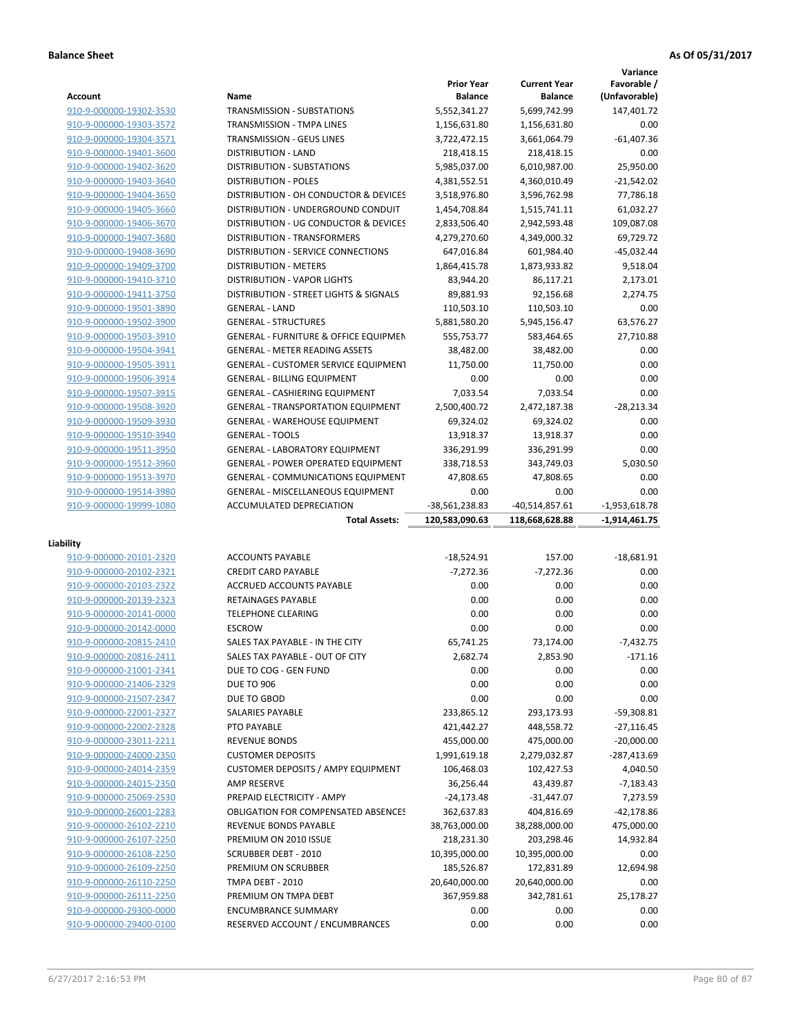**Balance Sheet** **As Of 05/31/2017**

| Account | Name | Prior Year Balance | Current Year Balance | Variance Favorable / (Unfavorable) |
|---|---|---|---|---|
| 910-9-000000-19302-3530 | TRANSMISSION - SUBSTATIONS | 5,552,341.27 | 5,699,742.99 | 147,401.72 |
| 910-9-000000-19303-3572 | TRANSMISSION - TMPA LINES | 1,156,631.80 | 1,156,631.80 | 0.00 |
| 910-9-000000-19304-3571 | TRANSMISSION - GEUS LINES | 3,722,472.15 | 3,661,064.79 | -61,407.36 |
| 910-9-000000-19401-3600 | DISTRIBUTION - LAND | 218,418.15 | 218,418.15 | 0.00 |
| 910-9-000000-19402-3620 | DISTRIBUTION - SUBSTATIONS | 5,985,037.00 | 6,010,987.00 | 25,950.00 |
| 910-9-000000-19403-3640 | DISTRIBUTION - POLES | 4,381,552.51 | 4,360,010.49 | -21,542.02 |
| 910-9-000000-19404-3650 | DISTRIBUTION - OH CONDUCTOR & DEVICES | 3,518,976.80 | 3,596,762.98 | 77,786.18 |
| 910-9-000000-19405-3660 | DISTRIBUTION - UNDERGROUND CONDUIT | 1,454,708.84 | 1,515,741.11 | 61,032.27 |
| 910-9-000000-19406-3670 | DISTRIBUTION - UG CONDUCTOR & DEVICES | 2,833,506.40 | 2,942,593.48 | 109,087.08 |
| 910-9-000000-19407-3680 | DISTRIBUTION - TRANSFORMERS | 4,279,270.60 | 4,349,000.32 | 69,729.72 |
| 910-9-000000-19408-3690 | DISTRIBUTION - SERVICE CONNECTIONS | 647,016.84 | 601,984.40 | -45,032.44 |
| 910-9-000000-19409-3700 | DISTRIBUTION - METERS | 1,864,415.78 | 1,873,933.82 | 9,518.04 |
| 910-9-000000-19410-3710 | DISTRIBUTION - VAPOR LIGHTS | 83,944.20 | 86,117.21 | 2,173.01 |
| 910-9-000000-19411-3750 | DISTRIBUTION - STREET LIGHTS & SIGNALS | 89,881.93 | 92,156.68 | 2,274.75 |
| 910-9-000000-19501-3890 | GENERAL - LAND | 110,503.10 | 110,503.10 | 0.00 |
| 910-9-000000-19502-3900 | GENERAL - STRUCTURES | 5,881,580.20 | 5,945,156.47 | 63,576.27 |
| 910-9-000000-19503-3910 | GENERAL - FURNITURE & OFFICE EQUIPMEN | 555,753.77 | 583,464.65 | 27,710.88 |
| 910-9-000000-19504-3941 | GENERAL - METER READING ASSETS | 38,482.00 | 38,482.00 | 0.00 |
| 910-9-000000-19505-3911 | GENERAL - CUSTOMER SERVICE EQUIPMENT | 11,750.00 | 11,750.00 | 0.00 |
| 910-9-000000-19506-3914 | GENERAL - BILLING EQUIPMENT | 0.00 | 0.00 | 0.00 |
| 910-9-000000-19507-3915 | GENERAL - CASHIERING EQUIPMENT | 7,033.54 | 7,033.54 | 0.00 |
| 910-9-000000-19508-3920 | GENERAL - TRANSPORTATION EQUIPMENT | 2,500,400.72 | 2,472,187.38 | -28,213.34 |
| 910-9-000000-19509-3930 | GENERAL - WAREHOUSE EQUIPMENT | 69,324.02 | 69,324.02 | 0.00 |
| 910-9-000000-19510-3940 | GENERAL - TOOLS | 13,918.37 | 13,918.37 | 0.00 |
| 910-9-000000-19511-3950 | GENERAL - LABORATORY EQUIPMENT | 336,291.99 | 336,291.99 | 0.00 |
| 910-9-000000-19512-3960 | GENERAL - POWER OPERATED EQUIPMENT | 338,718.53 | 343,749.03 | 5,030.50 |
| 910-9-000000-19513-3970 | GENERAL - COMMUNICATIONS EQUIPMENT | 47,808.65 | 47,808.65 | 0.00 |
| 910-9-000000-19514-3980 | GENERAL - MISCELLANEOUS EQUIPMENT | 0.00 | 0.00 | 0.00 |
| 910-9-000000-19999-1080 | ACCUMULATED DEPRECIATION | -38,561,238.83 | -40,514,857.61 | -1,953,618.78 |
| | **Total Assets:** | **120,583,090.63** | **118,668,628.88** | **-1,914,461.75** |

**Liability**

| Account | Name | Prior Year Balance | Current Year Balance | Variance Favorable / (Unfavorable) |
|---|---|---|---|---|
| 910-9-000000-20101-2320 | ACCOUNTS PAYABLE | -18,524.91 | 157.00 | -18,681.91 |
| 910-9-000000-20102-2321 | CREDIT CARD PAYABLE | -7,272.36 | -7,272.36 | 0.00 |
| 910-9-000000-20103-2322 | ACCRUED ACCOUNTS PAYABLE | 0.00 | 0.00 | 0.00 |
| 910-9-000000-20139-2323 | RETAINAGES PAYABLE | 0.00 | 0.00 | 0.00 |
| 910-9-000000-20141-0000 | TELEPHONE CLEARING | 0.00 | 0.00 | 0.00 |
| 910-9-000000-20142-0000 | ESCROW | 0.00 | 0.00 | 0.00 |
| 910-9-000000-20815-2410 | SALES TAX PAYABLE - IN THE CITY | 65,741.25 | 73,174.00 | -7,432.75 |
| 910-9-000000-20816-2411 | SALES TAX PAYABLE - OUT OF CITY | 2,682.74 | 2,853.90 | -171.16 |
| 910-9-000000-21001-2341 | DUE TO COG - GEN FUND | 0.00 | 0.00 | 0.00 |
| 910-9-000000-21406-2329 | DUE TO 906 | 0.00 | 0.00 | 0.00 |
| 910-9-000000-21507-2347 | DUE TO GBOD | 0.00 | 0.00 | 0.00 |
| 910-9-000000-22001-2327 | SALARIES PAYABLE | 233,865.12 | 293,173.93 | -59,308.81 |
| 910-9-000000-22002-2328 | PTO PAYABLE | 421,442.27 | 448,558.72 | -27,116.45 |
| 910-9-000000-23011-2211 | REVENUE BONDS | 455,000.00 | 475,000.00 | -20,000.00 |
| 910-9-000000-24000-2350 | CUSTOMER DEPOSITS | 1,991,619.18 | 2,279,032.87 | -287,413.69 |
| 910-9-000000-24014-2359 | CUSTOMER DEPOSITS / AMPY EQUIPMENT | 106,468.03 | 102,427.53 | 4,040.50 |
| 910-9-000000-24015-2350 | AMP RESERVE | 36,256.44 | 43,439.87 | -7,183.43 |
| 910-9-000000-25069-2530 | PREPAID ELECTRICITY - AMPY | -24,173.48 | -31,447.07 | 7,273.59 |
| 910-9-000000-26001-2283 | OBLIGATION FOR COMPENSATED ABSENCES | 362,637.83 | 404,816.69 | -42,178.86 |
| 910-9-000000-26102-2210 | REVENUE BONDS PAYABLE | 38,763,000.00 | 38,288,000.00 | 475,000.00 |
| 910-9-000000-26107-2250 | PREMIUM ON 2010 ISSUE | 218,231.30 | 203,298.46 | 14,932.84 |
| 910-9-000000-26108-2250 | SCRUBBER DEBT - 2010 | 10,395,000.00 | 10,395,000.00 | 0.00 |
| 910-9-000000-26109-2250 | PREMIUM ON SCRUBBER | 185,526.87 | 172,831.89 | 12,694.98 |
| 910-9-000000-26110-2250 | TMPA DEBT - 2010 | 20,640,000.00 | 20,640,000.00 | 0.00 |
| 910-9-000000-26111-2250 | PREMIUM ON TMPA DEBT | 367,959.88 | 342,781.61 | 25,178.27 |
| 910-9-000000-29300-0000 | ENCUMBRANCE SUMMARY | 0.00 | 0.00 | 0.00 |
| 910-9-000000-29400-0100 | RESERVED ACCOUNT / ENCUMBRANCES | 0.00 | 0.00 | 0.00 |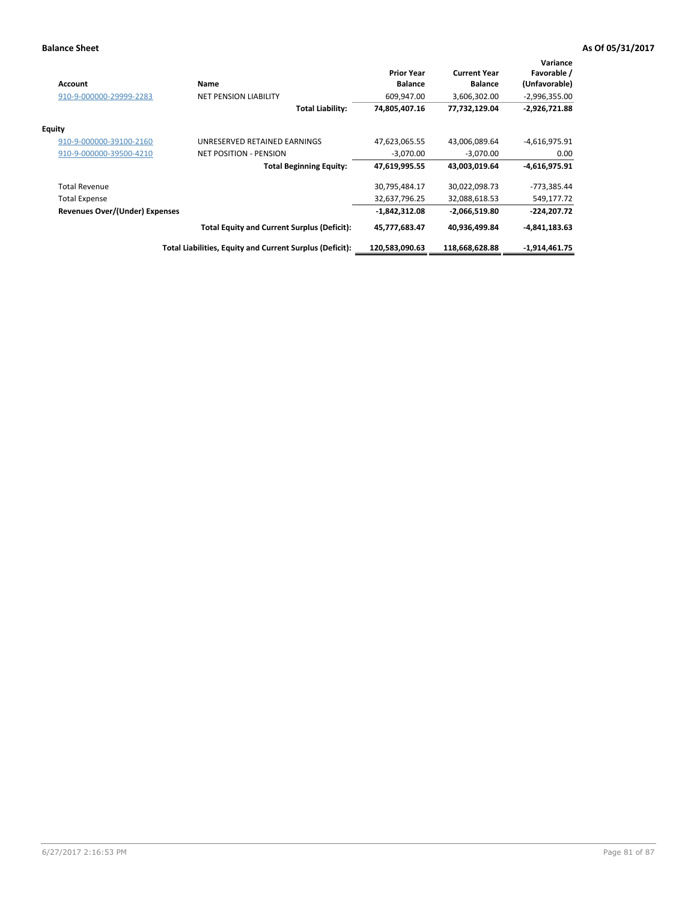**Balance Sheet** **As Of 05/31/2017**

| Account | Name | Prior Year Balance | Current Year Balance | Variance Favorable / (Unfavorable) |
|---|---|---|---|---|
| 910-9-000000-29999-2283 | NET PENSION LIABILITY | 609,947.00 | 3,606,302.00 | -2,996,355.00 |
| | **Total Liability:** | **74,805,407.16** | **77,732,129.04** | **-2,926,721.88** |
| **Equity** | | | | |
| 910-9-000000-39100-2160 | UNRESERVED RETAINED EARNINGS | 47,623,065.55 | 43,006,089.64 | -4,616,975.91 |
| 910-9-000000-39500-4210 | NET POSITION - PENSION | -3,070.00 | -3,070.00 | 0.00 |
| | **Total Beginning Equity:** | **47,619,995.55** | **43,003,019.64** | **-4,616,975.91** |
| Total Revenue | | 30,795,484.17 | 30,022,098.73 | -773,385.44 |
| Total Expense | | 32,637,796.25 | 32,088,618.53 | 549,177.72 |
| **Revenues Over/(Under) Expenses** | | **-1,842,312.08** | **-2,066,519.80** | **-224,207.72** |
| | **Total Equity and Current Surplus (Deficit):** | **45,777,683.47** | **40,936,499.84** | **-4,841,183.63** |
| | **Total Liabilities, Equity and Current Surplus (Deficit):** | **120,583,090.63** | **118,668,628.88** | **-1,914,461.75** |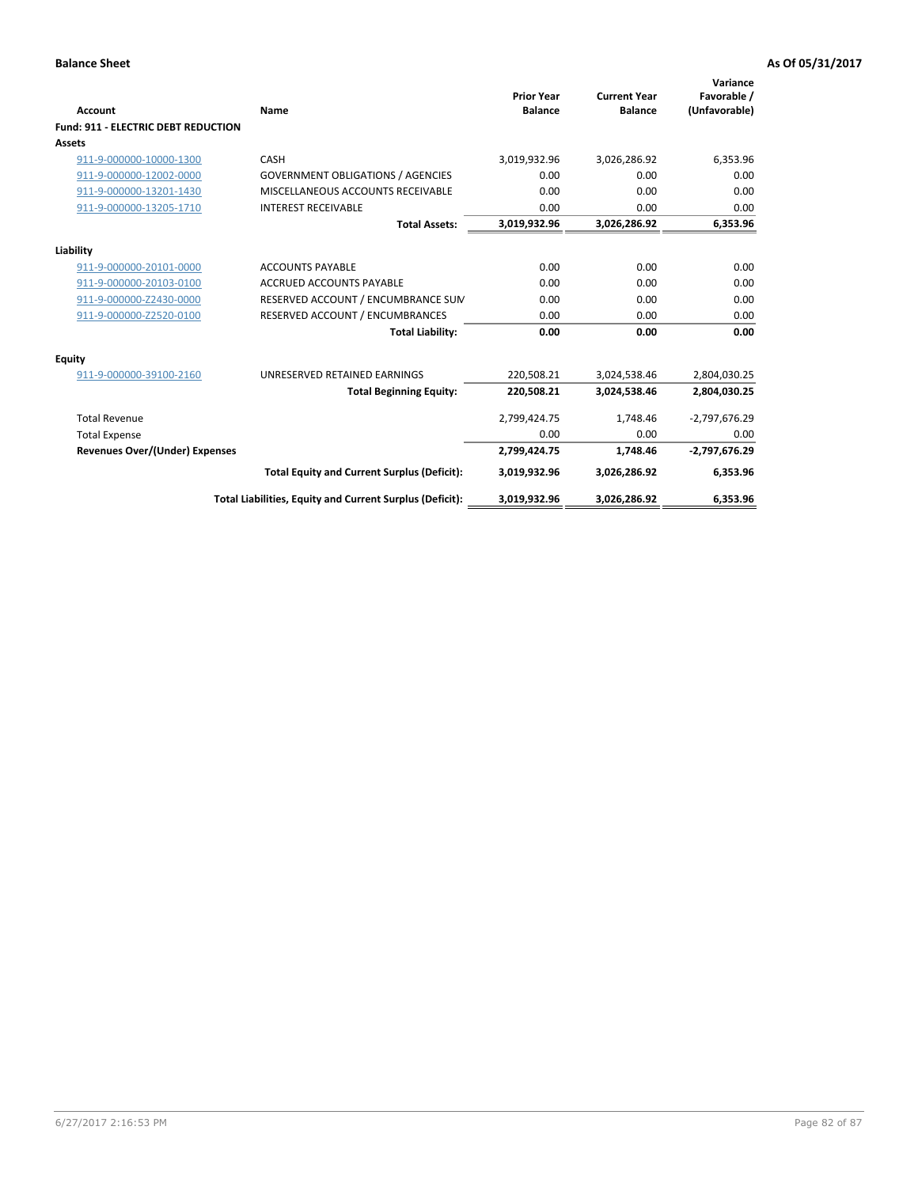**Balance Sheet** **As Of 05/31/2017**

| Account | Name | Prior Year Balance | Current Year Balance | Variance Favorable / (Unfavorable) |
|---|---|---|---|---|
| **Fund: 911 - ELECTRIC DEBT REDUCTION** | | | | |
| **Assets** | | | | |
| 911-9-000000-10000-1300 | CASH | 3,019,932.96 | 3,026,286.92 | 6,353.96 |
| 911-9-000000-12002-0000 | GOVERNMENT OBLIGATIONS / AGENCIES | 0.00 | 0.00 | 0.00 |
| 911-9-000000-13201-1430 | MISCELLANEOUS ACCOUNTS RECEIVABLE | 0.00 | 0.00 | 0.00 |
| 911-9-000000-13205-1710 | INTEREST RECEIVABLE | 0.00 | 0.00 | 0.00 |
| | **Total Assets:** | **3,019,932.96** | **3,026,286.92** | **6,353.96** |
| **Liability** | | | | |
| 911-9-000000-20101-0000 | ACCOUNTS PAYABLE | 0.00 | 0.00 | 0.00 |
| 911-9-000000-20103-0100 | ACCRUED ACCOUNTS PAYABLE | 0.00 | 0.00 | 0.00 |
| 911-9-000000-Z2430-0000 | RESERVED ACCOUNT / ENCUMBRANCE SUM | 0.00 | 0.00 | 0.00 |
| 911-9-000000-Z2520-0100 | RESERVED ACCOUNT / ENCUMBRANCES | 0.00 | 0.00 | 0.00 |
| | **Total Liability:** | **0.00** | **0.00** | **0.00** |
| **Equity** | | | | |
| 911-9-000000-39100-2160 | UNRESERVED RETAINED EARNINGS | 220,508.21 | 3,024,538.46 | 2,804,030.25 |
| | **Total Beginning Equity:** | **220,508.21** | **3,024,538.46** | **2,804,030.25** |
| Total Revenue | | 2,799,424.75 | 1,748.46 | -2,797,676.29 |
| Total Expense | | 0.00 | 0.00 | 0.00 |
| **Revenues Over/(Under) Expenses** | | **2,799,424.75** | **1,748.46** | **-2,797,676.29** |
| | **Total Equity and Current Surplus (Deficit):** | **3,019,932.96** | **3,026,286.92** | **6,353.96** |
| | **Total Liabilities, Equity and Current Surplus (Deficit):** | **3,019,932.96** | **3,026,286.92** | **6,353.96** |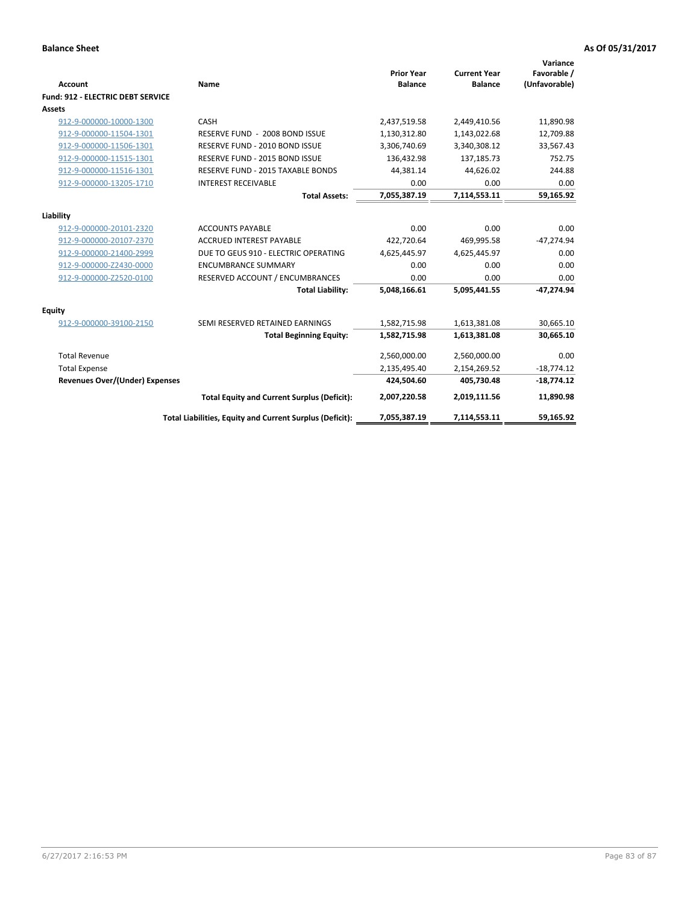**Balance Sheet** — **As Of 05/31/2017**

| Account | Name | Prior Year Balance | Current Year Balance | Variance Favorable / (Unfavorable) |
|---|---|---|---|---|
| **Fund: 912 - ELECTRIC DEBT SERVICE** | | | | |
| **Assets** | | | | |
| 912-9-000000-10000-1300 | CASH | 2,437,519.58 | 2,449,410.56 | 11,890.98 |
| 912-9-000000-11504-1301 | RESERVE FUND - 2008 BOND ISSUE | 1,130,312.80 | 1,143,022.68 | 12,709.88 |
| 912-9-000000-11506-1301 | RESERVE FUND - 2010 BOND ISSUE | 3,306,740.69 | 3,340,308.12 | 33,567.43 |
| 912-9-000000-11515-1301 | RESERVE FUND - 2015 BOND ISSUE | 136,432.98 | 137,185.73 | 752.75 |
| 912-9-000000-11516-1301 | RESERVE FUND - 2015 TAXABLE BONDS | 44,381.14 | 44,626.02 | 244.88 |
| 912-9-000000-13205-1710 | INTEREST RECEIVABLE | 0.00 | 0.00 | 0.00 |
| | **Total Assets:** | **7,055,387.19** | **7,114,553.11** | **59,165.92** |
| **Liability** | | | | |
| 912-9-000000-20101-2320 | ACCOUNTS PAYABLE | 0.00 | 0.00 | 0.00 |
| 912-9-000000-20107-2370 | ACCRUED INTEREST PAYABLE | 422,720.64 | 469,995.58 | -47,274.94 |
| 912-9-000000-21400-2999 | DUE TO GEUS 910 - ELECTRIC OPERATING | 4,625,445.97 | 4,625,445.97 | 0.00 |
| 912-9-000000-Z2430-0000 | ENCUMBRANCE SUMMARY | 0.00 | 0.00 | 0.00 |
| 912-9-000000-Z2520-0100 | RESERVED ACCOUNT / ENCUMBRANCES | 0.00 | 0.00 | 0.00 |
| | **Total Liability:** | **5,048,166.61** | **5,095,441.55** | **-47,274.94** |
| **Equity** | | | | |
| 912-9-000000-39100-2150 | SEMI RESERVED RETAINED EARNINGS | 1,582,715.98 | 1,613,381.08 | 30,665.10 |
| | **Total Beginning Equity:** | **1,582,715.98** | **1,613,381.08** | **30,665.10** |
| Total Revenue | | 2,560,000.00 | 2,560,000.00 | 0.00 |
| Total Expense | | 2,135,495.40 | 2,154,269.52 | -18,774.12 |
| **Revenues Over/(Under) Expenses** | | **424,504.60** | **405,730.48** | **-18,774.12** |
| | **Total Equity and Current Surplus (Deficit):** | **2,007,220.58** | **2,019,111.56** | **11,890.98** |
| | **Total Liabilities, Equity and Current Surplus (Deficit):** | **7,055,387.19** | **7,114,553.11** | **59,165.92** |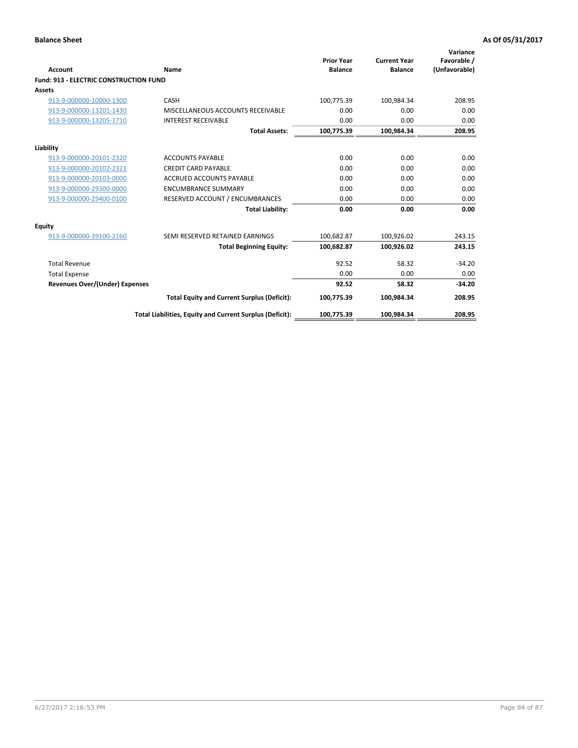**Balance Sheet** **As Of 05/31/2017**

| Account | Name | Prior Year Balance | Current Year Balance | Variance Favorable / (Unfavorable) |
|---|---|---|---|---|
| **Fund: 913 - ELECTRIC CONSTRUCTION FUND** | | | | |
| **Assets** | | | | |
| 913-9-000000-10000-1300 | CASH | 100,775.39 | 100,984.34 | 208.95 |
| 913-9-000000-13201-1430 | MISCELLANEOUS ACCOUNTS RECEIVABLE | 0.00 | 0.00 | 0.00 |
| 913-9-000000-13205-1710 | INTEREST RECEIVABLE | 0.00 | 0.00 | 0.00 |
| | **Total Assets:** | **100,775.39** | **100,984.34** | **208.95** |
| **Liability** | | | | |
| 913-9-000000-20101-2320 | ACCOUNTS PAYABLE | 0.00 | 0.00 | 0.00 |
| 913-9-000000-20102-2321 | CREDIT CARD PAYABLE | 0.00 | 0.00 | 0.00 |
| 913-9-000000-20103-0000 | ACCRUED ACCOUNTS PAYABLE | 0.00 | 0.00 | 0.00 |
| 913-9-000000-29300-0000 | ENCUMBRANCE SUMMARY | 0.00 | 0.00 | 0.00 |
| 913-9-000000-29400-0100 | RESERVED ACCOUNT / ENCUMBRANCES | 0.00 | 0.00 | 0.00 |
| | **Total Liability:** | **0.00** | **0.00** | **0.00** |
| **Equity** | | | | |
| 913-9-000000-39100-2160 | SEMI RESERVED RETAINED EARNINGS | 100,682.87 | 100,926.02 | 243.15 |
| | **Total Beginning Equity:** | **100,682.87** | **100,926.02** | **243.15** |
| Total Revenue | | 92.52 | 58.32 | -34.20 |
| Total Expense | | 0.00 | 0.00 | 0.00 |
| **Revenues Over/(Under) Expenses** | | **92.52** | **58.32** | **-34.20** |
| | **Total Equity and Current Surplus (Deficit):** | **100,775.39** | **100,984.34** | **208.95** |
| | **Total Liabilities, Equity and Current Surplus (Deficit):** | **100,775.39** | **100,984.34** | **208.95** |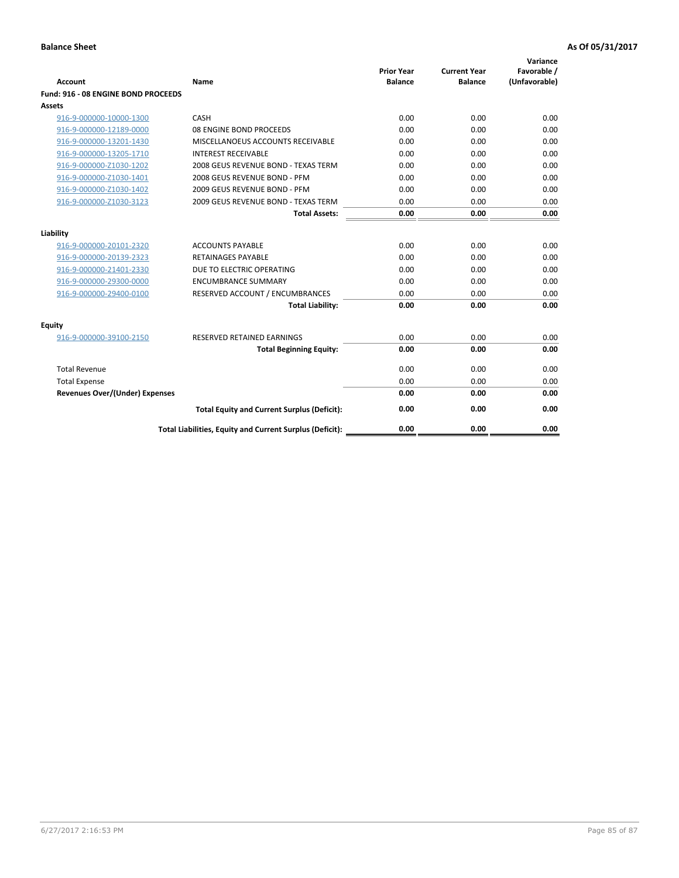**Balance Sheet** **As Of 05/31/2017**

| Account | Name | Prior Year Balance | Current Year Balance | Variance Favorable / (Unfavorable) |
|---|---|---|---|---|
| **Fund: 916 - 08 ENGINE BOND PROCEEDS** | | | | |
| **Assets** | | | | |
| 916-9-000000-10000-1300 | CASH | 0.00 | 0.00 | 0.00 |
| 916-9-000000-12189-0000 | 08 ENGINE BOND PROCEEDS | 0.00 | 0.00 | 0.00 |
| 916-9-000000-13201-1430 | MISCELLANOEUS ACCOUNTS RECEIVABLE | 0.00 | 0.00 | 0.00 |
| 916-9-000000-13205-1710 | INTEREST RECEIVABLE | 0.00 | 0.00 | 0.00 |
| 916-9-000000-Z1030-1202 | 2008 GEUS REVENUE BOND - TEXAS TERM | 0.00 | 0.00 | 0.00 |
| 916-9-000000-Z1030-1401 | 2008 GEUS REVENUE BOND - PFM | 0.00 | 0.00 | 0.00 |
| 916-9-000000-Z1030-1402 | 2009 GEUS REVENUE BOND - PFM | 0.00 | 0.00 | 0.00 |
| 916-9-000000-Z1030-3123 | 2009 GEUS REVENUE BOND - TEXAS TERM | 0.00 | 0.00 | 0.00 |
| | **Total Assets:** | **0.00** | **0.00** | **0.00** |
| **Liability** | | | | |
| 916-9-000000-20101-2320 | ACCOUNTS PAYABLE | 0.00 | 0.00 | 0.00 |
| 916-9-000000-20139-2323 | RETAINAGES PAYABLE | 0.00 | 0.00 | 0.00 |
| 916-9-000000-21401-2330 | DUE TO ELECTRIC OPERATING | 0.00 | 0.00 | 0.00 |
| 916-9-000000-29300-0000 | ENCUMBRANCE SUMMARY | 0.00 | 0.00 | 0.00 |
| 916-9-000000-29400-0100 | RESERVED ACCOUNT / ENCUMBRANCES | 0.00 | 0.00 | 0.00 |
| | **Total Liability:** | **0.00** | **0.00** | **0.00** |
| **Equity** | | | | |
| 916-9-000000-39100-2150 | RESERVED RETAINED EARNINGS | 0.00 | 0.00 | 0.00 |
| | **Total Beginning Equity:** | **0.00** | **0.00** | **0.00** |
| Total Revenue | | 0.00 | 0.00 | 0.00 |
| Total Expense | | 0.00 | 0.00 | 0.00 |
| **Revenues Over/(Under) Expenses** | | **0.00** | **0.00** | **0.00** |
| | **Total Equity and Current Surplus (Deficit):** | **0.00** | **0.00** | **0.00** |
| | **Total Liabilities, Equity and Current Surplus (Deficit):** | **0.00** | **0.00** | **0.00** |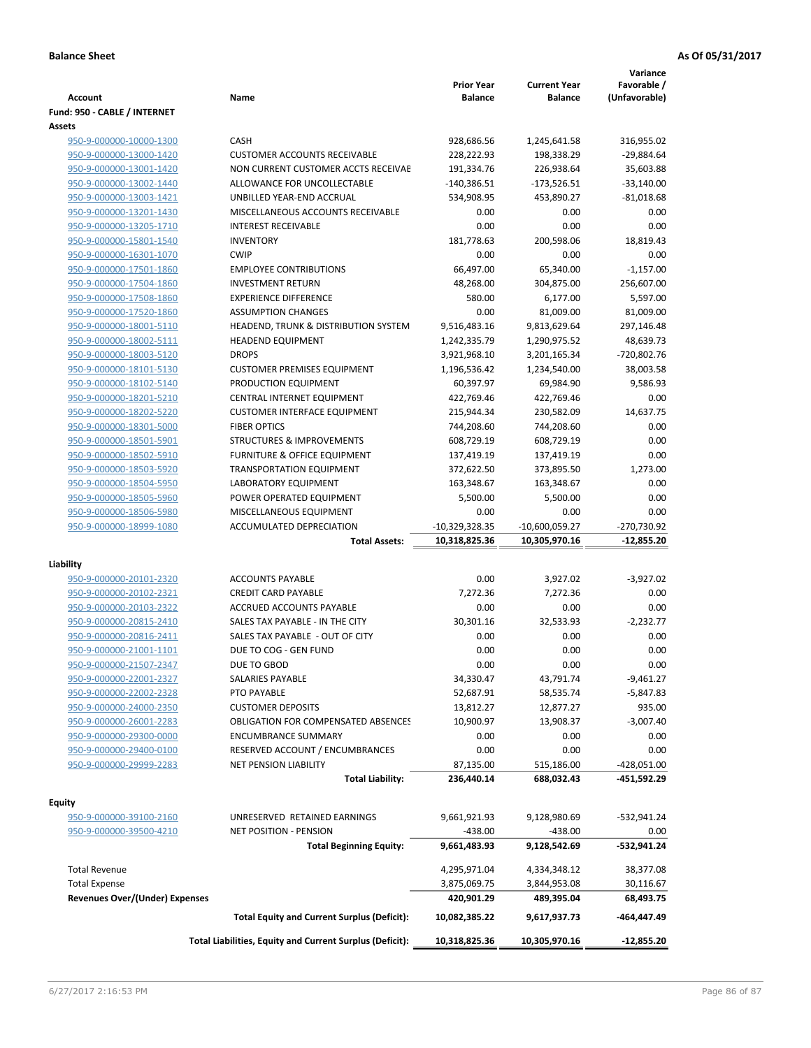**Balance Sheet** | **As Of 05/31/2017**

| Account | Name | Prior Year Balance | Current Year Balance | Variance Favorable / (Unfavorable) |
|---|---|---|---|---|
| **Fund: 950 - CABLE / INTERNET** | | | | |
| **Assets** | | | | |
| 950-9-000000-10000-1300 | CASH | 928,686.56 | 1,245,641.58 | 316,955.02 |
| 950-9-000000-13000-1420 | CUSTOMER ACCOUNTS RECEIVABLE | 228,222.93 | 198,338.29 | -29,884.64 |
| 950-9-000000-13001-1420 | NON CURRENT CUSTOMER ACCTS RECEIVAE | 191,334.76 | 226,938.64 | 35,603.88 |
| 950-9-000000-13002-1440 | ALLOWANCE FOR UNCOLLECTABLE | -140,386.51 | -173,526.51 | -33,140.00 |
| 950-9-000000-13003-1421 | UNBILLED YEAR-END ACCRUAL | 534,908.95 | 453,890.27 | -81,018.68 |
| 950-9-000000-13201-1430 | MISCELLANEOUS ACCOUNTS RECEIVABLE | 0.00 | 0.00 | 0.00 |
| 950-9-000000-13205-1710 | INTEREST RECEIVABLE | 0.00 | 0.00 | 0.00 |
| 950-9-000000-15801-1540 | INVENTORY | 181,778.63 | 200,598.06 | 18,819.43 |
| 950-9-000000-16301-1070 | CWIP | 0.00 | 0.00 | 0.00 |
| 950-9-000000-17501-1860 | EMPLOYEE CONTRIBUTIONS | 66,497.00 | 65,340.00 | -1,157.00 |
| 950-9-000000-17504-1860 | INVESTMENT RETURN | 48,268.00 | 304,875.00 | 256,607.00 |
| 950-9-000000-17508-1860 | EXPERIENCE DIFFERENCE | 580.00 | 6,177.00 | 5,597.00 |
| 950-9-000000-17520-1860 | ASSUMPTION CHANGES | 0.00 | 81,009.00 | 81,009.00 |
| 950-9-000000-18001-5110 | HEADEND, TRUNK & DISTRIBUTION SYSTEM | 9,516,483.16 | 9,813,629.64 | 297,146.48 |
| 950-9-000000-18002-5111 | HEADEND EQUIPMENT | 1,242,335.79 | 1,290,975.52 | 48,639.73 |
| 950-9-000000-18003-5120 | DROPS | 3,921,968.10 | 3,201,165.34 | -720,802.76 |
| 950-9-000000-18101-5130 | CUSTOMER PREMISES EQUIPMENT | 1,196,536.42 | 1,234,540.00 | 38,003.58 |
| 950-9-000000-18102-5140 | PRODUCTION EQUIPMENT | 60,397.97 | 69,984.90 | 9,586.93 |
| 950-9-000000-18201-5210 | CENTRAL INTERNET EQUIPMENT | 422,769.46 | 422,769.46 | 0.00 |
| 950-9-000000-18202-5220 | CUSTOMER INTERFACE EQUIPMENT | 215,944.34 | 230,582.09 | 14,637.75 |
| 950-9-000000-18301-5000 | FIBER OPTICS | 744,208.60 | 744,208.60 | 0.00 |
| 950-9-000000-18501-5901 | STRUCTURES & IMPROVEMENTS | 608,729.19 | 608,729.19 | 0.00 |
| 950-9-000000-18502-5910 | FURNITURE & OFFICE EQUIPMENT | 137,419.19 | 137,419.19 | 0.00 |
| 950-9-000000-18503-5920 | TRANSPORTATION EQUIPMENT | 372,622.50 | 373,895.50 | 1,273.00 |
| 950-9-000000-18504-5950 | LABORATORY EQUIPMENT | 163,348.67 | 163,348.67 | 0.00 |
| 950-9-000000-18505-5960 | POWER OPERATED EQUIPMENT | 5,500.00 | 5,500.00 | 0.00 |
| 950-9-000000-18506-5980 | MISCELLANEOUS EQUIPMENT | 0.00 | 0.00 | 0.00 |
| 950-9-000000-18999-1080 | ACCUMULATED DEPRECIATION | -10,329,328.35 | -10,600,059.27 | -270,730.92 |
| | **Total Assets:** | **10,318,825.36** | **10,305,970.16** | **-12,855.20** |
| **Liability** | | | | |
| 950-9-000000-20101-2320 | ACCOUNTS PAYABLE | 0.00 | 3,927.02 | -3,927.02 |
| 950-9-000000-20102-2321 | CREDIT CARD PAYABLE | 7,272.36 | 7,272.36 | 0.00 |
| 950-9-000000-20103-2322 | ACCRUED ACCOUNTS PAYABLE | 0.00 | 0.00 | 0.00 |
| 950-9-000000-20815-2410 | SALES TAX PAYABLE - IN THE CITY | 30,301.16 | 32,533.93 | -2,232.77 |
| 950-9-000000-20816-2411 | SALES TAX PAYABLE - OUT OF CITY | 0.00 | 0.00 | 0.00 |
| 950-9-000000-21001-1101 | DUE TO COG - GEN FUND | 0.00 | 0.00 | 0.00 |
| 950-9-000000-21507-2347 | DUE TO GBOD | 0.00 | 0.00 | 0.00 |
| 950-9-000000-22001-2327 | SALARIES PAYABLE | 34,330.47 | 43,791.74 | -9,461.27 |
| 950-9-000000-22002-2328 | PTO PAYABLE | 52,687.91 | 58,535.74 | -5,847.83 |
| 950-9-000000-24000-2350 | CUSTOMER DEPOSITS | 13,812.27 | 12,877.27 | 935.00 |
| 950-9-000000-26001-2283 | OBLIGATION FOR COMPENSATED ABSENCES | 10,900.97 | 13,908.37 | -3,007.40 |
| 950-9-000000-29300-0000 | ENCUMBRANCE SUMMARY | 0.00 | 0.00 | 0.00 |
| 950-9-000000-29400-0100 | RESERVED ACCOUNT / ENCUMBRANCES | 0.00 | 0.00 | 0.00 |
| 950-9-000000-29999-2283 | NET PENSION LIABILITY | 87,135.00 | 515,186.00 | -428,051.00 |
| | **Total Liability:** | **236,440.14** | **688,032.43** | **-451,592.29** |
| **Equity** | | | | |
| 950-9-000000-39100-2160 | UNRESERVED RETAINED EARNINGS | 9,661,921.93 | 9,128,980.69 | -532,941.24 |
| 950-9-000000-39500-4210 | NET POSITION - PENSION | -438.00 | -438.00 | 0.00 |
| | **Total Beginning Equity:** | **9,661,483.93** | **9,128,542.69** | **-532,941.24** |
| Total Revenue | | 4,295,971.04 | 4,334,348.12 | 38,377.08 |
| Total Expense | | 3,875,069.75 | 3,844,953.08 | 30,116.67 |
| **Revenues Over/(Under) Expenses** | | **420,901.29** | **489,395.04** | **68,493.75** |
| | **Total Equity and Current Surplus (Deficit):** | **10,082,385.22** | **9,617,937.73** | **-464,447.49** |
| | **Total Liabilities, Equity and Current Surplus (Deficit):** | **10,318,825.36** | **10,305,970.16** | **-12,855.20** |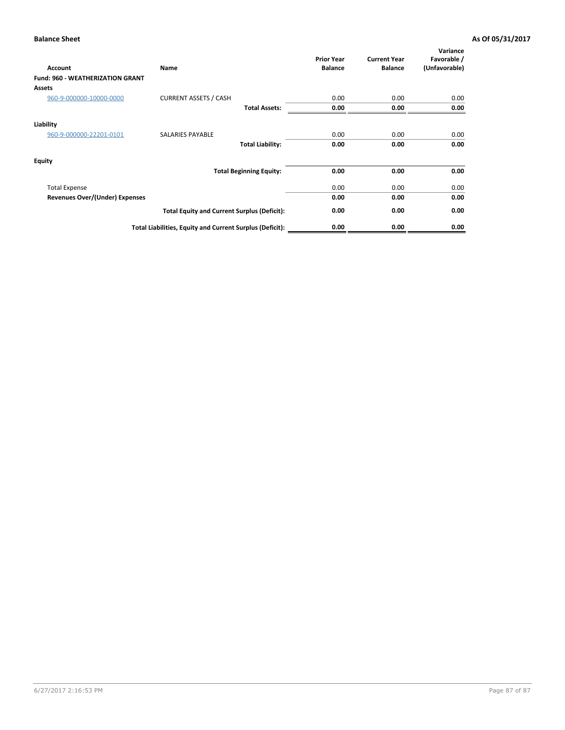**Balance Sheet** **As Of 05/31/2017**

| Account | Name | Prior Year Balance | Current Year Balance | Variance Favorable / (Unfavorable) |
|---|---|---|---|---|
| **Fund: 960 - WEATHERIZATION GRANT** | | | | |
| **Assets** | | | | |
| 960-9-000000-10000-0000 | CURRENT ASSETS / CASH | 0.00 | 0.00 | 0.00 |
| | **Total Assets:** | **0.00** | **0.00** | **0.00** |
| **Liability** | | | | |
| 960-9-000000-22201-0101 | SALARIES PAYABLE | 0.00 | 0.00 | 0.00 |
| | **Total Liability:** | **0.00** | **0.00** | **0.00** |
| **Equity** | | | | |
| | **Total Beginning Equity:** | **0.00** | **0.00** | **0.00** |
| Total Expense | | 0.00 | 0.00 | 0.00 |
| **Revenues Over/(Under) Expenses** | | **0.00** | **0.00** | **0.00** |
| | **Total Equity and Current Surplus (Deficit):** | **0.00** | **0.00** | **0.00** |
| | **Total Liabilities, Equity and Current Surplus (Deficit):** | **0.00** | **0.00** | **0.00** |